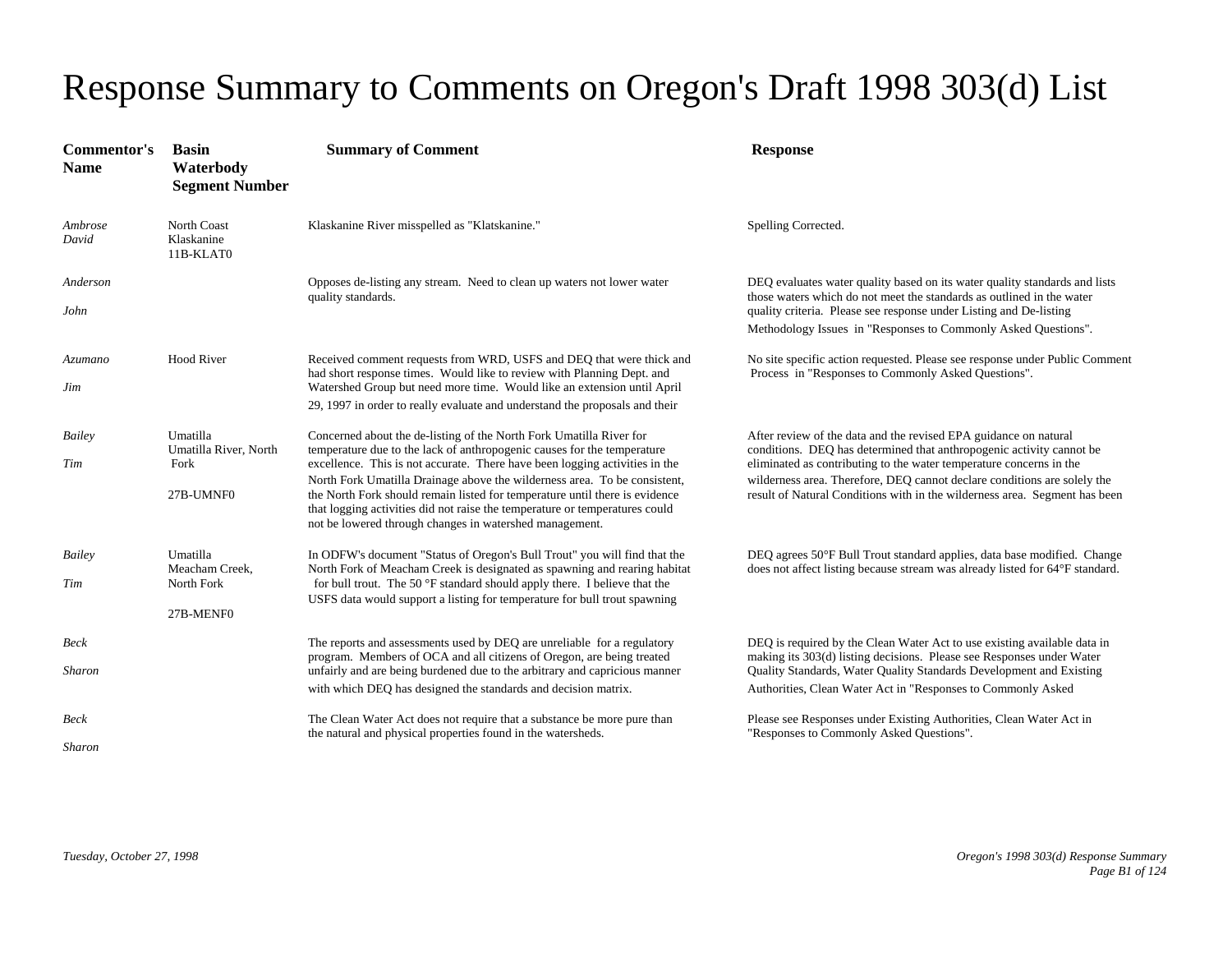# Response Summary to Comments on Oregon's Draft 1998 303(d) List

| Commentor's Name | Basin Waterbody Segment Number | Summary of Comment | Response |
|---|---|---|---|
| *Ambrose David* | North Coast Klaskanine 11B-KLAT0 | Klaskanine River misspelled as "Klatskanine." | Spelling Corrected. |
| *Anderson John* | | Opposes de-listing any stream. Need to clean up waters not lower water quality standards. | DEQ evaluates water quality based on its water quality standards and lists those waters which do not meet the standards as outlined in the water quality criteria. Please see response under Listing and De-listing Methodology Issues in "Responses to Commonly Asked Questions". |
| *Azumano Jim* | Hood River | Received comment requests from WRD, USFS and DEQ that were thick and had short response times. Would like to review with Planning Dept. and Watershed Group but need more time. Would like an extension until April 29, 1997 in order to really evaluate and understand the proposals and their | No site specific action requested. Please see response under Public Comment Process in "Responses to Commonly Asked Questions". |
| *Bailey Tim* | Umatilla Umatilla River, North Fork 27B-UMNF0 | Concerned about the de-listing of the North Fork Umatilla River for temperature due to the lack of anthropogenic causes for the temperature excellence. This is not accurate. There have been logging activities in the North Fork Umatilla Drainage above the wilderness area. To be consistent, the North Fork should remain listed for temperature until there is evidence that logging activities did not raise the temperature or temperatures could not be lowered through changes in watershed management. | After review of the data and the revised EPA guidance on natural conditions. DEQ has determined that anthropogenic activity cannot be eliminated as contributing to the water temperature concerns in the wilderness area. Therefore, DEQ cannot declare conditions are solely the result of Natural Conditions with in the wilderness area. Segment has been |
| *Bailey Tim* | Umatilla Meacham Creek, North Fork 27B-MENF0 | In ODFW's document "Status of Oregon's Bull Trout" you will find that the North Fork of Meacham Creek is designated as spawning and rearing habitat for bull trout. The 50 °F standard should apply there. I believe that the USFS data would support a listing for temperature for bull trout spawning | DEQ agrees 50°F Bull Trout standard applies, data base modified. Change does not affect listing because stream was already listed for 64°F standard. |
| *Beck Sharon* | | The reports and assessments used by DEQ are unreliable for a regulatory program. Members of OCA and all citizens of Oregon, are being treated unfairly and are being burdened due to the arbitrary and capricious manner with which DEQ has designed the standards and decision matrix. | DEQ is required by the Clean Water Act to use existing available data in making its 303(d) listing decisions. Please see Responses under Water Quality Standards, Water Quality Standards Development and Existing Authorities, Clean Water Act in "Responses to Commonly Asked |
| *Beck Sharon* | | The Clean Water Act does not require that a substance be more pure than the natural and physical properties found in the watersheds. | Please see Responses under Existing Authorities, Clean Water Act in "Responses to Commonly Asked Questions". |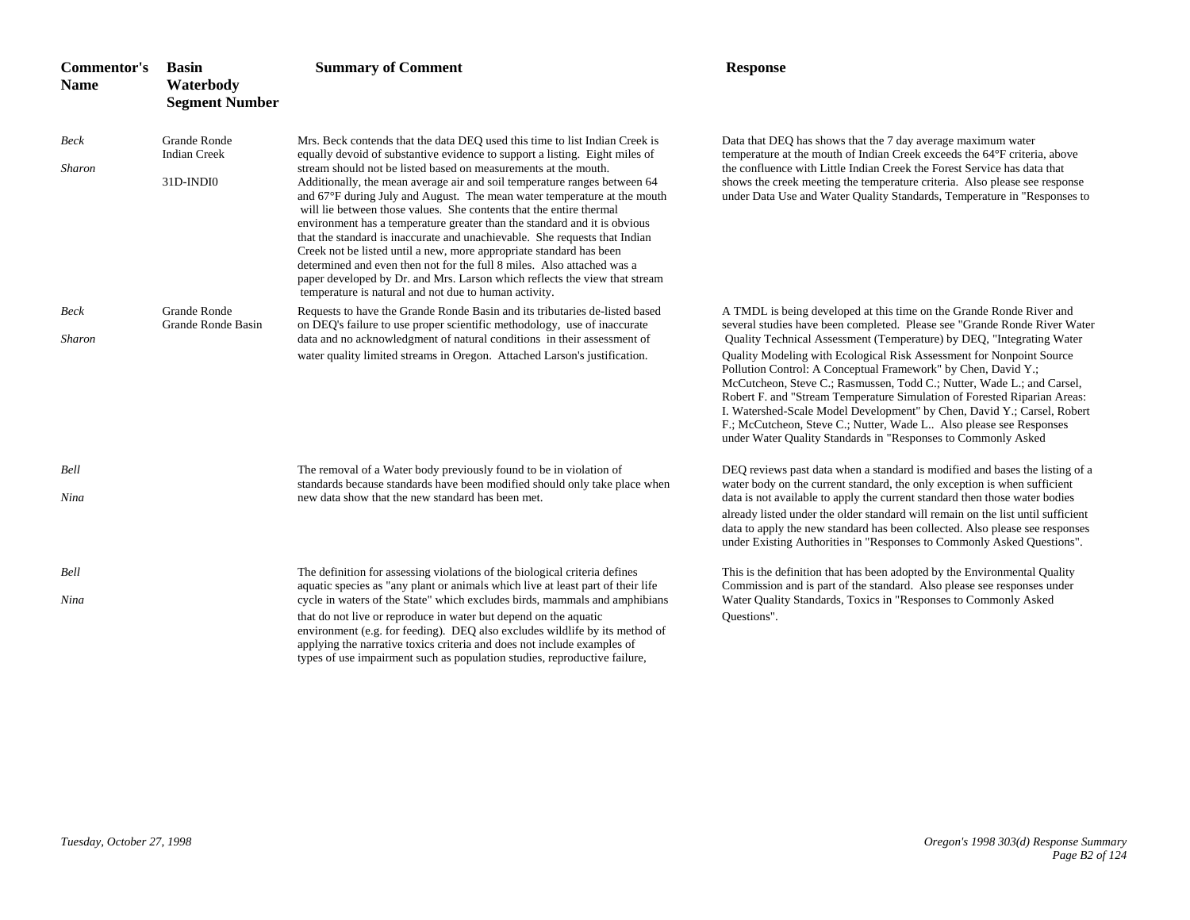| Commentor's Name | Basin Waterbody Segment Number | Summary of Comment | Response |
|---|---|---|---|
| *Beck* *Sharon* | Grande Ronde Indian Creek 31D-INDI0 | Mrs. Beck contends that the data DEQ used this time to list Indian Creek is equally devoid of substantive evidence to support a listing. Eight miles of stream should not be listed based on measurements at the mouth. Additionally, the mean average air and soil temperature ranges between 64 and 67°F during July and August. The mean water temperature at the mouth will lie between those values. She contents that the entire thermal environment has a temperature greater than the standard and it is obvious that the standard is inaccurate and unachievable. She requests that Indian Creek not be listed until a new, more appropriate standard has been determined and even then not for the full 8 miles. Also attached was a paper developed by Dr. and Mrs. Larson which reflects the view that stream temperature is natural and not due to human activity. | Data that DEQ has shows that the 7 day average maximum water temperature at the mouth of Indian Creek exceeds the 64°F criteria, above the confluence with Little Indian Creek the Forest Service has data that shows the creek meeting the temperature criteria. Also please see response under Data Use and Water Quality Standards, Temperature in "Responses to |
| *Beck* *Sharon* | Grande Ronde Grande Ronde Basin | Requests to have the Grande Ronde Basin and its tributaries de-listed based on DEQ's failure to use proper scientific methodology, use of inaccurate data and no acknowledgment of natural conditions in their assessment of water quality limited streams in Oregon. Attached Larson's justification. | A TMDL is being developed at this time on the Grande Ronde River and several studies have been completed. Please see "Grande Ronde River Water Quality Technical Assessment (Temperature) by DEQ, "Integrating Water Quality Modeling with Ecological Risk Assessment for Nonpoint Source Pollution Control: A Conceptual Framework" by Chen, David Y.; McCutcheon, Steve C.; Rasmussen, Todd C.; Nutter, Wade L.; and Carsel, Robert F. and "Stream Temperature Simulation of Forested Riparian Areas: I. Watershed-Scale Model Development" by Chen, David Y.; Carsel, Robert F.; McCutcheon, Steve C.; Nutter, Wade L.. Also please see Responses under Water Quality Standards in "Responses to Commonly Asked |
| *Bell* *Nina* | | The removal of a Water body previously found to be in violation of standards because standards have been modified should only take place when new data show that the new standard has been met. | DEQ reviews past data when a standard is modified and bases the listing of a water body on the current standard, the only exception is when sufficient data is not available to apply the current standard then those water bodies already listed under the older standard will remain on the list until sufficient data to apply the new standard has been collected. Also please see responses under Existing Authorities in "Responses to Commonly Asked Questions". |
| *Bell* *Nina* | | The definition for assessing violations of the biological criteria defines aquatic species as "any plant or animals which live at least part of their life cycle in waters of the State" which excludes birds, mammals and amphibians that do not live or reproduce in water but depend on the aquatic environment (e.g. for feeding). DEQ also excludes wildlife by its method of applying the narrative toxics criteria and does not include examples of types of use impairment such as population studies, reproductive failure, | This is the definition that has been adopted by the Environmental Quality Commission and is part of the standard. Also please see responses under Water Quality Standards, Toxics in "Responses to Commonly Asked Questions". |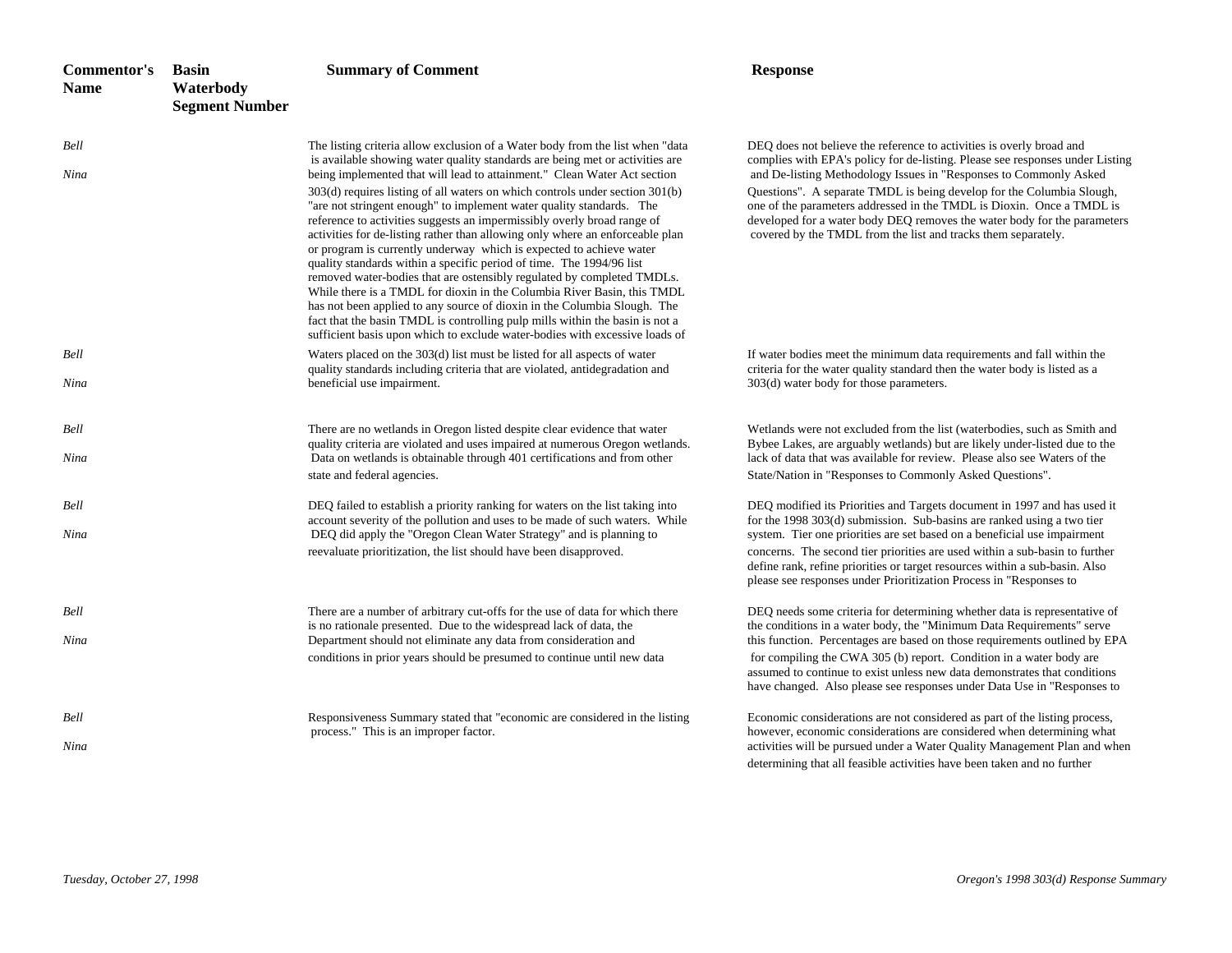| Commentor's Name | Basin Waterbody Segment Number | Summary of Comment | Response |
|---|---|---|---|
| *Bell Nina* | | The listing criteria allow exclusion of a Water body from the list when "data is available showing water quality standards are being met or activities are being implemented that will lead to attainment." Clean Water Act section 303(d) requires listing of all waters on which controls under section 301(b) "are not stringent enough" to implement water quality standards. The reference to activities suggests an impermissibly overly broad range of activities for de-listing rather than allowing only where an enforceable plan or program is currently underway which is expected to achieve water quality standards within a specific period of time. The 1994/96 list removed water-bodies that are ostensibly regulated by completed TMDLs. While there is a TMDL for dioxin in the Columbia River Basin, this TMDL has not been applied to any source of dioxin in the Columbia Slough. The fact that the basin TMDL is controlling pulp mills within the basin is not a sufficient basis upon which to exclude water-bodies with excessive loads of | DEQ does not believe the reference to activities is overly broad and complies with EPA's policy for de-listing. Please see responses under Listing and De-listing Methodology Issues in "Responses to Commonly Asked Questions". A separate TMDL is being develop for the Columbia Slough, one of the parameters addressed in the TMDL is Dioxin. Once a TMDL is developed for a water body DEQ removes the water body for the parameters covered by the TMDL from the list and tracks them separately. |
| *Bell Nina* | | Waters placed on the 303(d) list must be listed for all aspects of water quality standards including criteria that are violated, antidegradation and beneficial use impairment. | If water bodies meet the minimum data requirements and fall within the criteria for the water quality standard then the water body is listed as a 303(d) water body for those parameters. |
| *Bell Nina* | | There are no wetlands in Oregon listed despite clear evidence that water quality criteria are violated and uses impaired at numerous Oregon wetlands. Data on wetlands is obtainable through 401 certifications and from other state and federal agencies. | Wetlands were not excluded from the list (waterbodies, such as Smith and Bybee Lakes, are arguably wetlands) but are likely under-listed due to the lack of data that was available for review. Please also see Waters of the State/Nation in "Responses to Commonly Asked Questions". |
| *Bell Nina* | | DEQ failed to establish a priority ranking for waters on the list taking into account severity of the pollution and uses to be made of such waters. While DEQ did apply the "Oregon Clean Water Strategy" and is planning to reevaluate prioritization, the list should have been disapproved. | DEQ modified its Priorities and Targets document in 1997 and has used it for the 1998 303(d) submission. Sub-basins are ranked using a two tier system. Tier one priorities are set based on a beneficial use impairment concerns. The second tier priorities are used within a sub-basin to further define rank, refine priorities or target resources within a sub-basin. Also please see responses under Prioritization Process in "Responses to |
| *Bell Nina* | | There are a number of arbitrary cut-offs for the use of data for which there is no rationale presented. Due to the widespread lack of data, the Department should not eliminate any data from consideration and conditions in prior years should be presumed to continue until new data | DEQ needs some criteria for determining whether data is representative of the conditions in a water body, the "Minimum Data Requirements" serve this function. Percentages are based on those requirements outlined by EPA for compiling the CWA 305 (b) report. Condition in a water body are assumed to continue to exist unless new data demonstrates that conditions have changed. Also please see responses under Data Use in "Responses to |
| *Bell Nina* | | Responsiveness Summary stated that "economic are considered in the listing process." This is an improper factor. | Economic considerations are not considered as part of the listing process, however, economic considerations are considered when determining what activities will be pursued under a Water Quality Management Plan and when determining that all feasible activities have been taken and no further |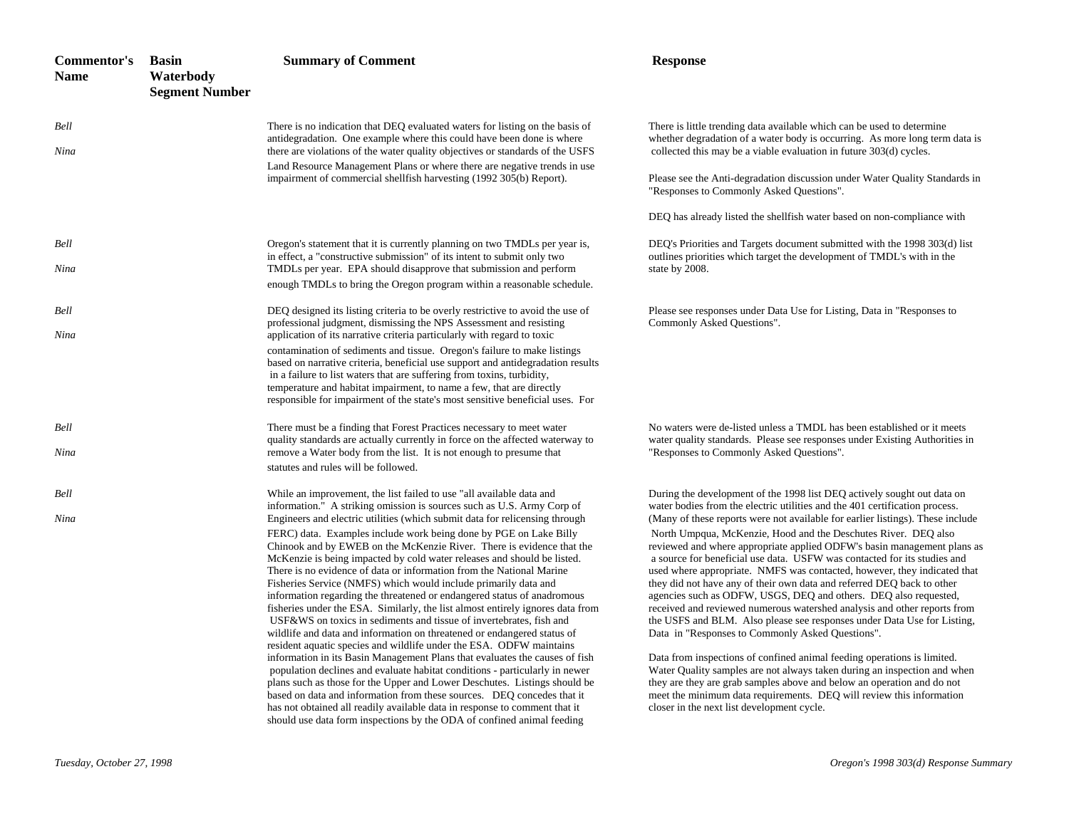| Commentor's Name | Basin Waterbody Segment Number | Summary of Comment | Response |
|---|---|---|---|
| *Bell* *Nina* | | There is no indication that DEQ evaluated waters for listing on the basis of antidegradation. One example where this could have been done is where there are violations of the water quality objectives or standards of the USFS Land Resource Management Plans or where there are negative trends in use impairment of commercial shellfish harvesting (1992 305(b) Report). | There is little trending data available which can be used to determine whether degradation of a water body is occurring. As more long term data is collected this may be a viable evaluation in future 303(d) cycles.<br><br>Please see the Anti-degradation discussion under Water Quality Standards in "Responses to Commonly Asked Questions".<br><br>DEQ has already listed the shellfish water based on non-compliance with |
| *Bell* *Nina* | | Oregon's statement that it is currently planning on two TMDLs per year is, in effect, a "constructive submission" of its intent to submit only two TMDLs per year. EPA should disapprove that submission and perform enough TMDLs to bring the Oregon program within a reasonable schedule. | DEQ's Priorities and Targets document submitted with the 1998 303(d) list outlines priorities which target the development of TMDL's with in the state by 2008. |
| *Bell* *Nina* | | DEQ designed its listing criteria to be overly restrictive to avoid the use of professional judgment, dismissing the NPS Assessment and resisting application of its narrative criteria particularly with regard to toxic contamination of sediments and tissue. Oregon's failure to make listings based on narrative criteria, beneficial use support and antidegradation results in a failure to list waters that are suffering from toxins, turbidity, temperature and habitat impairment, to name a few, that are directly responsible for impairment of the state's most sensitive beneficial uses. For | Please see responses under Data Use for Listing, Data in "Responses to Commonly Asked Questions". |
| *Bell* *Nina* | | There must be a finding that Forest Practices necessary to meet water quality standards are actually currently in force on the affected waterway to remove a Water body from the list. It is not enough to presume that statutes and rules will be followed. | No waters were de-listed unless a TMDL has been established or it meets water quality standards. Please see responses under Existing Authorities in "Responses to Commonly Asked Questions". |
| *Bell* *Nina* | | While an improvement, the list failed to use "all available data and information." A striking omission is sources such as U.S. Army Corp of Engineers and electric utilities (which submit data for relicensing through FERC) data. Examples include work being done by PGE on Lake Billy Chinook and by EWEB on the McKenzie River. There is evidence that the McKenzie is being impacted by cold water releases and should be listed. There is no evidence of data or information from the National Marine Fisheries Service (NMFS) which would include primarily data and information regarding the threatened or endangered status of anadromous fisheries under the ESA. Similarly, the list almost entirely ignores data from USF&WS on toxics in sediments and tissue of invertebrates, fish and wildlife and data and information on threatened or endangered status of resident aquatic species and wildlife under the ESA. ODFW maintains information in its Basin Management Plans that evaluates the causes of fish population declines and evaluate habitat conditions - particularly in newer plans such as those for the Upper and Lower Deschutes. Listings should be based on data and information from these sources. DEQ concedes that it has not obtained all readily available data in response to comment that it should use data form inspections by the ODA of confined animal feeding | During the development of the 1998 list DEQ actively sought out data on water bodies from the electric utilities and the 401 certification process. (Many of these reports were not available for earlier listings). These include North Umpqua, McKenzie, Hood and the Deschutes River. DEQ also reviewed and where appropriate applied ODFW's basin management plans as a source for beneficial use data. USFW was contacted for its studies and used where appropriate. NMFS was contacted, however, they indicated that they did not have any of their own data and referred DEQ back to other agencies such as ODFW, USGS, DEQ and others. DEQ also requested, received and reviewed numerous watershed analysis and other reports from the USFS and BLM. Also please see responses under Data Use for Listing, Data in "Responses to Commonly Asked Questions".<br><br>Data from inspections of confined animal feeding operations is limited. Water Quality samples are not always taken during an inspection and when they are they are grab samples above and below an operation and do not meet the minimum data requirements. DEQ will review this information closer in the next list development cycle. |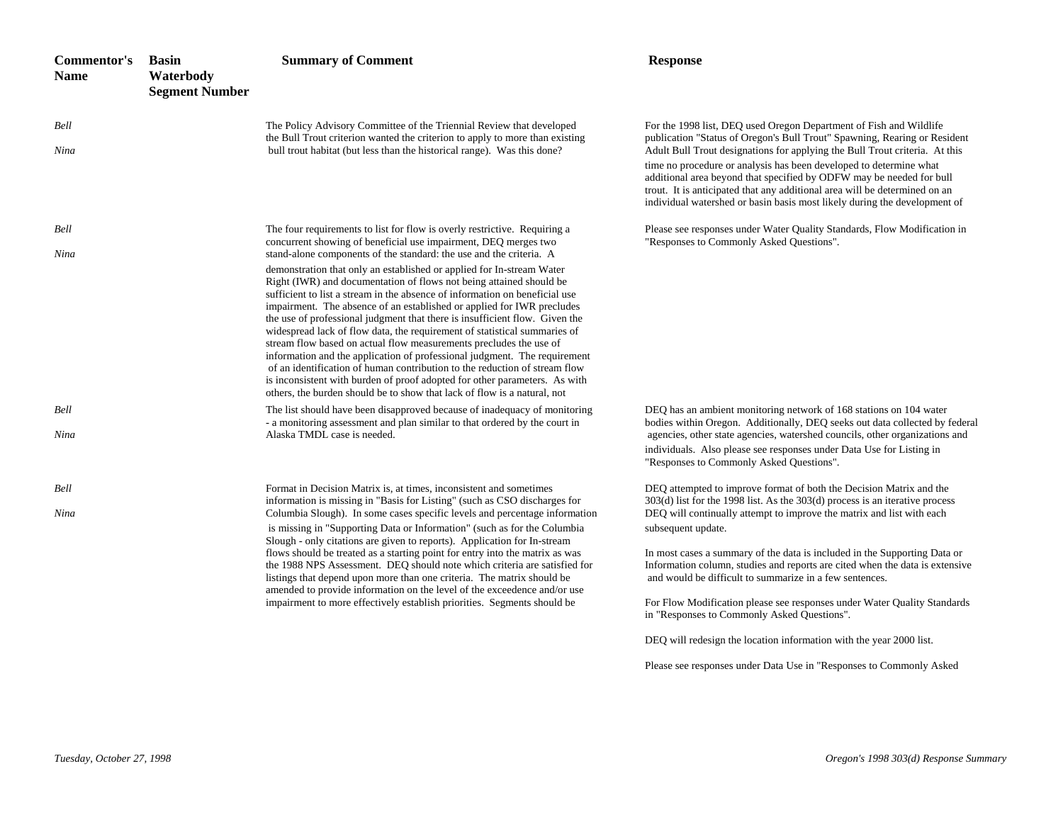| Commentor's Name | Basin Waterbody Segment Number | Summary of Comment | Response |
|---|---|---|---|
| *Bell Nina* | | The Policy Advisory Committee of the Triennial Review that developed the Bull Trout criterion wanted the criterion to apply to more than existing bull trout habitat (but less than the historical range). Was this done? | For the 1998 list, DEQ used Oregon Department of Fish and Wildlife publication "Status of Oregon's Bull Trout" Spawning, Rearing or Resident Adult Bull Trout designations for applying the Bull Trout criteria. At this time no procedure or analysis has been developed to determine what additional area beyond that specified by ODFW may be needed for bull trout. It is anticipated that any additional area will be determined on an individual watershed or basin basis most likely during the development of |
| *Bell Nina* | | The four requirements to list for flow is overly restrictive. Requiring a concurrent showing of beneficial use impairment, DEQ merges two stand-alone components of the standard: the use and the criteria. A demonstration that only an established or applied for In-stream Water Right (IWR) and documentation of flows not being attained should be sufficient to list a stream in the absence of information on beneficial use impairment. The absence of an established or applied for IWR precludes the use of professional judgment that there is insufficient flow. Given the widespread lack of flow data, the requirement of statistical summaries of stream flow based on actual flow measurements precludes the use of information and the application of professional judgment. The requirement of an identification of human contribution to the reduction of stream flow is inconsistent with burden of proof adopted for other parameters. As with others, the burden should be to show that lack of flow is a natural, not | Please see responses under Water Quality Standards, Flow Modification in "Responses to Commonly Asked Questions". |
| *Bell Nina* | | The list should have been disapproved because of inadequacy of monitoring - a monitoring assessment and plan similar to that ordered by the court in Alaska TMDL case is needed. | DEQ has an ambient monitoring network of 168 stations on 104 water bodies within Oregon. Additionally, DEQ seeks out data collected by federal agencies, other state agencies, watershed councils, other organizations and individuals. Also please see responses under Data Use for Listing in "Responses to Commonly Asked Questions". |
| *Bell Nina* | | Format in Decision Matrix is, at times, inconsistent and sometimes information is missing in "Basis for Listing" (such as CSO discharges for Columbia Slough). In some cases specific levels and percentage information is missing in "Supporting Data or Information" (such as for the Columbia Slough - only citations are given to reports). Application for In-stream flows should be treated as a starting point for entry into the matrix as was the 1988 NPS Assessment. DEQ should note which criteria are satisfied for listings that depend upon more than one criteria. The matrix should be amended to provide information on the level of the exceedence and/or use impairment to more effectively establish priorities. Segments should be | DEQ attempted to improve format of both the Decision Matrix and the 303(d) list for the 1998 list. As the 303(d) process is an iterative process DEQ will continually attempt to improve the matrix and list with each subsequent update.<br><br>In most cases a summary of the data is included in the Supporting Data or Information column, studies and reports are cited when the data is extensive and would be difficult to summarize in a few sentences.<br><br>For Flow Modification please see responses under Water Quality Standards in "Responses to Commonly Asked Questions".<br><br>DEQ will redesign the location information with the year 2000 list.<br><br>Please see responses under Data Use in "Responses to Commonly Asked |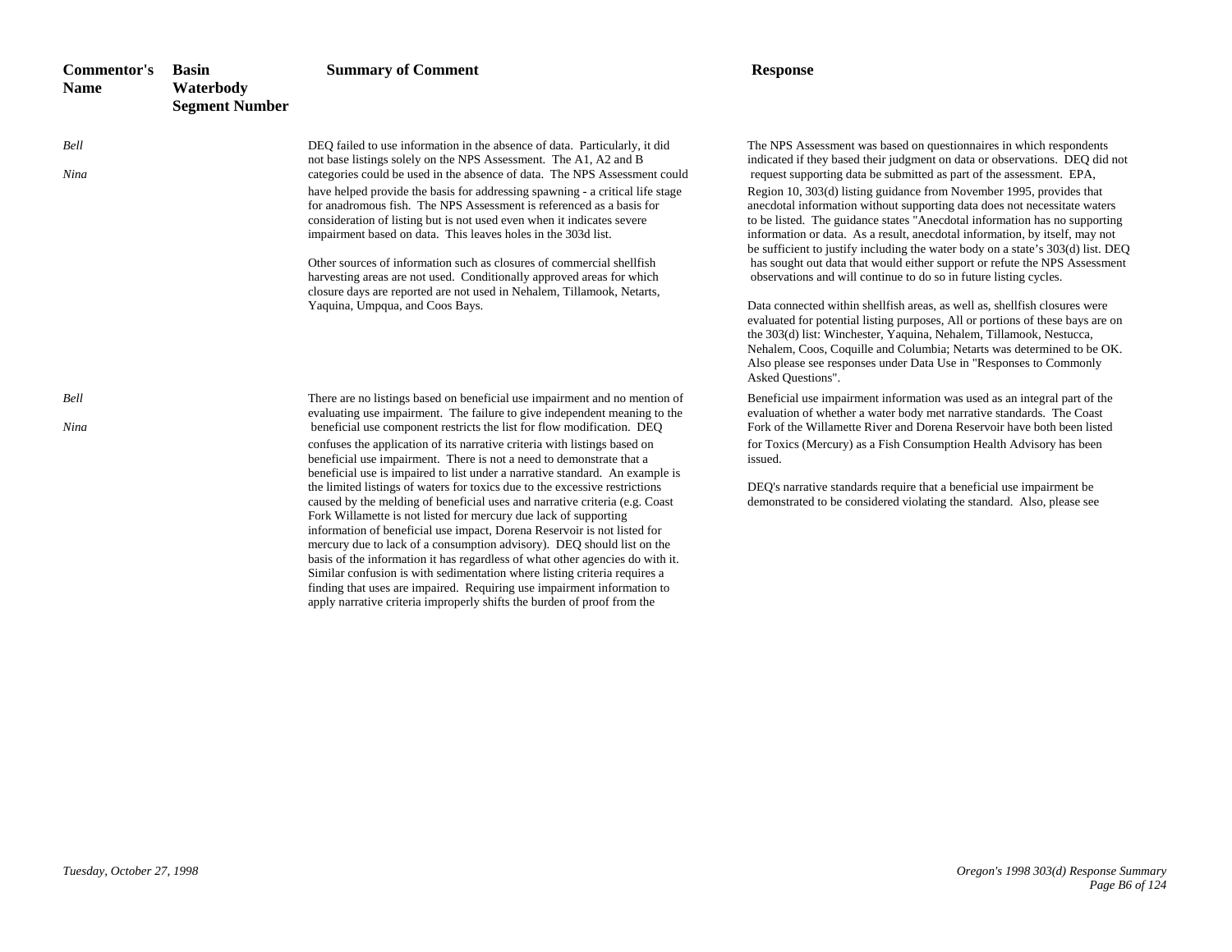| Commentor's Name | Basin Waterbody Segment Number | Summary of Comment | Response |
|---|---|---|---|
| *Bell* *Nina* | | DEQ failed to use information in the absence of data. Particularly, it did not base listings solely on the NPS Assessment. The A1, A2 and B categories could be used in the absence of data. The NPS Assessment could have helped provide the basis for addressing spawning - a critical life stage for anadromous fish. The NPS Assessment is referenced as a basis for consideration of listing but is not used even when it indicates severe impairment based on data. This leaves holes in the 303d list.<br><br>Other sources of information such as closures of commercial shellfish harvesting areas are not used. Conditionally approved areas for which closure days are reported are not used in Nehalem, Tillamook, Netarts, Yaquina, Umpqua, and Coos Bays. | The NPS Assessment was based on questionnaires in which respondents indicated if they based their judgment on data or observations. DEQ did not request supporting data be submitted as part of the assessment. EPA, Region 10, 303(d) listing guidance from November 1995, provides that anecdotal information without supporting data does not necessitate waters to be listed. The guidance states "Anecdotal information has no supporting information or data. As a result, anecdotal information, by itself, may not be sufficient to justify including the water body on a state's 303(d) list. DEQ has sought out data that would either support or refute the NPS Assessment observations and will continue to do so in future listing cycles.<br><br>Data connected within shellfish areas, as well as, shellfish closures were evaluated for potential listing purposes, All or portions of these bays are on the 303(d) list: Winchester, Yaquina, Nehalem, Tillamook, Nestucca, Nehalem, Coos, Coquille and Columbia; Netarts was determined to be OK. Also please see responses under Data Use in "Responses to Commonly Asked Questions". |
| *Bell* *Nina* | | There are no listings based on beneficial use impairment and no mention of evaluating use impairment. The failure to give independent meaning to the beneficial use component restricts the list for flow modification. DEQ confuses the application of its narrative criteria with listings based on beneficial use impairment. There is not a need to demonstrate that a beneficial use is impaired to list under a narrative standard. An example is the limited listings of waters for toxics due to the excessive restrictions caused by the melding of beneficial uses and narrative criteria (e.g. Coast Fork Willamette is not listed for mercury due lack of supporting information of beneficial use impact, Dorena Reservoir is not listed for mercury due to lack of a consumption advisory). DEQ should list on the basis of the information it has regardless of what other agencies do with it. Similar confusion is with sedimentation where listing criteria requires a finding that uses are impaired. Requiring use impairment information to apply narrative criteria improperly shifts the burden of proof from the | Beneficial use impairment information was used as an integral part of the evaluation of whether a water body met narrative standards. The Coast Fork of the Willamette River and Dorena Reservoir have both been listed for Toxics (Mercury) as a Fish Consumption Health Advisory has been issued.<br><br>DEQ's narrative standards require that a beneficial use impairment be demonstrated to be considered violating the standard. Also, please see |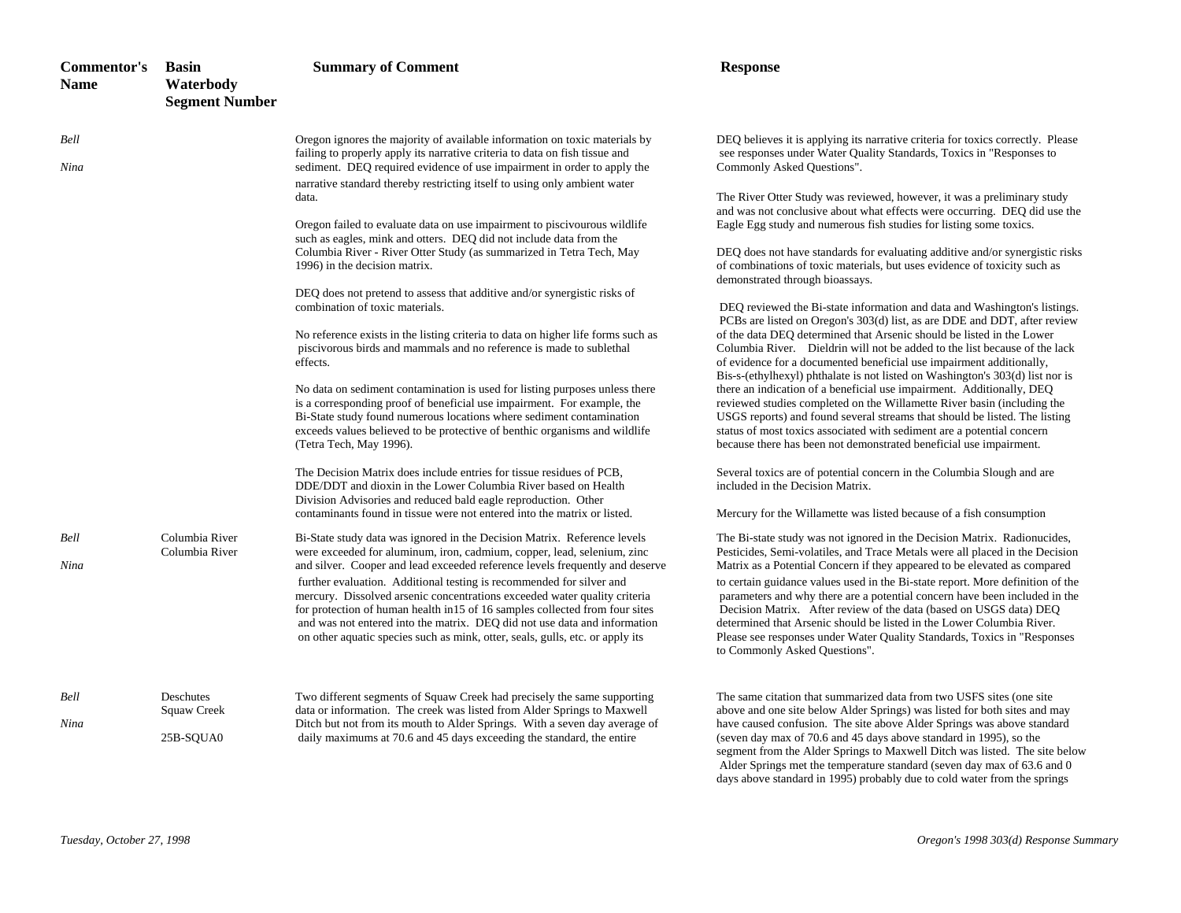| Commentor's Name | Basin Waterbody Segment Number | Summary of Comment | Response |
|---|---|---|---|
| *Bell* *Nina* | | Oregon ignores the majority of available information on toxic materials by failing to properly apply its narrative criteria to data on fish tissue and sediment. DEQ required evidence of use impairment in order to apply the narrative standard thereby restricting itself to using only ambient water data.<br><br>Oregon failed to evaluate data on use impairment to piscivourous wildlife such as eagles, mink and otters. DEQ did not include data from the Columbia River - River Otter Study (as summarized in Tetra Tech, May 1996) in the decision matrix.<br><br>DEQ does not pretend to assess that additive and/or synergistic risks of combination of toxic materials.<br><br>No reference exists in the listing criteria to data on higher life forms such as piscivorous birds and mammals and no reference is made to sublethal effects.<br><br>No data on sediment contamination is used for listing purposes unless there is a corresponding proof of beneficial use impairment. For example, the Bi-State study found numerous locations where sediment contamination exceeds values believed to be protective of benthic organisms and wildlife (Tetra Tech, May 1996).<br><br>The Decision Matrix does include entries for tissue residues of PCB, DDE/DDT and dioxin in the Lower Columbia River based on Health Division Advisories and reduced bald eagle reproduction. Other contaminants found in tissue were not entered into the matrix or listed. | DEQ believes it is applying its narrative criteria for toxics correctly. Please see responses under Water Quality Standards, Toxics in "Responses to Commonly Asked Questions".<br><br>The River Otter Study was reviewed, however, it was a preliminary study and was not conclusive about what effects were occurring. DEQ did use the Eagle Egg study and numerous fish studies for listing some toxics.<br><br>DEQ does not have standards for evaluating additive and/or synergistic risks of combinations of toxic materials, but uses evidence of toxicity such as demonstrated through bioassays.<br><br>DEQ reviewed the Bi-state information and data and Washington's listings. PCBs are listed on Oregon's 303(d) list, as are DDE and DDT, after review of the data DEQ determined that Arsenic should be listed in the Lower Columbia River. Dieldrin will not be added to the list because of the lack of evidence for a documented beneficial use impairment additionally, Bis-s-(ethylhexyl) phthalate is not listed on Washington's 303(d) list nor is there an indication of a beneficial use impairment. Additionally, DEQ reviewed studies completed on the Willamette River basin (including the USGS reports) and found several streams that should be listed. The listing status of most toxics associated with sediment are a potential concern because there has been not demonstrated beneficial use impairment.<br><br>Several toxics are of potential concern in the Columbia Slough and are included in the Decision Matrix.<br><br>Mercury for the Willamette was listed because of a fish consumption |
| *Bell* *Nina* | Columbia River Columbia River | Bi-State study data was ignored in the Decision Matrix. Reference levels were exceeded for aluminum, iron, cadmium, copper, lead, selenium, zinc and silver. Cooper and lead exceeded reference levels frequently and deserve further evaluation. Additional testing is recommended for silver and mercury. Dissolved arsenic concentrations exceeded water quality criteria for protection of human health in15 of 16 samples collected from four sites and was not entered into the matrix. DEQ did not use data and information on other aquatic species such as mink, otter, seals, gulls, etc. or apply its | The Bi-state study was not ignored in the Decision Matrix. Radionucides, Pesticides, Semi-volatiles, and Trace Metals were all placed in the Decision Matrix as a Potential Concern if they appeared to be elevated as compared to certain guidance values used in the Bi-state report. More definition of the parameters and why there are a potential concern have been included in the Decision Matrix. After review of the data (based on USGS data) DEQ determined that Arsenic should be listed in the Lower Columbia River. Please see responses under Water Quality Standards, Toxics in "Responses to Commonly Asked Questions". |
| *Bell* *Nina* | Deschutes Squaw Creek 25B-SQUA0 | Two different segments of Squaw Creek had precisely the same supporting data or information. The creek was listed from Alder Springs to Maxwell Ditch but not from its mouth to Alder Springs. With a seven day average of daily maximums at 70.6 and 45 days exceeding the standard, the entire | The same citation that summarized data from two USFS sites (one site above and one site below Alder Springs) was listed for both sites and may have caused confusion. The site above Alder Springs was above standard (seven day max of 70.6 and 45 days above standard in 1995), so the segment from the Alder Springs to Maxwell Ditch was listed. The site below Alder Springs met the temperature standard (seven day max of 63.6 and 0 days above standard in 1995) probably due to cold water from the springs |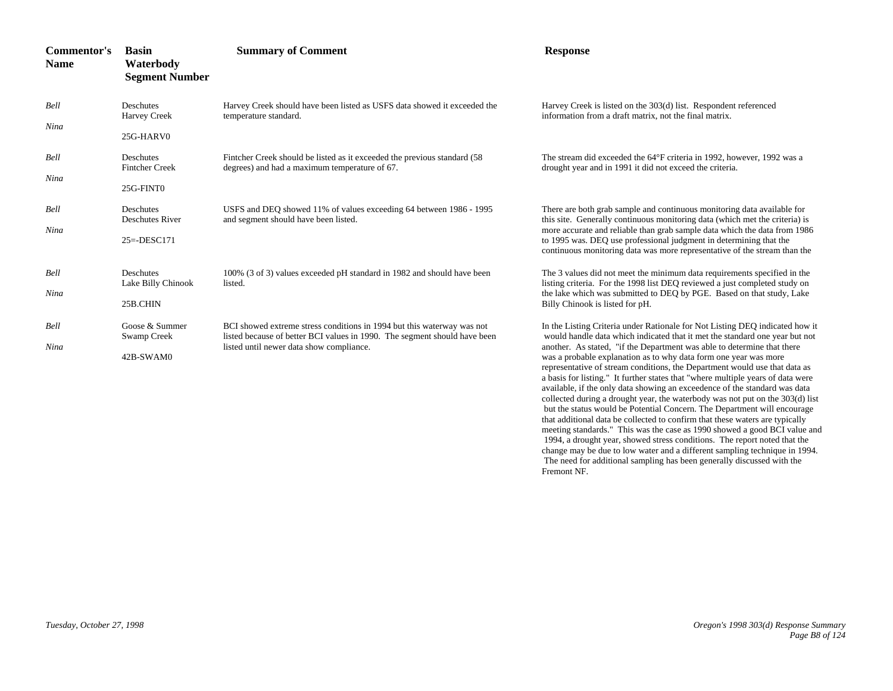| Commentor's Name | Basin Waterbody Segment Number | Summary of Comment | Response |
|---|---|---|---|
| *Bell Nina* | Deschutes Harvey Creek 25G-HARV0 | Harvey Creek should have been listed as USFS data showed it exceeded the temperature standard. | Harvey Creek is listed on the 303(d) list. Respondent referenced information from a draft matrix, not the final matrix. |
| *Bell Nina* | Deschutes Fintcher Creek 25G-FINT0 | Fintcher Creek should be listed as it exceeded the previous standard (58 degrees) and had a maximum temperature of 67. | The stream did exceeded the 64°F criteria in 1992, however, 1992 was a drought year and in 1991 it did not exceed the criteria. |
| *Bell Nina* | Deschutes Deschutes River 25=-DESC171 | USFS and DEQ showed 11% of values exceeding 64 between 1986 - 1995 and segment should have been listed. | There are both grab sample and continuous monitoring data available for this site. Generally continuous monitoring data (which met the criteria) is more accurate and reliable than grab sample data which the data from 1986 to 1995 was. DEQ use professional judgment in determining that the continuous monitoring data was more representative of the stream than the |
| *Bell Nina* | Deschutes Lake Billy Chinook 25B.CHIN | 100% (3 of 3) values exceeded pH standard in 1982 and should have been listed. | The 3 values did not meet the minimum data requirements specified in the listing criteria. For the 1998 list DEQ reviewed a just completed study on the lake which was submitted to DEQ by PGE. Based on that study, Lake Billy Chinook is listed for pH. |
| *Bell Nina* | Goose & Summer Swamp Creek 42B-SWAM0 | BCI showed extreme stress conditions in 1994 but this waterway was not listed because of better BCI values in 1990. The segment should have been listed until newer data show compliance. | In the Listing Criteria under Rationale for Not Listing DEQ indicated how it would handle data which indicated that it met the standard one year but not another. As stated, "if the Department was able to determine that there was a probable explanation as to why data form one year was more representative of stream conditions, the Department would use that data as a basis for listing." It further states that "where multiple years of data were available, if the only data showing an exceedence of the standard was data collected during a drought year, the waterbody was not put on the 303(d) list but the status would be Potential Concern. The Department will encourage that additional data be collected to confirm that these waters are typically meeting standards." This was the case as 1990 showed a good BCI value and 1994, a drought year, showed stress conditions. The report noted that the change may be due to low water and a different sampling technique in 1994. The need for additional sampling has been generally discussed with the Fremont NF. |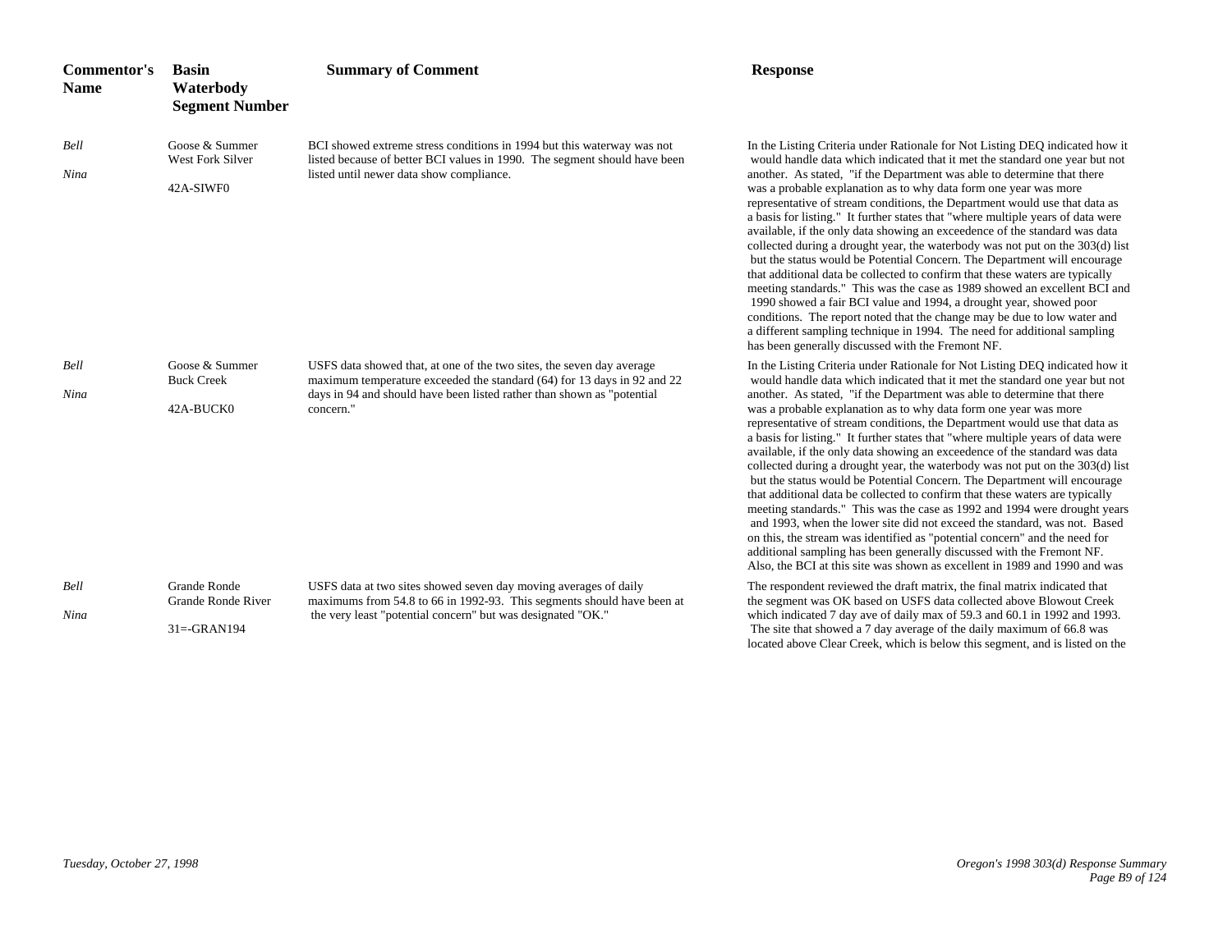| Commentor's Name | Basin Waterbody Segment Number | Summary of Comment | Response |
|---|---|---|---|
| *Bell* *Nina* | Goose & Summer West Fork Silver 42A-SIWF0 | BCI showed extreme stress conditions in 1994 but this waterway was not listed because of better BCI values in 1990. The segment should have been listed until newer data show compliance. | In the Listing Criteria under Rationale for Not Listing DEQ indicated how it would handle data which indicated that it met the standard one year but not another. As stated, "if the Department was able to determine that there was a probable explanation as to why data form one year was more representative of stream conditions, the Department would use that data as a basis for listing." It further states that "where multiple years of data were available, if the only data showing an exceedence of the standard was data collected during a drought year, the waterbody was not put on the 303(d) list but the status would be Potential Concern. The Department will encourage that additional data be collected to confirm that these waters are typically meeting standards." This was the case as 1989 showed an excellent BCI and 1990 showed a fair BCI value and 1994, a drought year, showed poor conditions. The report noted that the change may be due to low water and a different sampling technique in 1994. The need for additional sampling has been generally discussed with the Fremont NF. |
| *Bell* *Nina* | Goose & Summer Buck Creek 42A-BUCK0 | USFS data showed that, at one of the two sites, the seven day average maximum temperature exceeded the standard (64) for 13 days in 92 and 22 days in 94 and should have been listed rather than shown as "potential concern." | In the Listing Criteria under Rationale for Not Listing DEQ indicated how it would handle data which indicated that it met the standard one year but not another. As stated, "if the Department was able to determine that there was a probable explanation as to why data form one year was more representative of stream conditions, the Department would use that data as a basis for listing." It further states that "where multiple years of data were available, if the only data showing an exceedence of the standard was data collected during a drought year, the waterbody was not put on the 303(d) list but the status would be Potential Concern. The Department will encourage that additional data be collected to confirm that these waters are typically meeting standards." This was the case as 1992 and 1994 were drought years and 1993, when the lower site did not exceed the standard, was not. Based on this, the stream was identified as "potential concern" and the need for additional sampling has been generally discussed with the Fremont NF. Also, the BCI at this site was shown as excellent in 1989 and 1990 and was |
| *Bell* *Nina* | Grande Ronde Grande Ronde River 31=-GRAN194 | USFS data at two sites showed seven day moving averages of daily maximums from 54.8 to 66 in 1992-93. This segments should have been at the very least "potential concern" but was designated "OK." | The respondent reviewed the draft matrix, the final matrix indicated that the segment was OK based on USFS data collected above Blowout Creek which indicated 7 day ave of daily max of 59.3 and 60.1 in 1992 and 1993. The site that showed a 7 day average of the daily maximum of 66.8 was located above Clear Creek, which is below this segment, and is listed on the |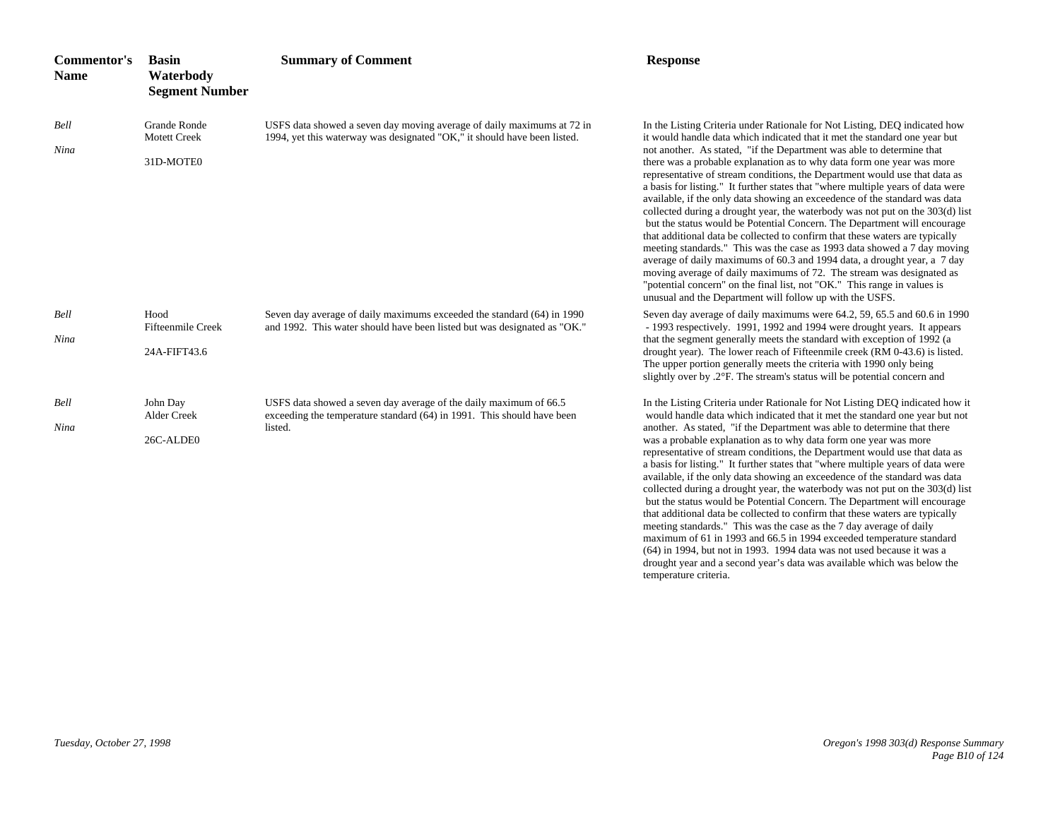| Commentor's Name | Basin Waterbody Segment Number | Summary of Comment | Response |
|---|---|---|---|
| *Bell* *Nina* | Grande Ronde Motett Creek 31D-MOTE0 | USFS data showed a seven day moving average of daily maximums at 72 in 1994, yet this waterway was designated "OK," it should have been listed. | In the Listing Criteria under Rationale for Not Listing, DEQ indicated how it would handle data which indicated that it met the standard one year but not another. As stated, "if the Department was able to determine that there was a probable explanation as to why data form one year was more representative of stream conditions, the Department would use that data as a basis for listing." It further states that "where multiple years of data were available, if the only data showing an exceedence of the standard was data collected during a drought year, the waterbody was not put on the 303(d) list but the status would be Potential Concern. The Department will encourage that additional data be collected to confirm that these waters are typically meeting standards." This was the case as 1993 data showed a 7 day moving average of daily maximums of 60.3 and 1994 data, a drought year, a 7 day moving average of daily maximums of 72. The stream was designated as "potential concern" on the final list, not "OK." This range in values is unusual and the Department will follow up with the USFS. |
| *Bell* *Nina* | Hood Fifteenmile Creek 24A-FIFT43.6 | Seven day average of daily maximums exceeded the standard (64) in 1990 and 1992. This water should have been listed but was designated as "OK." | Seven day average of daily maximums were 64.2, 59, 65.5 and 60.6 in 1990 - 1993 respectively. 1991, 1992 and 1994 were drought years. It appears that the segment generally meets the standard with exception of 1992 (a drought year). The lower reach of Fifteenmile creek (RM 0-43.6) is listed. The upper portion generally meets the criteria with 1990 only being slightly over by .2°F. The stream's status will be potential concern and |
| *Bell* *Nina* | John Day Alder Creek 26C-ALDE0 | USFS data showed a seven day average of the daily maximum of 66.5 exceeding the temperature standard (64) in 1991. This should have been listed. | In the Listing Criteria under Rationale for Not Listing DEQ indicated how it would handle data which indicated that it met the standard one year but not another. As stated, "if the Department was able to determine that there was a probable explanation as to why data form one year was more representative of stream conditions, the Department would use that data as a basis for listing." It further states that "where multiple years of data were available, if the only data showing an exceedence of the standard was data collected during a drought year, the waterbody was not put on the 303(d) list but the status would be Potential Concern. The Department will encourage that additional data be collected to confirm that these waters are typically meeting standards." This was the case as the 7 day average of daily maximum of 61 in 1993 and 66.5 in 1994 exceeded temperature standard (64) in 1994, but not in 1993. 1994 data was not used because it was a drought year and a second year's data was available which was below the temperature criteria. |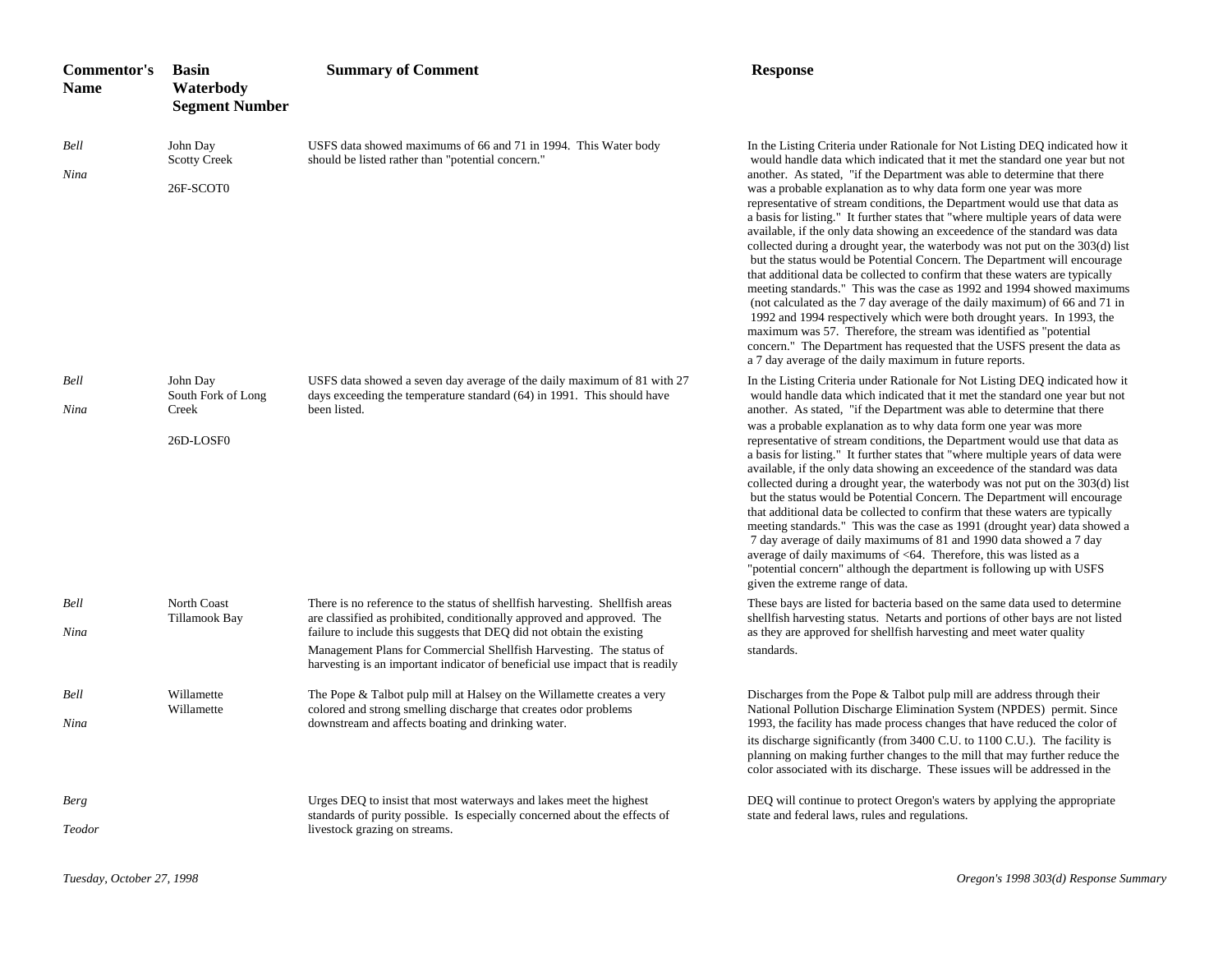| Commentor's Name | Basin Waterbody Segment Number | Summary of Comment | Response |
|---|---|---|---|
| *Bell* *Nina* | John Day Scotty Creek 26F-SCOT0 | USFS data showed maximums of 66 and 71 in 1994. This Water body should be listed rather than "potential concern." | In the Listing Criteria under Rationale for Not Listing DEQ indicated how it would handle data which indicated that it met the standard one year but not another. As stated, "if the Department was able to determine that there was a probable explanation as to why data form one year was more representative of stream conditions, the Department would use that data as a basis for listing." It further states that "where multiple years of data were available, if the only data showing an exceedence of the standard was data collected during a drought year, the waterbody was not put on the 303(d) list but the status would be Potential Concern. The Department will encourage that additional data be collected to confirm that these waters are typically meeting standards." This was the case as 1992 and 1994 showed maximums (not calculated as the 7 day average of the daily maximum) of 66 and 71 in 1992 and 1994 respectively which were both drought years. In 1993, the maximum was 57. Therefore, the stream was identified as "potential concern." The Department has requested that the USFS present the data as a 7 day average of the daily maximum in future reports. |
| *Bell* *Nina* | John Day South Fork of Long Creek 26D-LOSF0 | USFS data showed a seven day average of the daily maximum of 81 with 27 days exceeding the temperature standard (64) in 1991. This should have been listed. | In the Listing Criteria under Rationale for Not Listing DEQ indicated how it would handle data which indicated that it met the standard one year but not another. As stated, "if the Department was able to determine that there was a probable explanation as to why data form one year was more representative of stream conditions, the Department would use that data as a basis for listing." It further states that "where multiple years of data were available, if the only data showing an exceedence of the standard was data collected during a drought year, the waterbody was not put on the 303(d) list but the status would be Potential Concern. The Department will encourage that additional data be collected to confirm that these waters are typically meeting standards." This was the case as 1991 (drought year) data showed a 7 day average of daily maximums of 81 and 1990 data showed a 7 day average of daily maximums of <64. Therefore, this was listed as a "potential concern" although the department is following up with USFS given the extreme range of data. |
| *Bell* *Nina* | North Coast Tillamook Bay | There is no reference to the status of shellfish harvesting. Shellfish areas are classified as prohibited, conditionally approved and approved. The failure to include this suggests that DEQ did not obtain the existing Management Plans for Commercial Shellfish Harvesting. The status of harvesting is an important indicator of beneficial use impact that is readily | These bays are listed for bacteria based on the same data used to determine shellfish harvesting status. Netarts and portions of other bays are not listed as they are approved for shellfish harvesting and meet water quality standards. |
| *Bell* *Nina* | Willamette Willamette | The Pope & Talbot pulp mill at Halsey on the Willamette creates a very colored and strong smelling discharge that creates odor problems downstream and affects boating and drinking water. | Discharges from the Pope & Talbot pulp mill are address through their National Pollution Discharge Elimination System (NPDES) permit. Since 1993, the facility has made process changes that have reduced the color of its discharge significantly (from 3400 C.U. to 1100 C.U.). The facility is planning on making further changes to the mill that may further reduce the color associated with its discharge. These issues will be addressed in the |
| *Berg* *Teodor* | | Urges DEQ to insist that most waterways and lakes meet the highest standards of purity possible. Is especially concerned about the effects of livestock grazing on streams. | DEQ will continue to protect Oregon's waters by applying the appropriate state and federal laws, rules and regulations. |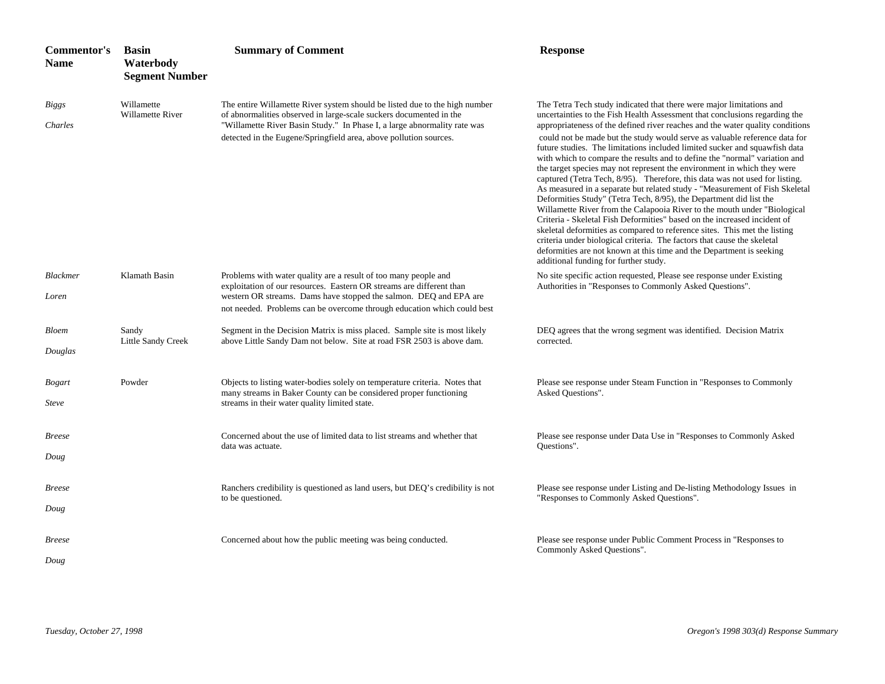| Commentor's Name | Basin Waterbody Segment Number | Summary of Comment | Response |
|---|---|---|---|
| *Biggs* *Charles* | Willamette Willamette River | The entire Willamette River system should be listed due to the high number of abnormalities observed in large-scale suckers documented in the "Willamette River Basin Study." In Phase I, a large abnormality rate was detected in the Eugene/Springfield area, above pollution sources. | The Tetra Tech study indicated that there were major limitations and uncertainties to the Fish Health Assessment that conclusions regarding the appropriateness of the defined river reaches and the water quality conditions could not be made but the study would serve as valuable reference data for future studies. The limitations included limited sucker and squawfish data with which to compare the results and to define the "normal" variation and the target species may not represent the environment in which they were captured (Tetra Tech, 8/95). Therefore, this data was not used for listing. As measured in a separate but related study - "Measurement of Fish Skeletal Deformities Study" (Tetra Tech, 8/95), the Department did list the Willamette River from the Calapooia River to the mouth under "Biological Criteria - Skeletal Fish Deformities" based on the increased incident of skeletal deformities as compared to reference sites. This met the listing criteria under biological criteria. The factors that cause the skeletal deformities are not known at this time and the Department is seeking additional funding for further study. |
| *Blackmer* *Loren* | Klamath Basin | Problems with water quality are a result of too many people and exploitation of our resources. Eastern OR streams are different than western OR streams. Dams have stopped the salmon. DEQ and EPA are not needed. Problems can be overcome through education which could best | No site specific action requested, Please see response under Existing Authorities in "Responses to Commonly Asked Questions". |
| *Bloem* *Douglas* | Sandy Little Sandy Creek | Segment in the Decision Matrix is miss placed. Sample site is most likely above Little Sandy Dam not below. Site at road FSR 2503 is above dam. | DEQ agrees that the wrong segment was identified. Decision Matrix corrected. |
| *Bogart* *Steve* | Powder | Objects to listing water-bodies solely on temperature criteria. Notes that many streams in Baker County can be considered proper functioning streams in their water quality limited state. | Please see response under Steam Function in "Responses to Commonly Asked Questions". |
| *Breese* *Doug* | | Concerned about the use of limited data to list streams and whether that data was actuate. | Please see response under Data Use in "Responses to Commonly Asked Questions". |
| *Breese* *Doug* | | Ranchers credibility is questioned as land users, but DEQ's credibility is not to be questioned. | Please see response under Listing and De-listing Methodology Issues in "Responses to Commonly Asked Questions". |
| *Breese* *Doug* | | Concerned about how the public meeting was being conducted. | Please see response under Public Comment Process in "Responses to Commonly Asked Questions". |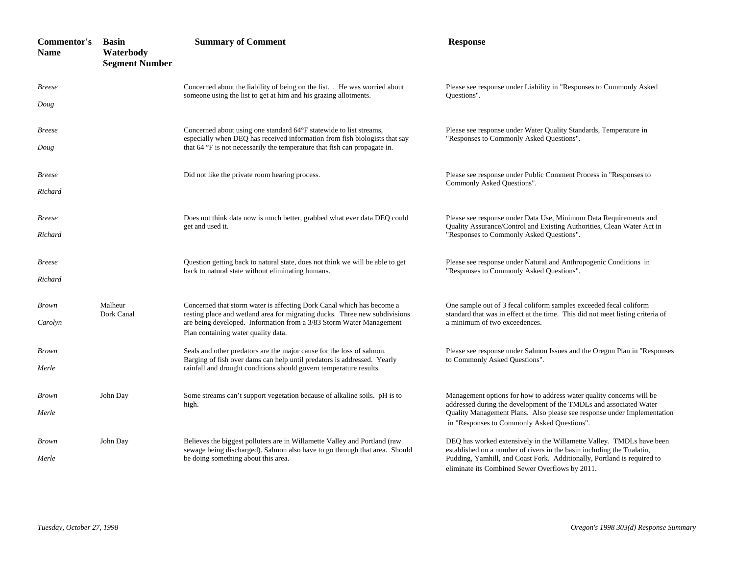| Commentor's Name | Basin Waterbody Segment Number | Summary of Comment | Response |
|---|---|---|---|
| *Breese Doug* | | Concerned about the liability of being on the list. . He was worried about someone using the list to get at him and his grazing allotments. | Please see response under Liability in "Responses to Commonly Asked Questions". |
| *Breese Doug* | | Concerned about using one standard 64°F statewide to list streams, especially when DEQ has received information from fish biologists that say that 64 °F is not necessarily the temperature that fish can propagate in. | Please see response under Water Quality Standards, Temperature in "Responses to Commonly Asked Questions". |
| *Breese Richard* | | Did not like the private room hearing process. | Please see response under Public Comment Process in "Responses to Commonly Asked Questions". |
| *Breese Richard* | | Does not think data now is much better, grabbed what ever data DEQ could get and used it. | Please see response under Data Use, Minimum Data Requirements and Quality Assurance/Control and Existing Authorities, Clean Water Act in "Responses to Commonly Asked Questions". |
| *Breese Richard* | | Question getting back to natural state, does not think we will be able to get back to natural state without eliminating humans. | Please see response under Natural and Anthropogenic Conditions in "Responses to Commonly Asked Questions". |
| *Brown Carolyn* | Malheur Dork Canal | Concerned that storm water is affecting Dork Canal which has become a resting place and wetland area for migrating ducks. Three new subdivisions are being developed. Information from a 3/83 Storm Water Management Plan containing water quality data. | One sample out of 3 fecal coliform samples exceeded fecal coliform standard that was in effect at the time. This did not meet listing criteria of a minimum of two exceedences. |
| *Brown Merle* | | Seals and other predators are the major cause for the loss of salmon. Barging of fish over dams can help until predators is addressed. Yearly rainfall and drought conditions should govern temperature results. | Please see response under Salmon Issues and the Oregon Plan in "Responses to Commonly Asked Questions". |
| *Brown Merle* | John Day | Some streams can't support vegetation because of alkaline soils. pH is to high. | Management options for how to address water quality concerns will be addressed during the development of the TMDLs and associated Water Quality Management Plans. Also please see response under Implementation in "Responses to Commonly Asked Questions". |
| *Brown Merle* | John Day | Believes the biggest polluters are in Willamette Valley and Portland (raw sewage being discharged). Salmon also have to go through that area. Should be doing something about this area. | DEQ has worked extensively in the Willamette Valley. TMDLs have been established on a number of rivers in the basin including the Tualatin, Pudding, Yamhill, and Coast Fork. Additionally, Portland is required to eliminate its Combined Sewer Overflows by 2011. |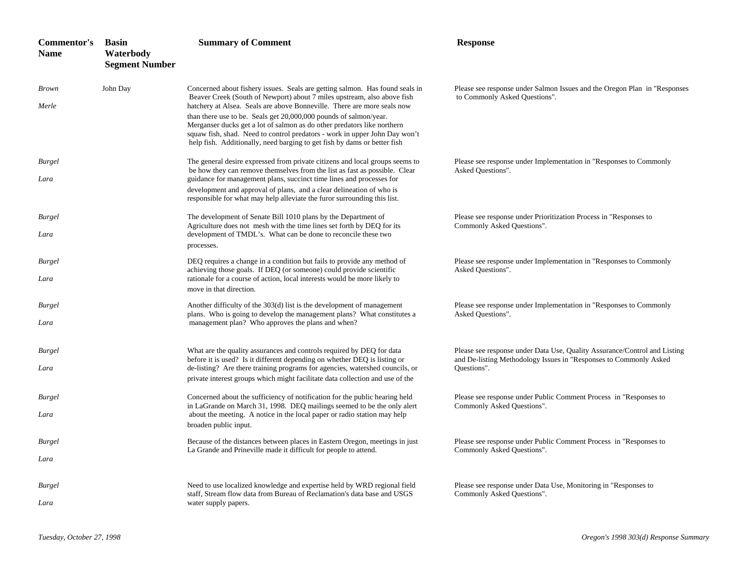| Commentor's Name | Basin Waterbody Segment Number | Summary of Comment | Response |
|---|---|---|---|
| *Brown Merle* | John Day | Concerned about fishery issues. Seals are getting salmon. Has found seals in Beaver Creek (South of Newport) about 7 miles upstream, also above fish hatchery at Alsea. Seals are above Bonneville. There are more seals now than there use to be. Seals get 20,000,000 pounds of salmon/year. Merganser ducks get a lot of salmon as do other predators like northern squaw fish, shad. Need to control predators - work in upper John Day won't help fish. Additionally, need barging to get fish by dams or better fish | Please see response under Salmon Issues and the Oregon Plan in "Responses to Commonly Asked Questions". |
| *Burgel Lara* | | The general desire expressed from private citizens and local groups seems to be how they can remove themselves from the list as fast as possible. Clear guidance for management plans, succinct time lines and processes for development and approval of plans, and a clear delineation of who is responsible for what may help alleviate the furor surrounding this list. | Please see response under Implementation in "Responses to Commonly Asked Questions". |
| *Burgel Lara* | | The development of Senate Bill 1010 plans by the Department of Agriculture does not mesh with the time lines set forth by DEQ for its development of TMDL's. What can be done to reconcile these two processes. | Please see response under Prioritization Process in "Responses to Commonly Asked Questions". |
| *Burgel Lara* | | DEQ requires a change in a condition but fails to provide any method of achieving those goals. If DEQ (or someone) could provide scientific rationale for a course of action, local interests would be more likely to move in that direction. | Please see response under Implementation in "Responses to Commonly Asked Questions". |
| *Burgel Lara* | | Another difficulty of the 303(d) list is the development of management plans. Who is going to develop the management plans? What constitutes a management plan? Who approves the plans and when? | Please see response under Implementation in "Responses to Commonly Asked Questions". |
| *Burgel Lara* | | What are the quality assurances and controls required by DEQ for data before it is used? Is it different depending on whether DEQ is listing or de-listing? Are there training programs for agencies, watershed councils, or private interest groups which might facilitate data collection and use of the | Please see response under Data Use, Quality Assurance/Control and Listing and De-listing Methodology Issues in "Responses to Commonly Asked Questions". |
| *Burgel Lara* | | Concerned about the sufficiency of notification for the public hearing held in LaGrande on March 31, 1998. DEQ mailings seemed to be the only alert about the meeting. A notice in the local paper or radio station may help broaden public input. | Please see response under Public Comment Process in "Responses to Commonly Asked Questions". |
| *Burgel Lara* | | Because of the distances between places in Eastern Oregon, meetings in just La Grande and Prineville made it difficult for people to attend. | Please see response under Public Comment Process in "Responses to Commonly Asked Questions". |
| *Burgel Lara* | | Need to use localized knowledge and expertise held by WRD regional field staff, Stream flow data from Bureau of Reclamation's data base and USGS water supply papers. | Please see response under Data Use, Monitoring in "Responses to Commonly Asked Questions". |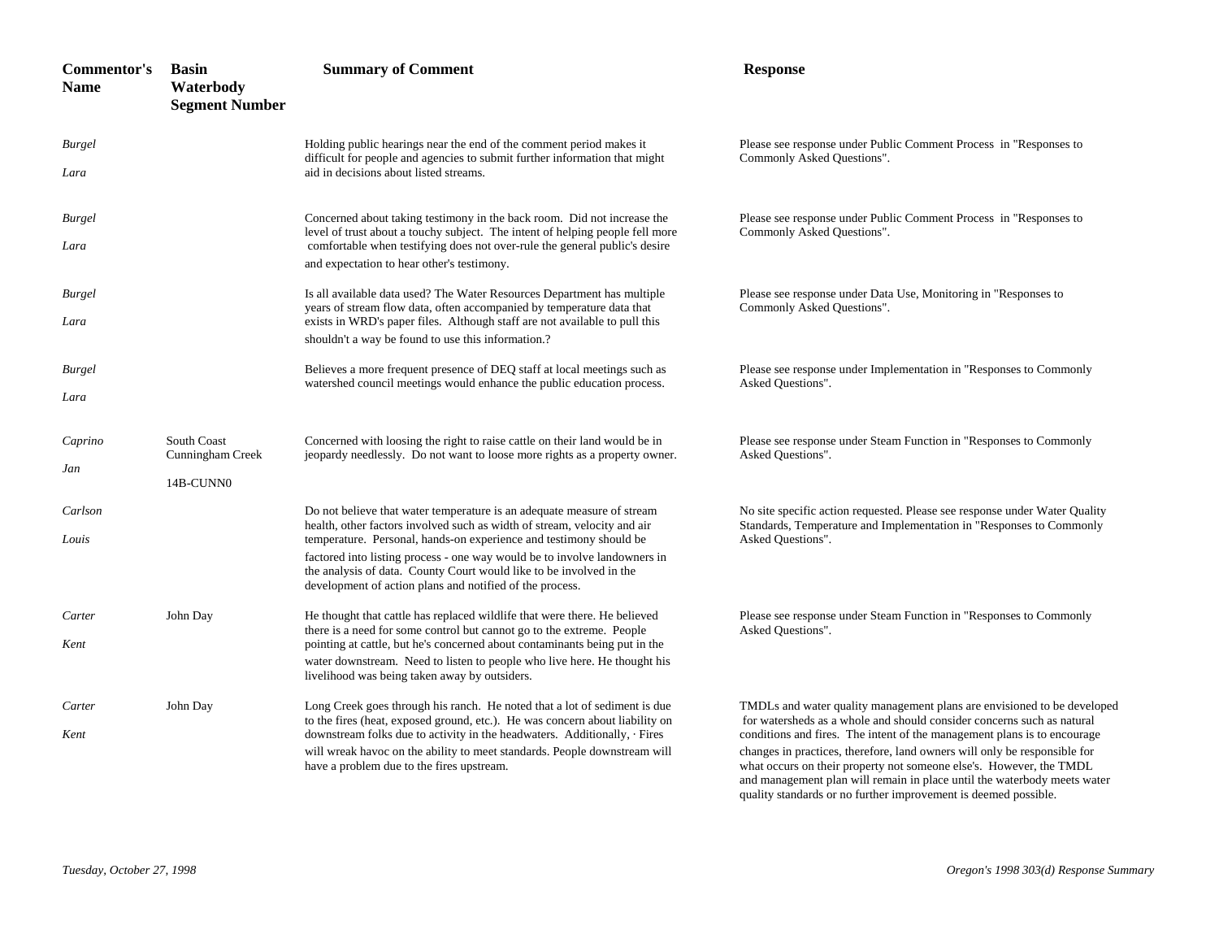| Commentor's Name | Basin Waterbody Segment Number | Summary of Comment | Response |
|---|---|---|---|
| *Burgel* *Lara* | | Holding public hearings near the end of the comment period makes it difficult for people and agencies to submit further information that might aid in decisions about listed streams. | Please see response under Public Comment Process in "Responses to Commonly Asked Questions". |
| *Burgel* *Lara* | | Concerned about taking testimony in the back room. Did not increase the level of trust about a touchy subject. The intent of helping people fell more comfortable when testifying does not over-rule the general public's desire and expectation to hear other's testimony. | Please see response under Public Comment Process in "Responses to Commonly Asked Questions". |
| *Burgel* *Lara* | | Is all available data used? The Water Resources Department has multiple years of stream flow data, often accompanied by temperature data that exists in WRD's paper files. Although staff are not available to pull this shouldn't a way be found to use this information.? | Please see response under Data Use, Monitoring in "Responses to Commonly Asked Questions". |
| *Burgel* *Lara* | | Believes a more frequent presence of DEQ staff at local meetings such as watershed council meetings would enhance the public education process. | Please see response under Implementation in "Responses to Commonly Asked Questions". |
| *Caprino* *Jan* | South Coast Cunningham Creek 14B-CUNN0 | Concerned with loosing the right to raise cattle on their land would be in jeopardy needlessly. Do not want to loose more rights as a property owner. | Please see response under Steam Function in "Responses to Commonly Asked Questions". |
| *Carlson* *Louis* | | Do not believe that water temperature is an adequate measure of stream health, other factors involved such as width of stream, velocity and air temperature. Personal, hands-on experience and testimony should be factored into listing process - one way would be to involve landowners in the analysis of data. County Court would like to be involved in the development of action plans and notified of the process. | No site specific action requested. Please see response under Water Quality Standards, Temperature and Implementation in "Responses to Commonly Asked Questions". |
| *Carter* *Kent* | John Day | He thought that cattle has replaced wildlife that were there. He believed there is a need for some control but cannot go to the extreme. People pointing at cattle, but he's concerned about contaminants being put in the water downstream. Need to listen to people who live here. He thought his livelihood was being taken away by outsiders. | Please see response under Steam Function in "Responses to Commonly Asked Questions". |
| *Carter* *Kent* | John Day | Long Creek goes through his ranch. He noted that a lot of sediment is due to the fires (heat, exposed ground, etc.). He was concern about liability on downstream folks due to activity in the headwaters. Additionally, · Fires will wreak havoc on the ability to meet standards. People downstream will have a problem due to the fires upstream. | TMDLs and water quality management plans are envisioned to be developed for watersheds as a whole and should consider concerns such as natural conditions and fires. The intent of the management plans is to encourage changes in practices, therefore, land owners will only be responsible for what occurs on their property not someone else's. However, the TMDL and management plan will remain in place until the waterbody meets water quality standards or no further improvement is deemed possible. |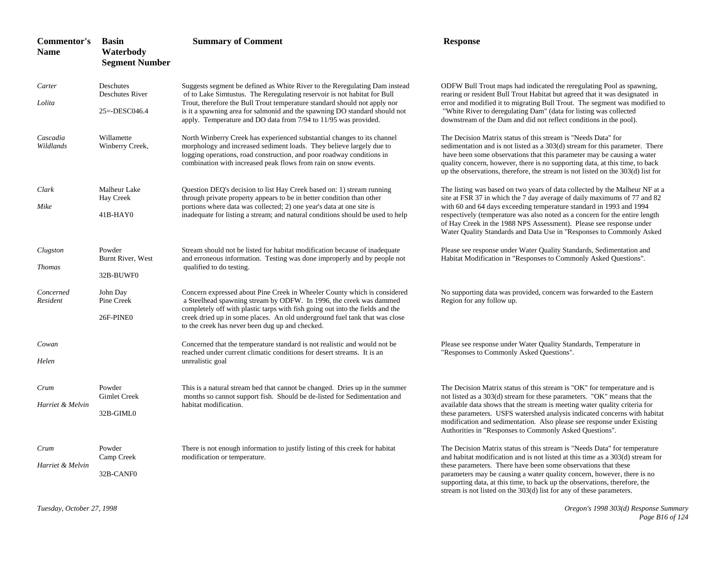| Commentor's Name | Basin Waterbody Segment Number | Summary of Comment | Response |
|---|---|---|---|
| *Carter* *Lolita* | Deschutes Deschutes River 25=-DESC046.4 | Suggests segment be defined as White River to the Reregulating Dam instead of to Lake Simtustus. The Reregulating reservoir is not habitat for Bull Trout, therefore the Bull Trout temperature standard should not apply nor is it a spawning area for salmonid and the spawning DO standard should not apply. Temperature and DO data from 7/94 to 11/95 was provided. | ODFW Bull Trout maps had indicated the reregulating Pool as spawning, rearing or resident Bull Trout Habitat but agreed that it was designated in error and modified it to migrating Bull Trout. The segment was modified to "White River to deregulating Dam" (data for listing was collected downstream of the Dam and did not reflect conditions in the pool). |
| *Cascadia Wildlands* | Willamette Winberry Creek, | North Winberry Creek has experienced substantial changes to its channel morphology and increased sediment loads. They believe largely due to logging operations, road construction, and poor roadway conditions in combination with increased peak flows from rain on snow events. | The Decision Matrix status of this stream is "Needs Data" for sedimentation and is not listed as a 303(d) stream for this parameter. There have been some observations that this parameter may be causing a water quality concern, however, there is no supporting data, at this time, to back up the observations, therefore, the stream is not listed on the 303(d) list for |
| *Clark* *Mike* | Malheur Lake Hay Creek 41B-HAY0 | Question DEQ's decision to list Hay Creek based on: 1) stream running through private property appears to be in better condition than other portions where data was collected; 2) one year's data at one site is inadequate for listing a stream; and natural conditions should be used to help | The listing was based on two years of data collected by the Malheur NF at a site at FSR 37 in which the 7 day average of daily maximums of 77 and 82 with 60 and 64 days exceeding temperature standard in 1993 and 1994 respectively (temperature was also noted as a concern for the entire length of Hay Creek in the 1988 NPS Assessment). Please see response under Water Quality Standards and Data Use in "Responses to Commonly Asked |
| *Clugston* *Thomas* | Powder Burnt River, West 32B-BUWF0 | Stream should not be listed for habitat modification because of inadequate and erroneous information. Testing was done improperly and by people not qualified to do testing. | Please see response under Water Quality Standards, Sedimentation and Habitat Modification in "Responses to Commonly Asked Questions". |
| *Concerned Resident* | John Day Pine Creek 26F-PINE0 | Concern expressed about Pine Creek in Wheeler County which is considered a Steelhead spawning stream by ODFW. In 1996, the creek was dammed completely off with plastic tarps with fish going out into the fields and the creek dried up in some places. An old underground fuel tank that was close to the creek has never been dug up and checked. | No supporting data was provided, concern was forwarded to the Eastern Region for any follow up. |
| *Cowan* *Helen* | | Concerned that the temperature standard is not realistic and would not be reached under current climatic conditions for desert streams. It is an unrealistic goal | Please see response under Water Quality Standards, Temperature in "Responses to Commonly Asked Questions". |
| *Crum* *Harriet & Melvin* | Powder Gimlet Creek 32B-GIML0 | This is a natural stream bed that cannot be changed. Dries up in the summer months so cannot support fish. Should be de-listed for Sedimentation and habitat modification. | The Decision Matrix status of this stream is "OK" for temperature and is not listed as a 303(d) stream for these parameters. "OK" means that the available data shows that the stream is meeting water quality criteria for these parameters. USFS watershed analysis indicated concerns with habitat modification and sedimentation. Also please see response under Existing Authorities in "Responses to Commonly Asked Questions". |
| *Crum* *Harriet & Melvin* | Powder Camp Creek 32B-CANF0 | There is not enough information to justify listing of this creek for habitat modification or temperature. | The Decision Matrix status of this stream is "Needs Data" for temperature and habitat modification and is not listed at this time as a 303(d) stream for these parameters. There have been some observations that these parameters may be causing a water quality concern, however, there is no supporting data, at this time, to back up the observations, therefore, the stream is not listed on the 303(d) list for any of these parameters. |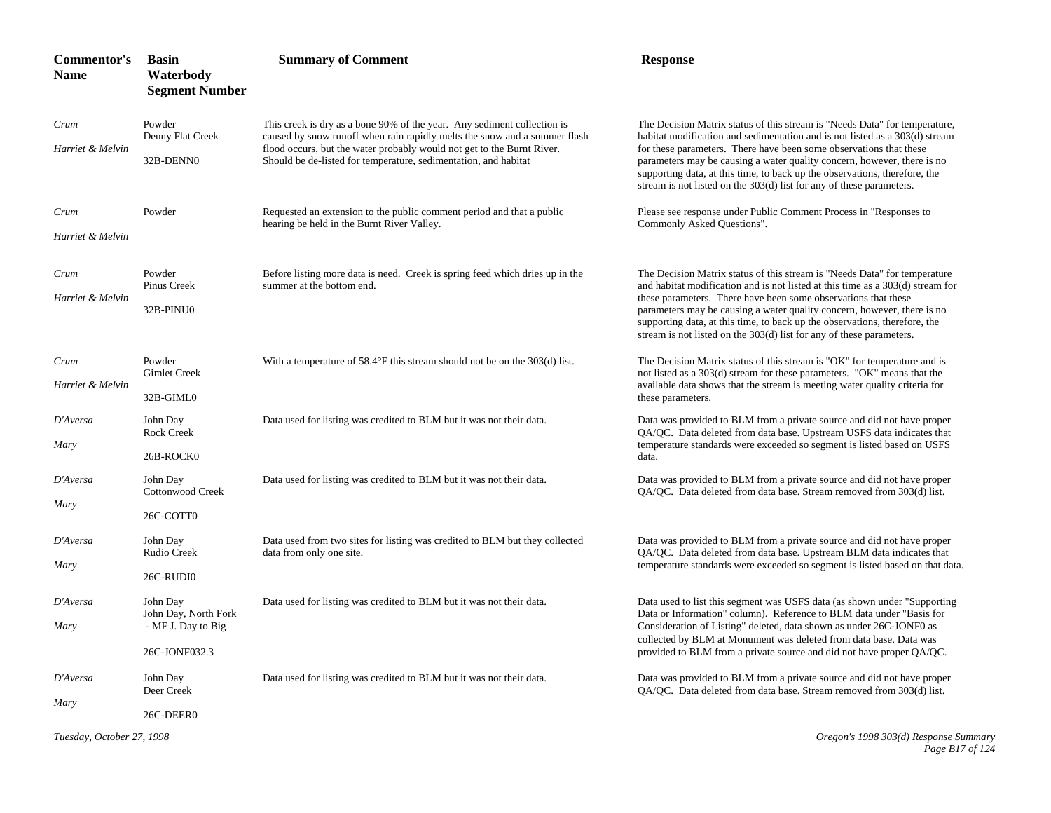| Commentor's Name | Basin Waterbody Segment Number | Summary of Comment | Response |
|---|---|---|---|
| *Crum* *Harriet & Melvin* | Powder Denny Flat Creek 32B-DENN0 | This creek is dry as a bone 90% of the year. Any sediment collection is caused by snow runoff when rain rapidly melts the snow and a summer flash flood occurs, but the water probably would not get to the Burnt River. Should be de-listed for temperature, sedimentation, and habitat | The Decision Matrix status of this stream is "Needs Data" for temperature, habitat modification and sedimentation and is not listed as a 303(d) stream for these parameters. There have been some observations that these parameters may be causing a water quality concern, however, there is no supporting data, at this time, to back up the observations, therefore, the stream is not listed on the 303(d) list for any of these parameters. |
| *Crum* *Harriet & Melvin* | Powder | Requested an extension to the public comment period and that a public hearing be held in the Burnt River Valley. | Please see response under Public Comment Process in "Responses to Commonly Asked Questions". |
| *Crum* *Harriet & Melvin* | Powder Pinus Creek 32B-PINU0 | Before listing more data is need. Creek is spring feed which dries up in the summer at the bottom end. | The Decision Matrix status of this stream is "Needs Data" for temperature and habitat modification and is not listed at this time as a 303(d) stream for these parameters. There have been some observations that these parameters may be causing a water quality concern, however, there is no supporting data, at this time, to back up the observations, therefore, the stream is not listed on the 303(d) list for any of these parameters. |
| *Crum* *Harriet & Melvin* | Powder Gimlet Creek 32B-GIML0 | With a temperature of 58.4°F this stream should not be on the 303(d) list. | The Decision Matrix status of this stream is "OK" for temperature and is not listed as a 303(d) stream for these parameters. "OK" means that the available data shows that the stream is meeting water quality criteria for these parameters. |
| *D'Aversa* *Mary* | John Day Rock Creek 26B-ROCK0 | Data used for listing was credited to BLM but it was not their data. | Data was provided to BLM from a private source and did not have proper QA/QC. Data deleted from data base. Upstream USFS data indicates that temperature standards were exceeded so segment is listed based on USFS data. |
| *D'Aversa* *Mary* | John Day Cottonwood Creek 26C-COTT0 | Data used for listing was credited to BLM but it was not their data. | Data was provided to BLM from a private source and did not have proper QA/QC. Data deleted from data base. Stream removed from 303(d) list. |
| *D'Aversa* *Mary* | John Day Rudio Creek 26C-RUDI0 | Data used from two sites for listing was credited to BLM but they collected data from only one site. | Data was provided to BLM from a private source and did not have proper QA/QC. Data deleted from data base. Upstream BLM data indicates that temperature standards were exceeded so segment is listed based on that data. |
| *D'Aversa* *Mary* | John Day John Day, North Fork - MF J. Day to Big 26C-JONF032.3 | Data used for listing was credited to BLM but it was not their data. | Data used to list this segment was USFS data (as shown under "Supporting Data or Information" column). Reference to BLM data under "Basis for Consideration of Listing" deleted, data shown as under 26C-JONF0 as collected by BLM at Monument was deleted from data base. Data was provided to BLM from a private source and did not have proper QA/QC. |
| *D'Aversa* *Mary* | John Day Deer Creek 26C-DEER0 | Data used for listing was credited to BLM but it was not their data. | Data was provided to BLM from a private source and did not have proper QA/QC. Data deleted from data base. Stream removed from 303(d) list. |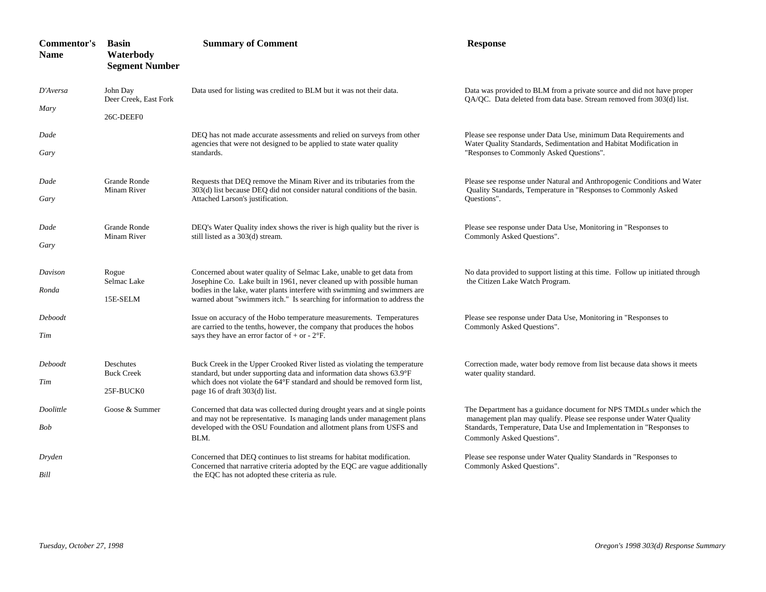| Commentor's Name | Basin Waterbody Segment Number | Summary of Comment | Response |
|---|---|---|---|
| *D'Aversa Mary* | John Day Deer Creek, East Fork 26C-DEEF0 | Data used for listing was credited to BLM but it was not their data. | Data was provided to BLM from a private source and did not have proper QA/QC. Data deleted from data base. Stream removed from 303(d) list. |
| *Dade Gary* | | DEQ has not made accurate assessments and relied on surveys from other agencies that were not designed to be applied to state water quality standards. | Please see response under Data Use, minimum Data Requirements and Water Quality Standards, Sedimentation and Habitat Modification in "Responses to Commonly Asked Questions". |
| *Dade Gary* | Grande Ronde Minam River | Requests that DEQ remove the Minam River and its tributaries from the 303(d) list because DEQ did not consider natural conditions of the basin. Attached Larson's justification. | Please see response under Natural and Anthropogenic Conditions and Water Quality Standards, Temperature in "Responses to Commonly Asked Questions". |
| *Dade Gary* | Grande Ronde Minam River | DEQ's Water Quality index shows the river is high quality but the river is still listed as a 303(d) stream. | Please see response under Data Use, Monitoring in "Responses to Commonly Asked Questions". |
| *Davison Ronda* | Rogue Selmac Lake 15E-SELM | Concerned about water quality of Selmac Lake, unable to get data from Josephine Co. Lake built in 1961, never cleaned up with possible human bodies in the lake, water plants interfere with swimming and swimmers are warned about "swimmers itch." Is searching for information to address the | No data provided to support listing at this time. Follow up initiated through the Citizen Lake Watch Program. |
| *Deboodt Tim* | | Issue on accuracy of the Hobo temperature measurements. Temperatures are carried to the tenths, however, the company that produces the hobos says they have an error factor of + or - 2°F. | Please see response under Data Use, Monitoring in "Responses to Commonly Asked Questions". |
| *Deboodt Tim* | Deschutes Buck Creek 25F-BUCK0 | Buck Creek in the Upper Crooked River listed as violating the temperature standard, but under supporting data and information data shows 63.9°F which does not violate the 64°F standard and should be removed form list, page 16 of draft 303(d) list. | Correction made, water body remove from list because data shows it meets water quality standard. |
| *Doolittle Bob* | Goose & Summer | Concerned that data was collected during drought years and at single points and may not be representative. Is managing lands under management plans developed with the OSU Foundation and allotment plans from USFS and BLM. | The Department has a guidance document for NPS TMDLs under which the management plan may qualify. Please see response under Water Quality Standards, Temperature, Data Use and Implementation in "Responses to Commonly Asked Questions". |
| *Dryden Bill* | | Concerned that DEQ continues to list streams for habitat modification. Concerned that narrative criteria adopted by the EQC are vague additionally the EQC has not adopted these criteria as rule. | Please see response under Water Quality Standards in "Responses to Commonly Asked Questions". |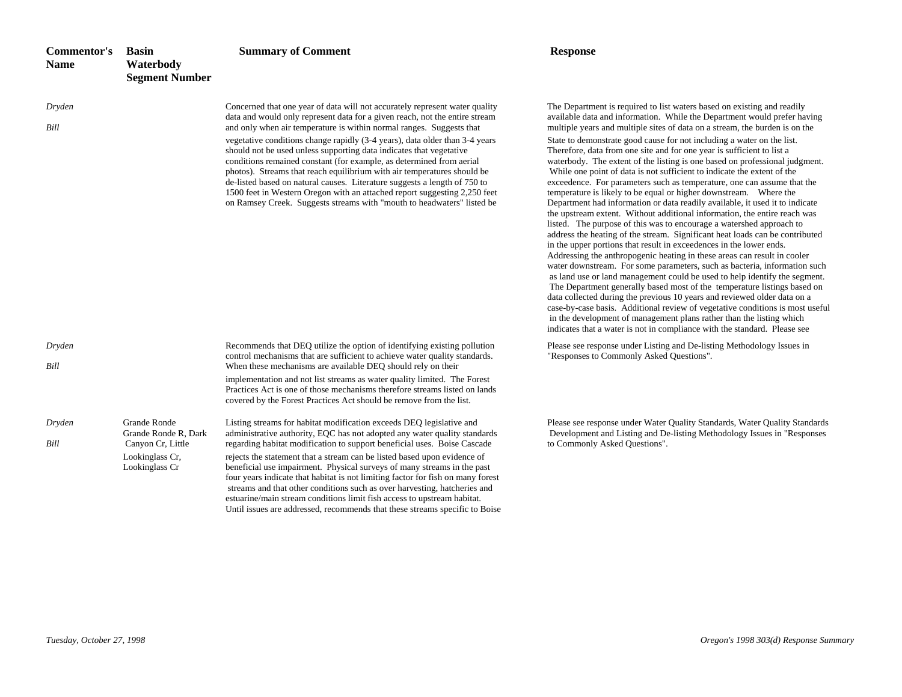| Commentor's Name | Basin Waterbody Segment Number | Summary of Comment | Response |
|---|---|---|---|
| *Dryden* *Bill* | | Concerned that one year of data will not accurately represent water quality data and would only represent data for a given reach, not the entire stream and only when air temperature is within normal ranges. Suggests that vegetative conditions change rapidly (3-4 years), data older than 3-4 years should not be used unless supporting data indicates that vegetative conditions remained constant (for example, as determined from aerial photos). Streams that reach equilibrium with air temperatures should be de-listed based on natural causes. Literature suggests a length of 750 to 1500 feet in Western Oregon with an attached report suggesting 2,250 feet on Ramsey Creek. Suggests streams with "mouth to headwaters" listed be | The Department is required to list waters based on existing and readily available data and information. While the Department would prefer having multiple years and multiple sites of data on a stream, the burden is on the State to demonstrate good cause for not including a water on the list. Therefore, data from one site and for one year is sufficient to list a waterbody. The extent of the listing is one based on professional judgment. While one point of data is not sufficient to indicate the extent of the exceedence. For parameters such as temperature, one can assume that the temperature is likely to be equal or higher downstream. Where the Department had information or data readily available, it used it to indicate the upstream extent. Without additional information, the entire reach was listed. The purpose of this was to encourage a watershed approach to address the heating of the stream. Significant heat loads can be contributed in the upper portions that result in exceedences in the lower ends. Addressing the anthropogenic heating in these areas can result in cooler water downstream. For some parameters, such as bacteria, information such as land use or land management could be used to help identify the segment. The Department generally based most of the temperature listings based on data collected during the previous 10 years and reviewed older data on a case-by-case basis. Additional review of vegetative conditions is most useful in the development of management plans rather than the listing which indicates that a water is not in compliance with the standard. Please see |
| *Dryden* *Bill* | | Recommends that DEQ utilize the option of identifying existing pollution control mechanisms that are sufficient to achieve water quality standards. When these mechanisms are available DEQ should rely on their implementation and not list streams as water quality limited. The Forest Practices Act is one of those mechanisms therefore streams listed on lands covered by the Forest Practices Act should be remove from the list. | Please see response under Listing and De-listing Methodology Issues in "Responses to Commonly Asked Questions". |
| *Dryden* *Bill* | Grande Ronde Grande Ronde R, Dark Canyon Cr, Little Lookinglass Cr, Lookinglass Cr | Listing streams for habitat modification exceeds DEQ legislative and administrative authority, EQC has not adopted any water quality standards regarding habitat modification to support beneficial uses. Boise Cascade rejects the statement that a stream can be listed based upon evidence of beneficial use impairment. Physical surveys of many streams in the past four years indicate that habitat is not limiting factor for fish on many forest streams and that other conditions such as over harvesting, hatcheries and estuarine/main stream conditions limit fish access to upstream habitat. Until issues are addressed, recommends that these streams specific to Boise | Please see response under Water Quality Standards, Water Quality Standards Development and Listing and De-listing Methodology Issues in "Responses to Commonly Asked Questions". |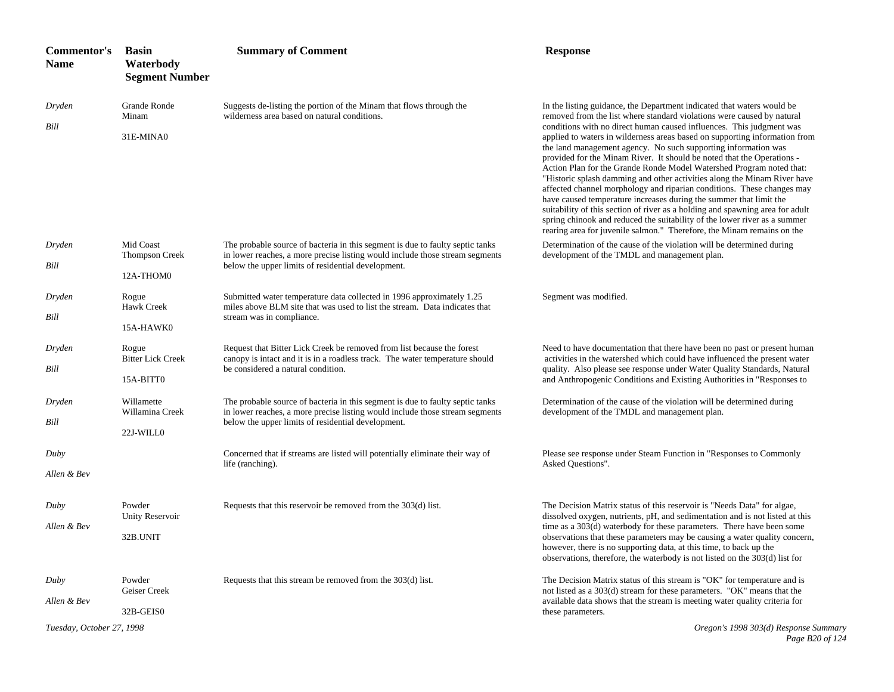| Commentor's Name | Basin Waterbody Segment Number | Summary of Comment | Response |
|---|---|---|---|
| *Dryden Bill* | Grande Ronde Minam 31E-MINA0 | Suggests de-listing the portion of the Minam that flows through the wilderness area based on natural conditions. | In the listing guidance, the Department indicated that waters would be removed from the list where standard violations were caused by natural conditions with no direct human caused influences. This judgment was applied to waters in wilderness areas based on supporting information from the land management agency. No such supporting information was provided for the Minam River. It should be noted that the Operations - Action Plan for the Grande Ronde Model Watershed Program noted that: "Historic splash damming and other activities along the Minam River have affected channel morphology and riparian conditions. These changes may have caused temperature increases during the summer that limit the suitability of this section of river as a holding and spawning area for adult spring chinook and reduced the suitability of the lower river as a summer rearing area for juvenile salmon." Therefore, the Minam remains on the |
| *Dryden Bill* | Mid Coast Thompson Creek 12A-THOM0 | The probable source of bacteria in this segment is due to faulty septic tanks in lower reaches, a more precise listing would include those stream segments below the upper limits of residential development. | Determination of the cause of the violation will be determined during development of the TMDL and management plan. |
| *Dryden Bill* | Rogue Hawk Creek 15A-HAWK0 | Submitted water temperature data collected in 1996 approximately 1.25 miles above BLM site that was used to list the stream. Data indicates that stream was in compliance. | Segment was modified. |
| *Dryden Bill* | Rogue Bitter Lick Creek 15A-BITT0 | Request that Bitter Lick Creek be removed from list because the forest canopy is intact and it is in a roadless track. The water temperature should be considered a natural condition. | Need to have documentation that there have been no past or present human activities in the watershed which could have influenced the present water quality. Also please see response under Water Quality Standards, Natural and Anthropogenic Conditions and Existing Authorities in "Responses to |
| *Dryden Bill* | Willamette Willamina Creek 22J-WILL0 | The probable source of bacteria in this segment is due to faulty septic tanks in lower reaches, a more precise listing would include those stream segments below the upper limits of residential development. | Determination of the cause of the violation will be determined during development of the TMDL and management plan. |
| *Duby Allen & Bev* | | Concerned that if streams are listed will potentially eliminate their way of life (ranching). | Please see response under Steam Function in "Responses to Commonly Asked Questions". |
| *Duby Allen & Bev* | Powder Unity Reservoir 32B.UNIT | Requests that this reservoir be removed from the 303(d) list. | The Decision Matrix status of this reservoir is "Needs Data" for algae, dissolved oxygen, nutrients, pH, and sedimentation and is not listed at this time as a 303(d) waterbody for these parameters. There have been some observations that these parameters may be causing a water quality concern, however, there is no supporting data, at this time, to back up the observations, therefore, the waterbody is not listed on the 303(d) list for |
| *Duby Allen & Bev* | Powder Geiser Creek 32B-GEIS0 | Requests that this stream be removed from the 303(d) list. | The Decision Matrix status of this stream is "OK" for temperature and is not listed as a 303(d) stream for these parameters. "OK" means that the available data shows that the stream is meeting water quality criteria for these parameters. |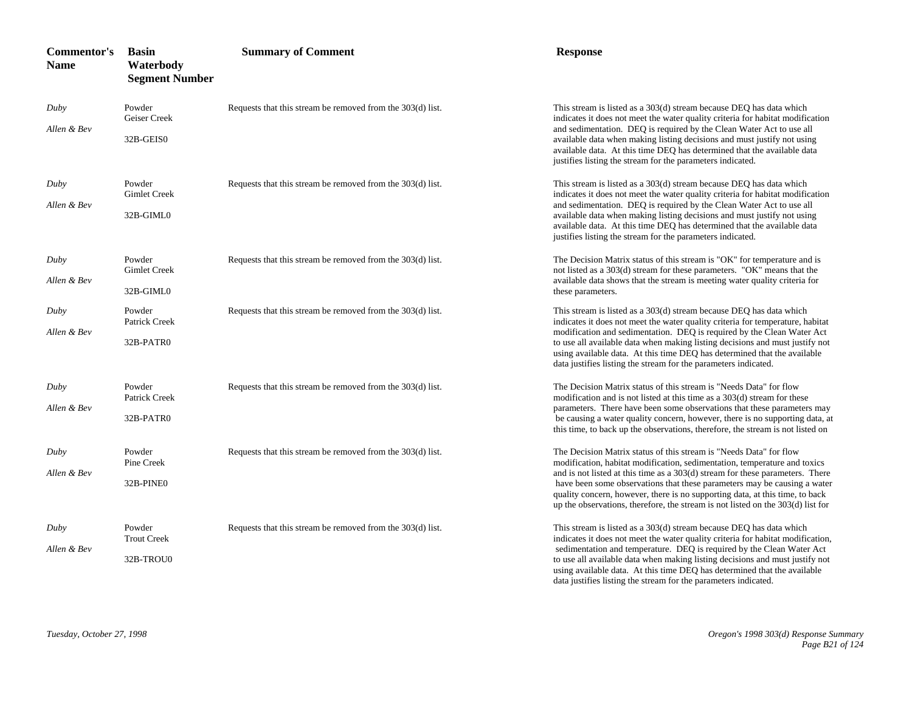| Commentor's Name | Basin Waterbody Segment Number | Summary of Comment | Response |
|---|---|---|---|
| *Duby* *Allen & Bev* | Powder Geiser Creek 32B-GEIS0 | Requests that this stream be removed from the 303(d) list. | This stream is listed as a 303(d) stream because DEQ has data which indicates it does not meet the water quality criteria for habitat modification and sedimentation. DEQ is required by the Clean Water Act to use all available data when making listing decisions and must justify not using available data. At this time DEQ has determined that the available data justifies listing the stream for the parameters indicated. |
| *Duby* *Allen & Bev* | Powder Gimlet Creek 32B-GIML0 | Requests that this stream be removed from the 303(d) list. | This stream is listed as a 303(d) stream because DEQ has data which indicates it does not meet the water quality criteria for habitat modification and sedimentation. DEQ is required by the Clean Water Act to use all available data when making listing decisions and must justify not using available data. At this time DEQ has determined that the available data justifies listing the stream for the parameters indicated. |
| *Duby* *Allen & Bev* | Powder Gimlet Creek 32B-GIML0 | Requests that this stream be removed from the 303(d) list. | The Decision Matrix status of this stream is "OK" for temperature and is not listed as a 303(d) stream for these parameters. "OK" means that the available data shows that the stream is meeting water quality criteria for these parameters. |
| *Duby* *Allen & Bev* | Powder Patrick Creek 32B-PATR0 | Requests that this stream be removed from the 303(d) list. | This stream is listed as a 303(d) stream because DEQ has data which indicates it does not meet the water quality criteria for temperature, habitat modification and sedimentation. DEQ is required by the Clean Water Act to use all available data when making listing decisions and must justify not using available data. At this time DEQ has determined that the available data justifies listing the stream for the parameters indicated. |
| *Duby* *Allen & Bev* | Powder Patrick Creek 32B-PATR0 | Requests that this stream be removed from the 303(d) list. | The Decision Matrix status of this stream is "Needs Data" for flow modification and is not listed at this time as a 303(d) stream for these parameters. There have been some observations that these parameters may be causing a water quality concern, however, there is no supporting data, at this time, to back up the observations, therefore, the stream is not listed on |
| *Duby* *Allen & Bev* | Powder Pine Creek 32B-PINE0 | Requests that this stream be removed from the 303(d) list. | The Decision Matrix status of this stream is "Needs Data" for flow modification, habitat modification, sedimentation, temperature and toxics and is not listed at this time as a 303(d) stream for these parameters. There have been some observations that these parameters may be causing a water quality concern, however, there is no supporting data, at this time, to back up the observations, therefore, the stream is not listed on the 303(d) list for |
| *Duby* *Allen & Bev* | Powder Trout Creek 32B-TROU0 | Requests that this stream be removed from the 303(d) list. | This stream is listed as a 303(d) stream because DEQ has data which indicates it does not meet the water quality criteria for habitat modification, sedimentation and temperature. DEQ is required by the Clean Water Act to use all available data when making listing decisions and must justify not using available data. At this time DEQ has determined that the available data justifies listing the stream for the parameters indicated. |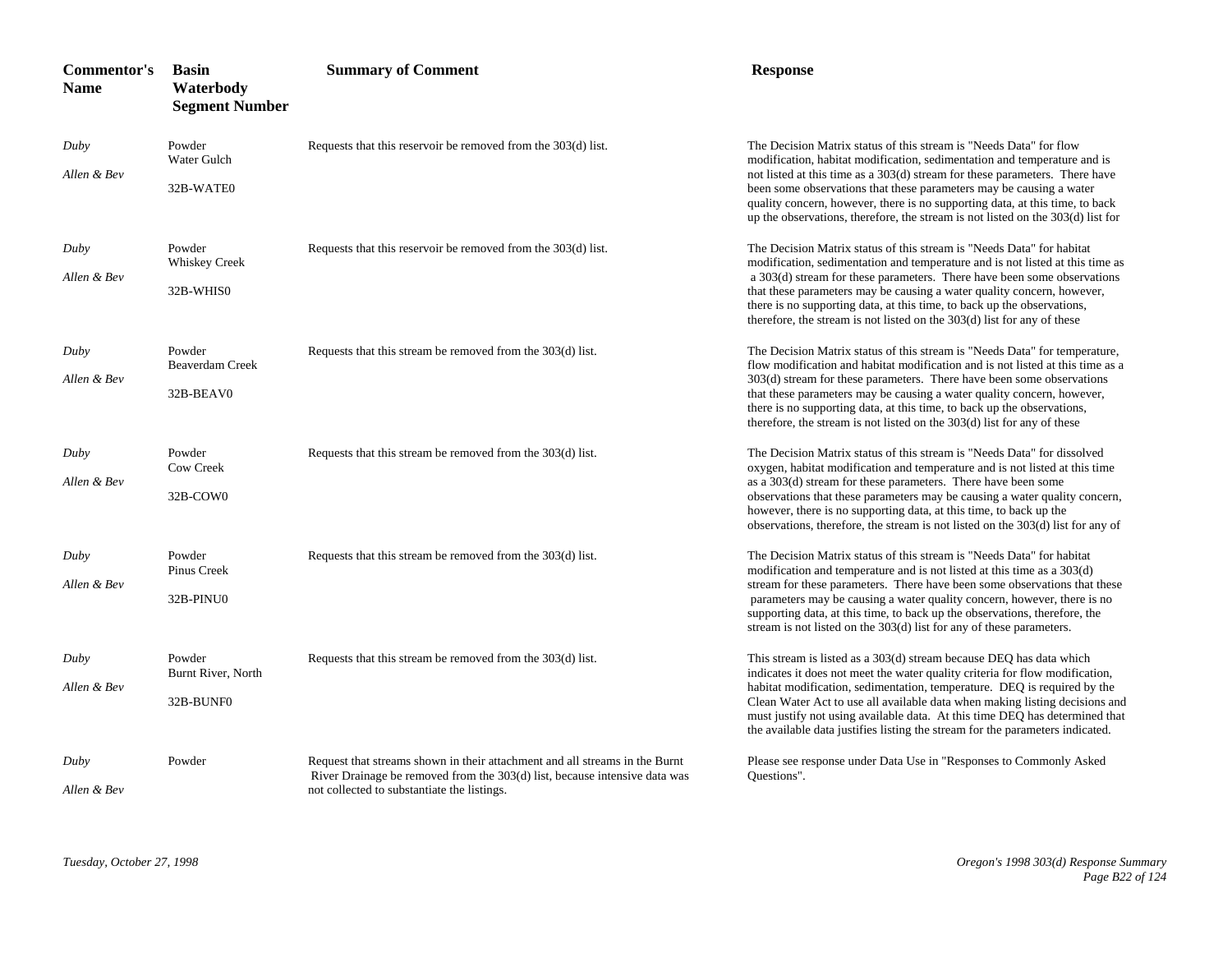| Commentor's Name | Basin Waterbody Segment Number | Summary of Comment | Response |
|---|---|---|---|
| *Duby* *Allen & Bev* | Powder Water Gulch 32B-WATE0 | Requests that this reservoir be removed from the 303(d) list. | The Decision Matrix status of this stream is "Needs Data" for flow modification, habitat modification, sedimentation and temperature and is not listed at this time as a 303(d) stream for these parameters. There have been some observations that these parameters may be causing a water quality concern, however, there is no supporting data, at this time, to back up the observations, therefore, the stream is not listed on the 303(d) list for |
| *Duby* *Allen & Bev* | Powder Whiskey Creek 32B-WHIS0 | Requests that this reservoir be removed from the 303(d) list. | The Decision Matrix status of this stream is "Needs Data" for habitat modification, sedimentation and temperature and is not listed at this time as a 303(d) stream for these parameters. There have been some observations that these parameters may be causing a water quality concern, however, there is no supporting data, at this time, to back up the observations, therefore, the stream is not listed on the 303(d) list for any of these |
| *Duby* *Allen & Bev* | Powder Beaverdam Creek 32B-BEAV0 | Requests that this stream be removed from the 303(d) list. | The Decision Matrix status of this stream is "Needs Data" for temperature, flow modification and habitat modification and is not listed at this time as a 303(d) stream for these parameters. There have been some observations that these parameters may be causing a water quality concern, however, there is no supporting data, at this time, to back up the observations, therefore, the stream is not listed on the 303(d) list for any of these |
| *Duby* *Allen & Bev* | Powder Cow Creek 32B-COW0 | Requests that this stream be removed from the 303(d) list. | The Decision Matrix status of this stream is "Needs Data" for dissolved oxygen, habitat modification and temperature and is not listed at this time as a 303(d) stream for these parameters. There have been some observations that these parameters may be causing a water quality concern, however, there is no supporting data, at this time, to back up the observations, therefore, the stream is not listed on the 303(d) list for any of |
| *Duby* *Allen & Bev* | Powder Pinus Creek 32B-PINU0 | Requests that this stream be removed from the 303(d) list. | The Decision Matrix status of this stream is "Needs Data" for habitat modification and temperature and is not listed at this time as a 303(d) stream for these parameters. There have been some observations that these parameters may be causing a water quality concern, however, there is no supporting data, at this time, to back up the observations, therefore, the stream is not listed on the 303(d) list for any of these parameters. |
| *Duby* *Allen & Bev* | Powder Burnt River, North 32B-BUNF0 | Requests that this stream be removed from the 303(d) list. | This stream is listed as a 303(d) stream because DEQ has data which indicates it does not meet the water quality criteria for flow modification, habitat modification, sedimentation, temperature. DEQ is required by the Clean Water Act to use all available data when making listing decisions and must justify not using available data. At this time DEQ has determined that the available data justifies listing the stream for the parameters indicated. |
| *Duby* *Allen & Bev* | Powder | Request that streams shown in their attachment and all streams in the Burnt River Drainage be removed from the 303(d) list, because intensive data was not collected to substantiate the listings. | Please see response under Data Use in "Responses to Commonly Asked Questions". |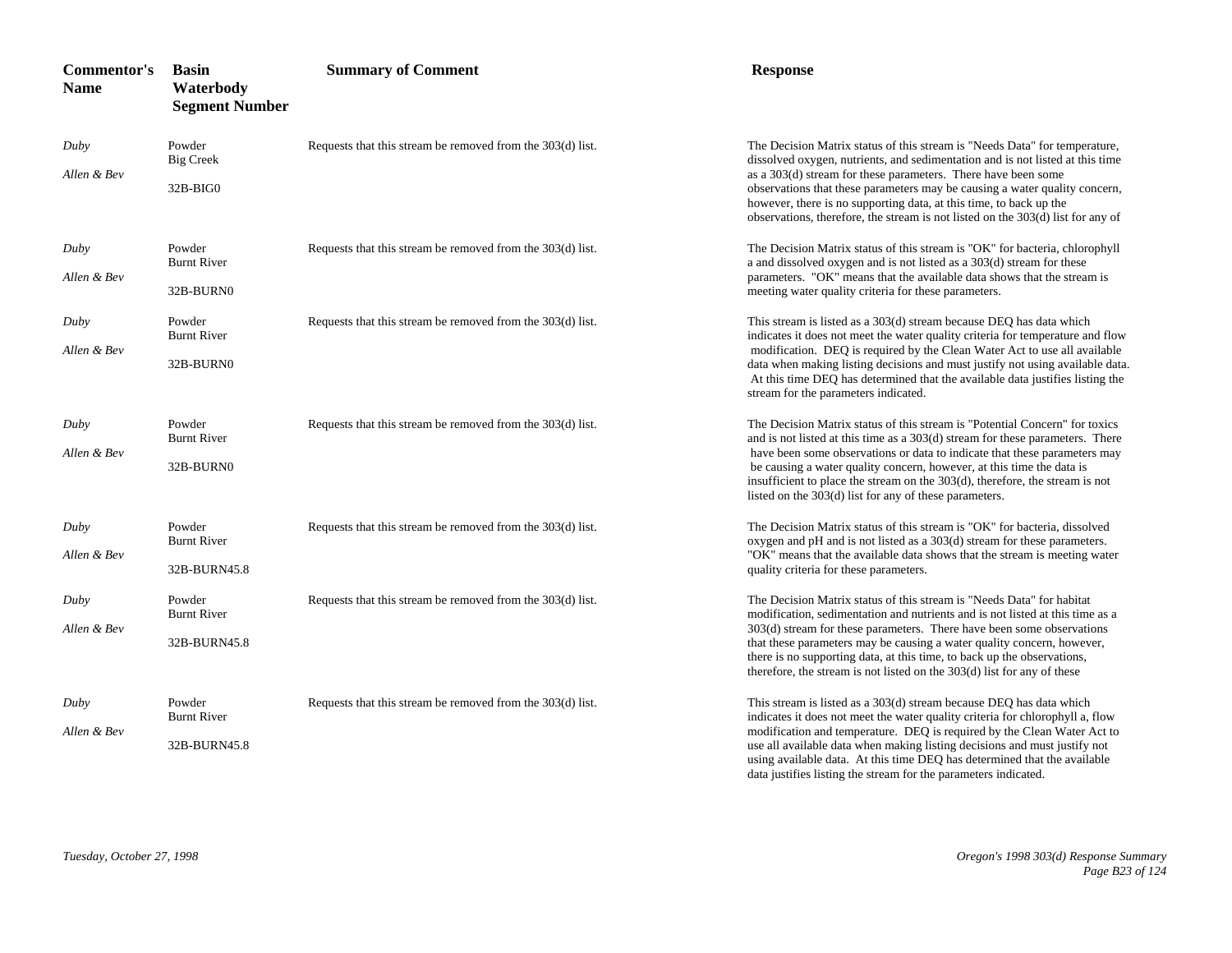| Commentor's Name | Basin Waterbody Segment Number | Summary of Comment | Response |
|---|---|---|---|
| *Duby*<br>*Allen & Bev* | Powder<br>Big Creek<br>32B-BIG0 | Requests that this stream be removed from the 303(d) list. | The Decision Matrix status of this stream is "Needs Data" for temperature, dissolved oxygen, nutrients, and sedimentation and is not listed at this time as a 303(d) stream for these parameters. There have been some observations that these parameters may be causing a water quality concern, however, there is no supporting data, at this time, to back up the observations, therefore, the stream is not listed on the 303(d) list for any of |
| *Duby*<br>*Allen & Bev* | Powder<br>Burnt River<br>32B-BURN0 | Requests that this stream be removed from the 303(d) list. | The Decision Matrix status of this stream is "OK" for bacteria, chlorophyll a and dissolved oxygen and is not listed as a 303(d) stream for these parameters. "OK" means that the available data shows that the stream is meeting water quality criteria for these parameters. |
| *Duby*<br>*Allen & Bev* | Powder<br>Burnt River<br>32B-BURN0 | Requests that this stream be removed from the 303(d) list. | This stream is listed as a 303(d) stream because DEQ has data which indicates it does not meet the water quality criteria for temperature and flow modification. DEQ is required by the Clean Water Act to use all available data when making listing decisions and must justify not using available data. At this time DEQ has determined that the available data justifies listing the stream for the parameters indicated. |
| *Duby*<br>*Allen & Bev* | Powder<br>Burnt River<br>32B-BURN0 | Requests that this stream be removed from the 303(d) list. | The Decision Matrix status of this stream is "Potential Concern" for toxics and is not listed at this time as a 303(d) stream for these parameters. There have been some observations or data to indicate that these parameters may be causing a water quality concern, however, at this time the data is insufficient to place the stream on the 303(d), therefore, the stream is not listed on the 303(d) list for any of these parameters. |
| *Duby*<br>*Allen & Bev* | Powder<br>Burnt River<br>32B-BURN45.8 | Requests that this stream be removed from the 303(d) list. | The Decision Matrix status of this stream is "OK" for bacteria, dissolved oxygen and pH and is not listed as a 303(d) stream for these parameters. "OK" means that the available data shows that the stream is meeting water quality criteria for these parameters. |
| *Duby*<br>*Allen & Bev* | Powder<br>Burnt River<br>32B-BURN45.8 | Requests that this stream be removed from the 303(d) list. | The Decision Matrix status of this stream is "Needs Data" for habitat modification, sedimentation and nutrients and is not listed at this time as a 303(d) stream for these parameters. There have been some observations that these parameters may be causing a water quality concern, however, there is no supporting data, at this time, to back up the observations, therefore, the stream is not listed on the 303(d) list for any of these |
| *Duby*<br>*Allen & Bev* | Powder<br>Burnt River<br>32B-BURN45.8 | Requests that this stream be removed from the 303(d) list. | This stream is listed as a 303(d) stream because DEQ has data which indicates it does not meet the water quality criteria for chlorophyll a, flow modification and temperature. DEQ is required by the Clean Water Act to use all available data when making listing decisions and must justify not using available data. At this time DEQ has determined that the available data justifies listing the stream for the parameters indicated. |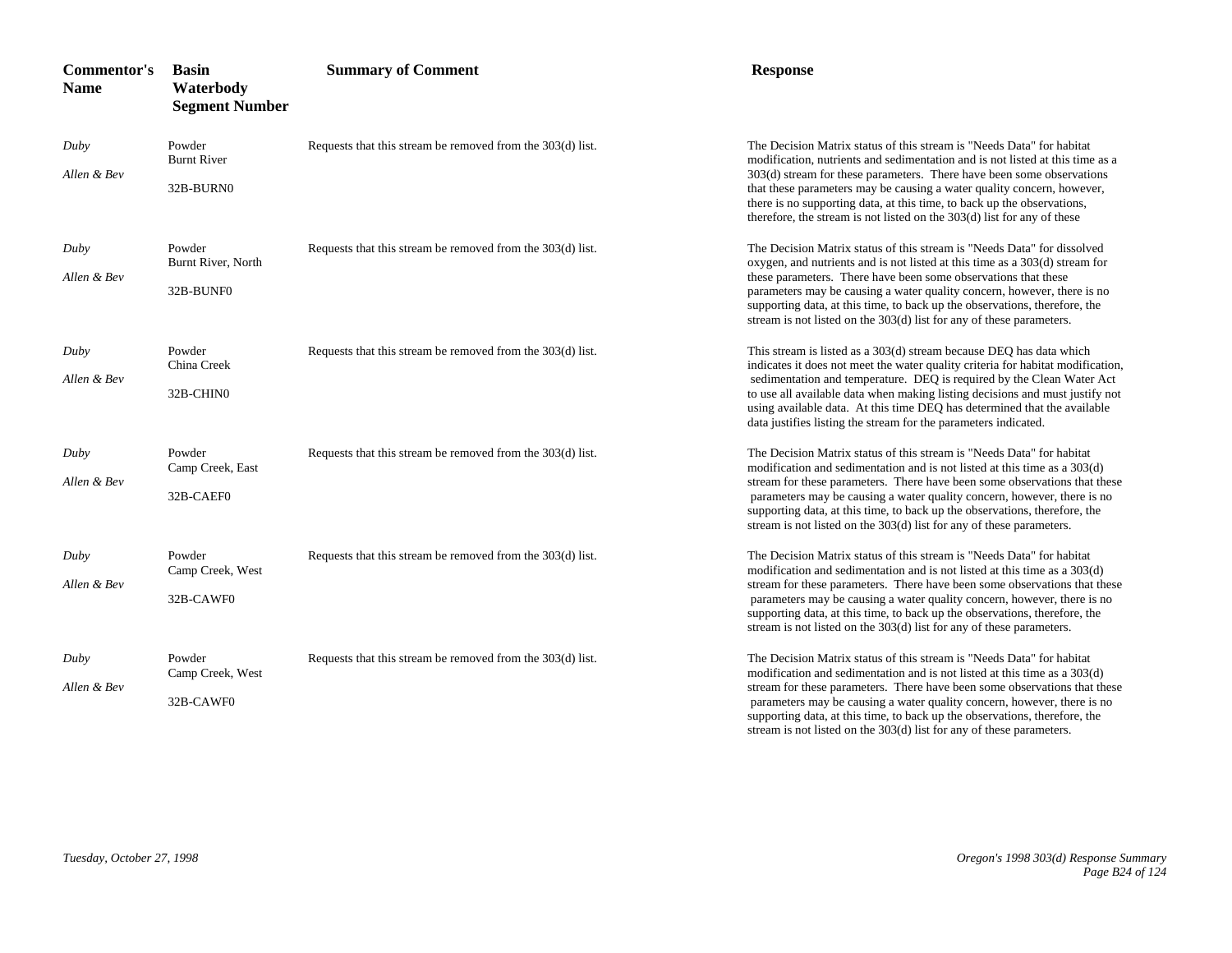| Commentor's Name | Basin Waterbody Segment Number | Summary of Comment | Response |
|---|---|---|---|
| *Duby* *Allen & Bev* | Powder Burnt River 32B-BURN0 | Requests that this stream be removed from the 303(d) list. | The Decision Matrix status of this stream is "Needs Data" for habitat modification, nutrients and sedimentation and is not listed at this time as a 303(d) stream for these parameters. There have been some observations that these parameters may be causing a water quality concern, however, there is no supporting data, at this time, to back up the observations, therefore, the stream is not listed on the 303(d) list for any of these |
| *Duby* *Allen & Bev* | Powder Burnt River, North 32B-BUNF0 | Requests that this stream be removed from the 303(d) list. | The Decision Matrix status of this stream is "Needs Data" for dissolved oxygen, and nutrients and is not listed at this time as a 303(d) stream for these parameters. There have been some observations that these parameters may be causing a water quality concern, however, there is no supporting data, at this time, to back up the observations, therefore, the stream is not listed on the 303(d) list for any of these parameters. |
| *Duby* *Allen & Bev* | Powder China Creek 32B-CHIN0 | Requests that this stream be removed from the 303(d) list. | This stream is listed as a 303(d) stream because DEQ has data which indicates it does not meet the water quality criteria for habitat modification, sedimentation and temperature. DEQ is required by the Clean Water Act to use all available data when making listing decisions and must justify not using available data. At this time DEQ has determined that the available data justifies listing the stream for the parameters indicated. |
| *Duby* *Allen & Bev* | Powder Camp Creek, East 32B-CAEF0 | Requests that this stream be removed from the 303(d) list. | The Decision Matrix status of this stream is "Needs Data" for habitat modification and sedimentation and is not listed at this time as a 303(d) stream for these parameters. There have been some observations that these parameters may be causing a water quality concern, however, there is no supporting data, at this time, to back up the observations, therefore, the stream is not listed on the 303(d) list for any of these parameters. |
| *Duby* *Allen & Bev* | Powder Camp Creek, West 32B-CAWF0 | Requests that this stream be removed from the 303(d) list. | The Decision Matrix status of this stream is "Needs Data" for habitat modification and sedimentation and is not listed at this time as a 303(d) stream for these parameters. There have been some observations that these parameters may be causing a water quality concern, however, there is no supporting data, at this time, to back up the observations, therefore, the stream is not listed on the 303(d) list for any of these parameters. |
| *Duby* *Allen & Bev* | Powder Camp Creek, West 32B-CAWF0 | Requests that this stream be removed from the 303(d) list. | The Decision Matrix status of this stream is "Needs Data" for habitat modification and sedimentation and is not listed at this time as a 303(d) stream for these parameters. There have been some observations that these parameters may be causing a water quality concern, however, there is no supporting data, at this time, to back up the observations, therefore, the stream is not listed on the 303(d) list for any of these parameters. |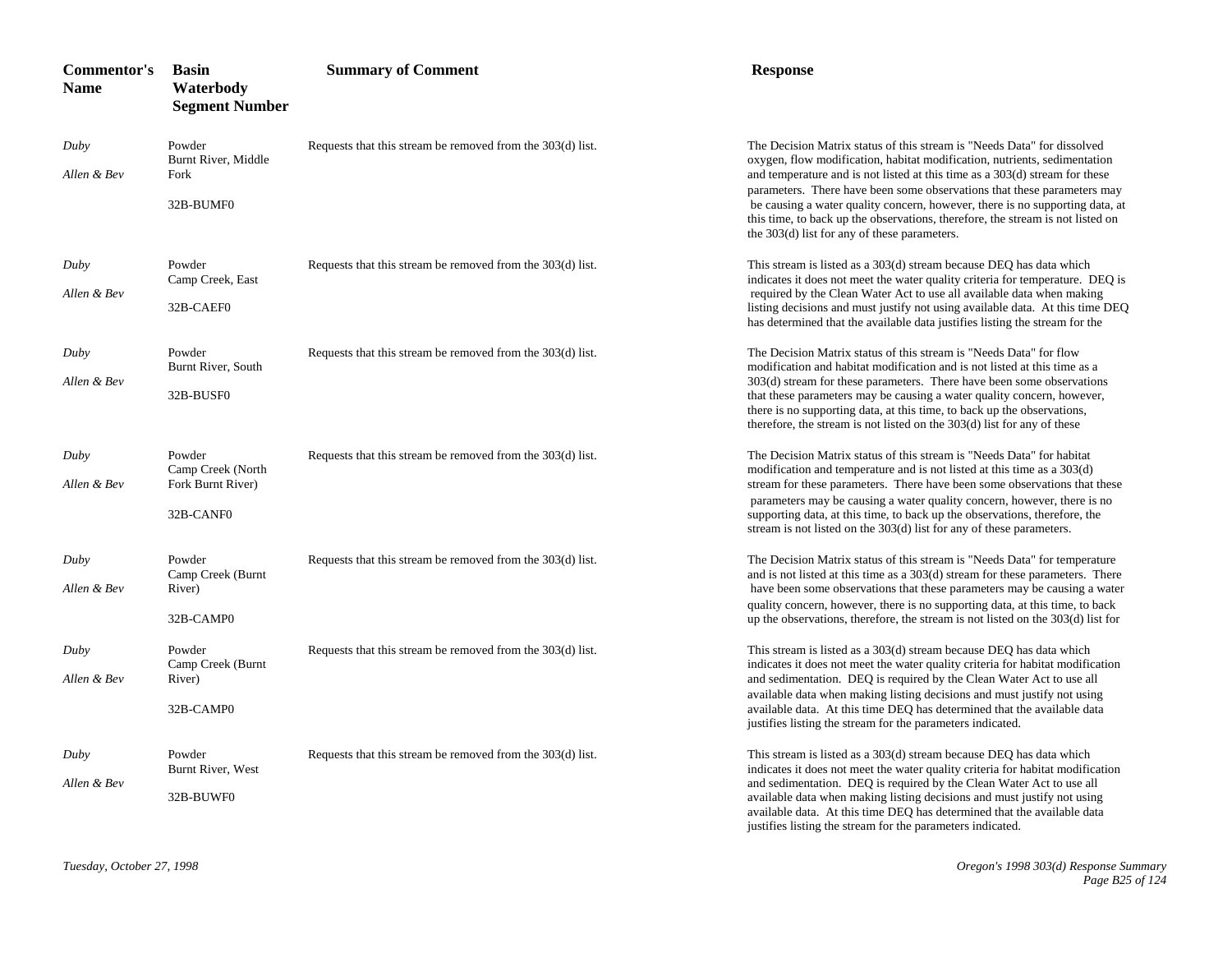| Commentor's Name | Basin Waterbody Segment Number | Summary of Comment | Response |
|---|---|---|---|
| *Duby* *Allen & Bev* | Powder Burnt River, Middle Fork 32B-BUMF0 | Requests that this stream be removed from the 303(d) list. | The Decision Matrix status of this stream is "Needs Data" for dissolved oxygen, flow modification, habitat modification, nutrients, sedimentation and temperature and is not listed at this time as a 303(d) stream for these parameters. There have been some observations that these parameters may be causing a water quality concern, however, there is no supporting data, at this time, to back up the observations, therefore, the stream is not listed on the 303(d) list for any of these parameters. |
| *Duby* *Allen & Bev* | Powder Camp Creek, East 32B-CAEF0 | Requests that this stream be removed from the 303(d) list. | This stream is listed as a 303(d) stream because DEQ has data which indicates it does not meet the water quality criteria for temperature. DEQ is required by the Clean Water Act to use all available data when making listing decisions and must justify not using available data. At this time DEQ has determined that the available data justifies listing the stream for the |
| *Duby* *Allen & Bev* | Powder Burnt River, South 32B-BUSF0 | Requests that this stream be removed from the 303(d) list. | The Decision Matrix status of this stream is "Needs Data" for flow modification and habitat modification and is not listed at this time as a 303(d) stream for these parameters. There have been some observations that these parameters may be causing a water quality concern, however, there is no supporting data, at this time, to back up the observations, therefore, the stream is not listed on the 303(d) list for any of these |
| *Duby* *Allen & Bev* | Powder Camp Creek (North Fork Burnt River) 32B-CANF0 | Requests that this stream be removed from the 303(d) list. | The Decision Matrix status of this stream is "Needs Data" for habitat modification and temperature and is not listed at this time as a 303(d) stream for these parameters. There have been some observations that these parameters may be causing a water quality concern, however, there is no supporting data, at this time, to back up the observations, therefore, the stream is not listed on the 303(d) list for any of these parameters. |
| *Duby* *Allen & Bev* | Powder Camp Creek (Burnt River) 32B-CAMP0 | Requests that this stream be removed from the 303(d) list. | The Decision Matrix status of this stream is "Needs Data" for temperature and is not listed at this time as a 303(d) stream for these parameters. There have been some observations that these parameters may be causing a water quality concern, however, there is no supporting data, at this time, to back up the observations, therefore, the stream is not listed on the 303(d) list for |
| *Duby* *Allen & Bev* | Powder Camp Creek (Burnt River) 32B-CAMP0 | Requests that this stream be removed from the 303(d) list. | This stream is listed as a 303(d) stream because DEQ has data which indicates it does not meet the water quality criteria for habitat modification and sedimentation. DEQ is required by the Clean Water Act to use all available data when making listing decisions and must justify not using available data. At this time DEQ has determined that the available data justifies listing the stream for the parameters indicated. |
| *Duby* *Allen & Bev* | Powder Burnt River, West 32B-BUWF0 | Requests that this stream be removed from the 303(d) list. | This stream is listed as a 303(d) stream because DEQ has data which indicates it does not meet the water quality criteria for habitat modification and sedimentation. DEQ is required by the Clean Water Act to use all available data when making listing decisions and must justify not using available data. At this time DEQ has determined that the available data justifies listing the stream for the parameters indicated. |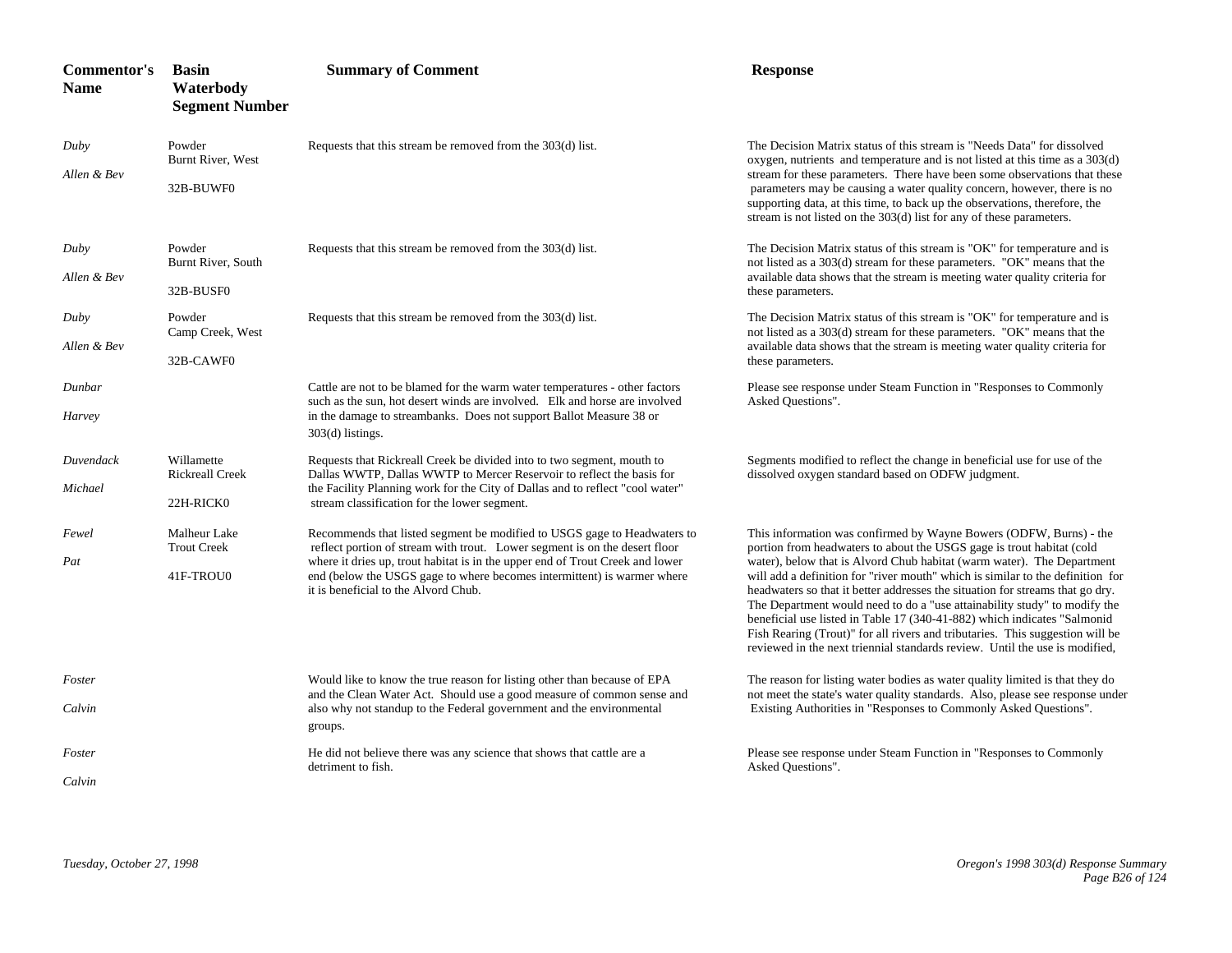| Commentor's Name | Basin Waterbody Segment Number | Summary of Comment | Response |
|---|---|---|---|
| *Duby* *Allen & Bev* | Powder Burnt River, West 32B-BUWF0 | Requests that this stream be removed from the 303(d) list. | The Decision Matrix status of this stream is "Needs Data" for dissolved oxygen, nutrients and temperature and is not listed at this time as a 303(d) stream for these parameters. There have been some observations that these parameters may be causing a water quality concern, however, there is no supporting data, at this time, to back up the observations, therefore, the stream is not listed on the 303(d) list for any of these parameters. |
| *Duby* *Allen & Bev* | Powder Burnt River, South 32B-BUSF0 | Requests that this stream be removed from the 303(d) list. | The Decision Matrix status of this stream is "OK" for temperature and is not listed as a 303(d) stream for these parameters. "OK" means that the available data shows that the stream is meeting water quality criteria for these parameters. |
| *Duby* *Allen & Bev* | Powder Camp Creek, West 32B-CAWF0 | Requests that this stream be removed from the 303(d) list. | The Decision Matrix status of this stream is "OK" for temperature and is not listed as a 303(d) stream for these parameters. "OK" means that the available data shows that the stream is meeting water quality criteria for these parameters. |
| *Dunbar* *Harvey* | | Cattle are not to be blamed for the warm water temperatures - other factors such as the sun, hot desert winds are involved. Elk and horse are involved in the damage to streambanks. Does not support Ballot Measure 38 or 303(d) listings. | Please see response under Steam Function in "Responses to Commonly Asked Questions". |
| *Duvendack* *Michael* | Willamette Rickreall Creek 22H-RICK0 | Requests that Rickreall Creek be divided into to two segment, mouth to Dallas WWTP, Dallas WWTP to Mercer Reservoir to reflect the basis for the Facility Planning work for the City of Dallas and to reflect "cool water" stream classification for the lower segment. | Segments modified to reflect the change in beneficial use for use of the dissolved oxygen standard based on ODFW judgment. |
| *Fewel* *Pat* | Malheur Lake Trout Creek 41F-TROU0 | Recommends that listed segment be modified to USGS gage to Headwaters to reflect portion of stream with trout. Lower segment is on the desert floor where it dries up, trout habitat is in the upper end of Trout Creek and lower end (below the USGS gage to where becomes intermittent) is warmer where it is beneficial to the Alvord Chub. | This information was confirmed by Wayne Bowers (ODFW, Burns) - the portion from headwaters to about the USGS gage is trout habitat (cold water), below that is Alvord Chub habitat (warm water). The Department will add a definition for "river mouth" which is similar to the definition for headwaters so that it better addresses the situation for streams that go dry. The Department would need to do a "use attainability study" to modify the beneficial use listed in Table 17 (340-41-882) which indicates "Salmonid Fish Rearing (Trout)" for all rivers and tributaries. This suggestion will be reviewed in the next triennial standards review. Until the use is modified, |
| *Foster* *Calvin* | | Would like to know the true reason for listing other than because of EPA and the Clean Water Act. Should use a good measure of common sense and also why not standup to the Federal government and the environmental groups. | The reason for listing water bodies as water quality limited is that they do not meet the state's water quality standards. Also, please see response under Existing Authorities in "Responses to Commonly Asked Questions". |
| *Foster* *Calvin* | | He did not believe there was any science that shows that cattle are a detriment to fish. | Please see response under Steam Function in "Responses to Commonly Asked Questions". |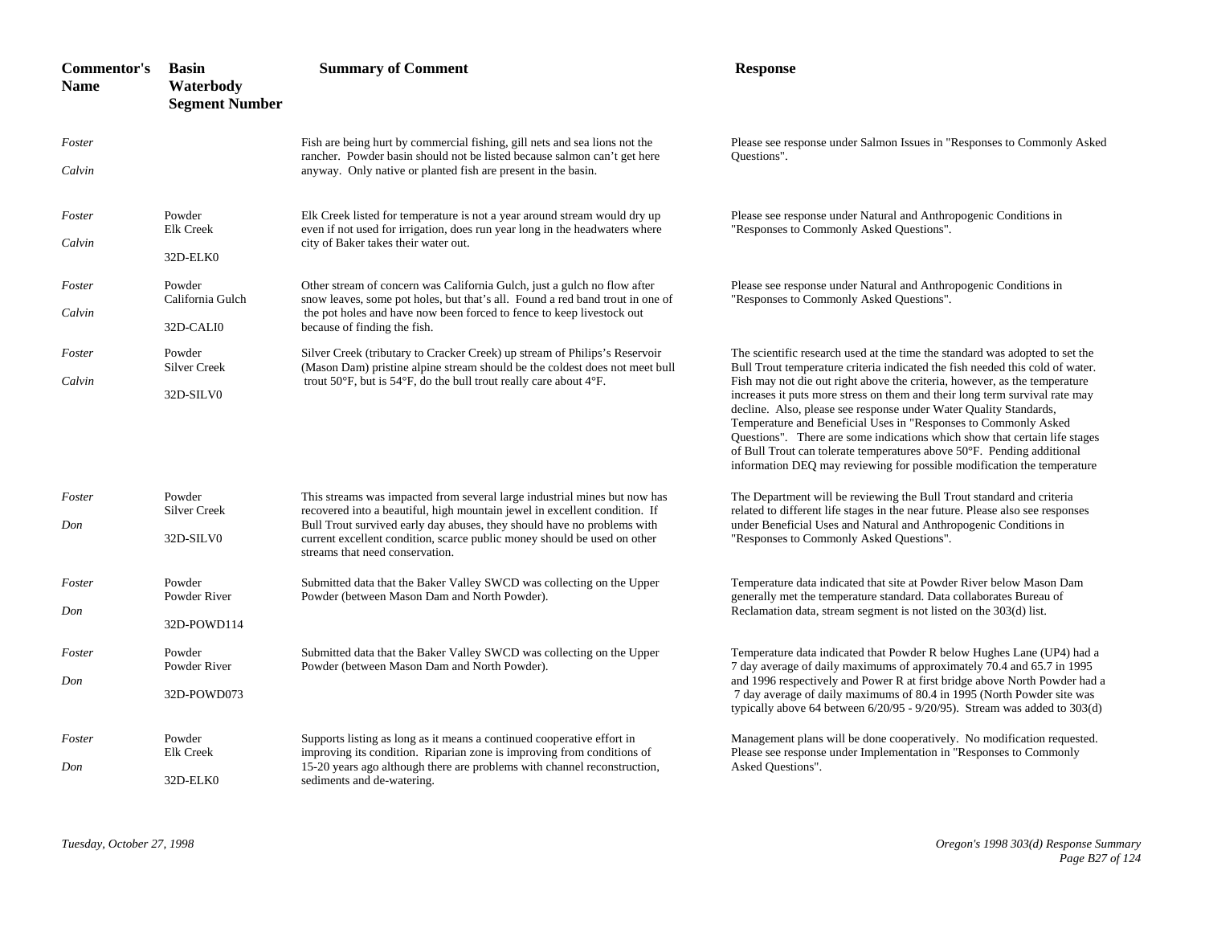| Commentor's Name | Basin Waterbody Segment Number | Summary of Comment | Response |
|---|---|---|---|
| *Foster* *Calvin* | | Fish are being hurt by commercial fishing, gill nets and sea lions not the rancher. Powder basin should not be listed because salmon can't get here anyway. Only native or planted fish are present in the basin. | Please see response under Salmon Issues in "Responses to Commonly Asked Questions". |
| *Foster* *Calvin* | Powder Elk Creek 32D-ELK0 | Elk Creek listed for temperature is not a year around stream would dry up even if not used for irrigation, does run year long in the headwaters where city of Baker takes their water out. | Please see response under Natural and Anthropogenic Conditions in "Responses to Commonly Asked Questions". |
| *Foster* *Calvin* | Powder California Gulch 32D-CALI0 | Other stream of concern was California Gulch, just a gulch no flow after snow leaves, some pot holes, but that's all. Found a red band trout in one of the pot holes and have now been forced to fence to keep livestock out because of finding the fish. | Please see response under Natural and Anthropogenic Conditions in "Responses to Commonly Asked Questions". |
| *Foster* *Calvin* | Powder Silver Creek 32D-SILV0 | Silver Creek (tributary to Cracker Creek) up stream of Philips's Reservoir (Mason Dam) pristine alpine stream should be the coldest does not meet bull trout 50°F, but is 54°F, do the bull trout really care about 4°F. | The scientific research used at the time the standard was adopted to set the Bull Trout temperature criteria indicated the fish needed this cold of water. Fish may not die out right above the criteria, however, as the temperature increases it puts more stress on them and their long term survival rate may decline. Also, please see response under Water Quality Standards, Temperature and Beneficial Uses in "Responses to Commonly Asked Questions". There are some indications which show that certain life stages of Bull Trout can tolerate temperatures above 50°F. Pending additional information DEQ may reviewing for possible modification the temperature |
| *Foster* *Don* | Powder Silver Creek 32D-SILV0 | This streams was impacted from several large industrial mines but now has recovered into a beautiful, high mountain jewel in excellent condition. If Bull Trout survived early day abuses, they should have no problems with current excellent condition, scarce public money should be used on other streams that need conservation. | The Department will be reviewing the Bull Trout standard and criteria related to different life stages in the near future. Please also see responses under Beneficial Uses and Natural and Anthropogenic Conditions in "Responses to Commonly Asked Questions". |
| *Foster* *Don* | Powder Powder River 32D-POWD114 | Submitted data that the Baker Valley SWCD was collecting on the Upper Powder (between Mason Dam and North Powder). | Temperature data indicated that site at Powder River below Mason Dam generally met the temperature standard. Data collaborates Bureau of Reclamation data, stream segment is not listed on the 303(d) list. |
| *Foster* *Don* | Powder Powder River 32D-POWD073 | Submitted data that the Baker Valley SWCD was collecting on the Upper Powder (between Mason Dam and North Powder). | Temperature data indicated that Powder R below Hughes Lane (UP4) had a 7 day average of daily maximums of approximately 70.4 and 65.7 in 1995 and 1996 respectively and Power R at first bridge above North Powder had a 7 day average of daily maximums of 80.4 in 1995 (North Powder site was typically above 64 between 6/20/95 - 9/20/95). Stream was added to 303(d) |
| *Foster* *Don* | Powder Elk Creek 32D-ELK0 | Supports listing as long as it means a continued cooperative effort in improving its condition. Riparian zone is improving from conditions of 15-20 years ago although there are problems with channel reconstruction, sediments and de-watering. | Management plans will be done cooperatively. No modification requested. Please see response under Implementation in "Responses to Commonly Asked Questions". |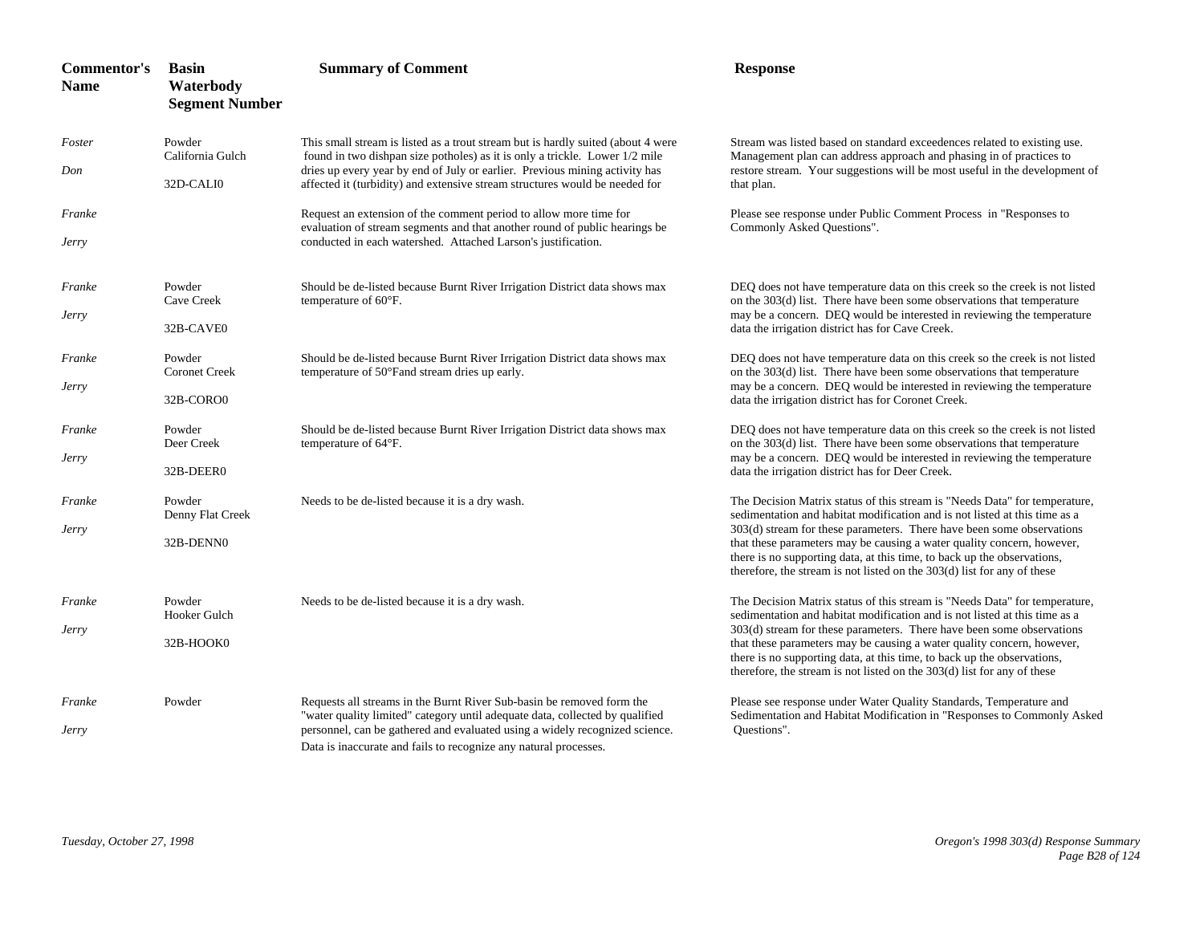| Commentor's Name | Basin Waterbody Segment Number | Summary of Comment | Response |
|---|---|---|---|
| *Foster Don* | Powder California Gulch 32D-CALI0 | This small stream is listed as a trout stream but is hardly suited (about 4 were found in two dishpan size potholes) as it is only a trickle. Lower 1/2 mile dries up every year by end of July or earlier. Previous mining activity has affected it (turbidity) and extensive stream structures would be needed for | Stream was listed based on standard exceedences related to existing use. Management plan can address approach and phasing in of practices to restore stream. Your suggestions will be most useful in the development of that plan. |
| *Franke Jerry* | | Request an extension of the comment period to allow more time for evaluation of stream segments and that another round of public hearings be conducted in each watershed. Attached Larson's justification. | Please see response under Public Comment Process in "Responses to Commonly Asked Questions". |
| *Franke Jerry* | Powder Cave Creek 32B-CAVE0 | Should be de-listed because Burnt River Irrigation District data shows max temperature of 60°F. | DEQ does not have temperature data on this creek so the creek is not listed on the 303(d) list. There have been some observations that temperature may be a concern. DEQ would be interested in reviewing the temperature data the irrigation district has for Cave Creek. |
| *Franke Jerry* | Powder Coronet Creek 32B-CORO0 | Should be de-listed because Burnt River Irrigation District data shows max temperature of 50°Fand stream dries up early. | DEQ does not have temperature data on this creek so the creek is not listed on the 303(d) list. There have been some observations that temperature may be a concern. DEQ would be interested in reviewing the temperature data the irrigation district has for Coronet Creek. |
| *Franke Jerry* | Powder Deer Creek 32B-DEER0 | Should be de-listed because Burnt River Irrigation District data shows max temperature of 64°F. | DEQ does not have temperature data on this creek so the creek is not listed on the 303(d) list. There have been some observations that temperature may be a concern. DEQ would be interested in reviewing the temperature data the irrigation district has for Deer Creek. |
| *Franke Jerry* | Powder Denny Flat Creek 32B-DENN0 | Needs to be de-listed because it is a dry wash. | The Decision Matrix status of this stream is "Needs Data" for temperature, sedimentation and habitat modification and is not listed at this time as a 303(d) stream for these parameters. There have been some observations that these parameters may be causing a water quality concern, however, there is no supporting data, at this time, to back up the observations, therefore, the stream is not listed on the 303(d) list for any of these |
| *Franke Jerry* | Powder Hooker Gulch 32B-HOOK0 | Needs to be de-listed because it is a dry wash. | The Decision Matrix status of this stream is "Needs Data" for temperature, sedimentation and habitat modification and is not listed at this time as a 303(d) stream for these parameters. There have been some observations that these parameters may be causing a water quality concern, however, there is no supporting data, at this time, to back up the observations, therefore, the stream is not listed on the 303(d) list for any of these |
| *Franke Jerry* | Powder | Requests all streams in the Burnt River Sub-basin be removed form the "water quality limited" category until adequate data, collected by qualified personnel, can be gathered and evaluated using a widely recognized science. Data is inaccurate and fails to recognize any natural processes. | Please see response under Water Quality Standards, Temperature and Sedimentation and Habitat Modification in "Responses to Commonly Asked Questions". |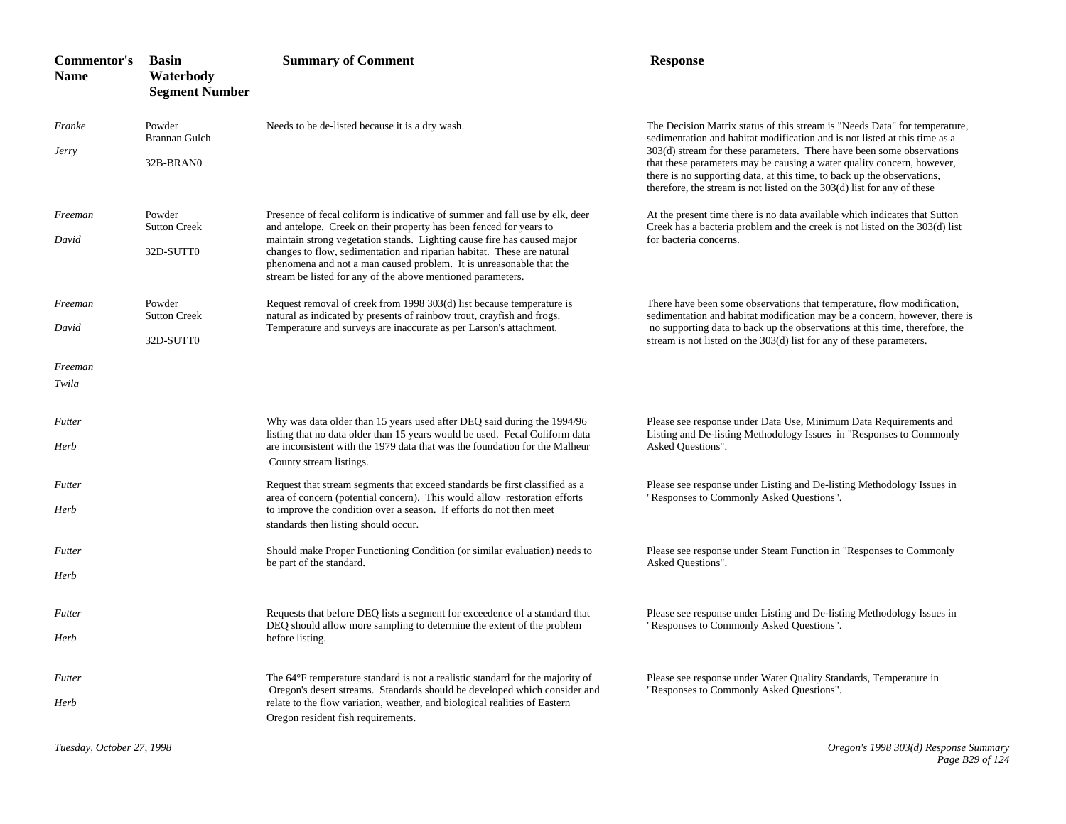| Commentor's Name | Basin Waterbody Segment Number | Summary of Comment | Response |
|---|---|---|---|
| *Franke Jerry* | Powder Brannan Gulch 32B-BRAN0 | Needs to be de-listed because it is a dry wash. | The Decision Matrix status of this stream is "Needs Data" for temperature, sedimentation and habitat modification and is not listed at this time as a 303(d) stream for these parameters. There have been some observations that these parameters may be causing a water quality concern, however, there is no supporting data, at this time, to back up the observations, therefore, the stream is not listed on the 303(d) list for any of these |
| *Freeman David* | Powder Sutton Creek 32D-SUTT0 | Presence of fecal coliform is indicative of summer and fall use by elk, deer and antelope. Creek on their property has been fenced for years to maintain strong vegetation stands. Lighting cause fire has caused major changes to flow, sedimentation and riparian habitat. These are natural phenomena and not a man caused problem. It is unreasonable that the stream be listed for any of the above mentioned parameters. | At the present time there is no data available which indicates that Sutton Creek has a bacteria problem and the creek is not listed on the 303(d) list for bacteria concerns. |
| *Freeman David* | Powder Sutton Creek 32D-SUTT0 | Request removal of creek from 1998 303(d) list because temperature is natural as indicated by presents of rainbow trout, crayfish and frogs. Temperature and surveys are inaccurate as per Larson's attachment. | There have been some observations that temperature, flow modification, sedimentation and habitat modification may be a concern, however, there is no supporting data to back up the observations at this time, therefore, the stream is not listed on the 303(d) list for any of these parameters. |
| *Freeman Twila* | | | |
| *Futter Herb* | | Why was data older than 15 years used after DEQ said during the 1994/96 listing that no data older than 15 years would be used. Fecal Coliform data are inconsistent with the 1979 data that was the foundation for the Malheur County stream listings. | Please see response under Data Use, Minimum Data Requirements and Listing and De-listing Methodology Issues in "Responses to Commonly Asked Questions". |
| *Futter Herb* | | Request that stream segments that exceed standards be first classified as a area of concern (potential concern). This would allow restoration efforts to improve the condition over a season. If efforts do not then meet standards then listing should occur. | Please see response under Listing and De-listing Methodology Issues in "Responses to Commonly Asked Questions". |
| *Futter Herb* | | Should make Proper Functioning Condition (or similar evaluation) needs to be part of the standard. | Please see response under Steam Function in "Responses to Commonly Asked Questions". |
| *Futter Herb* | | Requests that before DEQ lists a segment for exceedence of a standard that DEQ should allow more sampling to determine the extent of the problem before listing. | Please see response under Listing and De-listing Methodology Issues in "Responses to Commonly Asked Questions". |
| *Futter Herb* | | The 64°F temperature standard is not a realistic standard for the majority of Oregon's desert streams. Standards should be developed which consider and relate to the flow variation, weather, and biological realities of Eastern Oregon resident fish requirements. | Please see response under Water Quality Standards, Temperature in "Responses to Commonly Asked Questions". |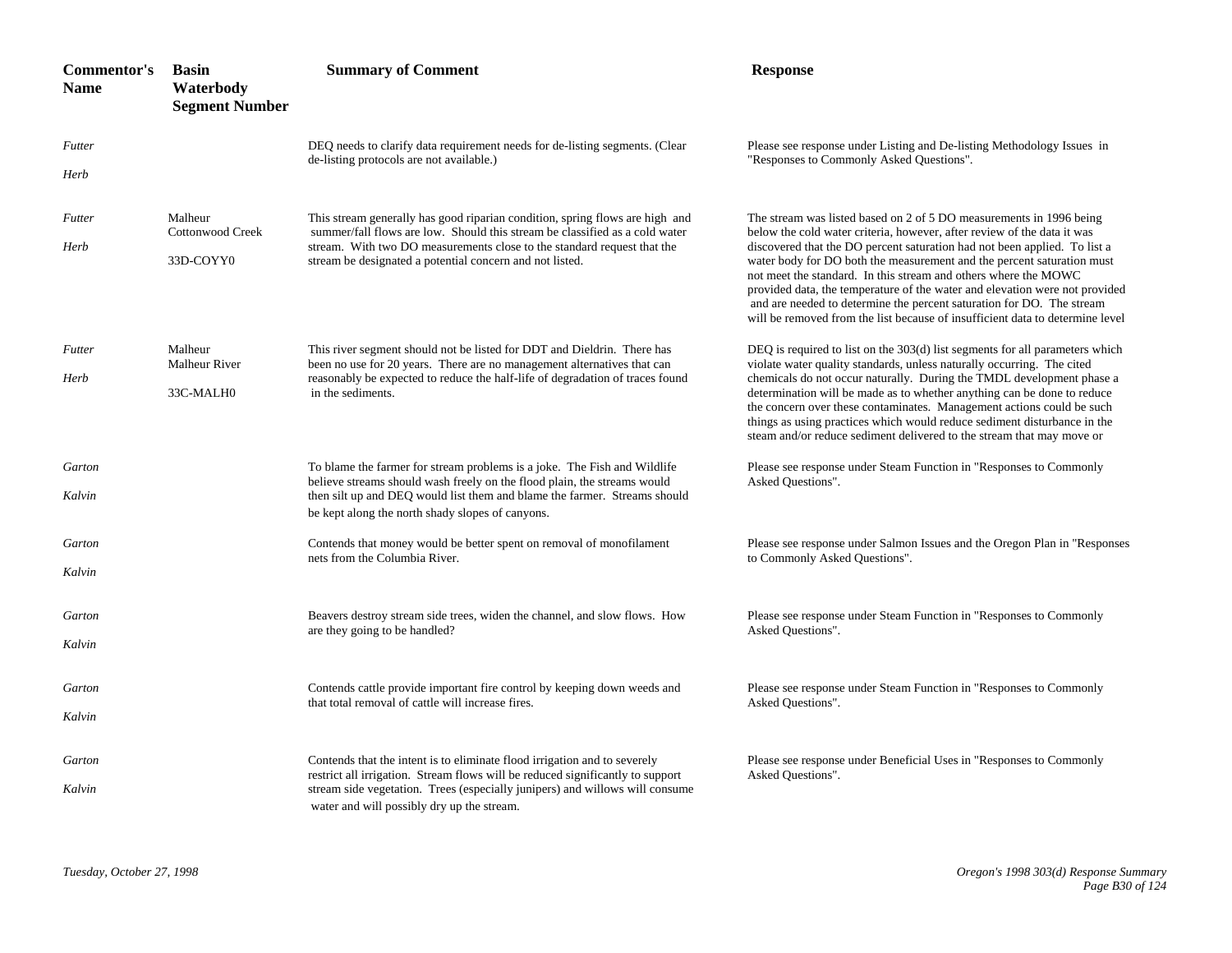| Commentor's Name | Basin Waterbody Segment Number | Summary of Comment | Response |
|---|---|---|---|
| *Futter Herb* | | DEQ needs to clarify data requirement needs for de-listing segments. (Clear de-listing protocols are not available.) | Please see response under Listing and De-listing Methodology Issues in "Responses to Commonly Asked Questions". |
| *Futter Herb* | Malheur Cottonwood Creek 33D-COYY0 | This stream generally has good riparian condition, spring flows are high and summer/fall flows are low. Should this stream be classified as a cold water stream. With two DO measurements close to the standard request that the stream be designated a potential concern and not listed. | The stream was listed based on 2 of 5 DO measurements in 1996 being below the cold water criteria, however, after review of the data it was discovered that the DO percent saturation had not been applied. To list a water body for DO both the measurement and the percent saturation must not meet the standard. In this stream and others where the MOWC provided data, the temperature of the water and elevation were not provided and are needed to determine the percent saturation for DO. The stream will be removed from the list because of insufficient data to determine level |
| *Futter Herb* | Malheur Malheur River 33C-MALH0 | This river segment should not be listed for DDT and Dieldrin. There has been no use for 20 years. There are no management alternatives that can reasonably be expected to reduce the half-life of degradation of traces found in the sediments. | DEQ is required to list on the 303(d) list segments for all parameters which violate water quality standards, unless naturally occurring. The cited chemicals do not occur naturally. During the TMDL development phase a determination will be made as to whether anything can be done to reduce the concern over these contaminates. Management actions could be such things as using practices which would reduce sediment disturbance in the steam and/or reduce sediment delivered to the stream that may move or |
| *Garton Kalvin* | | To blame the farmer for stream problems is a joke. The Fish and Wildlife believe streams should wash freely on the flood plain, the streams would then silt up and DEQ would list them and blame the farmer. Streams should be kept along the north shady slopes of canyons. | Please see response under Steam Function in "Responses to Commonly Asked Questions". |
| *Garton Kalvin* | | Contends that money would be better spent on removal of monofilament nets from the Columbia River. | Please see response under Salmon Issues and the Oregon Plan in "Responses to Commonly Asked Questions". |
| *Garton Kalvin* | | Beavers destroy stream side trees, widen the channel, and slow flows. How are they going to be handled? | Please see response under Steam Function in "Responses to Commonly Asked Questions". |
| *Garton Kalvin* | | Contends cattle provide important fire control by keeping down weeds and that total removal of cattle will increase fires. | Please see response under Steam Function in "Responses to Commonly Asked Questions". |
| *Garton Kalvin* | | Contends that the intent is to eliminate flood irrigation and to severely restrict all irrigation. Stream flows will be reduced significantly to support stream side vegetation. Trees (especially junipers) and willows will consume water and will possibly dry up the stream. | Please see response under Beneficial Uses in "Responses to Commonly Asked Questions". |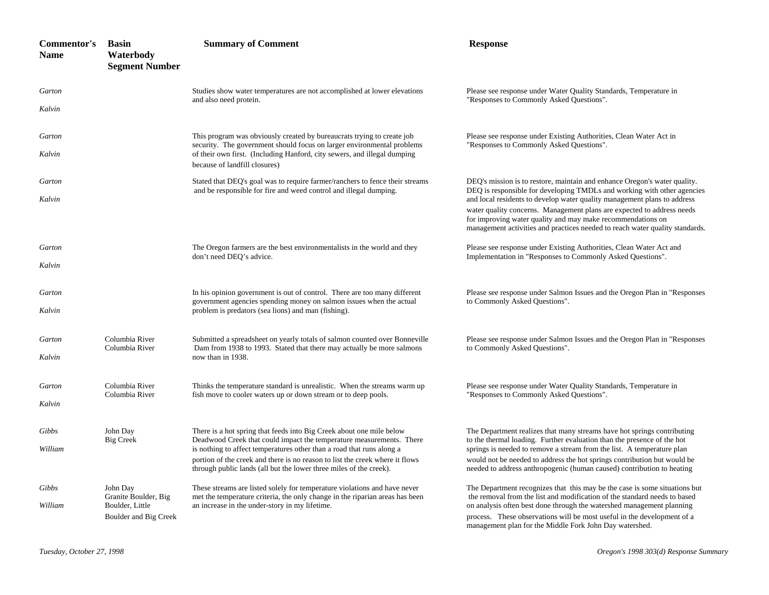| Commentor's Name | Basin Waterbody Segment Number | Summary of Comment | Response |
|---|---|---|---|
| *Garton Kalvin* | | Studies show water temperatures are not accomplished at lower elevations and also need protein. | Please see response under Water Quality Standards, Temperature in "Responses to Commonly Asked Questions". |
| *Garton Kalvin* | | This program was obviously created by bureaucrats trying to create job security. The government should focus on larger environmental problems of their own first. (Including Hanford, city sewers, and illegal dumping because of landfill closures) | Please see response under Existing Authorities, Clean Water Act in "Responses to Commonly Asked Questions". |
| *Garton Kalvin* | | Stated that DEQ's goal was to require farmer/ranchers to fence their streams and be responsible for fire and weed control and illegal dumping. | DEQ's mission is to restore, maintain and enhance Oregon's water quality. DEQ is responsible for developing TMDLs and working with other agencies and local residents to develop water quality management plans to address water quality concerns. Management plans are expected to address needs for improving water quality and may make recommendations on management activities and practices needed to reach water quality standards. |
| *Garton Kalvin* | | The Oregon farmers are the best environmentalists in the world and they don't need DEQ's advice. | Please see response under Existing Authorities, Clean Water Act and Implementation in "Responses to Commonly Asked Questions". |
| *Garton Kalvin* | | In his opinion government is out of control. There are too many different government agencies spending money on salmon issues when the actual problem is predators (sea lions) and man (fishing). | Please see response under Salmon Issues and the Oregon Plan in "Responses to Commonly Asked Questions". |
| *Garton Kalvin* | Columbia River Columbia River | Submitted a spreadsheet on yearly totals of salmon counted over Bonneville Dam from 1938 to 1993. Stated that there may actually be more salmons now than in 1938. | Please see response under Salmon Issues and the Oregon Plan in "Responses to Commonly Asked Questions". |
| *Garton Kalvin* | Columbia River Columbia River | Thinks the temperature standard is unrealistic. When the streams warm up fish move to cooler waters up or down stream or to deep pools. | Please see response under Water Quality Standards, Temperature in "Responses to Commonly Asked Questions". |
| *Gibbs William* | John Day Big Creek | There is a hot spring that feeds into Big Creek about one mile below Deadwood Creek that could impact the temperature measurements. There is nothing to affect temperatures other than a road that runs along a portion of the creek and there is no reason to list the creek where it flows through public lands (all but the lower three miles of the creek). | The Department realizes that many streams have hot springs contributing to the thermal loading. Further evaluation than the presence of the hot springs is needed to remove a stream from the list. A temperature plan would not be needed to address the hot springs contribution but would be needed to address anthropogenic (human caused) contribution to heating |
| *Gibbs William* | John Day Granite Boulder, Big Boulder, Little Boulder and Big Creek | These streams are listed solely for temperature violations and have never met the temperature criteria, the only change in the riparian areas has been an increase in the under-story in my lifetime. | The Department recognizes that this may be the case is some situations but the removal from the list and modification of the standard needs to based on analysis often best done through the watershed management planning process. These observations will be most useful in the development of a management plan for the Middle Fork John Day watershed. |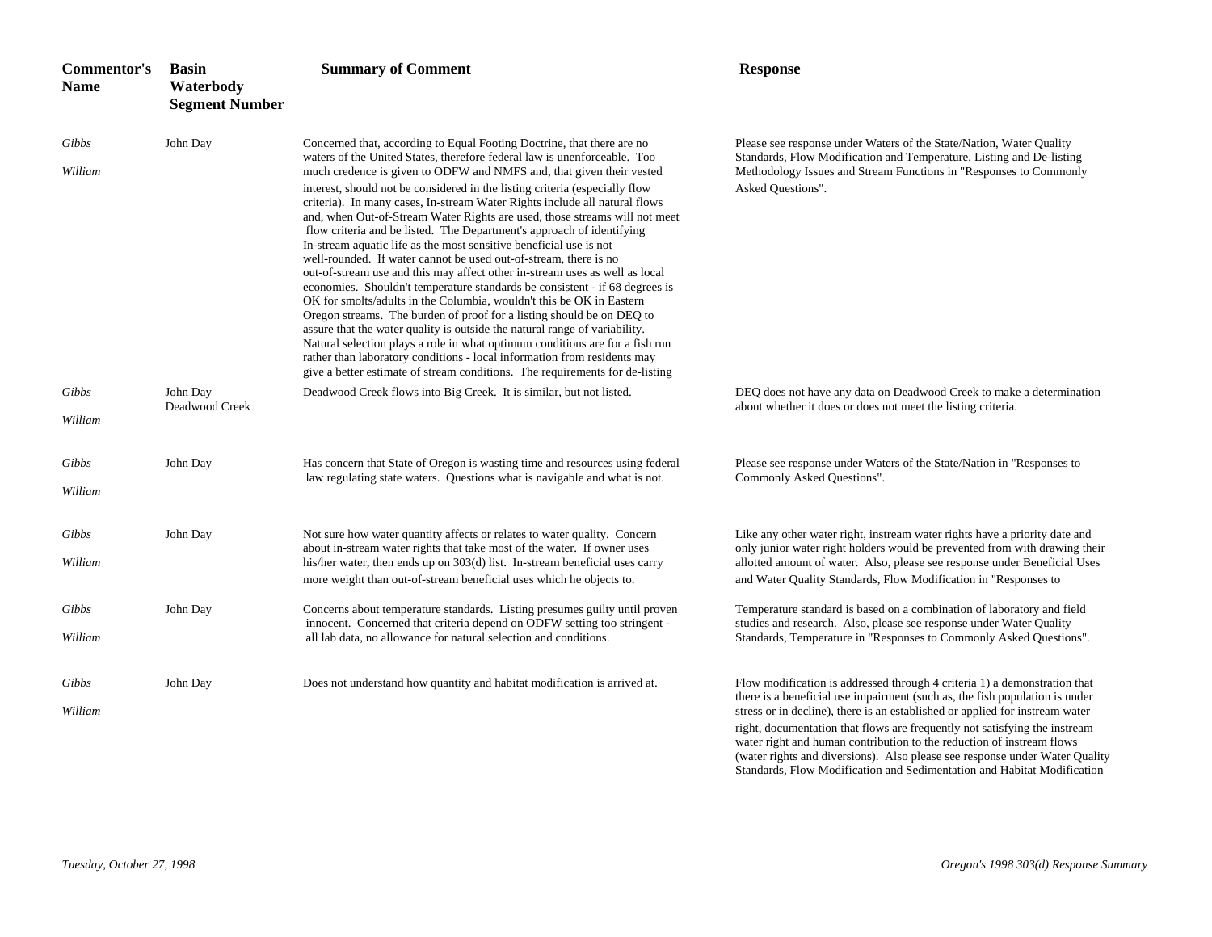| Commentor's Name | Basin Waterbody Segment Number | Summary of Comment | Response |
|---|---|---|---|
| *Gibbs* *William* | John Day | Concerned that, according to Equal Footing Doctrine, that there are no waters of the United States, therefore federal law is unenforceable. Too much credence is given to ODFW and NMFS and, that given their vested interest, should not be considered in the listing criteria (especially flow criteria). In many cases, In-stream Water Rights include all natural flows and, when Out-of-Stream Water Rights are used, those streams will not meet flow criteria and be listed. The Department's approach of identifying In-stream aquatic life as the most sensitive beneficial use is not well-rounded. If water cannot be used out-of-stream, there is no out-of-stream use and this may affect other in-stream uses as well as local economies. Shouldn't temperature standards be consistent - if 68 degrees is OK for smolts/adults in the Columbia, wouldn't this be OK in Eastern Oregon streams. The burden of proof for a listing should be on DEQ to assure that the water quality is outside the natural range of variability. Natural selection plays a role in what optimum conditions are for a fish run rather than laboratory conditions - local information from residents may give a better estimate of stream conditions. The requirements for de-listing | Please see response under Waters of the State/Nation, Water Quality Standards, Flow Modification and Temperature, Listing and De-listing Methodology Issues and Stream Functions in "Responses to Commonly Asked Questions". |
| *Gibbs* *William* | John Day Deadwood Creek | Deadwood Creek flows into Big Creek. It is similar, but not listed. | DEQ does not have any data on Deadwood Creek to make a determination about whether it does or does not meet the listing criteria. |
| *Gibbs* *William* | John Day | Has concern that State of Oregon is wasting time and resources using federal law regulating state waters. Questions what is navigable and what is not. | Please see response under Waters of the State/Nation in "Responses to Commonly Asked Questions". |
| *Gibbs* *William* | John Day | Not sure how water quantity affects or relates to water quality. Concern about in-stream water rights that take most of the water. If owner uses his/her water, then ends up on 303(d) list. In-stream beneficial uses carry more weight than out-of-stream beneficial uses which he objects to. | Like any other water right, instream water rights have a priority date and only junior water right holders would be prevented from with drawing their allotted amount of water. Also, please see response under Beneficial Uses and Water Quality Standards, Flow Modification in "Responses to |
| *Gibbs* *William* | John Day | Concerns about temperature standards. Listing presumes guilty until proven innocent. Concerned that criteria depend on ODFW setting too stringent - all lab data, no allowance for natural selection and conditions. | Temperature standard is based on a combination of laboratory and field studies and research. Also, please see response under Water Quality Standards, Temperature in "Responses to Commonly Asked Questions". |
| *Gibbs* *William* | John Day | Does not understand how quantity and habitat modification is arrived at. | Flow modification is addressed through 4 criteria 1) a demonstration that there is a beneficial use impairment (such as, the fish population is under stress or in decline), there is an established or applied for instream water right, documentation that flows are frequently not satisfying the instream water right and human contribution to the reduction of instream flows (water rights and diversions). Also please see response under Water Quality Standards, Flow Modification and Sedimentation and Habitat Modification |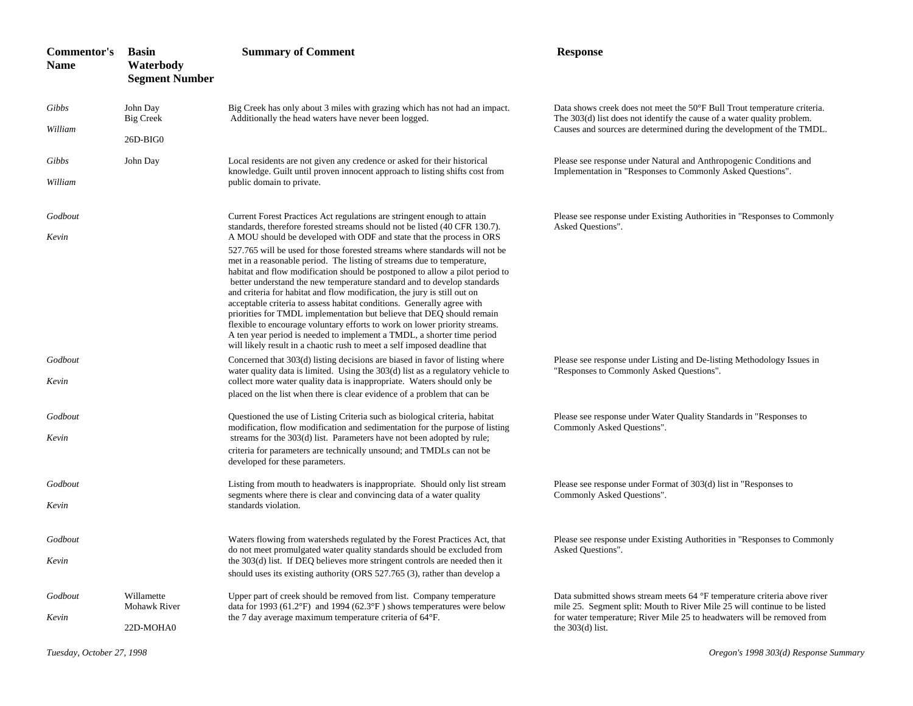| Commentor's Name | Basin Waterbody Segment Number | Summary of Comment | Response |
|---|---|---|---|
| *Gibbs William* | John Day Big Creek 26D-BIG0 | Big Creek has only about 3 miles with grazing which has not had an impact. Additionally the head waters have never been logged. | Data shows creek does not meet the 50°F Bull Trout temperature criteria. The 303(d) list does not identify the cause of a water quality problem. Causes and sources are determined during the development of the TMDL. |
| *Gibbs William* | John Day | Local residents are not given any credence or asked for their historical knowledge. Guilt until proven innocent approach to listing shifts cost from public domain to private. | Please see response under Natural and Anthropogenic Conditions and Implementation in "Responses to Commonly Asked Questions". |
| *Godbout Kevin* | | Current Forest Practices Act regulations are stringent enough to attain standards, therefore forested streams should not be listed (40 CFR 130.7). A MOU should be developed with ODF and state that the process in ORS 527.765 will be used for those forested streams where standards will not be met in a reasonable period. The listing of streams due to temperature, habitat and flow modification should be postponed to allow a pilot period to better understand the new temperature standard and to develop standards and criteria for habitat and flow modification, the jury is still out on acceptable criteria to assess habitat conditions. Generally agree with priorities for TMDL implementation but believe that DEQ should remain flexible to encourage voluntary efforts to work on lower priority streams. A ten year period is needed to implement a TMDL, a shorter time period will likely result in a chaotic rush to meet a self imposed deadline that | Please see response under Existing Authorities in "Responses to Commonly Asked Questions". |
| *Godbout Kevin* | | Concerned that 303(d) listing decisions are biased in favor of listing where water quality data is limited. Using the 303(d) list as a regulatory vehicle to collect more water quality data is inappropriate. Waters should only be placed on the list when there is clear evidence of a problem that can be | Please see response under Listing and De-listing Methodology Issues in "Responses to Commonly Asked Questions". |
| *Godbout Kevin* | | Questioned the use of Listing Criteria such as biological criteria, habitat modification, flow modification and sedimentation for the purpose of listing streams for the 303(d) list. Parameters have not been adopted by rule; criteria for parameters are technically unsound; and TMDLs can not be developed for these parameters. | Please see response under Water Quality Standards in "Responses to Commonly Asked Questions". |
| *Godbout Kevin* | | Listing from mouth to headwaters is inappropriate. Should only list stream segments where there is clear and convincing data of a water quality standards violation. | Please see response under Format of 303(d) list in "Responses to Commonly Asked Questions". |
| *Godbout Kevin* | | Waters flowing from watersheds regulated by the Forest Practices Act, that do not meet promulgated water quality standards should be excluded from the 303(d) list. If DEQ believes more stringent controls are needed then it should uses its existing authority (ORS 527.765 (3), rather than develop a | Please see response under Existing Authorities in "Responses to Commonly Asked Questions". |
| *Godbout Kevin* | Willamette Mohawk River 22D-MOHA0 | Upper part of creek should be removed from list. Company temperature data for 1993 (61.2°F) and 1994 (62.3°F ) shows temperatures were below the 7 day average maximum temperature criteria of 64°F. | Data submitted shows stream meets 64 °F temperature criteria above river mile 25. Segment split: Mouth to River Mile 25 will continue to be listed for water temperature; River Mile 25 to headwaters will be removed from the 303(d) list. |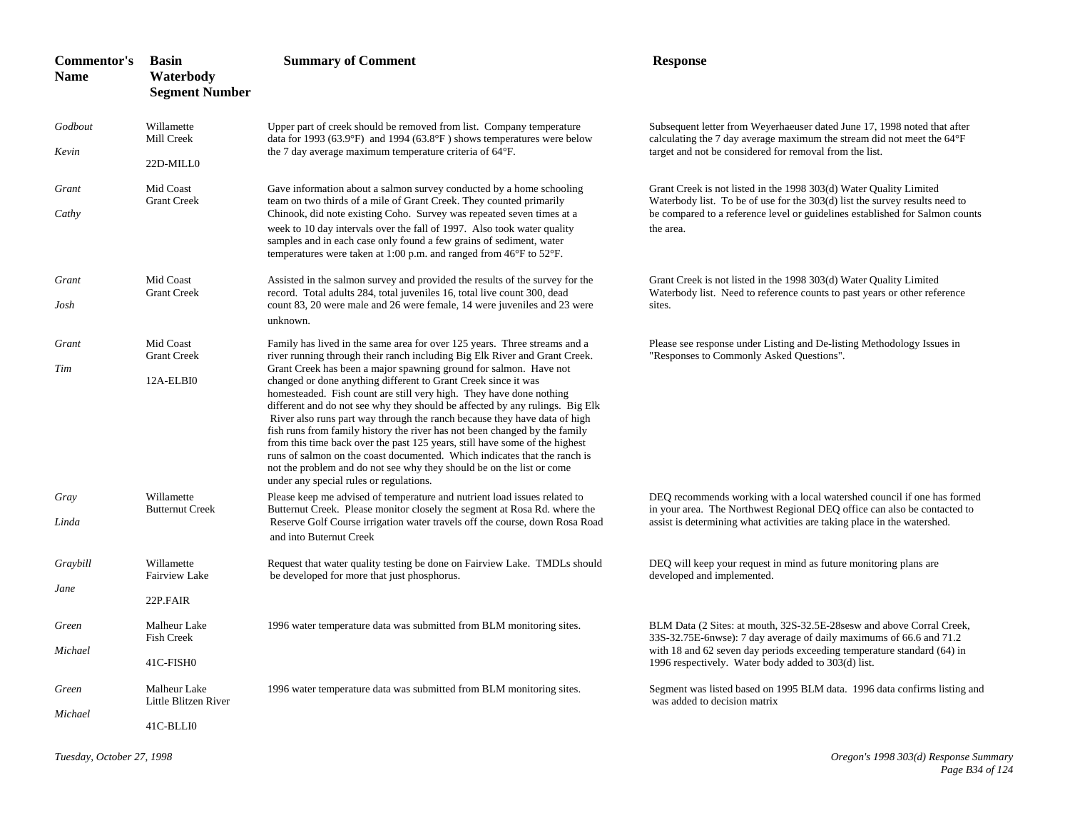| Commentor's Name | Basin Waterbody Segment Number | Summary of Comment | Response |
|---|---|---|---|
| *Godbout Kevin* | Willamette Mill Creek 22D-MILL0 | Upper part of creek should be removed from list. Company temperature data for 1993 (63.9°F) and 1994 (63.8°F ) shows temperatures were below the 7 day average maximum temperature criteria of 64°F. | Subsequent letter from Weyerhaeuser dated June 17, 1998 noted that after calculating the 7 day average maximum the stream did not meet the 64°F target and not be considered for removal from the list. |
| *Grant Cathy* | Mid Coast Grant Creek | Gave information about a salmon survey conducted by a home schooling team on two thirds of a mile of Grant Creek. They counted primarily Chinook, did note existing Coho. Survey was repeated seven times at a week to 10 day intervals over the fall of 1997. Also took water quality samples and in each case only found a few grains of sediment, water temperatures were taken at 1:00 p.m. and ranged from 46°F to 52°F. | Grant Creek is not listed in the 1998 303(d) Water Quality Limited Waterbody list. To be of use for the 303(d) list the survey results need to be compared to a reference level or guidelines established for Salmon counts the area. |
| *Grant Josh* | Mid Coast Grant Creek | Assisted in the salmon survey and provided the results of the survey for the record. Total adults 284, total juveniles 16, total live count 300, dead count 83, 20 were male and 26 were female, 14 were juveniles and 23 were unknown. | Grant Creek is not listed in the 1998 303(d) Water Quality Limited Waterbody list. Need to reference counts to past years or other reference sites. |
| *Grant Tim* | Mid Coast Grant Creek 12A-ELBI0 | Family has lived in the same area for over 125 years. Three streams and a river running through their ranch including Big Elk River and Grant Creek. Grant Creek has been a major spawning ground for salmon. Have not changed or done anything different to Grant Creek since it was homesteaded. Fish count are still very high. They have done nothing different and do not see why they should be affected by any rulings. Big Elk River also runs part way through the ranch because they have data of high fish runs from family history the river has not been changed by the family from this time back over the past 125 years, still have some of the highest runs of salmon on the coast documented. Which indicates that the ranch is not the problem and do not see why they should be on the list or come under any special rules or regulations. | Please see response under Listing and De-listing Methodology Issues in "Responses to Commonly Asked Questions". |
| *Gray Linda* | Willamette Butternut Creek | Please keep me advised of temperature and nutrient load issues related to Butternut Creek. Please monitor closely the segment at Rosa Rd. where the Reserve Golf Course irrigation water travels off the course, down Rosa Road and into Butternut Creek | DEQ recommends working with a local watershed council if one has formed in your area. The Northwest Regional DEQ office can also be contacted to assist is determining what activities are taking place in the watershed. |
| *Graybill Jane* | Willamette Fairview Lake 22P.FAIR | Request that water quality testing be done on Fairview Lake. TMDLs should be developed for more that just phosphorus. | DEQ will keep your request in mind as future monitoring plans are developed and implemented. |
| *Green Michael* | Malheur Lake Fish Creek 41C-FISH0 | 1996 water temperature data was submitted from BLM monitoring sites. | BLM Data (2 Sites: at mouth, 32S-32.5E-28sesw and above Corral Creek, 33S-32.75E-6nwse): 7 day average of daily maximums of 66.6 and 71.2 with 18 and 62 seven day periods exceeding temperature standard (64) in 1996 respectively. Water body added to 303(d) list. |
| *Green Michael* | Malheur Lake Little Blitzen River 41C-BLLI0 | 1996 water temperature data was submitted from BLM monitoring sites. | Segment was listed based on 1995 BLM data. 1996 data confirms listing and was added to decision matrix |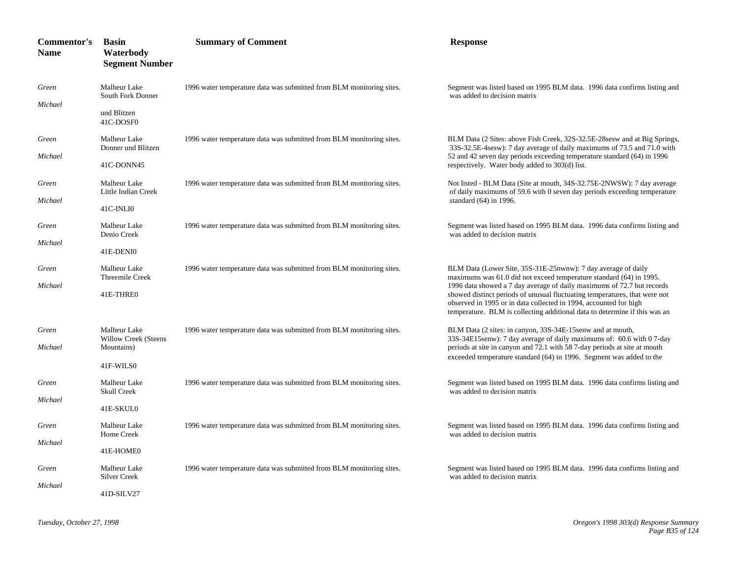| Commentor's Name | Basin Waterbody Segment Number | Summary of Comment | Response |
|---|---|---|---|
| *Green Michael* | Malheur Lake South Fork Donner und Blitzen 41C-DOSF0 | 1996 water temperature data was submitted from BLM monitoring sites. | Segment was listed based on 1995 BLM data. 1996 data confirms listing and was added to decision matrix |
| *Green Michael* | Malheur Lake Donner und Blitzen 41C-DONN45 | 1996 water temperature data was submitted from BLM monitoring sites. | BLM Data (2 Sites: above Fish Creek, 32S-32.5E-28sesw and at Big Springs, 33S-32.5E-4sesw): 7 day average of daily maximums of 73.5 and 71.0 with 52 and 42 seven day periods exceeding temperature standard (64) in 1996 respectively. Water body added to 303(d) list. |
| *Green Michael* | Malheur Lake Little Indian Creek 41C-INLI0 | 1996 water temperature data was submitted from BLM monitoring sites. | Not listed - BLM Data (Site at mouth, 34S-32.75E-2NWSW): 7 day average of daily maximums of 59.6 with 0 seven day periods exceeding temperature standard (64) in 1996. |
| *Green Michael* | Malheur Lake Denio Creek 41E-DENI0 | 1996 water temperature data was submitted from BLM monitoring sites. | Segment was listed based on 1995 BLM data. 1996 data confirms listing and was added to decision matrix |
| *Green Michael* | Malheur Lake Threemile Creek 41E-THRE0 | 1996 water temperature data was submitted from BLM monitoring sites. | BLM Data (Lower Site, 35S-31E-25nwnw): 7 day average of daily maximums was 61.0 did not exceed temperature standard (64) in 1995. 1996 data showed a 7 day average of daily maximums of 72.7 but records showed distinct periods of unusual fluctuating temperatures, that were not observed in 1995 or in data collected in 1994, accounted for high temperature. BLM is collecting additional data to determine if this was an |
| *Green Michael* | Malheur Lake Willow Creek (Steens Mountains) 41F-WILS0 | 1996 water temperature data was submitted from BLM monitoring sites. | BLM Data (2 sites: in canyon, 33S-34E-15senw and at mouth, 33S-34E15senw): 7 day average of daily maximums of: 60.6 with 0 7-day periods at site in canyon and 72.1 with 58 7-day periods at site at mouth exceeded temperature standard (64) in 1996. Segment was added to the |
| *Green Michael* | Malheur Lake Skull Creek 41E-SKUL0 | 1996 water temperature data was submitted from BLM monitoring sites. | Segment was listed based on 1995 BLM data. 1996 data confirms listing and was added to decision matrix |
| *Green Michael* | Malheur Lake Home Creek 41E-HOME0 | 1996 water temperature data was submitted from BLM monitoring sites. | Segment was listed based on 1995 BLM data. 1996 data confirms listing and was added to decision matrix |
| *Green Michael* | Malheur Lake Silver Creek 41D-SILV27 | 1996 water temperature data was submitted from BLM monitoring sites. | Segment was listed based on 1995 BLM data. 1996 data confirms listing and was added to decision matrix |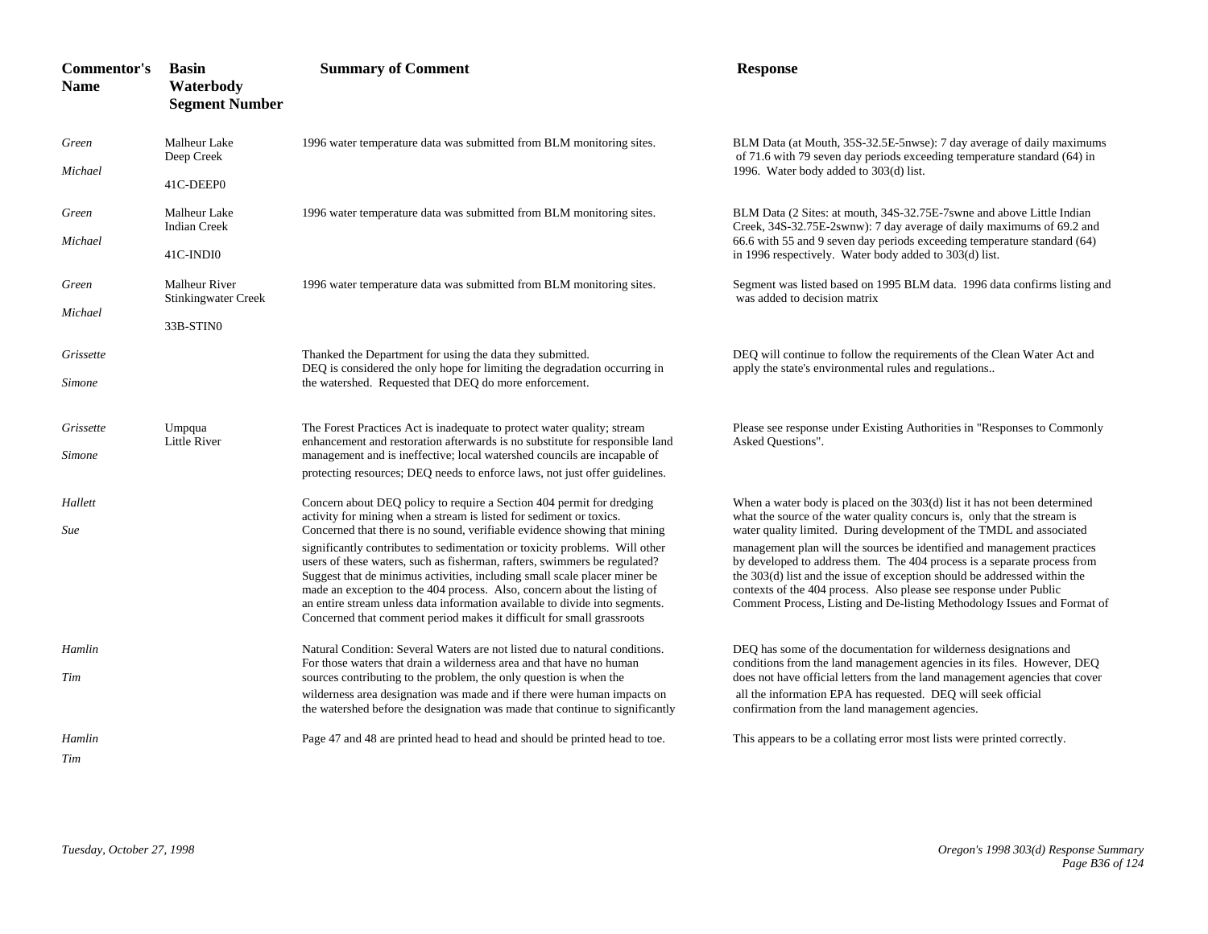| Commentor's Name | Basin Waterbody Segment Number | Summary of Comment | Response |
|---|---|---|---|
| *Green Michael* | Malheur Lake Deep Creek 41C-DEEP0 | 1996 water temperature data was submitted from BLM monitoring sites. | BLM Data (at Mouth, 35S-32.5E-5nwse): 7 day average of daily maximums of 71.6 with 79 seven day periods exceeding temperature standard (64) in 1996. Water body added to 303(d) list. |
| *Green Michael* | Malheur Lake Indian Creek 41C-INDI0 | 1996 water temperature data was submitted from BLM monitoring sites. | BLM Data (2 Sites: at mouth, 34S-32.75E-7swne and above Little Indian Creek, 34S-32.75E-2swnw): 7 day average of daily maximums of 69.2 and 66.6 with 55 and 9 seven day periods exceeding temperature standard (64) in 1996 respectively. Water body added to 303(d) list. |
| *Green Michael* | Malheur River Stinkingwater Creek 33B-STIN0 | 1996 water temperature data was submitted from BLM monitoring sites. | Segment was listed based on 1995 BLM data. 1996 data confirms listing and was added to decision matrix |
| *Grissette Simone* | | Thanked the Department for using the data they submitted. DEQ is considered the only hope for limiting the degradation occurring in the watershed. Requested that DEQ do more enforcement. | DEQ will continue to follow the requirements of the Clean Water Act and apply the state's environmental rules and regulations.. |
| *Grissette Simone* | Umpqua Little River | The Forest Practices Act is inadequate to protect water quality; stream enhancement and restoration afterwards is no substitute for responsible land management and is ineffective; local watershed councils are incapable of protecting resources; DEQ needs to enforce laws, not just offer guidelines. | Please see response under Existing Authorities in "Responses to Commonly Asked Questions". |
| *Hallett Sue* | | Concern about DEQ policy to require a Section 404 permit for dredging activity for mining when a stream is listed for sediment or toxics. Concerned that there is no sound, verifiable evidence showing that mining significantly contributes to sedimentation or toxicity problems. Will other users of these waters, such as fisherman, rafters, swimmers be regulated? Suggest that de minimus activities, including small scale placer miner be made an exception to the 404 process. Also, concern about the listing of an entire stream unless data information available to divide into segments. Concerned that comment period makes it difficult for small grassroots | When a water body is placed on the 303(d) list it has not been determined what the source of the water quality concurs is, only that the stream is water quality limited. During development of the TMDL and associated management plan will the sources be identified and management practices by developed to address them. The 404 process is a separate process from the 303(d) list and the issue of exception should be addressed within the contexts of the 404 process. Also please see response under Public Comment Process, Listing and De-listing Methodology Issues and Format of |
| *Hamlin Tim* | | Natural Condition: Several Waters are not listed due to natural conditions. For those waters that drain a wilderness area and that have no human sources contributing to the problem, the only question is when the wilderness area designation was made and if there were human impacts on the watershed before the designation was made that continue to significantly | DEQ has some of the documentation for wilderness designations and conditions from the land management agencies in its files. However, DEQ does not have official letters from the land management agencies that cover all the information EPA has requested. DEQ will seek official confirmation from the land management agencies. |
| *Hamlin Tim* | | Page 47 and 48 are printed head to head and should be printed head to toe. | This appears to be a collating error most lists were printed correctly. |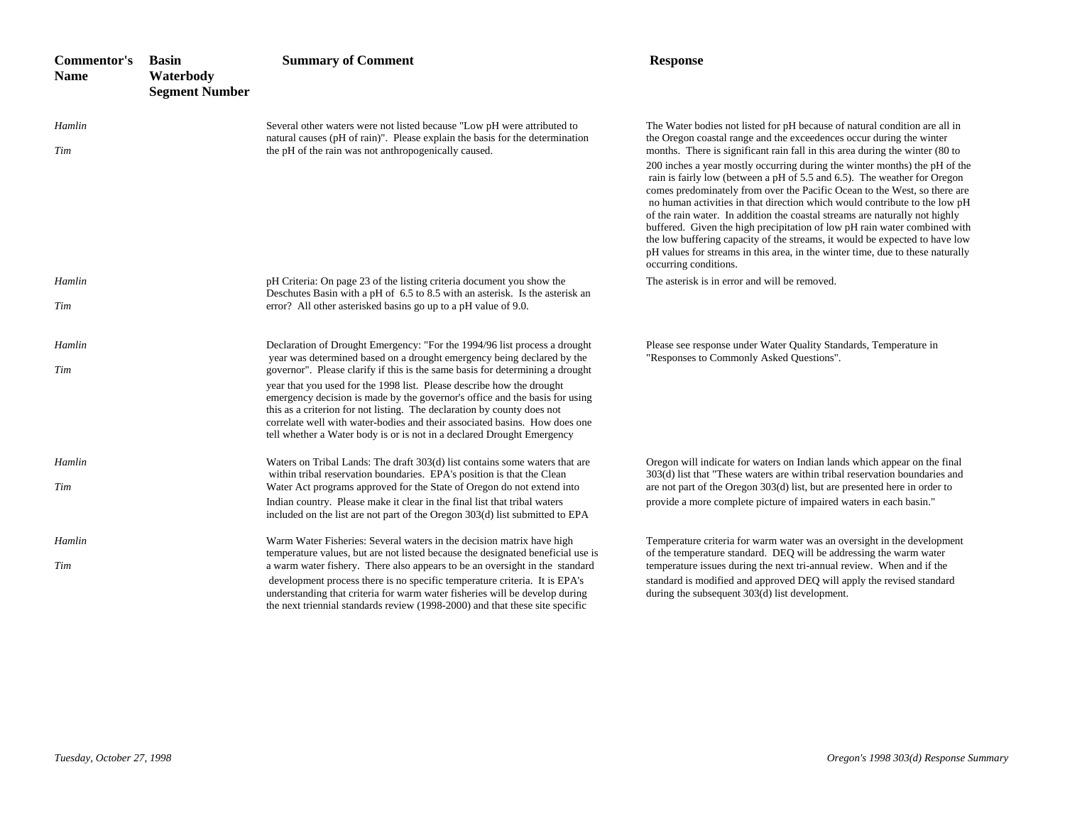| Commentor's Name | Basin Waterbody Segment Number | Summary of Comment | Response |
|---|---|---|---|
| *Hamlin Tim* | | Several other waters were not listed because "Low pH were attributed to natural causes (pH of rain)". Please explain the basis for the determination the pH of the rain was not anthropogenically caused. | The Water bodies not listed for pH because of natural condition are all in the Oregon coastal range and the exceedences occur during the winter months. There is significant rain fall in this area during the winter (80 to 200 inches a year mostly occurring during the winter months) the pH of the rain is fairly low (between a pH of 5.5 and 6.5). The weather for Oregon comes predominately from over the Pacific Ocean to the West, so there are no human activities in that direction which would contribute to the low pH of the rain water. In addition the coastal streams are naturally not highly buffered. Given the high precipitation of low pH rain water combined with the low buffering capacity of the streams, it would be expected to have low pH values for streams in this area, in the winter time, due to these naturally occurring conditions. |
| *Hamlin Tim* | | pH Criteria: On page 23 of the listing criteria document you show the Deschutes Basin with a pH of 6.5 to 8.5 with an asterisk. Is the asterisk an error? All other asterisked basins go up to a pH value of 9.0. | The asterisk is in error and will be removed. |
| *Hamlin Tim* | | Declaration of Drought Emergency: "For the 1994/96 list process a drought year was determined based on a drought emergency being declared by the governor". Please clarify if this is the same basis for determining a drought year that you used for the 1998 list. Please describe how the drought emergency decision is made by the governor's office and the basis for using this as a criterion for not listing. The declaration by county does not correlate well with water-bodies and their associated basins. How does one tell whether a Water body is or is not in a declared Drought Emergency | Please see response under Water Quality Standards, Temperature in "Responses to Commonly Asked Questions". |
| *Hamlin Tim* | | Waters on Tribal Lands: The draft 303(d) list contains some waters that are within tribal reservation boundaries. EPA's position is that the Clean Water Act programs approved for the State of Oregon do not extend into Indian country. Please make it clear in the final list that tribal waters included on the list are not part of the Oregon 303(d) list submitted to EPA | Oregon will indicate for waters on Indian lands which appear on the final 303(d) list that "These waters are within tribal reservation boundaries and are not part of the Oregon 303(d) list, but are presented here in order to provide a more complete picture of impaired waters in each basin." |
| *Hamlin Tim* | | Warm Water Fisheries: Several waters in the decision matrix have high temperature values, but are not listed because the designated beneficial use is a warm water fishery. There also appears to be an oversight in the standard development process there is no specific temperature criteria. It is EPA's understanding that criteria for warm water fisheries will be develop during the next triennial standards review (1998-2000) and that these site specific | Temperature criteria for warm water was an oversight in the development of the temperature standard. DEQ will be addressing the warm water temperature issues during the next tri-annual review. When and if the standard is modified and approved DEQ will apply the revised standard during the subsequent 303(d) list development. |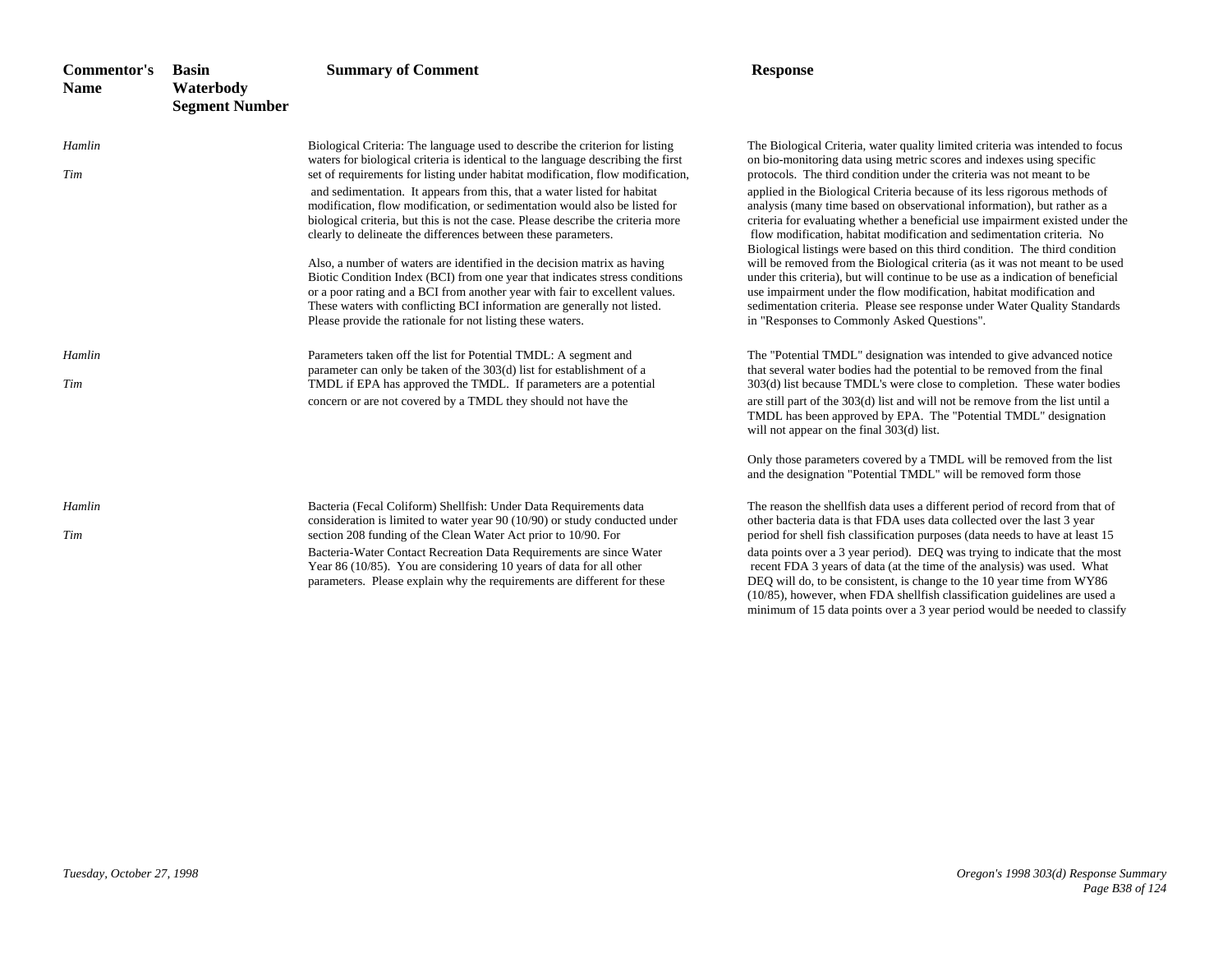| Commentor's Name | Basin Waterbody Segment Number | Summary of Comment | Response |
|---|---|---|---|
| *Hamlin* *Tim* | | Biological Criteria: The language used to describe the criterion for listing waters for biological criteria is identical to the language describing the first set of requirements for listing under habitat modification, flow modification, and sedimentation. It appears from this, that a water listed for habitat modification, flow modification, or sedimentation would also be listed for biological criteria, but this is not the case. Please describe the criteria more clearly to delineate the differences between these parameters.<br><br>Also, a number of waters are identified in the decision matrix as having Biotic Condition Index (BCI) from one year that indicates stress conditions or a poor rating and a BCI from another year with fair to excellent values. These waters with conflicting BCI information are generally not listed. Please provide the rationale for not listing these waters. | The Biological Criteria, water quality limited criteria was intended to focus on bio-monitoring data using metric scores and indexes using specific protocols. The third condition under the criteria was not meant to be applied in the Biological Criteria because of its less rigorous methods of analysis (many time based on observational information), but rather as a criteria for evaluating whether a beneficial use impairment existed under the flow modification, habitat modification and sedimentation criteria. No Biological listings were based on this third condition. The third condition will be removed from the Biological criteria (as it was not meant to be used under this criteria), but will continue to be use as a indication of beneficial use impairment under the flow modification, habitat modification and sedimentation criteria. Please see response under Water Quality Standards in "Responses to Commonly Asked Questions". |
| *Hamlin* *Tim* | | Parameters taken off the list for Potential TMDL: A segment and parameter can only be taken of the 303(d) list for establishment of a TMDL if EPA has approved the TMDL. If parameters are a potential concern or are not covered by a TMDL they should not have the | The "Potential TMDL" designation was intended to give advanced notice that several water bodies had the potential to be removed from the final 303(d) list because TMDL's were close to completion. These water bodies are still part of the 303(d) list and will not be remove from the list until a TMDL has been approved by EPA. The "Potential TMDL" designation will not appear on the final 303(d) list.<br><br>Only those parameters covered by a TMDL will be removed from the list and the designation "Potential TMDL" will be removed form those |
| *Hamlin* *Tim* | | Bacteria (Fecal Coliform) Shellfish: Under Data Requirements data consideration is limited to water year 90 (10/90) or study conducted under section 208 funding of the Clean Water Act prior to 10/90. For Bacteria-Water Contact Recreation Data Requirements are since Water Year 86 (10/85). You are considering 10 years of data for all other parameters. Please explain why the requirements are different for these | The reason the shellfish data uses a different period of record from that of other bacteria data is that FDA uses data collected over the last 3 year period for shell fish classification purposes (data needs to have at least 15 data points over a 3 year period). DEQ was trying to indicate that the most recent FDA 3 years of data (at the time of the analysis) was used. What DEQ will do, to be consistent, is change to the 10 year time from WY86 (10/85), however, when FDA shellfish classification guidelines are used a minimum of 15 data points over a 3 year period would be needed to classify |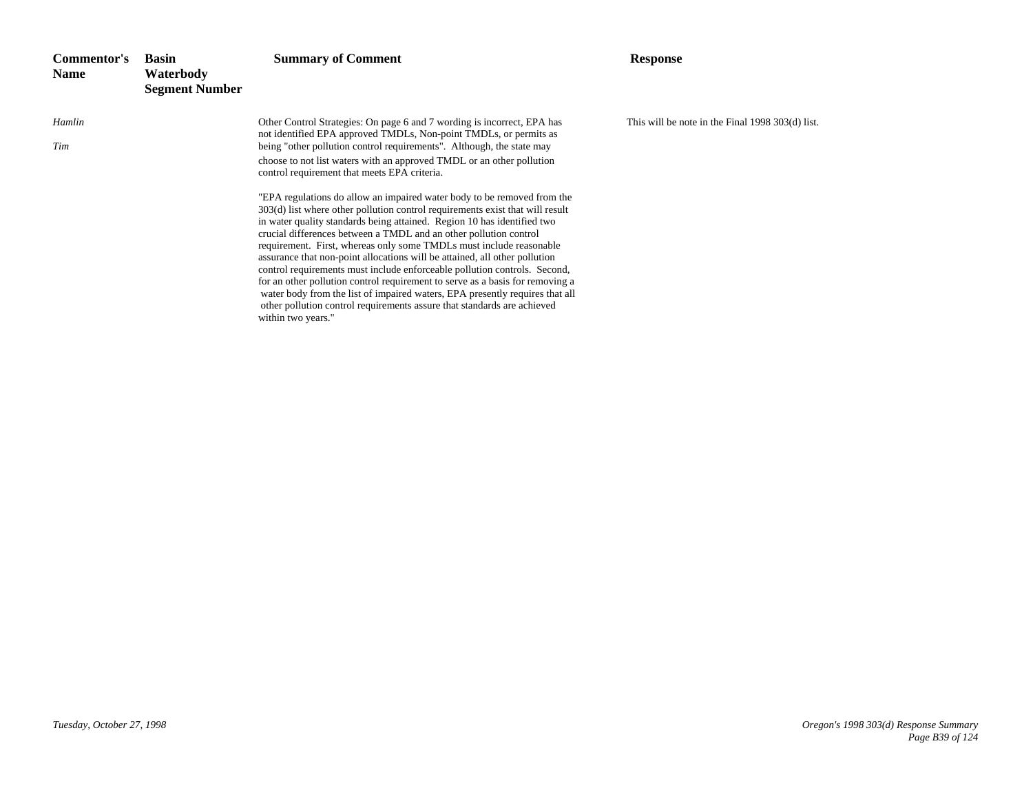| Commentor's Name | Basin Waterbody Segment Number | Summary of Comment | Response |
|---|---|---|---|
| *Hamlin*<br><br>*Tim* | | Other Control Strategies: On page 6 and 7 wording is incorrect, EPA has not identified EPA approved TMDLs, Non-point TMDLs, or permits as being "other pollution control requirements". Although, the state may choose to not list waters with an approved TMDL or an other pollution control requirement that meets EPA criteria.<br><br>"EPA regulations do allow an impaired water body to be removed from the 303(d) list where other pollution control requirements exist that will result in water quality standards being attained. Region 10 has identified two crucial differences between a TMDL and an other pollution control requirement. First, whereas only some TMDLs must include reasonable assurance that non-point allocations will be attained, all other pollution control requirements must include enforceable pollution controls. Second, for an other pollution control requirement to serve as a basis for removing a water body from the list of impaired waters, EPA presently requires that all other pollution control requirements assure that standards are achieved within two years." | This will be note in the Final 1998 303(d) list. |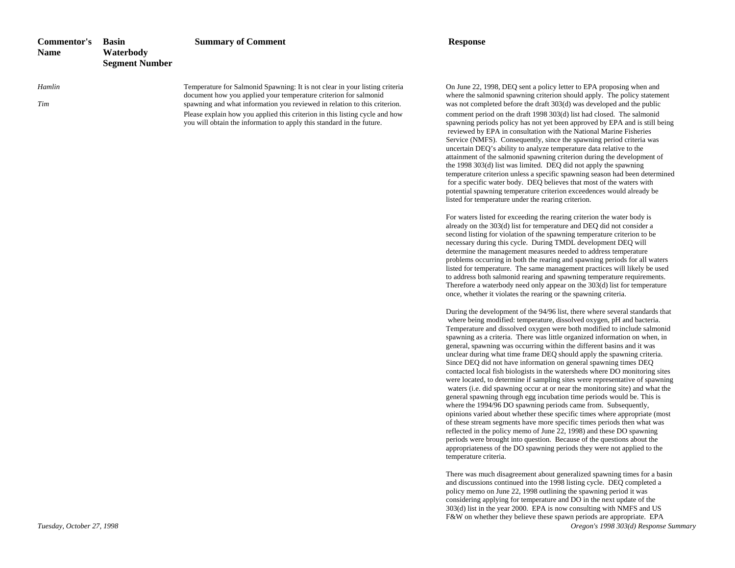| Commentor's Name | Basin Waterbody Segment Number | Summary of Comment | Response |
|---|---|---|---|
| *Hamlin*<br><br>*Tim* | | Temperature for Salmonid Spawning: It is not clear in your listing criteria document how you applied your temperature criterion for salmonid spawning and what information you reviewed in relation to this criterion. Please explain how you applied this criterion in this listing cycle and how you will obtain the information to apply this standard in the future. | On June 22, 1998, DEQ sent a policy letter to EPA proposing when and where the salmonid spawning criterion should apply. The policy statement was not completed before the draft 303(d) was developed and the public comment period on the draft 1998 303(d) list had closed. The salmonid spawning periods policy has not yet been approved by EPA and is still being reviewed by EPA in consultation with the National Marine Fisheries Service (NMFS). Consequently, since the spawning period criteria was uncertain DEQ's ability to analyze temperature data relative to the attainment of the salmonid spawning criterion during the development of the 1998 303(d) list was limited. DEQ did not apply the spawning temperature criterion unless a specific spawning season had been determined for a specific water body. DEQ believes that most of the waters with potential spawning temperature criterion exceedences would already be listed for temperature under the rearing criterion.<br><br>For waters listed for exceeding the rearing criterion the water body is already on the 303(d) list for temperature and DEQ did not consider a second listing for violation of the spawning temperature criterion to be necessary during this cycle. During TMDL development DEQ will determine the management measures needed to address temperature problems occurring in both the rearing and spawning periods for all waters listed for temperature. The same management practices will likely be used to address both salmonid rearing and spawning temperature requirements. Therefore a waterbody need only appear on the 303(d) list for temperature once, whether it violates the rearing or the spawning criteria.<br><br>During the development of the 94/96 list, there where several standards that where being modified: temperature, dissolved oxygen, pH and bacteria. Temperature and dissolved oxygen were both modified to include salmonid spawning as a criteria. There was little organized information on when, in general, spawning was occurring within the different basins and it was unclear during what time frame DEQ should apply the spawning criteria. Since DEQ did not have information on general spawning times DEQ contacted local fish biologists in the watersheds where DO monitoring sites were located, to determine if sampling sites were representative of spawning waters (i.e. did spawning occur at or near the monitoring site) and what the general spawning through egg incubation time periods would be. This is where the 1994/96 DO spawning periods came from. Subsequently, opinions varied about whether these specific times where appropriate (most of these stream segments have more specific times periods then what was reflected in the policy memo of June 22, 1998) and these DO spawning periods were brought into question. Because of the questions about the appropriateness of the DO spawning periods they were not applied to the temperature criteria.<br><br>There was much disagreement about generalized spawning times for a basin and discussions continued into the 1998 listing cycle. DEQ completed a policy memo on June 22, 1998 outlining the spawning period it was considering applying for temperature and DO in the next update of the 303(d) list in the year 2000. EPA is now consulting with NMFS and US F&W on whether they believe these spawn periods are appropriate. EPA |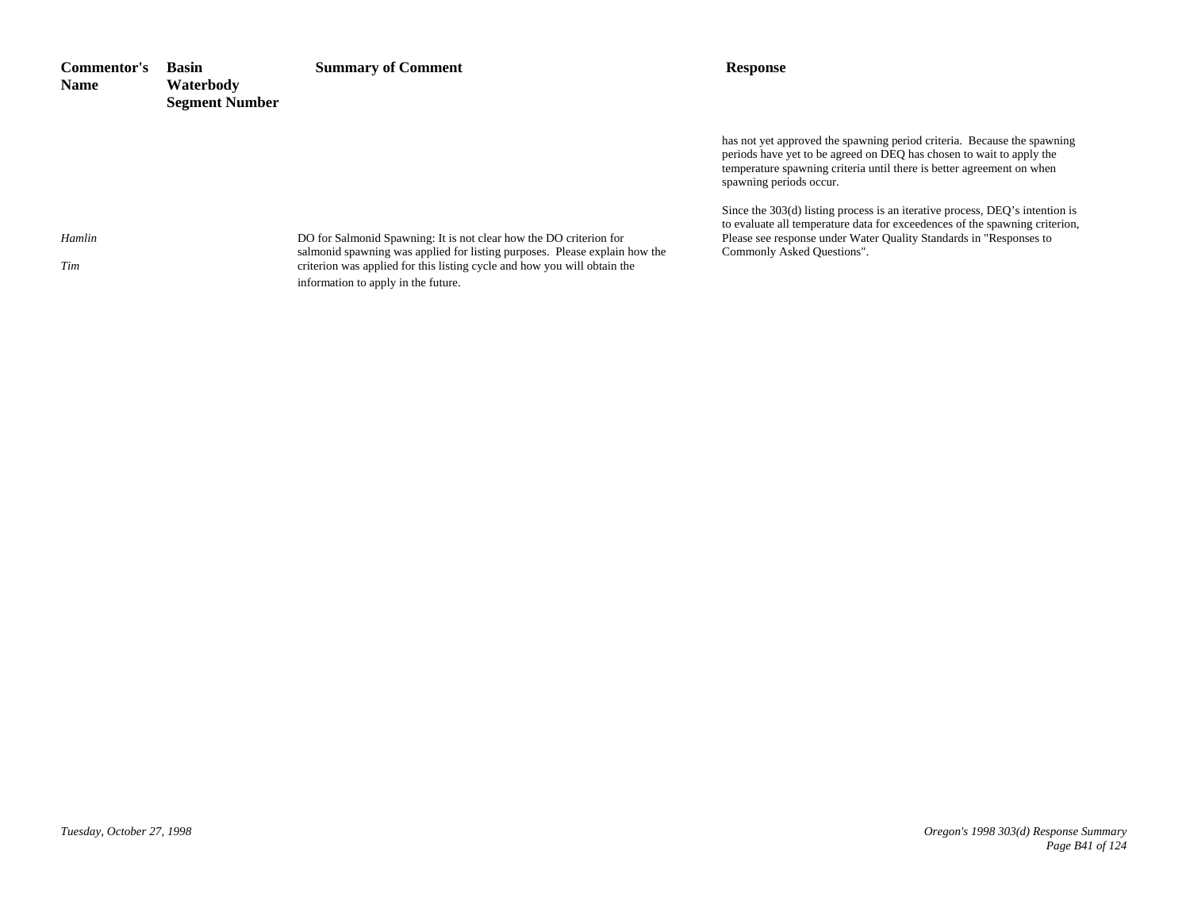| Commentor's Name | Basin Waterbody Segment Number | Summary of Comment | Response |
| --- | --- | --- | --- |
| | | | has not yet approved the spawning period criteria. Because the spawning periods have yet to be agreed on DEQ has chosen to wait to apply the temperature spawning criteria until there is better agreement on when spawning periods occur.<br><br>Since the 303(d) listing process is an iterative process, DEQ's intention is to evaluate all temperature data for exceedences of the spawning criterion, |
| *Hamlin*<br><br>*Tim* | | DO for Salmonid Spawning: It is not clear how the DO criterion for salmonid spawning was applied for listing purposes. Please explain how the criterion was applied for this listing cycle and how you will obtain the information to apply in the future. | Please see response under Water Quality Standards in "Responses to Commonly Asked Questions". |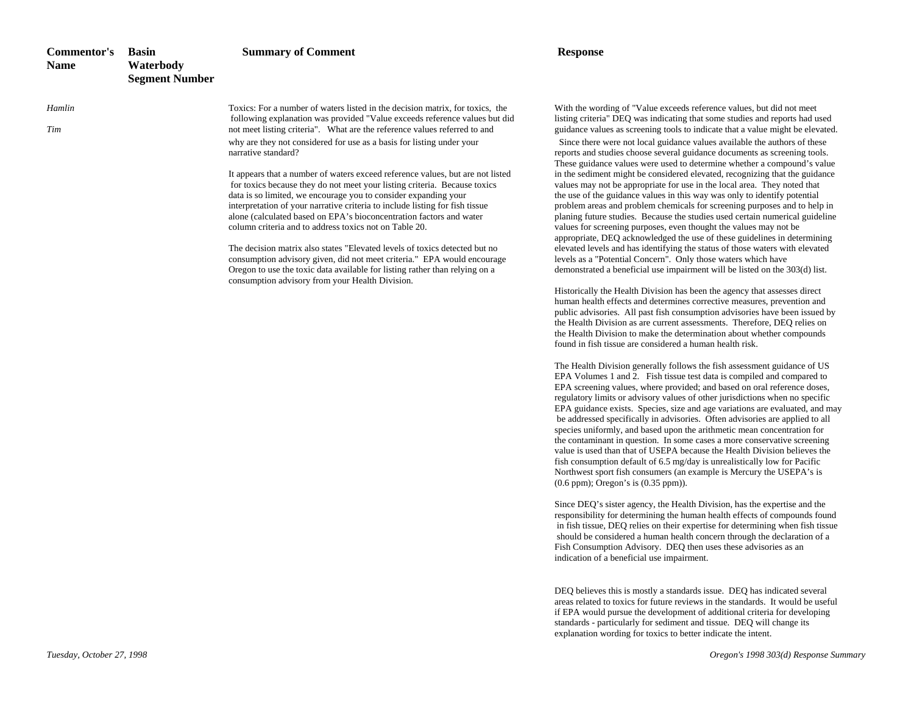| Commentor's Name | Basin Waterbody Segment Number | Summary of Comment | Response |
|---|---|---|---|
| *Hamlin* *Tim* | | Toxics: For a number of waters listed in the decision matrix, for toxics, the following explanation was provided "Value exceeds reference values but did not meet listing criteria". What are the reference values referred to and why are they not considered for use as a basis for listing under your narrative standard? <br><br> It appears that a number of waters exceed reference values, but are not listed for toxics because they do not meet your listing criteria. Because toxics data is so limited, we encourage you to consider expanding your interpretation of your narrative criteria to include listing for fish tissue alone (calculated based on EPA's bioconcentration factors and water column criteria and to address toxics not on Table 20. <br><br> The decision matrix also states "Elevated levels of toxics detected but no consumption advisory given, did not meet criteria." EPA would encourage Oregon to use the toxic data available for listing rather than relying on a consumption advisory from your Health Division. | With the wording of "Value exceeds reference values, but did not meet listing criteria" DEQ was indicating that some studies and reports had used guidance values as screening tools to indicate that a value might be elevated. Since there were not local guidance values available the authors of these reports and studies choose several guidance documents as screening tools. These guidance values were used to determine whether a compound's value in the sediment might be considered elevated, recognizing that the guidance values may not be appropriate for use in the local area. They noted that the use of the guidance values in this way was only to identify potential problem areas and problem chemicals for screening purposes and to help in planing future studies. Because the studies used certain numerical guideline values for screening purposes, even thought the values may not be appropriate, DEQ acknowledged the use of these guidelines in determining elevated levels and has identifying the status of those waters with elevated levels as a "Potential Concern". Only those waters which have demonstrated a beneficial use impairment will be listed on the 303(d) list. <br><br> Historically the Health Division has been the agency that assesses direct human health effects and determines corrective measures, prevention and public advisories. All past fish consumption advisories have been issued by the Health Division as are current assessments. Therefore, DEQ relies on the Health Division to make the determination about whether compounds found in fish tissue are considered a human health risk. <br><br> The Health Division generally follows the fish assessment guidance of US EPA Volumes 1 and 2. Fish tissue test data is compiled and compared to EPA screening values, where provided; and based on oral reference doses, regulatory limits or advisory values of other jurisdictions when no specific EPA guidance exists. Species, size and age variations are evaluated, and may be addressed specifically in advisories. Often advisories are applied to all species uniformly, and based upon the arithmetic mean concentration for the contaminant in question. In some cases a more conservative screening value is used than that of USEPA because the Health Division believes the fish consumption default of 6.5 mg/day is unrealistically low for Pacific Northwest sport fish consumers (an example is Mercury the USEPA's is (0.6 ppm); Oregon's is (0.35 ppm)). <br><br> Since DEQ's sister agency, the Health Division, has the expertise and the responsibility for determining the human health effects of compounds found in fish tissue, DEQ relies on their expertise for determining when fish tissue should be considered a human health concern through the declaration of a Fish Consumption Advisory. DEQ then uses these advisories as an indication of a beneficial use impairment. <br><br> DEQ believes this is mostly a standards issue. DEQ has indicated several areas related to toxics for future reviews in the standards. It would be useful if EPA would pursue the development of additional criteria for developing standards - particularly for sediment and tissue. DEQ will change its explanation wording for toxics to better indicate the intent. |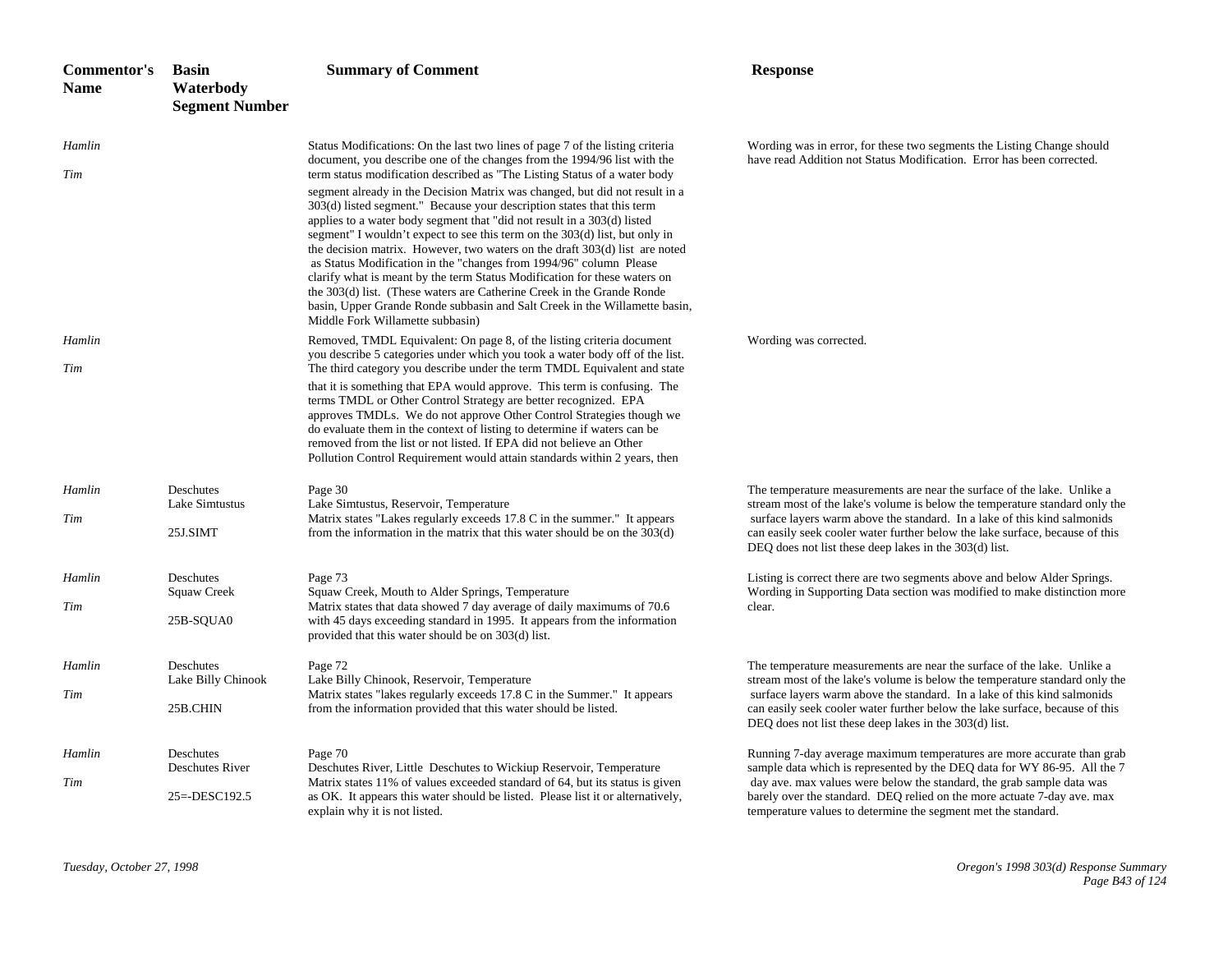| Commentor's Name | Basin Waterbody Segment Number | Summary of Comment | Response |
|---|---|---|---|
| *Hamlin Tim* | | Status Modifications: On the last two lines of page 7 of the listing criteria document, you describe one of the changes from the 1994/96 list with the term status modification described as "The Listing Status of a water body segment already in the Decision Matrix was changed, but did not result in a 303(d) listed segment." Because your description states that this term applies to a water body segment that "did not result in a 303(d) listed segment" I wouldn't expect to see this term on the 303(d) list, but only in the decision matrix. However, two waters on the draft 303(d) list are noted as Status Modification in the "changes from 1994/96" column Please clarify what is meant by the term Status Modification for these waters on the 303(d) list. (These waters are Catherine Creek in the Grande Ronde basin, Upper Grande Ronde subbasin and Salt Creek in the Willamette basin, Middle Fork Willamette subbasin) | Wording was in error, for these two segments the Listing Change should have read Addition not Status Modification. Error has been corrected. |
| *Hamlin Tim* | | Removed, TMDL Equivalent: On page 8, of the listing criteria document you describe 5 categories under which you took a water body off of the list. The third category you describe under the term TMDL Equivalent and state that it is something that EPA would approve. This term is confusing. The terms TMDL or Other Control Strategy are better recognized. EPA approves TMDLs. We do not approve Other Control Strategies though we do evaluate them in the context of listing to determine if waters can be removed from the list or not listed. If EPA did not believe an Other Pollution Control Requirement would attain standards within 2 years, then | Wording was corrected. |
| *Hamlin Tim* | Deschutes Lake Simtustus 25J.SIMT | Page 30 Lake Simtustus, Reservoir, Temperature Matrix states "Lakes regularly exceeds 17.8 C in the summer." It appears from the information in the matrix that this water should be on the 303(d) | The temperature measurements are near the surface of the lake. Unlike a stream most of the lake's volume is below the temperature standard only the surface layers warm above the standard. In a lake of this kind salmonids can easily seek cooler water further below the lake surface, because of this DEQ does not list these deep lakes in the 303(d) list. |
| *Hamlin Tim* | Deschutes Squaw Creek 25B-SQUA0 | Page 73 Squaw Creek, Mouth to Alder Springs, Temperature Matrix states that data showed 7 day average of daily maximums of 70.6 with 45 days exceeding standard in 1995. It appears from the information provided that this water should be on 303(d) list. | Listing is correct there are two segments above and below Alder Springs. Wording in Supporting Data section was modified to make distinction more clear. |
| *Hamlin Tim* | Deschutes Lake Billy Chinook 25B.CHIN | Page 72 Lake Billy Chinook, Reservoir, Temperature Matrix states "lakes regularly exceeds 17.8 C in the Summer." It appears from the information provided that this water should be listed. | The temperature measurements are near the surface of the lake. Unlike a stream most of the lake's volume is below the temperature standard only the surface layers warm above the standard. In a lake of this kind salmonids can easily seek cooler water further below the lake surface, because of this DEQ does not list these deep lakes in the 303(d) list. |
| *Hamlin Tim* | Deschutes Deschutes River 25=-DESC192.5 | Page 70 Deschutes River, Little Deschutes to Wickiup Reservoir, Temperature Matrix states 11% of values exceeded standard of 64, but its status is given as OK. It appears this water should be listed. Please list it or alternatively, explain why it is not listed. | Running 7-day average maximum temperatures are more accurate than grab sample data which is represented by the DEQ data for WY 86-95. All the 7 day ave. max values were below the standard, the grab sample data was barely over the standard. DEQ relied on the more actuate 7-day ave. max temperature values to determine the segment met the standard. |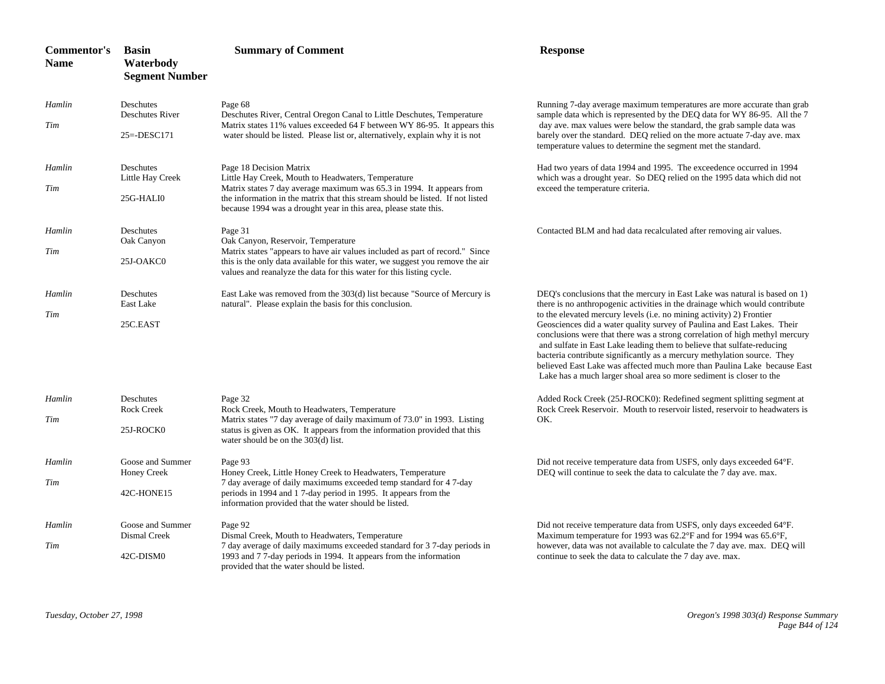| Commentor's Name | Basin Waterbody Segment Number | Summary of Comment | Response |
|---|---|---|---|
| *Hamlin* *Tim* | Deschutes Deschutes River 25=-DESC171 | Page 68 Deschutes River, Central Oregon Canal to Little Deschutes, Temperature Matrix states 11% values exceeded 64 F between WY 86-95. It appears this water should be listed. Please list or, alternatively, explain why it is not | Running 7-day average maximum temperatures are more accurate than grab sample data which is represented by the DEQ data for WY 86-95. All the 7 day ave. max values were below the standard, the grab sample data was barely over the standard. DEQ relied on the more actuate 7-day ave. max temperature values to determine the segment met the standard. |
| *Hamlin* *Tim* | Deschutes Little Hay Creek 25G-HALI0 | Page 18 Decision Matrix Little Hay Creek, Mouth to Headwaters, Temperature Matrix states 7 day average maximum was 65.3 in 1994. It appears from the information in the matrix that this stream should be listed. If not listed because 1994 was a drought year in this area, please state this. | Had two years of data 1994 and 1995. The exceedence occurred in 1994 which was a drought year. So DEQ relied on the 1995 data which did not exceed the temperature criteria. |
| *Hamlin* *Tim* | Deschutes Oak Canyon 25J-OAKC0 | Page 31 Oak Canyon, Reservoir, Temperature Matrix states "appears to have air values included as part of record." Since this is the only data available for this water, we suggest you remove the air values and reanalyze the data for this water for this listing cycle. | Contacted BLM and had data recalculated after removing air values. |
| *Hamlin* *Tim* | Deschutes East Lake 25C.EAST | East Lake was removed from the 303(d) list because "Source of Mercury is natural". Please explain the basis for this conclusion. | DEQ's conclusions that the mercury in East Lake was natural is based on 1) there is no anthropogenic activities in the drainage which would contribute to the elevated mercury levels (i.e. no mining activity) 2) Frontier Geosciences did a water quality survey of Paulina and East Lakes. Their conclusions were that there was a strong correlation of high methyl mercury and sulfate in East Lake leading them to believe that sulfate-reducing bacteria contribute significantly as a mercury methylation source. They believed East Lake was affected much more than Paulina Lake because East Lake has a much larger shoal area so more sediment is closer to the |
| *Hamlin* *Tim* | Deschutes Rock Creek 25J-ROCK0 | Page 32 Rock Creek, Mouth to Headwaters, Temperature Matrix states "7 day average of daily maximum of 73.0" in 1993. Listing status is given as OK. It appears from the information provided that this water should be on the 303(d) list. | Added Rock Creek (25J-ROCK0): Redefined segment splitting segment at Rock Creek Reservoir. Mouth to reservoir listed, reservoir to headwaters is OK. |
| *Hamlin* *Tim* | Goose and Summer Honey Creek 42C-HONE15 | Page 93 Honey Creek, Little Honey Creek to Headwaters, Temperature 7 day average of daily maximums exceeded temp standard for 4 7-day periods in 1994 and 1 7-day period in 1995. It appears from the information provided that the water should be listed. | Did not receive temperature data from USFS, only days exceeded 64°F. DEQ will continue to seek the data to calculate the 7 day ave. max. |
| *Hamlin* *Tim* | Goose and Summer Dismal Creek 42C-DISM0 | Page 92 Dismal Creek, Mouth to Headwaters, Temperature 7 day average of daily maximums exceeded standard for 3 7-day periods in 1993 and 7 7-day periods in 1994. It appears from the information provided that the water should be listed. | Did not receive temperature data from USFS, only days exceeded 64°F. Maximum temperature for 1993 was 62.2°F and for 1994 was 65.6°F, however, data was not available to calculate the 7 day ave. max. DEQ will continue to seek the data to calculate the 7 day ave. max. |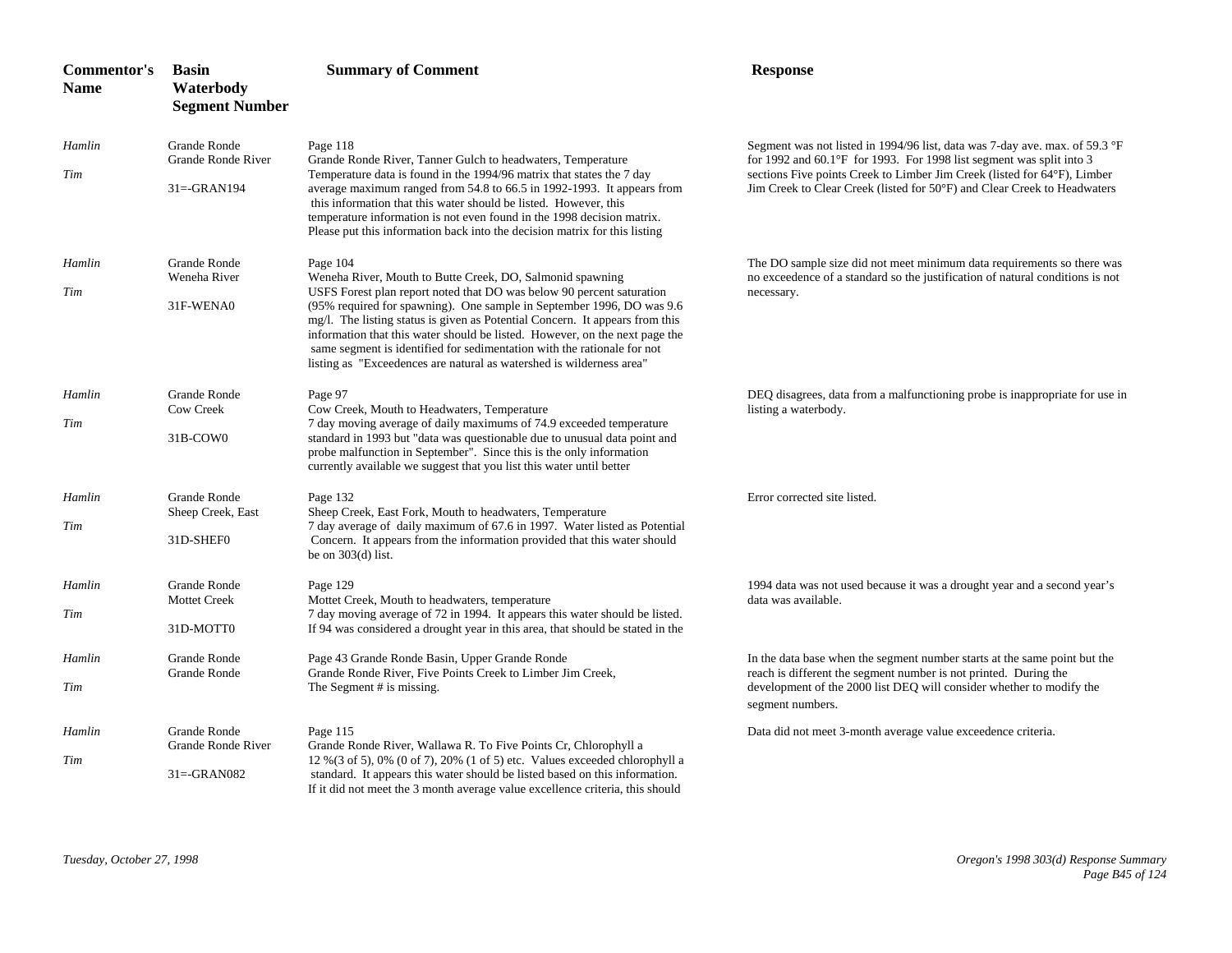| Commentor's Name | Basin Waterbody Segment Number | Summary of Comment | Response |
|---|---|---|---|
| *Hamlin Tim* | Grande Ronde<br>Grande Ronde River<br>31=-GRAN194 | Page 118<br>Grande Ronde River, Tanner Gulch to headwaters, Temperature<br>Temperature data is found in the 1994/96 matrix that states the 7 day average maximum ranged from 54.8 to 66.5 in 1992-1993. It appears from this information that this water should be listed. However, this temperature information is not even found in the 1998 decision matrix. Please put this information back into the decision matrix for this listing | Segment was not listed in 1994/96 list, data was 7-day ave. max. of 59.3 °F for 1992 and 60.1°F for 1993. For 1998 list segment was split into 3 sections Five points Creek to Limber Jim Creek (listed for 64°F), Limber Jim Creek to Clear Creek (listed for 50°F) and Clear Creek to Headwaters |
| *Hamlin Tim* | Grande Ronde<br>Weneha River<br>31F-WENA0 | Page 104<br>Weneha River, Mouth to Butte Creek, DO, Salmonid spawning<br>USFS Forest plan report noted that DO was below 90 percent saturation (95% required for spawning). One sample in September 1996, DO was 9.6 mg/l. The listing status is given as Potential Concern. It appears from this information that this water should be listed. However, on the next page the same segment is identified for sedimentation with the rationale for not listing as "Exceedences are natural as watershed is wilderness area" | The DO sample size did not meet minimum data requirements so there was no exceedence of a standard so the justification of natural conditions is not necessary. |
| *Hamlin Tim* | Grande Ronde<br>Cow Creek<br>31B-COW0 | Page 97<br>Cow Creek, Mouth to Headwaters, Temperature<br>7 day moving average of daily maximums of 74.9 exceeded temperature standard in 1993 but "data was questionable due to unusual data point and probe malfunction in September". Since this is the only information currently available we suggest that you list this water until better | DEQ disagrees, data from a malfunctioning probe is inappropriate for use in listing a waterbody. |
| *Hamlin Tim* | Grande Ronde<br>Sheep Creek, East<br>31D-SHEF0 | Page 132<br>Sheep Creek, East Fork, Mouth to headwaters, Temperature<br>7 day average of daily maximum of 67.6 in 1997. Water listed as Potential Concern. It appears from the information provided that this water should be on 303(d) list. | Error corrected site listed. |
| *Hamlin Tim* | Grande Ronde<br>Mottet Creek<br>31D-MOTT0 | Page 129<br>Mottet Creek, Mouth to headwaters, temperature<br>7 day moving average of 72 in 1994. It appears this water should be listed. If 94 was considered a drought year in this area, that should be stated in the | 1994 data was not used because it was a drought year and a second year's data was available. |
| *Hamlin Tim* | Grande Ronde<br>Grande Ronde | Page 43 Grande Ronde Basin, Upper Grande Ronde<br>Grande Ronde River, Five Points Creek to Limber Jim Creek,<br>The Segment # is missing. | In the data base when the segment number starts at the same point but the reach is different the segment number is not printed. During the development of the 2000 list DEQ will consider whether to modify the segment numbers. |
| *Hamlin Tim* | Grande Ronde<br>Grande Ronde River<br>31=-GRAN082 | Page 115<br>Grande Ronde River, Wallawa R. To Five Points Cr, Chlorophyll a<br>12 %(3 of 5), 0% (0 of 7), 20% (1 of 5) etc. Values exceeded chlorophyll a standard. It appears this water should be listed based on this information. If it did not meet the 3 month average value excellence criteria, this should | Data did not meet 3-month average value exceedence criteria. |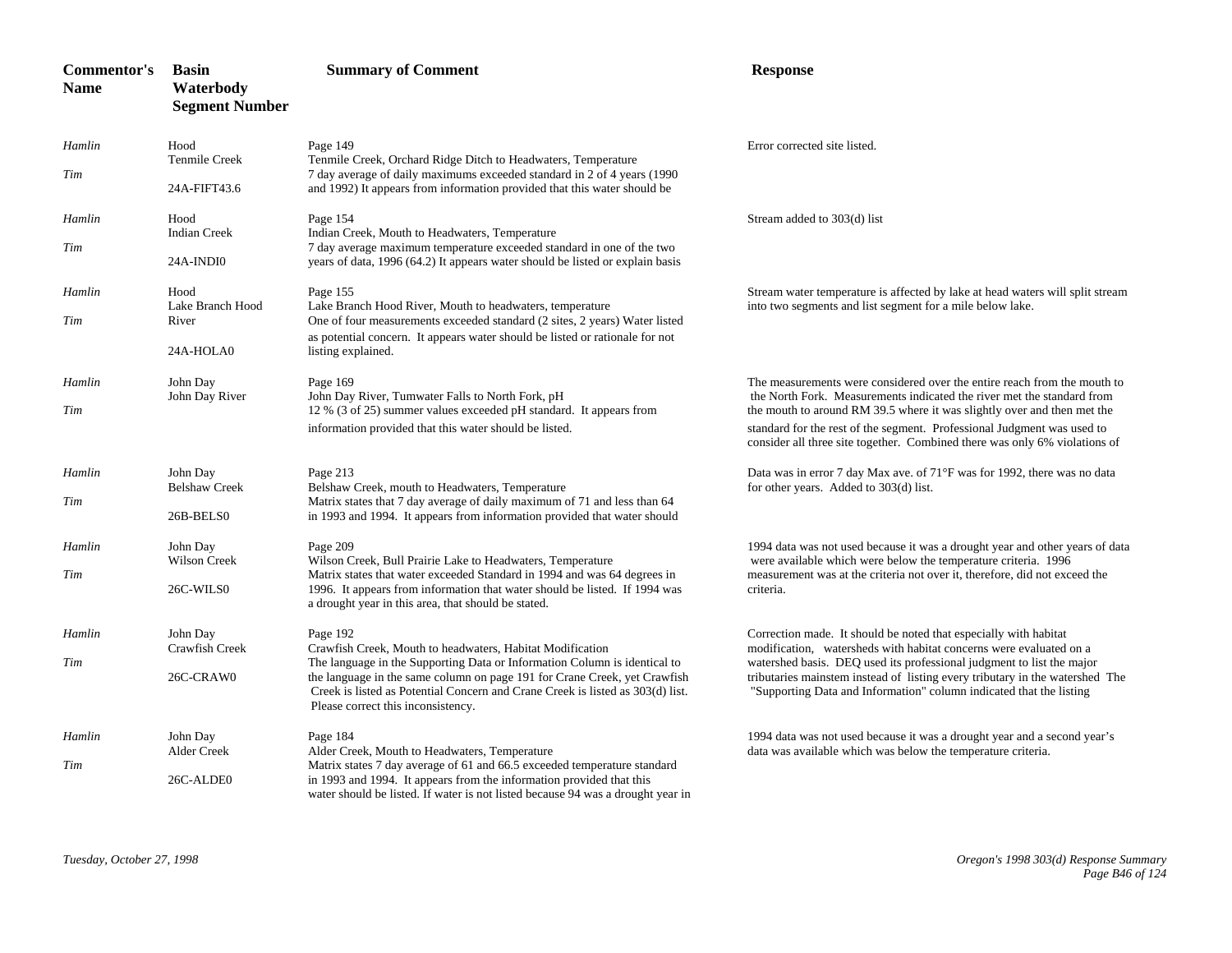| Commentor's Name | Basin Waterbody Segment Number | Summary of Comment | Response |
|---|---|---|---|
| *Hamlin Tim* | Hood Tenmile Creek 24A-FIFT43.6 | Page 149 Tenmile Creek, Orchard Ridge Ditch to Headwaters, Temperature 7 day average of daily maximums exceeded standard in 2 of 4 years (1990 and 1992) It appears from information provided that this water should be | Error corrected site listed. |
| *Hamlin Tim* | Hood Indian Creek 24A-INDI0 | Page 154 Indian Creek, Mouth to Headwaters, Temperature 7 day average maximum temperature exceeded standard in one of the two years of data, 1996 (64.2) It appears water should be listed or explain basis | Stream added to 303(d) list |
| *Hamlin Tim* | Hood Lake Branch Hood River 24A-HOLA0 | Page 155 Lake Branch Hood River, Mouth to headwaters, temperature One of four measurements exceeded standard (2 sites, 2 years) Water listed as potential concern. It appears water should be listed or rationale for not listing explained. | Stream water temperature is affected by lake at head waters will split stream into two segments and list segment for a mile below lake. |
| *Hamlin Tim* | John Day John Day River | Page 169 John Day River, Tumwater Falls to North Fork, pH 12 % (3 of 25) summer values exceeded pH standard. It appears from information provided that this water should be listed. | The measurements were considered over the entire reach from the mouth to the North Fork. Measurements indicated the river met the standard from the mouth to around RM 39.5 where it was slightly over and then met the standard for the rest of the segment. Professional Judgment was used to consider all three site together. Combined there was only 6% violations of |
| *Hamlin Tim* | John Day Belshaw Creek 26B-BELS0 | Page 213 Belshaw Creek, mouth to Headwaters, Temperature Matrix states that 7 day average of daily maximum of 71 and less than 64 in 1993 and 1994. It appears from information provided that water should | Data was in error 7 day Max ave. of 71°F was for 1992, there was no data for other years. Added to 303(d) list. |
| *Hamlin Tim* | John Day Wilson Creek 26C-WILS0 | Page 209 Wilson Creek, Bull Prairie Lake to Headwaters, Temperature Matrix states that water exceeded Standard in 1994 and was 64 degrees in 1996. It appears from information that water should be listed. If 1994 was a drought year in this area, that should be stated. | 1994 data was not used because it was a drought year and other years of data were available which were below the temperature criteria. 1996 measurement was at the criteria not over it, therefore, did not exceed the criteria. |
| *Hamlin Tim* | John Day Crawfish Creek 26C-CRAW0 | Page 192 Crawfish Creek, Mouth to headwaters, Habitat Modification The language in the Supporting Data or Information Column is identical to the language in the same column on page 191 for Crane Creek, yet Crawfish Creek is listed as Potential Concern and Crane Creek is listed as 303(d) list. Please correct this inconsistency. | Correction made. It should be noted that especially with habitat modification, watersheds with habitat concerns were evaluated on a watershed basis. DEQ used its professional judgment to list the major tributaries mainstem instead of listing every tributary in the watershed The "Supporting Data and Information" column indicated that the listing |
| *Hamlin Tim* | John Day Alder Creek 26C-ALDE0 | Page 184 Alder Creek, Mouth to Headwaters, Temperature Matrix states 7 day average of 61 and 66.5 exceeded temperature standard in 1993 and 1994. It appears from the information provided that this water should be listed. If water is not listed because 94 was a drought year in | 1994 data was not used because it was a drought year and a second year's data was available which was below the temperature criteria. |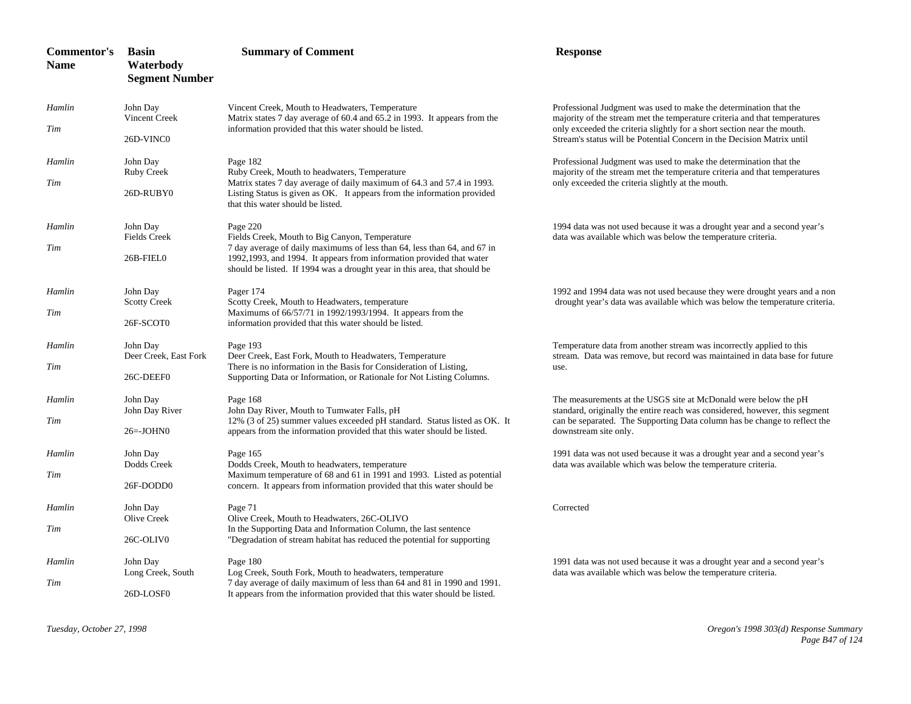| Commentor's Name | Basin Waterbody Segment Number | Summary of Comment | Response |
|---|---|---|---|
| *Hamlin Tim* | John Day Vincent Creek 26D-VINC0 | Vincent Creek, Mouth to Headwaters, Temperature Matrix states 7 day average of 60.4 and 65.2 in 1993. It appears from the information provided that this water should be listed. | Professional Judgment was used to make the determination that the majority of the stream met the temperature criteria and that temperatures only exceeded the criteria slightly for a short section near the mouth. Stream's status will be Potential Concern in the Decision Matrix until |
| *Hamlin Tim* | John Day Ruby Creek 26D-RUBY0 | Page 182 Ruby Creek, Mouth to headwaters, Temperature Matrix states 7 day average of daily maximum of 64.3 and 57.4 in 1993. Listing Status is given as OK. It appears from the information provided that this water should be listed. | Professional Judgment was used to make the determination that the majority of the stream met the temperature criteria and that temperatures only exceeded the criteria slightly at the mouth. |
| *Hamlin Tim* | John Day Fields Creek 26B-FIEL0 | Page 220 Fields Creek, Mouth to Big Canyon, Temperature 7 day average of daily maximums of less than 64, less than 64, and 67 in 1992,1993, and 1994. It appears from information provided that water should be listed. If 1994 was a drought year in this area, that should be | 1994 data was not used because it was a drought year and a second year's data was available which was below the temperature criteria. |
| *Hamlin Tim* | John Day Scotty Creek 26F-SCOT0 | Pager 174 Scotty Creek, Mouth to Headwaters, temperature Maximums of 66/57/71 in 1992/1993/1994. It appears from the information provided that this water should be listed. | 1992 and 1994 data was not used because they were drought years and a non drought year's data was available which was below the temperature criteria. |
| *Hamlin Tim* | John Day Deer Creek, East Fork 26C-DEEF0 | Page 193 Deer Creek, East Fork, Mouth to Headwaters, Temperature There is no information in the Basis for Consideration of Listing, Supporting Data or Information, or Rationale for Not Listing Columns. | Temperature data from another stream was incorrectly applied to this stream. Data was remove, but record was maintained in data base for future use. |
| *Hamlin Tim* | John Day John Day River 26=-JOHN0 | Page 168 John Day River, Mouth to Tumwater Falls, pH 12% (3 of 25) summer values exceeded pH standard. Status listed as OK. It appears from the information provided that this water should be listed. | The measurements at the USGS site at McDonald were below the pH standard, originally the entire reach was considered, however, this segment can be separated. The Supporting Data column has be change to reflect the downstream site only. |
| *Hamlin Tim* | John Day Dodds Creek 26F-DODD0 | Page 165 Dodds Creek, Mouth to headwaters, temperature Maximum temperature of 68 and 61 in 1991 and 1993. Listed as potential concern. It appears from information provided that this water should be | 1991 data was not used because it was a drought year and a second year's data was available which was below the temperature criteria. |
| *Hamlin Tim* | John Day Olive Creek 26C-OLIV0 | Page 71 Olive Creek, Mouth to Headwaters, 26C-OLIVO In the Supporting Data and Information Column, the last sentence "Degradation of stream habitat has reduced the potential for supporting | Corrected |
| *Hamlin Tim* | John Day Long Creek, South 26D-LOSF0 | Page 180 Log Creek, South Fork, Mouth to headwaters, temperature 7 day average of daily maximum of less than 64 and 81 in 1990 and 1991. It appears from the information provided that this water should be listed. | 1991 data was not used because it was a drought year and a second year's data was available which was below the temperature criteria. |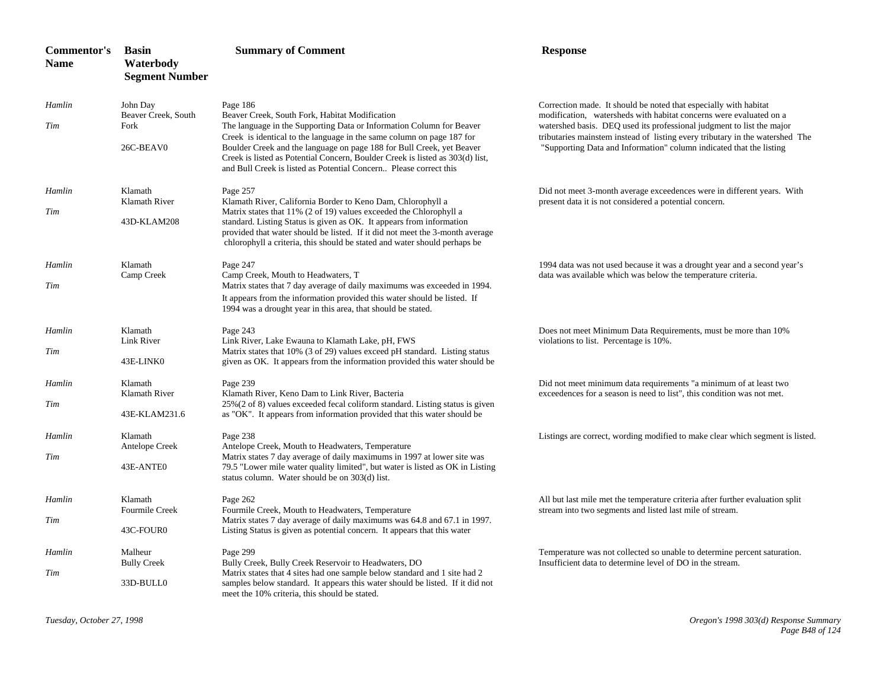| Commentor's Name | Basin Waterbody Segment Number | Summary of Comment | Response |
|---|---|---|---|
| *Hamlin Tim* | John Day Beaver Creek, South Fork 26C-BEAV0 | Page 186 Beaver Creek, South Fork, Habitat Modification The language in the Supporting Data or Information Column for Beaver Creek is identical to the language in the same column on page 187 for Boulder Creek and the language on page 188 for Bull Creek, yet Beaver Creek is listed as Potential Concern, Boulder Creek is listed as 303(d) list, and Bull Creek is listed as Potential Concern.. Please correct this | Correction made. It should be noted that especially with habitat modification, watersheds with habitat concerns were evaluated on a watershed basis. DEQ used its professional judgment to list the major tributaries mainstem instead of listing every tributary in the watershed The "Supporting Data and Information" column indicated that the listing |
| *Hamlin Tim* | Klamath Klamath River 43D-KLAM208 | Page 257 Klamath River, California Border to Keno Dam, Chlorophyll a Matrix states that 11% (2 of 19) values exceeded the Chlorophyll a standard. Listing Status is given as OK. It appears from information provided that water should be listed. If it did not meet the 3-month average chlorophyll a criteria, this should be stated and water should perhaps be | Did not meet 3-month average exceedences were in different years. With present data it is not considered a potential concern. |
| *Hamlin Tim* | Klamath Camp Creek | Page 247 Camp Creek, Mouth to Headwaters, T Matrix states that 7 day average of daily maximums was exceeded in 1994. It appears from the information provided this water should be listed. If 1994 was a drought year in this area, that should be stated. | 1994 data was not used because it was a drought year and a second year's data was available which was below the temperature criteria. |
| *Hamlin Tim* | Klamath Link River 43E-LINK0 | Page 243 Link River, Lake Ewauna to Klamath Lake, pH, FWS Matrix states that 10% (3 of 29) values exceed pH standard. Listing status given as OK. It appears from the information provided this water should be | Does not meet Minimum Data Requirements, must be more than 10% violations to list. Percentage is 10%. |
| *Hamlin Tim* | Klamath Klamath River 43E-KLAM231.6 | Page 239 Klamath River, Keno Dam to Link River, Bacteria 25%(2 of 8) values exceeded fecal coliform standard. Listing status is given as "OK". It appears from information provided that this water should be | Did not meet minimum data requirements "a minimum of at least two exceedences for a season is need to list", this condition was not met. |
| *Hamlin Tim* | Klamath Antelope Creek 43E-ANTE0 | Page 238 Antelope Creek, Mouth to Headwaters, Temperature Matrix states 7 day average of daily maximums in 1997 at lower site was 79.5 "Lower mile water quality limited", but water is listed as OK in Listing status column. Water should be on 303(d) list. | Listings are correct, wording modified to make clear which segment is listed. |
| *Hamlin Tim* | Klamath Fourmile Creek 43C-FOUR0 | Page 262 Fourmile Creek, Mouth to Headwaters, Temperature Matrix states 7 day average of daily maximums was 64.8 and 67.1 in 1997. Listing Status is given as potential concern. It appears that this water | All but last mile met the temperature criteria after further evaluation split stream into two segments and listed last mile of stream. |
| *Hamlin Tim* | Malheur Bully Creek 33D-BULL0 | Page 299 Bully Creek, Bully Creek Reservoir to Headwaters, DO Matrix states that 4 sites had one sample below standard and 1 site had 2 samples below standard. It appears this water should be listed. If it did not meet the 10% criteria, this should be stated. | Temperature was not collected so unable to determine percent saturation. Insufficient data to determine level of DO in the stream. |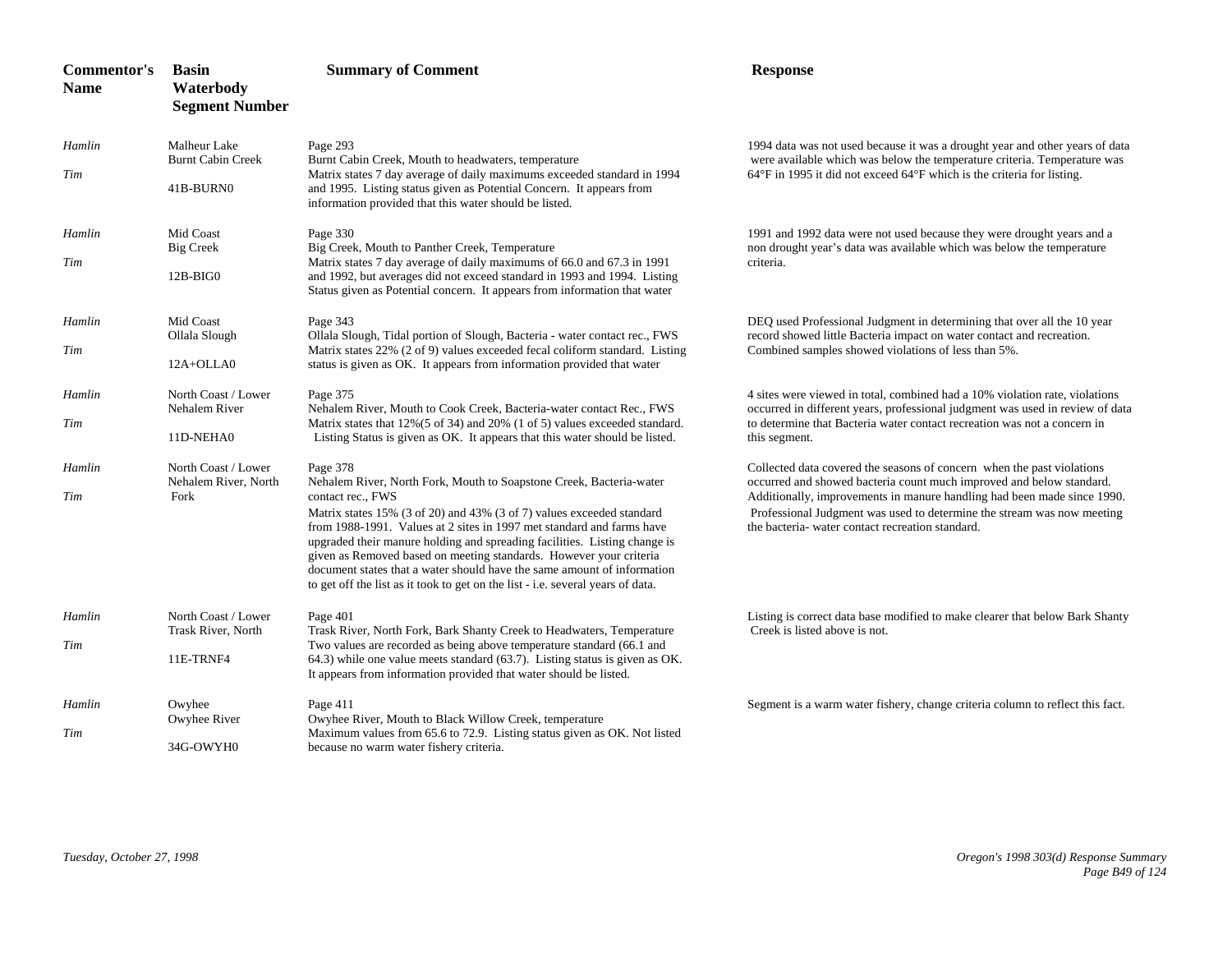| Commentor's Name | Basin Waterbody Segment Number | Summary of Comment | Response |
|---|---|---|---|
| *Hamlin* *Tim* | Malheur Lake Burnt Cabin Creek 41B-BURN0 | Page 293 Burnt Cabin Creek, Mouth to headwaters, temperature Matrix states 7 day average of daily maximums exceeded standard in 1994 and 1995. Listing status given as Potential Concern. It appears from information provided that this water should be listed. | 1994 data was not used because it was a drought year and other years of data were available which was below the temperature criteria. Temperature was 64°F in 1995 it did not exceed 64°F which is the criteria for listing. |
| *Hamlin* *Tim* | Mid Coast Big Creek 12B-BIG0 | Page 330 Big Creek, Mouth to Panther Creek, Temperature Matrix states 7 day average of daily maximums of 66.0 and 67.3 in 1991 and 1992, but averages did not exceed standard in 1993 and 1994. Listing Status given as Potential concern. It appears from information that water | 1991 and 1992 data were not used because they were drought years and a non drought year's data was available which was below the temperature criteria. |
| *Hamlin* *Tim* | Mid Coast Ollala Slough 12A+OLLA0 | Page 343 Ollala Slough, Tidal portion of Slough, Bacteria - water contact rec., FWS Matrix states 22% (2 of 9) values exceeded fecal coliform standard. Listing status is given as OK. It appears from information provided that water | DEQ used Professional Judgment in determining that over all the 10 year record showed little Bacteria impact on water contact and recreation. Combined samples showed violations of less than 5%. |
| *Hamlin* *Tim* | North Coast / Lower Nehalem River 11D-NEHA0 | Page 375 Nehalem River, Mouth to Cook Creek, Bacteria-water contact Rec., FWS Matrix states that 12%(5 of 34) and 20% (1 of 5) values exceeded standard. Listing Status is given as OK. It appears that this water should be listed. | 4 sites were viewed in total, combined had a 10% violation rate, violations occurred in different years, professional judgment was used in review of data to determine that Bacteria water contact recreation was not a concern in this segment. |
| *Hamlin* *Tim* | North Coast / Lower Nehalem River, North Fork | Page 378 Nehalem River, North Fork, Mouth to Soapstone Creek, Bacteria-water contact rec., FWS Matrix states 15% (3 of 20) and 43% (3 of 7) values exceeded standard from 1988-1991. Values at 2 sites in 1997 met standard and farms have upgraded their manure holding and spreading facilities. Listing change is given as Removed based on meeting standards. However your criteria document states that a water should have the same amount of information to get off the list as it took to get on the list - i.e. several years of data. | Collected data covered the seasons of concern when the past violations occurred and showed bacteria count much improved and below standard. Additionally, improvements in manure handling had been made since 1990. Professional Judgment was used to determine the stream was now meeting the bacteria- water contact recreation standard. |
| *Hamlin* *Tim* | North Coast / Lower Trask River, North 11E-TRNF4 | Page 401 Trask River, North Fork, Bark Shanty Creek to Headwaters, Temperature Two values are recorded as being above temperature standard (66.1 and 64.3) while one value meets standard (63.7). Listing status is given as OK. It appears from information provided that water should be listed. | Listing is correct data base modified to make clearer that below Bark Shanty Creek is listed above is not. |
| *Hamlin* *Tim* | Owyhee Owyhee River 34G-OWYH0 | Page 411 Owyhee River, Mouth to Black Willow Creek, temperature Maximum values from 65.6 to 72.9. Listing status given as OK. Not listed because no warm water fishery criteria. | Segment is a warm water fishery, change criteria column to reflect this fact. |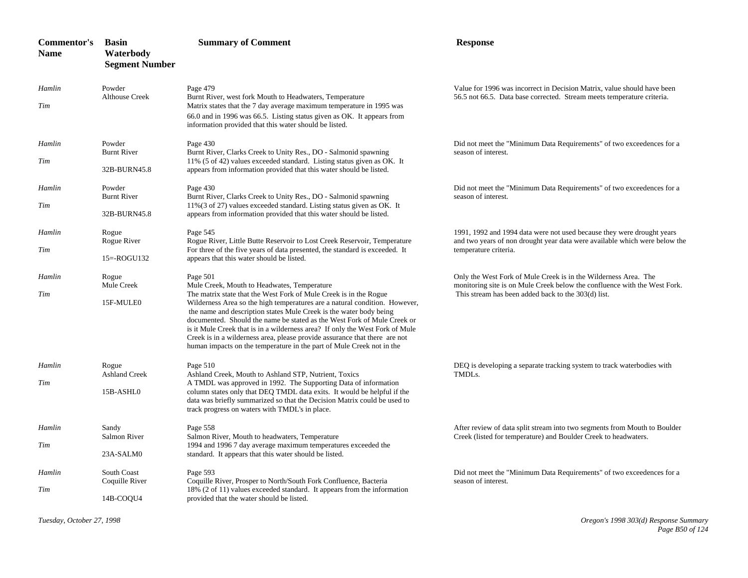| Commentor's Name | Basin Waterbody Segment Number | Summary of Comment | Response |
|---|---|---|---|
| *Hamlin Tim* | Powder Althouse Creek | Page 479 Burnt River, west fork Mouth to Headwaters, Temperature Matrix states that the 7 day average maximum temperature in 1995 was 66.0 and in 1996 was 66.5. Listing status given as OK. It appears from information provided that this water should be listed. | Value for 1996 was incorrect in Decision Matrix, value should have been 56.5 not 66.5. Data base corrected. Stream meets temperature criteria. |
| *Hamlin Tim* | Powder Burnt River 32B-BURN45.8 | Page 430 Burnt River, Clarks Creek to Unity Res., DO - Salmonid spawning 11% (5 of 42) values exceeded standard. Listing status given as OK. It appears from information provided that this water should be listed. | Did not meet the "Minimum Data Requirements" of two exceedences for a season of interest. |
| *Hamlin Tim* | Powder Burnt River 32B-BURN45.8 | Page 430 Burnt River, Clarks Creek to Unity Res., DO - Salmonid spawning 11%(3 of 27) values exceeded standard. Listing status given as OK. It appears from information provided that this water should be listed. | Did not meet the "Minimum Data Requirements" of two exceedences for a season of interest. |
| *Hamlin Tim* | Rogue Rogue River 15=-ROGU132 | Page 545 Rogue River, Little Butte Reservoir to Lost Creek Reservoir, Temperature For three of the five years of data presented, the standard is exceeded. It appears that this water should be listed. | 1991, 1992 and 1994 data were not used because they were drought years and two years of non drought year data were available which were below the temperature criteria. |
| *Hamlin Tim* | Rogue Mule Creek 15F-MULE0 | Page 501 Mule Creek, Mouth to Headwates, Temperature The matrix state that the West Fork of Mule Creek is in the Rogue Wilderness Area so the high temperatures are a natural condition. However, the name and description states Mule Creek is the water body being documented. Should the name be stated as the West Fork of Mule Creek or is it Mule Creek that is in a wilderness area? If only the West Fork of Mule Creek is in a wilderness area, please provide assurance that there are not human impacts on the temperature in the part of Mule Creek not in the | Only the West Fork of Mule Creek is in the Wilderness Area. The monitoring site is on Mule Creek below the confluence with the West Fork. This stream has been added back to the 303(d) list. |
| *Hamlin Tim* | Rogue Ashland Creek 15B-ASHL0 | Page 510 Ashland Creek, Mouth to Ashland STP, Nutrient, Toxics A TMDL was approved in 1992. The Supporting Data of information column states only that DEQ TMDL data exits. It would be helpful if the data was briefly summarized so that the Decision Matrix could be used to track progress on waters with TMDL's in place. | DEQ is developing a separate tracking system to track waterbodies with TMDLs. |
| *Hamlin Tim* | Sandy Salmon River 23A-SALM0 | Page 558 Salmon River, Mouth to headwaters, Temperature 1994 and 1996 7 day average maximum temperatures exceeded the standard. It appears that this water should be listed. | After review of data split stream into two segments from Mouth to Boulder Creek (listed for temperature) and Boulder Creek to headwaters. |
| *Hamlin Tim* | South Coast Coquille River 14B-COQU4 | Page 593 Coquille River, Prosper to North/South Fork Confluence, Bacteria 18% (2 of 11) values exceeded standard. It appears from the information provided that the water should be listed. | Did not meet the "Minimum Data Requirements" of two exceedences for a season of interest. |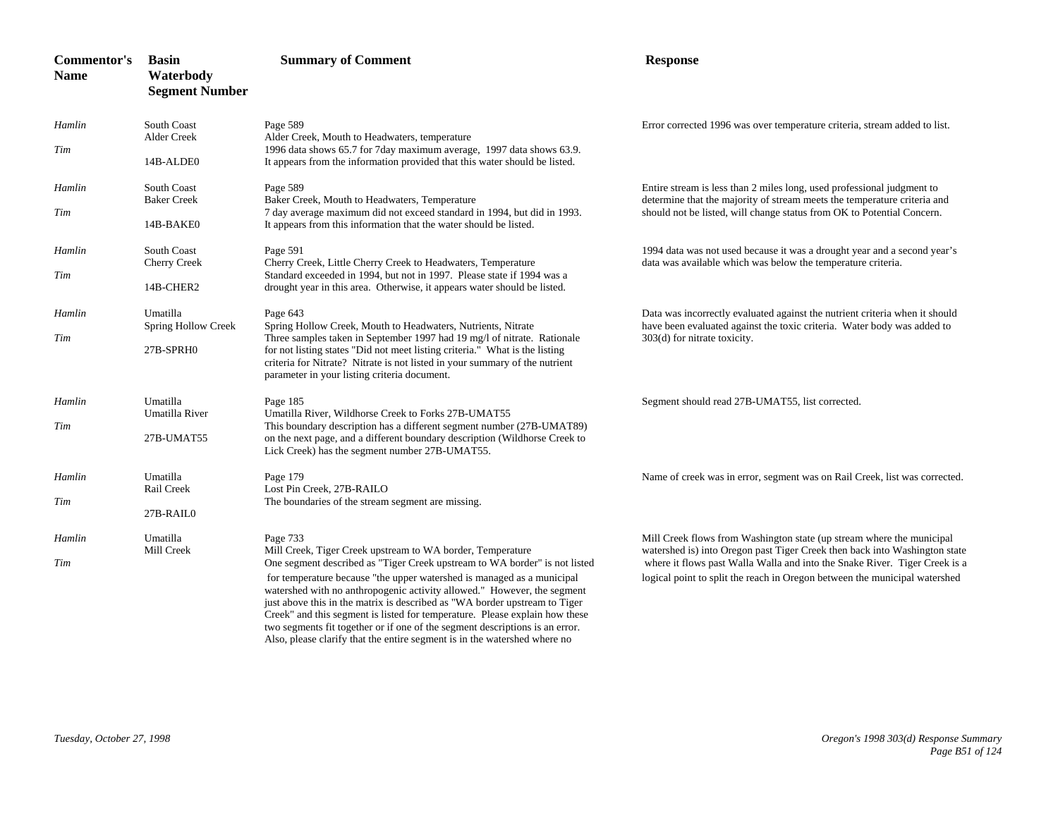| Commentor's Name | Basin Waterbody Segment Number | Summary of Comment | Response |
|---|---|---|---|
| *Hamlin* *Tim* | South Coast Alder Creek 14B-ALDE0 | Page 589 Alder Creek, Mouth to Headwaters, temperature 1996 data shows 65.7 for 7day maximum average, 1997 data shows 63.9. It appears from the information provided that this water should be listed. | Error corrected 1996 was over temperature criteria, stream added to list. |
| *Hamlin* *Tim* | South Coast Baker Creek 14B-BAKE0 | Page 589 Baker Creek, Mouth to Headwaters, Temperature 7 day average maximum did not exceed standard in 1994, but did in 1993. It appears from this information that the water should be listed. | Entire stream is less than 2 miles long, used professional judgment to determine that the majority of stream meets the temperature criteria and should not be listed, will change status from OK to Potential Concern. |
| *Hamlin* *Tim* | South Coast Cherry Creek 14B-CHER2 | Page 591 Cherry Creek, Little Cherry Creek to Headwaters, Temperature Standard exceeded in 1994, but not in 1997. Please state if 1994 was a drought year in this area. Otherwise, it appears water should be listed. | 1994 data was not used because it was a drought year and a second year's data was available which was below the temperature criteria. |
| *Hamlin* *Tim* | Umatilla Spring Hollow Creek 27B-SPRH0 | Page 643 Spring Hollow Creek, Mouth to Headwaters, Nutrients, Nitrate Three samples taken in September 1997 had 19 mg/l of nitrate. Rationale for not listing states "Did not meet listing criteria." What is the listing criteria for Nitrate? Nitrate is not listed in your summary of the nutrient parameter in your listing criteria document. | Data was incorrectly evaluated against the nutrient criteria when it should have been evaluated against the toxic criteria. Water body was added to 303(d) for nitrate toxicity. |
| *Hamlin* *Tim* | Umatilla Umatilla River 27B-UMAT55 | Page 185 Umatilla River, Wildhorse Creek to Forks 27B-UMAT55 This boundary description has a different segment number (27B-UMAT89) on the next page, and a different boundary description (Wildhorse Creek to Lick Creek) has the segment number 27B-UMAT55. | Segment should read 27B-UMAT55, list corrected. |
| *Hamlin* *Tim* | Umatilla Rail Creek 27B-RAIL0 | Page 179 Lost Pin Creek, 27B-RAILO The boundaries of the stream segment are missing. | Name of creek was in error, segment was on Rail Creek, list was corrected. |
| *Hamlin* *Tim* | Umatilla Mill Creek | Page 733 Mill Creek, Tiger Creek upstream to WA border, Temperature One segment described as "Tiger Creek upstream to WA border" is not listed for temperature because "the upper watershed is managed as a municipal watershed with no anthropogenic activity allowed." However, the segment just above this in the matrix is described as "WA border upstream to Tiger Creek" and this segment is listed for temperature. Please explain how these two segments fit together or if one of the segment descriptions is an error. Also, please clarify that the entire segment is in the watershed where no | Mill Creek flows from Washington state (up stream where the municipal watershed is) into Oregon past Tiger Creek then back into Washington state where it flows past Walla Walla and into the Snake River. Tiger Creek is a logical point to split the reach in Oregon between the municipal watershed |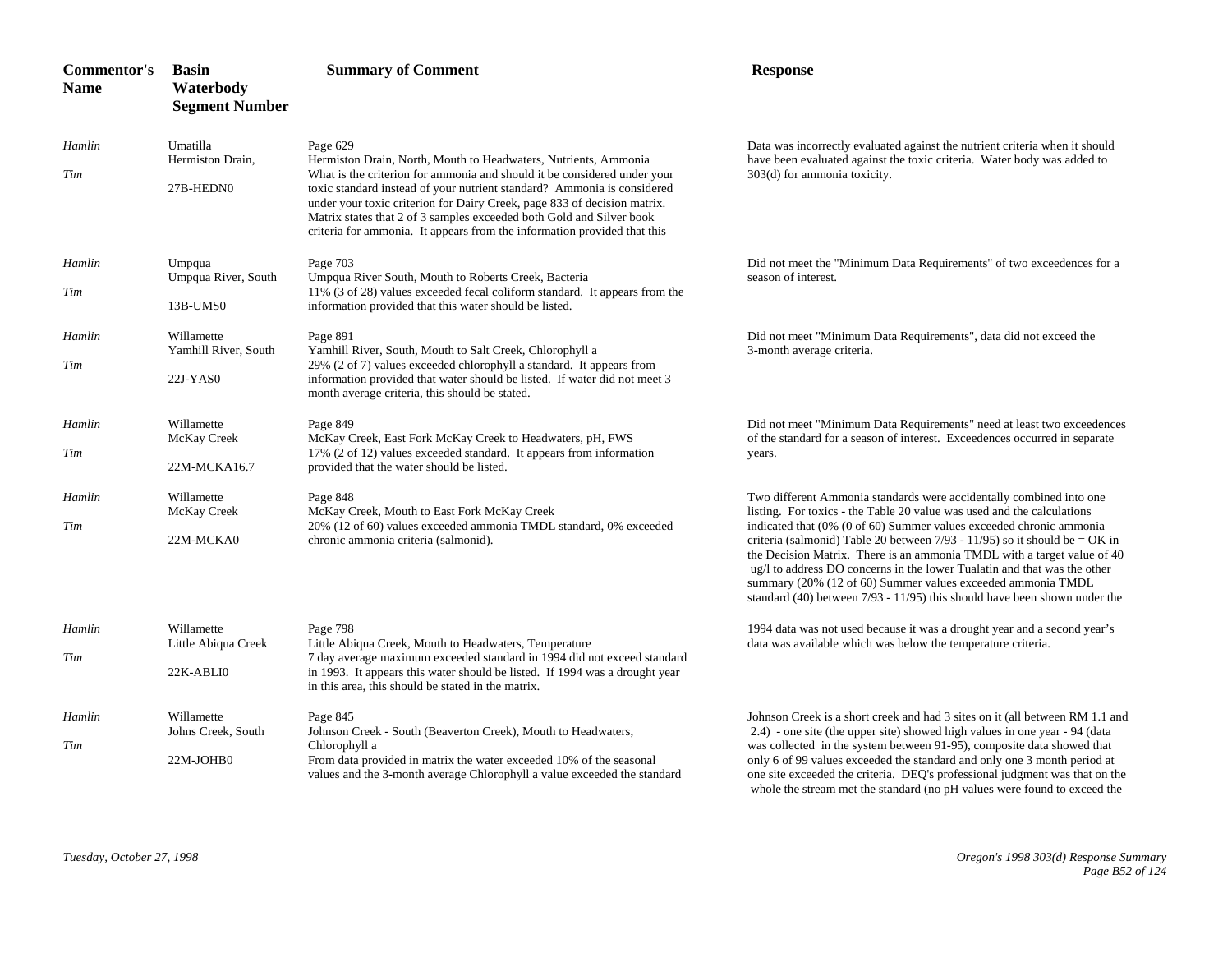| Commentor's Name | Basin Waterbody Segment Number | Summary of Comment | Response |
|---|---|---|---|
| *Hamlin Tim* | Umatilla Hermiston Drain, 27B-HEDN0 | Page 629 Hermiston Drain, North, Mouth to Headwaters, Nutrients, Ammonia What is the criterion for ammonia and should it be considered under your toxic standard instead of your nutrient standard? Ammonia is considered under your toxic criterion for Dairy Creek, page 833 of decision matrix. Matrix states that 2 of 3 samples exceeded both Gold and Silver book criteria for ammonia. It appears from the information provided that this | Data was incorrectly evaluated against the nutrient criteria when it should have been evaluated against the toxic criteria. Water body was added to 303(d) for ammonia toxicity. |
| *Hamlin Tim* | Umpqua Umpqua River, South 13B-UMS0 | Page 703 Umpqua River South, Mouth to Roberts Creek, Bacteria 11% (3 of 28) values exceeded fecal coliform standard. It appears from the information provided that this water should be listed. | Did not meet the "Minimum Data Requirements" of two exceedences for a season of interest. |
| *Hamlin Tim* | Willamette Yamhill River, South 22J-YAS0 | Page 891 Yamhill River, South, Mouth to Salt Creek, Chlorophyll a 29% (2 of 7) values exceeded chlorophyll a standard. It appears from information provided that water should be listed. If water did not meet 3 month average criteria, this should be stated. | Did not meet "Minimum Data Requirements", data did not exceed the 3-month average criteria. |
| *Hamlin Tim* | Willamette McKay Creek 22M-MCKA16.7 | Page 849 McKay Creek, East Fork McKay Creek to Headwaters, pH, FWS 17% (2 of 12) values exceeded standard. It appears from information provided that the water should be listed. | Did not meet "Minimum Data Requirements" need at least two exceedences of the standard for a season of interest. Exceedences occurred in separate years. |
| *Hamlin Tim* | Willamette McKay Creek 22M-MCKA0 | Page 848 McKay Creek, Mouth to East Fork McKay Creek 20% (12 of 60) values exceeded ammonia TMDL standard, 0% exceeded chronic ammonia criteria (salmonid). | Two different Ammonia standards were accidentally combined into one listing. For toxics - the Table 20 value was used and the calculations indicated that (0% (0 of 60) Summer values exceeded chronic ammonia criteria (salmonid) Table 20 between 7/93 - 11/95) so it should be = OK in the Decision Matrix. There is an ammonia TMDL with a target value of 40 ug/l to address DO concerns in the lower Tualatin and that was the other summary (20% (12 of 60) Summer values exceeded ammonia TMDL standard (40) between 7/93 - 11/95) this should have been shown under the |
| *Hamlin Tim* | Willamette Little Abiqua Creek 22K-ABLI0 | Page 798 Little Abiqua Creek, Mouth to Headwaters, Temperature 7 day average maximum exceeded standard in 1994 did not exceed standard in 1993. It appears this water should be listed. If 1994 was a drought year in this area, this should be stated in the matrix. | 1994 data was not used because it was a drought year and a second year's data was available which was below the temperature criteria. |
| *Hamlin Tim* | Willamette Johns Creek, South 22M-JOHB0 | Page 845 Johnson Creek - South (Beaverton Creek), Mouth to Headwaters, Chlorophyll a From data provided in matrix the water exceeded 10% of the seasonal values and the 3-month average Chlorophyll a value exceeded the standard | Johnson Creek is a short creek and had 3 sites on it (all between RM 1.1 and 2.4) - one site (the upper site) showed high values in one year - 94 (data was collected in the system between 91-95), composite data showed that only 6 of 99 values exceeded the standard and only one 3 month period at one site exceeded the criteria. DEQ's professional judgment was that on the whole the stream met the standard (no pH values were found to exceed the |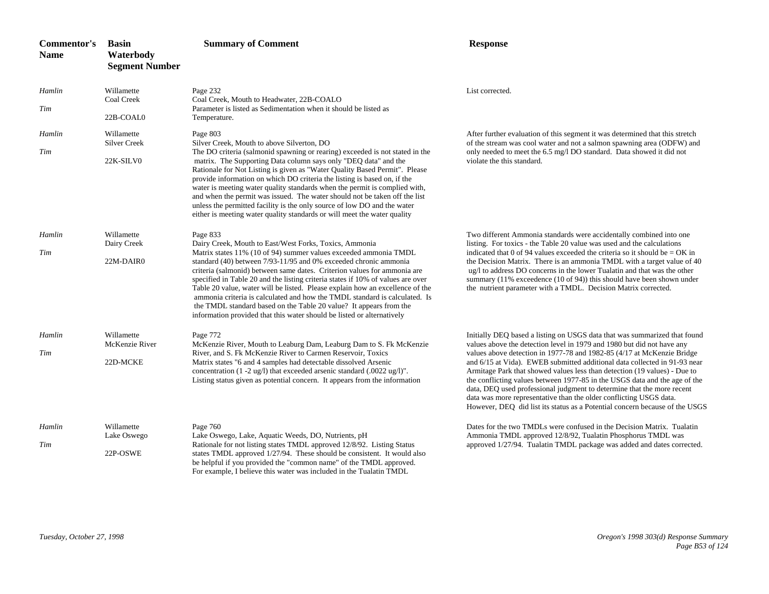| Commentor's Name | Basin Waterbody Segment Number | Summary of Comment | Response |
|---|---|---|---|
| *Hamlin Tim* | Willamette Coal Creek 22B-COAL0 | Page 232 Coal Creek, Mouth to Headwater, 22B-COALO Parameter is listed as Sedimentation when it should be listed as Temperature. | List corrected. |
| *Hamlin Tim* | Willamette Silver Creek 22K-SILV0 | Page 803 Silver Creek, Mouth to above Silverton, DO The DO criteria (salmonid spawning or rearing) exceeded is not stated in the matrix. The Supporting Data column says only "DEQ data" and the Rationale for Not Listing is given as "Water Quality Based Permit". Please provide information on which DO criteria the listing is based on, if the water is meeting water quality standards when the permit is complied with, and when the permit was issued. The water should not be taken off the list unless the permitted facility is the only source of low DO and the water either is meeting water quality standards or will meet the water quality | After further evaluation of this segment it was determined that this stretch of the stream was cool water and not a salmon spawning area (ODFW) and only needed to meet the 6.5 mg/l DO standard. Data showed it did not violate the this standard. |
| *Hamlin Tim* | Willamette Dairy Creek 22M-DAIR0 | Page 833 Dairy Creek, Mouth to East/West Forks, Toxics, Ammonia Matrix states 11% (10 of 94) summer values exceeded ammonia TMDL standard (40) between 7/93-11/95 and 0% exceeded chronic ammonia criteria (salmonid) between same dates. Criterion values for ammonia are specified in Table 20 and the listing criteria states if 10% of values are over Table 20 value, water will be listed. Please explain how an excellence of the ammonia criteria is calculated and how the TMDL standard is calculated. Is the TMDL standard based on the Table 20 value? It appears from the information provided that this water should be listed or alternatively | Two different Ammonia standards were accidentally combined into one listing. For toxics - the Table 20 value was used and the calculations indicated that 0 of 94 values exceeded the criteria so it should be = OK in the Decision Matrix. There is an ammonia TMDL with a target value of 40 ug/l to address DO concerns in the lower Tualatin and that was the other summary (11% exceedence (10 of 94)) this should have been shown under the nutrient parameter with a TMDL. Decision Matrix corrected. |
| *Hamlin Tim* | Willamette McKenzie River 22D-MCKE | Page 772 McKenzie River, Mouth to Leaburg Dam, Leaburg Dam to S. Fk McKenzie River, and S. Fk McKenzie River to Carmen Reservoir, Toxics Matrix states "6 and 4 samples had detectable dissolved Arsenic concentration (1 -2 ug/l) that exceeded arsenic standard (.0022 ug/l)". Listing status given as potential concern. It appears from the information | Initially DEQ based a listing on USGS data that was summarized that found values above the detection level in 1979 and 1980 but did not have any values above detection in 1977-78 and 1982-85 (4/17 at McKenzie Bridge and 6/15 at Vida). EWEB submitted additional data collected in 91-93 near Armitage Park that showed values less than detection (19 values) - Due to the conflicting values between 1977-85 in the USGS data and the age of the data, DEQ used professional judgment to determine that the more recent data was more representative than the older conflicting USGS data. However, DEQ did list its status as a Potential concern because of the USGS |
| *Hamlin Tim* | Willamette Lake Oswego 22P-OSWE | Page 760 Lake Oswego, Lake, Aquatic Weeds, DO, Nutrients, pH Rationale for not listing states TMDL approved 12/8/92. Listing Status states TMDL approved 1/27/94. These should be consistent. It would also be helpful if you provided the "common name" of the TMDL approved. For example, I believe this water was included in the Tualatin TMDL | Dates for the two TMDLs were confused in the Decision Matrix. Tualatin Ammonia TMDL approved 12/8/92, Tualatin Phosphorus TMDL was approved 1/27/94. Tualatin TMDL package was added and dates corrected. |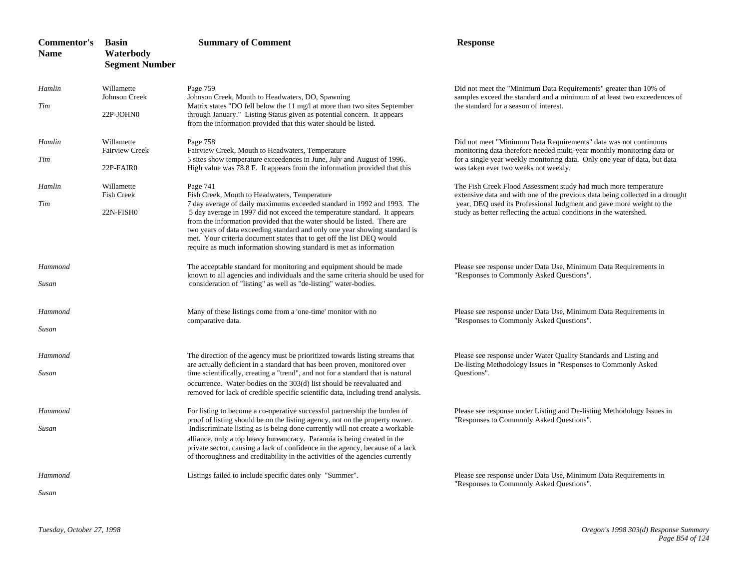| Commentor's Name | Basin Waterbody Segment Number | Summary of Comment | Response |
|---|---|---|---|
| *Hamlin Tim* | Willamette Johnson Creek 22P-JOHN0 | Page 759 Johnson Creek, Mouth to Headwaters, DO, Spawning Matrix states "DO fell below the 11 mg/l at more than two sites September through January." Listing Status given as potential concern. It appears from the information provided that this water should be listed. | Did not meet the "Minimum Data Requirements" greater than 10% of samples exceed the standard and a minimum of at least two exceedences of the standard for a season of interest. |
| *Hamlin Tim* | Willamette Fairview Creek 22P-FAIR0 | Page 758 Fairview Creek, Mouth to Headwaters, Temperature 5 sites show temperature exceedences in June, July and August of 1996. High value was 78.8 F. It appears from the information provided that this | Did not meet "Minimum Data Requirements" data was not continuous monitoring data therefore needed multi-year monthly monitoring data or for a single year weekly monitoring data. Only one year of data, but data was taken ever two weeks not weekly. |
| *Hamlin Tim* | Willamette Fish Creek 22N-FISH0 | Page 741 Fish Creek, Mouth to Headwaters, Temperature 7 day average of daily maximums exceeded standard in 1992 and 1993. The 5 day average in 1997 did not exceed the temperature standard. It appears from the information provided that the water should be listed. There are two years of data exceeding standard and only one year showing standard is met. Your criteria document states that to get off the list DEQ would require as much information showing standard is met as information | The Fish Creek Flood Assessment study had much more temperature extensive data and with one of the previous data being collected in a drought year, DEQ used its Professional Judgment and gave more weight to the study as better reflecting the actual conditions in the watershed. |
| *Hammond Susan* | | The acceptable standard for monitoring and equipment should be made known to all agencies and individuals and the same criteria should be used for consideration of "listing" as well as "de-listing" water-bodies. | Please see response under Data Use, Minimum Data Requirements in "Responses to Commonly Asked Questions". |
| *Hammond Susan* | | Many of these listings come from a 'one-time' monitor with no comparative data. | Please see response under Data Use, Minimum Data Requirements in "Responses to Commonly Asked Questions". |
| *Hammond Susan* | | The direction of the agency must be prioritized towards listing streams that are actually deficient in a standard that has been proven, monitored over time scientifically, creating a "trend", and not for a standard that is natural occurrence. Water-bodies on the 303(d) list should be reevaluated and removed for lack of credible specific scientific data, including trend analysis. | Please see response under Water Quality Standards and Listing and De-listing Methodology Issues in "Responses to Commonly Asked Questions". |
| *Hammond Susan* | | For listing to become a co-operative successful partnership the burden of proof of listing should be on the listing agency, not on the property owner. Indiscriminate listing as is being done currently will not create a workable alliance, only a top heavy bureaucracy. Paranoia is being created in the private sector, causing a lack of confidence in the agency, because of a lack of thoroughness and creditability in the activities of the agencies currently | Please see response under Listing and De-listing Methodology Issues in "Responses to Commonly Asked Questions". |
| *Hammond Susan* | | Listings failed to include specific dates only "Summer". | Please see response under Data Use, Minimum Data Requirements in "Responses to Commonly Asked Questions". |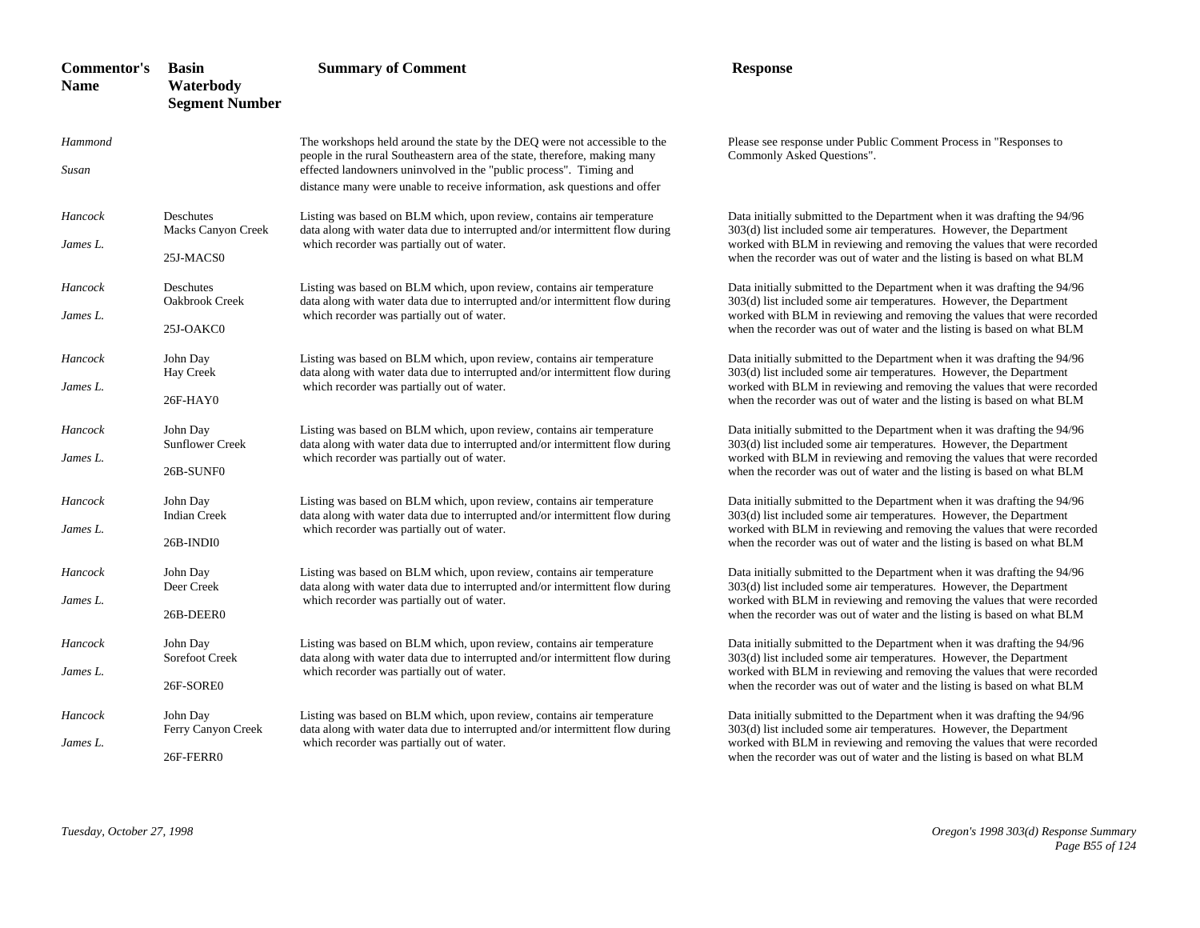| Commentor's Name | Basin Waterbody Segment Number | Summary of Comment | Response |
|---|---|---|---|
| *Hammond* *Susan* | | The workshops held around the state by the DEQ were not accessible to the people in the rural Southeastern area of the state, therefore, making many effected landowners uninvolved in the "public process". Timing and distance many were unable to receive information, ask questions and offer | Please see response under Public Comment Process in "Responses to Commonly Asked Questions". |
| *Hancock* *James L.* | Deschutes Macks Canyon Creek 25J-MACS0 | Listing was based on BLM which, upon review, contains air temperature data along with water data due to interrupted and/or intermittent flow during which recorder was partially out of water. | Data initially submitted to the Department when it was drafting the 94/96 303(d) list included some air temperatures. However, the Department worked with BLM in reviewing and removing the values that were recorded when the recorder was out of water and the listing is based on what BLM |
| *Hancock* *James L.* | Deschutes Oakbrook Creek 25J-OAKC0 | Listing was based on BLM which, upon review, contains air temperature data along with water data due to interrupted and/or intermittent flow during which recorder was partially out of water. | Data initially submitted to the Department when it was drafting the 94/96 303(d) list included some air temperatures. However, the Department worked with BLM in reviewing and removing the values that were recorded when the recorder was out of water and the listing is based on what BLM |
| *Hancock* *James L.* | John Day Hay Creek 26F-HAY0 | Listing was based on BLM which, upon review, contains air temperature data along with water data due to interrupted and/or intermittent flow during which recorder was partially out of water. | Data initially submitted to the Department when it was drafting the 94/96 303(d) list included some air temperatures. However, the Department worked with BLM in reviewing and removing the values that were recorded when the recorder was out of water and the listing is based on what BLM |
| *Hancock* *James L.* | John Day Sunflower Creek 26B-SUNF0 | Listing was based on BLM which, upon review, contains air temperature data along with water data due to interrupted and/or intermittent flow during which recorder was partially out of water. | Data initially submitted to the Department when it was drafting the 94/96 303(d) list included some air temperatures. However, the Department worked with BLM in reviewing and removing the values that were recorded when the recorder was out of water and the listing is based on what BLM |
| *Hancock* *James L.* | John Day Indian Creek 26B-INDI0 | Listing was based on BLM which, upon review, contains air temperature data along with water data due to interrupted and/or intermittent flow during which recorder was partially out of water. | Data initially submitted to the Department when it was drafting the 94/96 303(d) list included some air temperatures. However, the Department worked with BLM in reviewing and removing the values that were recorded when the recorder was out of water and the listing is based on what BLM |
| *Hancock* *James L.* | John Day Deer Creek 26B-DEER0 | Listing was based on BLM which, upon review, contains air temperature data along with water data due to interrupted and/or intermittent flow during which recorder was partially out of water. | Data initially submitted to the Department when it was drafting the 94/96 303(d) list included some air temperatures. However, the Department worked with BLM in reviewing and removing the values that were recorded when the recorder was out of water and the listing is based on what BLM |
| *Hancock* *James L.* | John Day Sorefoot Creek 26F-SORE0 | Listing was based on BLM which, upon review, contains air temperature data along with water data due to interrupted and/or intermittent flow during which recorder was partially out of water. | Data initially submitted to the Department when it was drafting the 94/96 303(d) list included some air temperatures. However, the Department worked with BLM in reviewing and removing the values that were recorded when the recorder was out of water and the listing is based on what BLM |
| *Hancock* *James L.* | John Day Ferry Canyon Creek 26F-FERR0 | Listing was based on BLM which, upon review, contains air temperature data along with water data due to interrupted and/or intermittent flow during which recorder was partially out of water. | Data initially submitted to the Department when it was drafting the 94/96 303(d) list included some air temperatures. However, the Department worked with BLM in reviewing and removing the values that were recorded when the recorder was out of water and the listing is based on what BLM |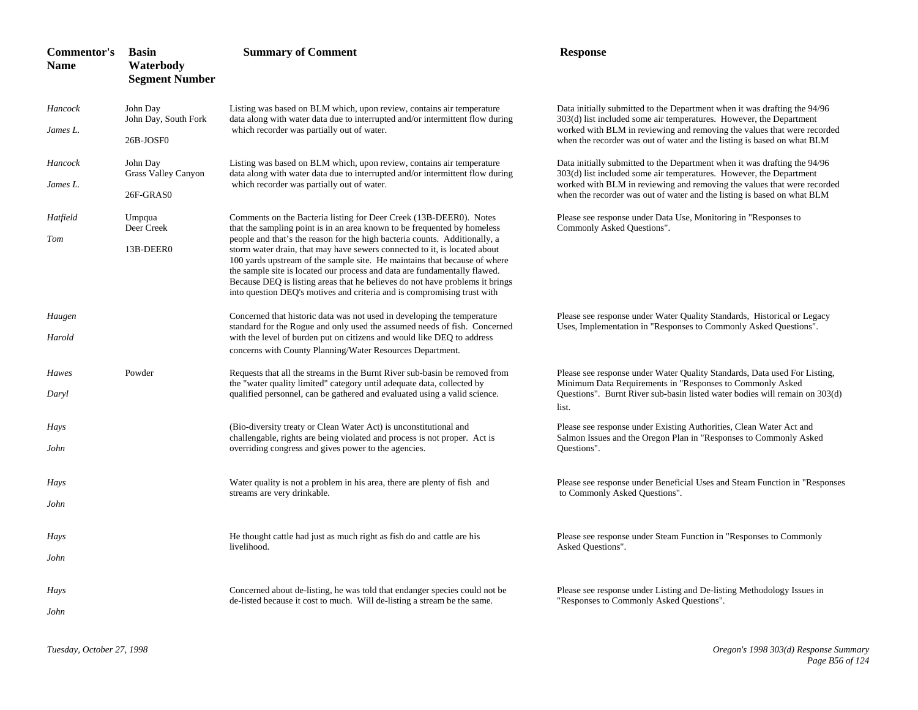| Commentor's Name | Basin Waterbody Segment Number | Summary of Comment | Response |
| --- | --- | --- | --- |
| *Hancock James L.* | John Day John Day, South Fork 26B-JOSF0 | Listing was based on BLM which, upon review, contains air temperature data along with water data due to interrupted and/or intermittent flow during which recorder was partially out of water. | Data initially submitted to the Department when it was drafting the 94/96 303(d) list included some air temperatures. However, the Department worked with BLM in reviewing and removing the values that were recorded when the recorder was out of water and the listing is based on what BLM |
| *Hancock James L.* | John Day Grass Valley Canyon 26F-GRAS0 | Listing was based on BLM which, upon review, contains air temperature data along with water data due to interrupted and/or intermittent flow during which recorder was partially out of water. | Data initially submitted to the Department when it was drafting the 94/96 303(d) list included some air temperatures. However, the Department worked with BLM in reviewing and removing the values that were recorded when the recorder was out of water and the listing is based on what BLM |
| *Hatfield Tom* | Umpqua Deer Creek 13B-DEER0 | Comments on the Bacteria listing for Deer Creek (13B-DEER0). Notes that the sampling point is in an area known to be frequented by homeless people and that's the reason for the high bacteria counts. Additionally, a storm water drain, that may have sewers connected to it, is located about 100 yards upstream of the sample site. He maintains that because of where the sample site is located our process and data are fundamentally flawed. Because DEQ is listing areas that he believes do not have problems it brings into question DEQ's motives and criteria and is compromising trust with | Please see response under Data Use, Monitoring in "Responses to Commonly Asked Questions". |
| *Haugen Harold* | | Concerned that historic data was not used in developing the temperature standard for the Rogue and only used the assumed needs of fish. Concerned with the level of burden put on citizens and would like DEQ to address concerns with County Planning/Water Resources Department. | Please see response under Water Quality Standards, Historical or Legacy Uses, Implementation in "Responses to Commonly Asked Questions". |
| *Hawes Daryl* | Powder | Requests that all the streams in the Burnt River sub-basin be removed from the "water quality limited" category until adequate data, collected by qualified personnel, can be gathered and evaluated using a valid science. | Please see response under Water Quality Standards, Data used For Listing, Minimum Data Requirements in "Responses to Commonly Asked Questions". Burnt River sub-basin listed water bodies will remain on 303(d) list. |
| *Hays John* | | (Bio-diversity treaty or Clean Water Act) is unconstitutional and challengable, rights are being violated and process is not proper. Act is overriding congress and gives power to the agencies. | Please see response under Existing Authorities, Clean Water Act and Salmon Issues and the Oregon Plan in "Responses to Commonly Asked Questions". |
| *Hays John* | | Water quality is not a problem in his area, there are plenty of fish and streams are very drinkable. | Please see response under Beneficial Uses and Steam Function in "Responses to Commonly Asked Questions". |
| *Hays John* | | He thought cattle had just as much right as fish do and cattle are his livelihood. | Please see response under Steam Function in "Responses to Commonly Asked Questions". |
| *Hays John* | | Concerned about de-listing, he was told that endanger species could not be de-listed because it cost to much. Will de-listing a stream be the same. | Please see response under Listing and De-listing Methodology Issues in "Responses to Commonly Asked Questions". |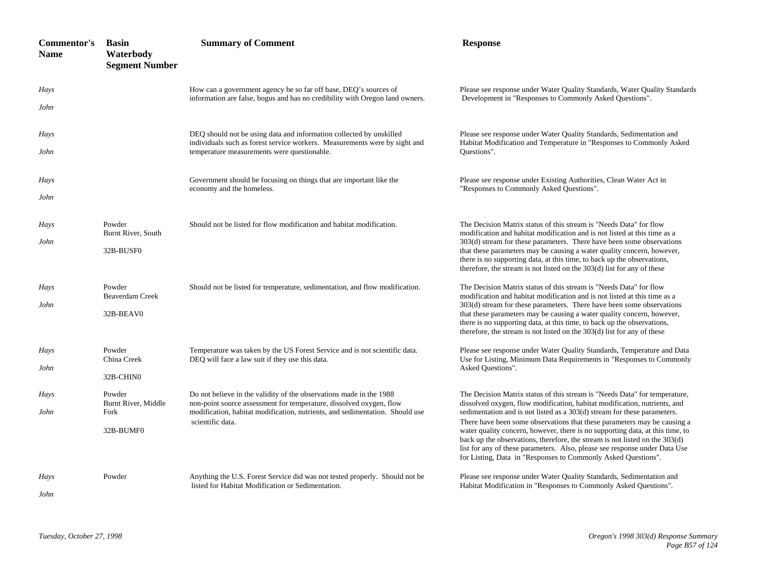| Commentor's Name | Basin Waterbody Segment Number | Summary of Comment | Response |
|---|---|---|---|
| *Hays John* | | How can a government agency be so far off base, DEQ's sources of information are false, bogus and has no credibility with Oregon land owners. | Please see response under Water Quality Standards, Water Quality Standards Development in "Responses to Commonly Asked Questions". |
| *Hays John* | | DEQ should not be using data and information collected by unskilled individuals such as forest service workers. Measurements were by sight and temperature measurements were questionable. | Please see response under Water Quality Standards, Sedimentation and Habitat Modification and Temperature in "Responses to Commonly Asked Questions". |
| *Hays John* | | Government should be focusing on things that are important like the economy and the homeless. | Please see response under Existing Authorities, Clean Water Act in "Responses to Commonly Asked Questions". |
| *Hays John* | Powder Burnt River, South 32B-BUSF0 | Should not be listed for flow modification and habitat modification. | The Decision Matrix status of this stream is "Needs Data" for flow modification and habitat modification and is not listed at this time as a 303(d) stream for these parameters. There have been some observations that these parameters may be causing a water quality concern, however, there is no supporting data, at this time, to back up the observations, therefore, the stream is not listed on the 303(d) list for any of these |
| *Hays John* | Powder Beaverdam Creek 32B-BEAV0 | Should not be listed for temperature, sedimentation, and flow modification. | The Decision Matrix status of this stream is "Needs Data" for flow modification and habitat modification and is not listed at this time as a 303(d) stream for these parameters. There have been some observations that these parameters may be causing a water quality concern, however, there is no supporting data, at this time, to back up the observations, therefore, the stream is not listed on the 303(d) list for any of these |
| *Hays John* | Powder China Creek 32B-CHIN0 | Temperature was taken by the US Forest Service and is not scientific data. DEQ will face a law suit if they use this data. | Please see response under Water Quality Standards, Temperature and Data Use for Listing, Minimum Data Requirements in "Responses to Commonly Asked Questions". |
| *Hays John* | Powder Burnt River, Middle Fork 32B-BUMF0 | Do not believe in the validity of the observations made in the 1988 non-point source assessment for temperature, dissolved oxygen, flow modification, habitat modification, nutrients, and sedimentation. Should use scientific data. | The Decision Matrix status of this stream is "Needs Data" for temperature, dissolved oxygen, flow modification, habitat modification, nutrients, and sedimentation and is not listed as a 303(d) stream for these parameters. There have been some observations that these parameters may be causing a water quality concern, however, there is no supporting data, at this time, to back up the observations, therefore, the stream is not listed on the 303(d) list for any of these parameters. Also, please see response under Data Use for Listing, Data in "Responses to Commonly Asked Questions". |
| *Hays John* | Powder | Anything the U.S. Forest Service did was not tested properly. Should not be listed for Habitat Modification or Sedimentation. | Please see response under Water Quality Standards, Sedimentation and Habitat Modification in "Responses to Commonly Asked Questions". |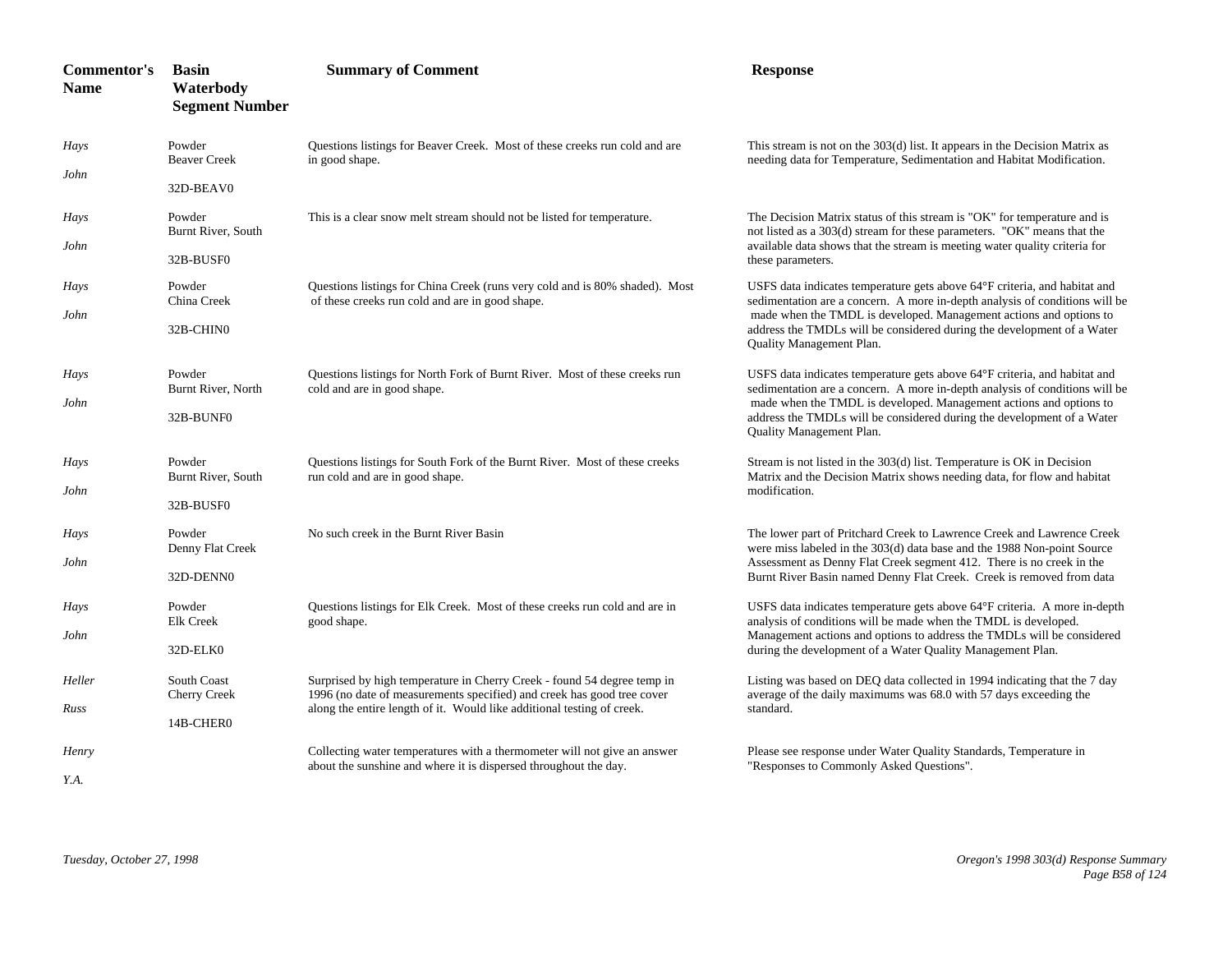| Commentor's Name | Basin Waterbody Segment Number | Summary of Comment | Response |
|---|---|---|---|
| *Hays John* | Powder Beaver Creek 32D-BEAV0 | Questions listings for Beaver Creek. Most of these creeks run cold and are in good shape. | This stream is not on the 303(d) list. It appears in the Decision Matrix as needing data for Temperature, Sedimentation and Habitat Modification. |
| *Hays John* | Powder Burnt River, South 32B-BUSF0 | This is a clear snow melt stream should not be listed for temperature. | The Decision Matrix status of this stream is "OK" for temperature and is not listed as a 303(d) stream for these parameters. "OK" means that the available data shows that the stream is meeting water quality criteria for these parameters. |
| *Hays John* | Powder China Creek 32B-CHIN0 | Questions listings for China Creek (runs very cold and is 80% shaded). Most of these creeks run cold and are in good shape. | USFS data indicates temperature gets above 64°F criteria, and habitat and sedimentation are a concern. A more in-depth analysis of conditions will be made when the TMDL is developed. Management actions and options to address the TMDLs will be considered during the development of a Water Quality Management Plan. |
| *Hays John* | Powder Burnt River, North 32B-BUNF0 | Questions listings for North Fork of Burnt River. Most of these creeks run cold and are in good shape. | USFS data indicates temperature gets above 64°F criteria, and habitat and sedimentation are a concern. A more in-depth analysis of conditions will be made when the TMDL is developed. Management actions and options to address the TMDLs will be considered during the development of a Water Quality Management Plan. |
| *Hays John* | Powder Burnt River, South 32B-BUSF0 | Questions listings for South Fork of the Burnt River. Most of these creeks run cold and are in good shape. | Stream is not listed in the 303(d) list. Temperature is OK in Decision Matrix and the Decision Matrix shows needing data, for flow and habitat modification. |
| *Hays John* | Powder Denny Flat Creek 32D-DENN0 | No such creek in the Burnt River Basin | The lower part of Pritchard Creek to Lawrence Creek and Lawrence Creek were miss labeled in the 303(d) data base and the 1988 Non-point Source Assessment as Denny Flat Creek segment 412. There is no creek in the Burnt River Basin named Denny Flat Creek. Creek is removed from data |
| *Hays John* | Powder Elk Creek 32D-ELK0 | Questions listings for Elk Creek. Most of these creeks run cold and are in good shape. | USFS data indicates temperature gets above 64°F criteria. A more in-depth analysis of conditions will be made when the TMDL is developed. Management actions and options to address the TMDLs will be considered during the development of a Water Quality Management Plan. |
| *Heller Russ* | South Coast Cherry Creek 14B-CHER0 | Surprised by high temperature in Cherry Creek - found 54 degree temp in 1996 (no date of measurements specified) and creek has good tree cover along the entire length of it. Would like additional testing of creek. | Listing was based on DEQ data collected in 1994 indicating that the 7 day average of the daily maximums was 68.0 with 57 days exceeding the standard. |
| *Henry Y.A.* | | Collecting water temperatures with a thermometer will not give an answer about the sunshine and where it is dispersed throughout the day. | Please see response under Water Quality Standards, Temperature in "Responses to Commonly Asked Questions". |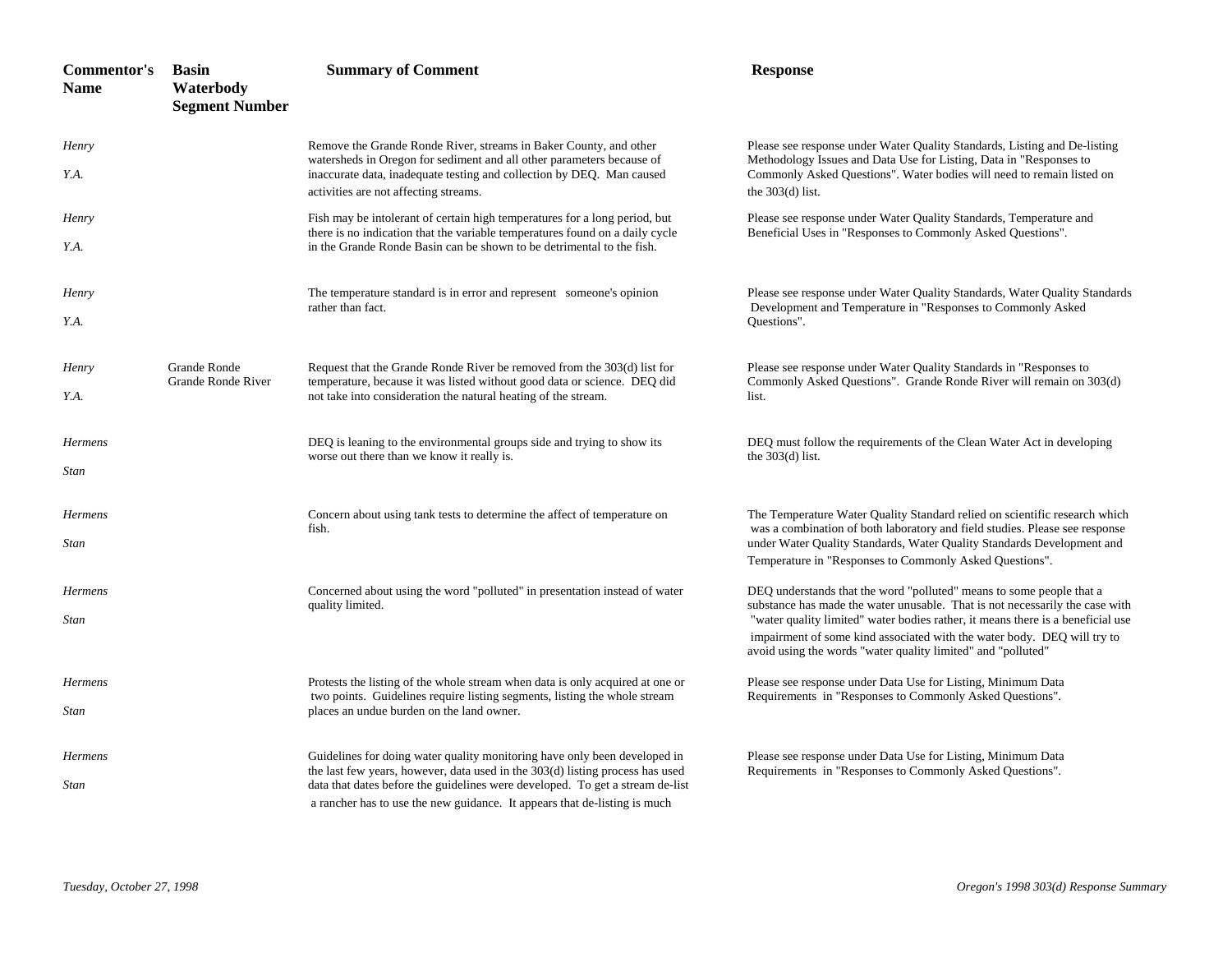| Commentor's Name | Basin Waterbody Segment Number | Summary of Comment | Response |
|---|---|---|---|
| *Henry Y.A.* | | Remove the Grande Ronde River, streams in Baker County, and other watersheds in Oregon for sediment and all other parameters because of inaccurate data, inadequate testing and collection by DEQ. Man caused activities are not affecting streams. | Please see response under Water Quality Standards, Listing and De-listing Methodology Issues and Data Use for Listing, Data in "Responses to Commonly Asked Questions". Water bodies will need to remain listed on the 303(d) list. |
| *Henry Y.A.* | | Fish may be intolerant of certain high temperatures for a long period, but there is no indication that the variable temperatures found on a daily cycle in the Grande Ronde Basin can be shown to be detrimental to the fish. | Please see response under Water Quality Standards, Temperature and Beneficial Uses in "Responses to Commonly Asked Questions". |
| *Henry Y.A.* | | The temperature standard is in error and represent someone's opinion rather than fact. | Please see response under Water Quality Standards, Water Quality Standards Development and Temperature in "Responses to Commonly Asked Questions". |
| *Henry Y.A.* | Grande Ronde Grande Ronde River | Request that the Grande Ronde River be removed from the 303(d) list for temperature, because it was listed without good data or science. DEQ did not take into consideration the natural heating of the stream. | Please see response under Water Quality Standards in "Responses to Commonly Asked Questions". Grande Ronde River will remain on 303(d) list. |
| *Hermens Stan* | | DEQ is leaning to the environmental groups side and trying to show its worse out there than we know it really is. | DEQ must follow the requirements of the Clean Water Act in developing the 303(d) list. |
| *Hermens Stan* | | Concern about using tank tests to determine the affect of temperature on fish. | The Temperature Water Quality Standard relied on scientific research which was a combination of both laboratory and field studies. Please see response under Water Quality Standards, Water Quality Standards Development and Temperature in "Responses to Commonly Asked Questions". |
| *Hermens Stan* | | Concerned about using the word "polluted" in presentation instead of water quality limited. | DEQ understands that the word "polluted" means to some people that a substance has made the water unusable. That is not necessarily the case with "water quality limited" water bodies rather, it means there is a beneficial use impairment of some kind associated with the water body. DEQ will try to avoid using the words "water quality limited" and "polluted" |
| *Hermens Stan* | | Protests the listing of the whole stream when data is only acquired at one or two points. Guidelines require listing segments, listing the whole stream places an undue burden on the land owner. | Please see response under Data Use for Listing, Minimum Data Requirements in "Responses to Commonly Asked Questions". |
| *Hermens Stan* | | Guidelines for doing water quality monitoring have only been developed in the last few years, however, data used in the 303(d) listing process has used data that dates before the guidelines were developed. To get a stream de-list a rancher has to use the new guidance. It appears that de-listing is much | Please see response under Data Use for Listing, Minimum Data Requirements in "Responses to Commonly Asked Questions". |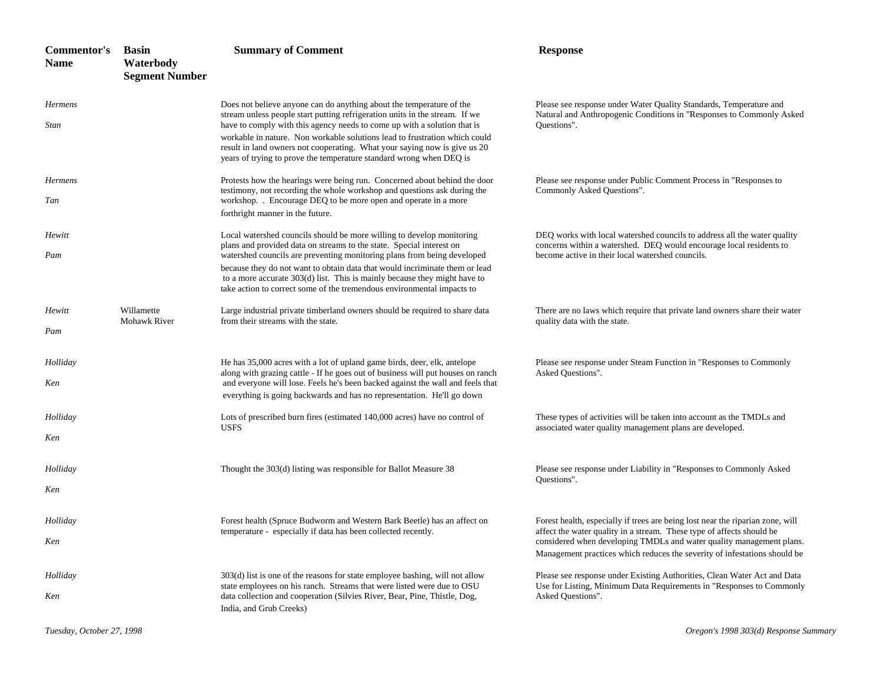| Commentor's Name | Basin Waterbody Segment Number | Summary of Comment | Response |
|---|---|---|---|
| *Hermens* *Stan* | | Does not believe anyone can do anything about the temperature of the stream unless people start putting refrigeration units in the stream. If we have to comply with this agency needs to come up with a solution that is workable in nature. Non workable solutions lead to frustration which could result in land owners not cooperating. What your saying now is give us 20 years of trying to prove the temperature standard wrong when DEQ is | Please see response under Water Quality Standards, Temperature and Natural and Anthropogenic Conditions in "Responses to Commonly Asked Questions". |
| *Hermens* *Tan* | | Protests how the hearings were being run. Concerned about behind the door testimony, not recording the whole workshop and questions ask during the workshop. . Encourage DEQ to be more open and operate in a more forthright manner in the future. | Please see response under Public Comment Process in "Responses to Commonly Asked Questions". |
| *Hewitt* *Pam* | | Local watershed councils should be more willing to develop monitoring plans and provided data on streams to the state. Special interest on watershed councils are preventing monitoring plans from being developed because they do not want to obtain data that would incriminate them or lead to a more accurate 303(d) list. This is mainly because they might have to take action to correct some of the tremendous environmental impacts to | DEQ works with local watershed councils to address all the water quality concerns within a watershed. DEQ would encourage local residents to become active in their local watershed councils. |
| *Hewitt* *Pam* | Willamette Mohawk River | Large industrial private timberland owners should be required to share data from their streams with the state. | There are no laws which require that private land owners share their water quality data with the state. |
| *Holliday* *Ken* | | He has 35,000 acres with a lot of upland game birds, deer, elk, antelope along with grazing cattle - If he goes out of business will put houses on ranch and everyone will lose. Feels he's been backed against the wall and feels that everything is going backwards and has no representation. He'll go down | Please see response under Steam Function in "Responses to Commonly Asked Questions". |
| *Holliday* *Ken* | | Lots of prescribed burn fires (estimated 140,000 acres) have no control of USFS | These types of activities will be taken into account as the TMDLs and associated water quality management plans are developed. |
| *Holliday* *Ken* | | Thought the 303(d) listing was responsible for Ballot Measure 38 | Please see response under Liability in "Responses to Commonly Asked Questions". |
| *Holliday* *Ken* | | Forest health (Spruce Budworm and Western Bark Beetle) has an affect on temperature - especially if data has been collected recently. | Forest health, especially if trees are being lost near the riparian zone, will affect the water quality in a stream. These type of affects should be considered when developing TMDLs and water quality management plans. Management practices which reduces the severity of infestations should be |
| *Holliday* *Ken* | | 303(d) list is one of the reasons for state employee bashing, will not allow state employees on his ranch. Streams that were listed were due to OSU data collection and cooperation (Silvies River, Bear, Pine, Thistle, Dog, India, and Grub Creeks) | Please see response under Existing Authorities, Clean Water Act and Data Use for Listing, Minimum Data Requirements in "Responses to Commonly Asked Questions". |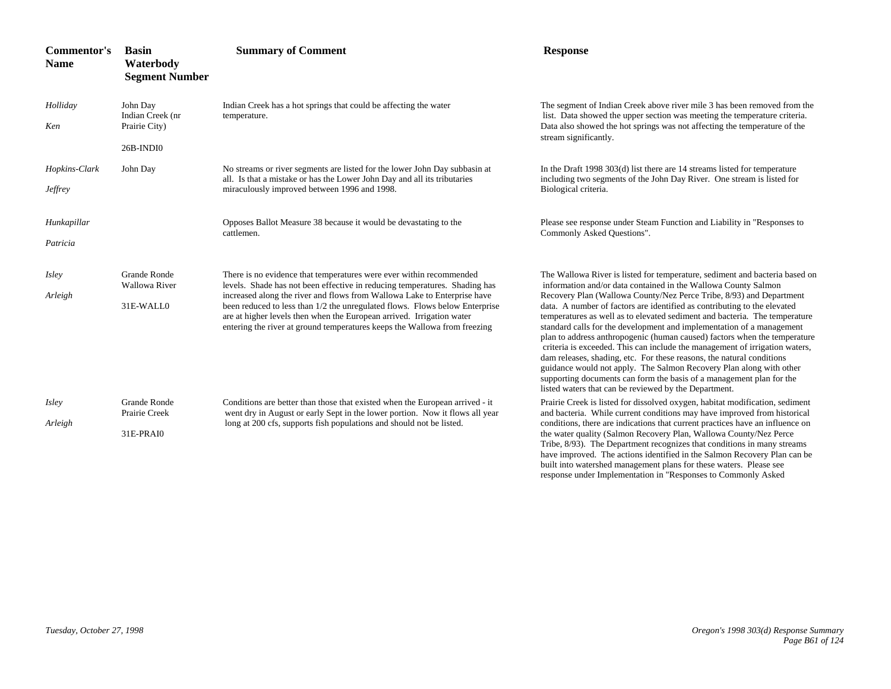| Commentor's Name | Basin Waterbody Segment Number | Summary of Comment | Response |
|---|---|---|---|
| *Holliday* *Ken* | John Day Indian Creek (nr Prairie City) 26B-INDI0 | Indian Creek has a hot springs that could be affecting the water temperature. | The segment of Indian Creek above river mile 3 has been removed from the list. Data showed the upper section was meeting the temperature criteria. Data also showed the hot springs was not affecting the temperature of the stream significantly. |
| *Hopkins-Clark* *Jeffrey* | John Day | No streams or river segments are listed for the lower John Day subbasin at all. Is that a mistake or has the Lower John Day and all its tributaries miraculously improved between 1996 and 1998. | In the Draft 1998 303(d) list there are 14 streams listed for temperature including two segments of the John Day River. One stream is listed for Biological criteria. |
| *Hunkapillar* *Patricia* | | Opposes Ballot Measure 38 because it would be devastating to the cattlemen. | Please see response under Steam Function and Liability in "Responses to Commonly Asked Questions". |
| *Isley* *Arleigh* | Grande Ronde Wallowa River 31E-WALL0 | There is no evidence that temperatures were ever within recommended levels. Shade has not been effective in reducing temperatures. Shading has increased along the river and flows from Wallowa Lake to Enterprise have been reduced to less than 1/2 the unregulated flows. Flows below Enterprise are at higher levels then when the European arrived. Irrigation water entering the river at ground temperatures keeps the Wallowa from freezing | The Wallowa River is listed for temperature, sediment and bacteria based on information and/or data contained in the Wallowa County Salmon Recovery Plan (Wallowa County/Nez Perce Tribe, 8/93) and Department data. A number of factors are identified as contributing to the elevated temperatures as well as to elevated sediment and bacteria. The temperature standard calls for the development and implementation of a management plan to address anthropogenic (human caused) factors when the temperature criteria is exceeded. This can include the management of irrigation waters, dam releases, shading, etc. For these reasons, the natural conditions guidance would not apply. The Salmon Recovery Plan along with other supporting documents can form the basis of a management plan for the listed waters that can be reviewed by the Department. |
| *Isley* *Arleigh* | Grande Ronde Prairie Creek 31E-PRAI0 | Conditions are better than those that existed when the European arrived - it went dry in August or early Sept in the lower portion. Now it flows all year long at 200 cfs, supports fish populations and should not be listed. | Prairie Creek is listed for dissolved oxygen, habitat modification, sediment and bacteria. While current conditions may have improved from historical conditions, there are indications that current practices have an influence on the water quality (Salmon Recovery Plan, Wallowa County/Nez Perce Tribe, 8/93). The Department recognizes that conditions in many streams have improved. The actions identified in the Salmon Recovery Plan can be built into watershed management plans for these waters. Please see response under Implementation in "Responses to Commonly Asked |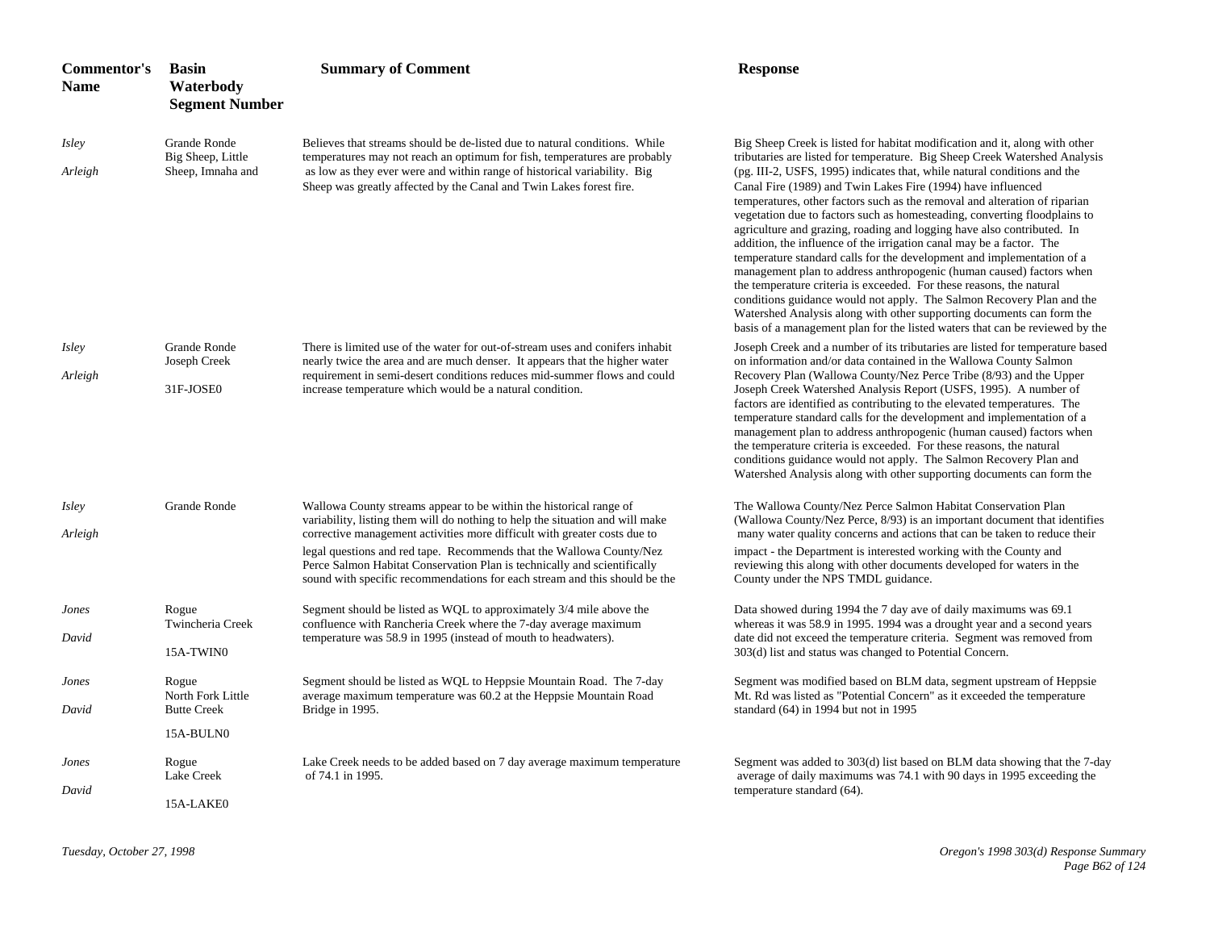| Commentor's Name | Basin Waterbody Segment Number | Summary of Comment | Response |
|---|---|---|---|
| *Isley* *Arleigh* | Grande Ronde Big Sheep, Little Sheep, Imnaha and | Believes that streams should be de-listed due to natural conditions. While temperatures may not reach an optimum for fish, temperatures are probably as low as they ever were and within range of historical variability. Big Sheep was greatly affected by the Canal and Twin Lakes forest fire. | Big Sheep Creek is listed for habitat modification and it, along with other tributaries are listed for temperature. Big Sheep Creek Watershed Analysis (pg. III-2, USFS, 1995) indicates that, while natural conditions and the Canal Fire (1989) and Twin Lakes Fire (1994) have influenced temperatures, other factors such as the removal and alteration of riparian vegetation due to factors such as homesteading, converting floodplains to agriculture and grazing, roading and logging have also contributed. In addition, the influence of the irrigation canal may be a factor. The temperature standard calls for the development and implementation of a management plan to address anthropogenic (human caused) factors when the temperature criteria is exceeded. For these reasons, the natural conditions guidance would not apply. The Salmon Recovery Plan and the Watershed Analysis along with other supporting documents can form the basis of a management plan for the listed waters that can be reviewed by the |
| *Isley* *Arleigh* | Grande Ronde Joseph Creek 31F-JOSE0 | There is limited use of the water for out-of-stream uses and conifers inhabit nearly twice the area and are much denser. It appears that the higher water requirement in semi-desert conditions reduces mid-summer flows and could increase temperature which would be a natural condition. | Joseph Creek and a number of its tributaries are listed for temperature based on information and/or data contained in the Wallowa County Salmon Recovery Plan (Wallowa County/Nez Perce Tribe (8/93) and the Upper Joseph Creek Watershed Analysis Report (USFS, 1995). A number of factors are identified as contributing to the elevated temperatures. The temperature standard calls for the development and implementation of a management plan to address anthropogenic (human caused) factors when the temperature criteria is exceeded. For these reasons, the natural conditions guidance would not apply. The Salmon Recovery Plan and Watershed Analysis along with other supporting documents can form the |
| *Isley* *Arleigh* | Grande Ronde | Wallowa County streams appear to be within the historical range of variability, listing them will do nothing to help the situation and will make corrective management activities more difficult with greater costs due to legal questions and red tape. Recommends that the Wallowa County/Nez Perce Salmon Habitat Conservation Plan is technically and scientifically sound with specific recommendations for each stream and this should be the | The Wallowa County/Nez Perce Salmon Habitat Conservation Plan (Wallowa County/Nez Perce, 8/93) is an important document that identifies many water quality concerns and actions that can be taken to reduce their impact - the Department is interested working with the County and reviewing this along with other documents developed for waters in the County under the NPS TMDL guidance. |
| *Jones* *David* | Rogue Twincheria Creek 15A-TWIN0 | Segment should be listed as WQL to approximately 3/4 mile above the confluence with Rancheria Creek where the 7-day average maximum temperature was 58.9 in 1995 (instead of mouth to headwaters). | Data showed during 1994 the 7 day ave of daily maximums was 69.1 whereas it was 58.9 in 1995. 1994 was a drought year and a second years date did not exceed the temperature criteria. Segment was removed from 303(d) list and status was changed to Potential Concern. |
| *Jones* *David* | Rogue North Fork Little Butte Creek 15A-BULN0 | Segment should be listed as WQL to Heppsie Mountain Road. The 7-day average maximum temperature was 60.2 at the Heppsie Mountain Road Bridge in 1995. | Segment was modified based on BLM data, segment upstream of Heppsie Mt. Rd was listed as "Potential Concern" as it exceeded the temperature standard (64) in 1994 but not in 1995 |
| *Jones* *David* | Rogue Lake Creek 15A-LAKE0 | Lake Creek needs to be added based on 7 day average maximum temperature of 74.1 in 1995. | Segment was added to 303(d) list based on BLM data showing that the 7-day average of daily maximums was 74.1 with 90 days in 1995 exceeding the temperature standard (64). |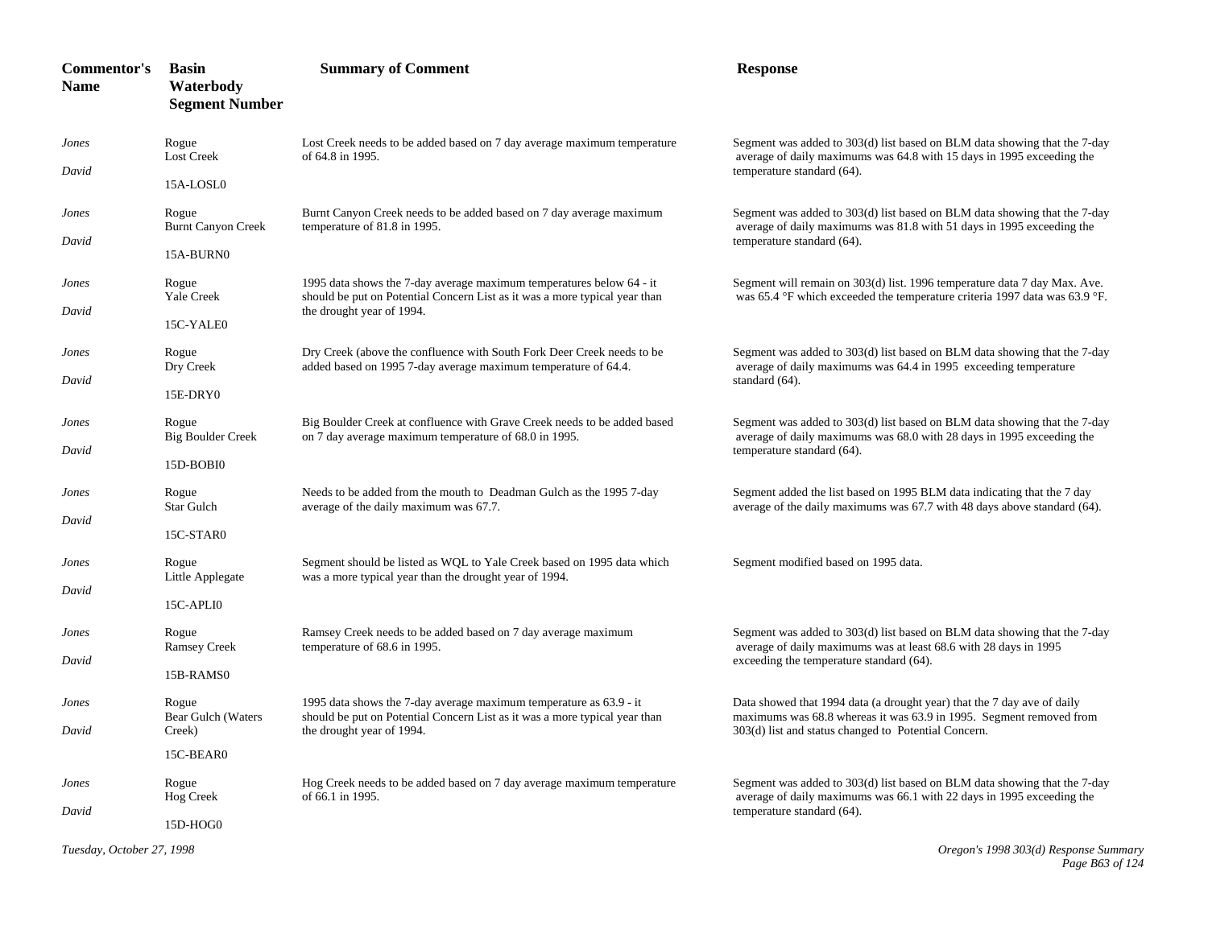| Commentor's Name | Basin Waterbody Segment Number | Summary of Comment | Response |
|---|---|---|---|
| *Jones David* | Rogue Lost Creek 15A-LOSL0 | Lost Creek needs to be added based on 7 day average maximum temperature of 64.8 in 1995. | Segment was added to 303(d) list based on BLM data showing that the 7-day average of daily maximums was 64.8 with 15 days in 1995 exceeding the temperature standard (64). |
| *Jones David* | Rogue Burnt Canyon Creek 15A-BURN0 | Burnt Canyon Creek needs to be added based on 7 day average maximum temperature of 81.8 in 1995. | Segment was added to 303(d) list based on BLM data showing that the 7-day average of daily maximums was 81.8 with 51 days in 1995 exceeding the temperature standard (64). |
| *Jones David* | Rogue Yale Creek 15C-YALE0 | 1995 data shows the 7-day average maximum temperatures below 64 - it should be put on Potential Concern List as it was a more typical year than the drought year of 1994. | Segment will remain on 303(d) list. 1996 temperature data 7 day Max. Ave. was 65.4 °F which exceeded the temperature criteria 1997 data was 63.9 °F. |
| *Jones David* | Rogue Dry Creek 15E-DRY0 | Dry Creek (above the confluence with South Fork Deer Creek needs to be added based on 1995 7-day average maximum temperature of 64.4. | Segment was added to 303(d) list based on BLM data showing that the 7-day average of daily maximums was 64.4 in 1995 exceeding temperature standard (64). |
| *Jones David* | Rogue Big Boulder Creek 15D-BOBI0 | Big Boulder Creek at confluence with Grave Creek needs to be added based on 7 day average maximum temperature of 68.0 in 1995. | Segment was added to 303(d) list based on BLM data showing that the 7-day average of daily maximums was 68.0 with 28 days in 1995 exceeding the temperature standard (64). |
| *Jones David* | Rogue Star Gulch 15C-STAR0 | Needs to be added from the mouth to Deadman Gulch as the 1995 7-day average of the daily maximum was 67.7. | Segment added the list based on 1995 BLM data indicating that the 7 day average of the daily maximums was 67.7 with 48 days above standard (64). |
| *Jones David* | Rogue Little Applegate 15C-APLI0 | Segment should be listed as WQL to Yale Creek based on 1995 data which was a more typical year than the drought year of 1994. | Segment modified based on 1995 data. |
| *Jones David* | Rogue Ramsey Creek 15B-RAMS0 | Ramsey Creek needs to be added based on 7 day average maximum temperature of 68.6 in 1995. | Segment was added to 303(d) list based on BLM data showing that the 7-day average of daily maximums was at least 68.6 with 28 days in 1995 exceeding the temperature standard (64). |
| *Jones David* | Rogue Bear Gulch (Waters Creek) 15C-BEAR0 | 1995 data shows the 7-day average maximum temperature as 63.9 - it should be put on Potential Concern List as it was a more typical year than the drought year of 1994. | Data showed that 1994 data (a drought year) that the 7 day ave of daily maximums was 68.8 whereas it was 63.9 in 1995. Segment removed from 303(d) list and status changed to Potential Concern. |
| *Jones David* | Rogue Hog Creek 15D-HOG0 | Hog Creek needs to be added based on 7 day average maximum temperature of 66.1 in 1995. | Segment was added to 303(d) list based on BLM data showing that the 7-day average of daily maximums was 66.1 with 22 days in 1995 exceeding the temperature standard (64). |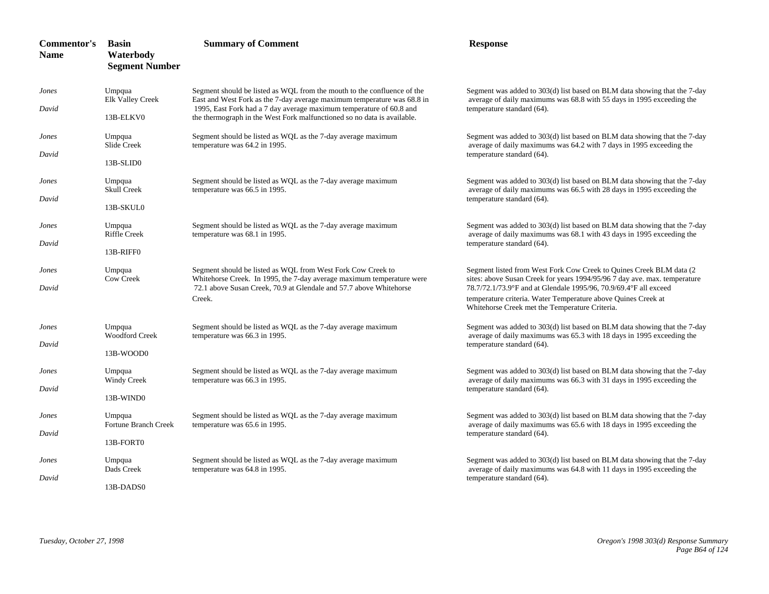| Commentor's Name | Basin Waterbody Segment Number | Summary of Comment | Response |
|---|---|---|---|
| *Jones David* | Umpqua Elk Valley Creek 13B-ELKV0 | Segment should be listed as WQL from the mouth to the confluence of the East and West Fork as the 7-day average maximum temperature was 68.8 in 1995, East Fork had a 7 day average maximum temperature of 60.8 and the thermograph in the West Fork malfunctioned so no data is available. | Segment was added to 303(d) list based on BLM data showing that the 7-day average of daily maximums was 68.8 with 55 days in 1995 exceeding the temperature standard (64). |
| *Jones David* | Umpqua Slide Creek 13B-SLID0 | Segment should be listed as WQL as the 7-day average maximum temperature was 64.2 in 1995. | Segment was added to 303(d) list based on BLM data showing that the 7-day average of daily maximums was 64.2 with 7 days in 1995 exceeding the temperature standard (64). |
| *Jones David* | Umpqua Skull Creek 13B-SKUL0 | Segment should be listed as WQL as the 7-day average maximum temperature was 66.5 in 1995. | Segment was added to 303(d) list based on BLM data showing that the 7-day average of daily maximums was 66.5 with 28 days in 1995 exceeding the temperature standard (64). |
| *Jones David* | Umpqua Riffle Creek 13B-RIFF0 | Segment should be listed as WQL as the 7-day average maximum temperature was 68.1 in 1995. | Segment was added to 303(d) list based on BLM data showing that the 7-day average of daily maximums was 68.1 with 43 days in 1995 exceeding the temperature standard (64). |
| *Jones David* | Umpqua Cow Creek | Segment should be listed as WQL from West Fork Cow Creek to Whitehorse Creek. In 1995, the 7-day average maximum temperature were 72.1 above Susan Creek, 70.9 at Glendale and 57.7 above Whitehorse Creek. | Segment listed from West Fork Cow Creek to Quines Creek BLM data (2 sites: above Susan Creek for years 1994/95/96 7 day ave. max. temperature 78.7/72.1/73.9°F and at Glendale 1995/96, 70.9/69.4°F all exceed temperature criteria. Water Temperature above Quines Creek at Whitehorse Creek met the Temperature Criteria. |
| *Jones David* | Umpqua Woodford Creek 13B-WOOD0 | Segment should be listed as WQL as the 7-day average maximum temperature was 66.3 in 1995. | Segment was added to 303(d) list based on BLM data showing that the 7-day average of daily maximums was 65.3 with 18 days in 1995 exceeding the temperature standard (64). |
| *Jones David* | Umpqua Windy Creek 13B-WIND0 | Segment should be listed as WQL as the 7-day average maximum temperature was 66.3 in 1995. | Segment was added to 303(d) list based on BLM data showing that the 7-day average of daily maximums was 66.3 with 31 days in 1995 exceeding the temperature standard (64). |
| *Jones David* | Umpqua Fortune Branch Creek 13B-FORT0 | Segment should be listed as WQL as the 7-day average maximum temperature was 65.6 in 1995. | Segment was added to 303(d) list based on BLM data showing that the 7-day average of daily maximums was 65.6 with 18 days in 1995 exceeding the temperature standard (64). |
| *Jones David* | Umpqua Dads Creek 13B-DADS0 | Segment should be listed as WQL as the 7-day average maximum temperature was 64.8 in 1995. | Segment was added to 303(d) list based on BLM data showing that the 7-day average of daily maximums was 64.8 with 11 days in 1995 exceeding the temperature standard (64). |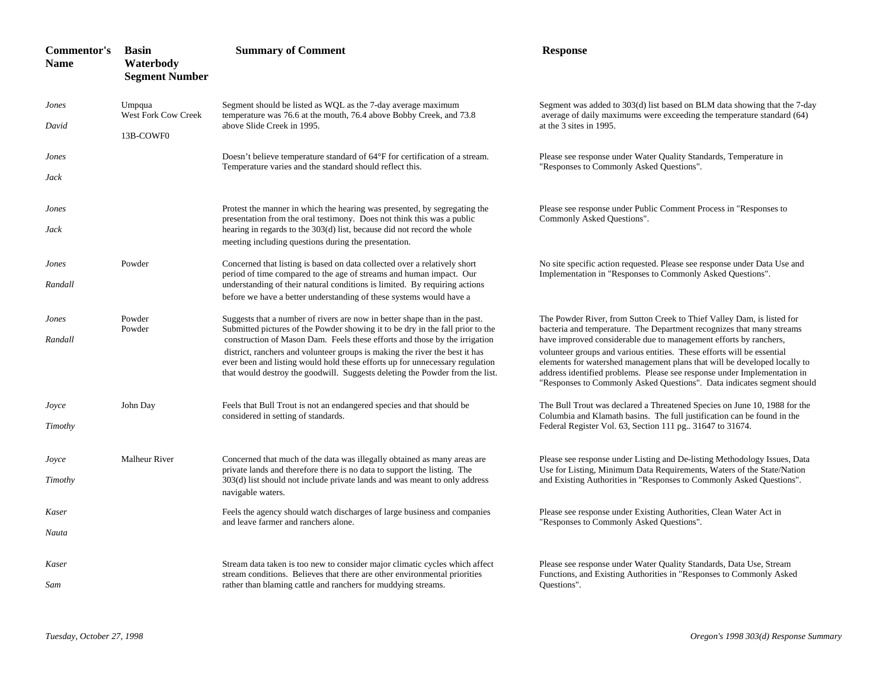| Commentor's Name | Basin Waterbody Segment Number | Summary of Comment | Response |
|---|---|---|---|
| *Jones David* | Umpqua West Fork Cow Creek 13B-COWF0 | Segment should be listed as WQL as the 7-day average maximum temperature was 76.6 at the mouth, 76.4 above Bobby Creek, and 73.8 above Slide Creek in 1995. | Segment was added to 303(d) list based on BLM data showing that the 7-day average of daily maximums were exceeding the temperature standard (64) at the 3 sites in 1995. |
| *Jones Jack* | | Doesn't believe temperature standard of 64°F for certification of a stream. Temperature varies and the standard should reflect this. | Please see response under Water Quality Standards, Temperature in "Responses to Commonly Asked Questions". |
| *Jones Jack* | | Protest the manner in which the hearing was presented, by segregating the presentation from the oral testimony. Does not think this was a public hearing in regards to the 303(d) list, because did not record the whole meeting including questions during the presentation. | Please see response under Public Comment Process in "Responses to Commonly Asked Questions". |
| *Jones Randall* | Powder | Concerned that listing is based on data collected over a relatively short period of time compared to the age of streams and human impact. Our understanding of their natural conditions is limited. By requiring actions before we have a better understanding of these systems would have a | No site specific action requested. Please see response under Data Use and Implementation in "Responses to Commonly Asked Questions". |
| *Jones Randall* | Powder Powder | Suggests that a number of rivers are now in better shape than in the past. Submitted pictures of the Powder showing it to be dry in the fall prior to the construction of Mason Dam. Feels these efforts and those by the irrigation district, ranchers and volunteer groups is making the river the best it has ever been and listing would hold these efforts up for unnecessary regulation that would destroy the goodwill. Suggests deleting the Powder from the list. | The Powder River, from Sutton Creek to Thief Valley Dam, is listed for bacteria and temperature. The Department recognizes that many streams have improved considerable due to management efforts by ranchers, volunteer groups and various entities. These efforts will be essential elements for watershed management plans that will be developed locally to address identified problems. Please see response under Implementation in "Responses to Commonly Asked Questions". Data indicates segment should |
| *Joyce Timothy* | John Day | Feels that Bull Trout is not an endangered species and that should be considered in setting of standards. | The Bull Trout was declared a Threatened Species on June 10, 1988 for the Columbia and Klamath basins. The full justification can be found in the Federal Register Vol. 63, Section 111 pg.. 31647 to 31674. |
| *Joyce Timothy* | Malheur River | Concerned that much of the data was illegally obtained as many areas are private lands and therefore there is no data to support the listing. The 303(d) list should not include private lands and was meant to only address navigable waters. | Please see response under Listing and De-listing Methodology Issues, Data Use for Listing, Minimum Data Requirements, Waters of the State/Nation and Existing Authorities in "Responses to Commonly Asked Questions". |
| *Kaser Nauta* | | Feels the agency should watch discharges of large business and companies and leave farmer and ranchers alone. | Please see response under Existing Authorities, Clean Water Act in "Responses to Commonly Asked Questions". |
| *Kaser Sam* | | Stream data taken is too new to consider major climatic cycles which affect stream conditions. Believes that there are other environmental priorities rather than blaming cattle and ranchers for muddying streams. | Please see response under Water Quality Standards, Data Use, Stream Functions, and Existing Authorities in "Responses to Commonly Asked Questions". |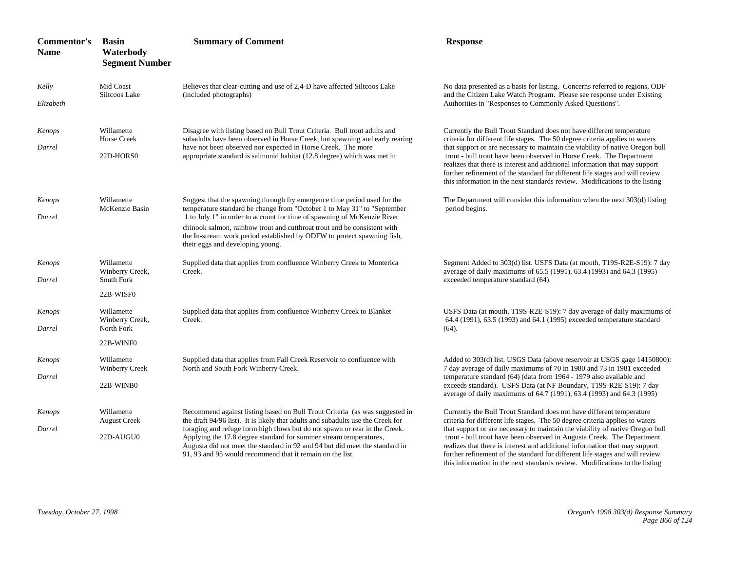| Commentor's Name | Basin Waterbody Segment Number | Summary of Comment | Response |
|---|---|---|---|
| *Kelly Elizabeth* | Mid Coast Siltcoos Lake | Believes that clear-cutting and use of 2,4-D have affected Siltcoos Lake (included photographs) | No data presented as a basis for listing. Concerns referred to regions, ODF and the Citizen Lake Watch Program. Please see response under Existing Authorities in "Responses to Commonly Asked Questions". |
| *Kenops Darrel* | Willamette Horse Creek 22D-HORS0 | Disagree with listing based on Bull Trout Criteria. Bull trout adults and subadults have been observed in Horse Creek, but spawning and early rearing have not been observed nor expected in Horse Creek. The more appropriate standard is salmonid habitat (12.8 degree) which was met in | Currently the Bull Trout Standard does not have different temperature criteria for different life stages. The 50 degree criteria applies to waters that support or are necessary to maintain the viability of native Oregon bull trout - bull trout have been observed in Horse Creek. The Department realizes that there is interest and additional information that may support further refinement of the standard for different life stages and will review this information in the next standards review. Modifications to the listing |
| *Kenops Darrel* | Willamette McKenzie Basin | Suggest that the spawning through fry emergence time period used for the temperature standard be change from "October 1 to May 31" to "September 1 to July 1" in order to account for time of spawning of McKenzie River chinook salmon, rainbow trout and cutthroat trout and be consistent with the In-stream work period established by ODFW to protect spawning fish, their eggs and developing young. | The Department will consider this information when the next 303(d) listing period begins. |
| *Kenops Darrel* | Willamette Winberry Creek, South Fork 22B-WISF0 | Supplied data that applies from confluence Winberry Creek to Monterica Creek. | Segment Added to 303(d) list. USFS Data (at mouth, T19S-R2E-S19): 7 day average of daily maximums of 65.5 (1991), 63.4 (1993) and 64.3 (1995) exceeded temperature standard (64). |
| *Kenops Darrel* | Willamette Winberry Creek, North Fork 22B-WINF0 | Supplied data that applies from confluence Winberry Creek to Blanket Creek. | USFS Data (at mouth, T19S-R2E-S19): 7 day average of daily maximums of 64.4 (1991), 63.5 (1993) and 64.1 (1995) exceeded temperature standard (64). |
| *Kenops Darrel* | Willamette Winberry Creek 22B-WINB0 | Supplied data that applies from Fall Creek Reservoir to confluence with North and South Fork Winberry Creek. | Added to 303(d) list. USGS Data (above reservoir at USGS gage 14150800): 7 day average of daily maximums of 70 in 1980 and 73 in 1981 exceeded temperature standard (64) (data from 1964 - 1979 also available and exceeds standard). USFS Data (at NF Boundary, T19S-R2E-S19): 7 day average of daily maximums of 64.7 (1991), 63.4 (1993) and 64.3 (1995) |
| *Kenops Darrel* | Willamette August Creek 22D-AUGU0 | Recommend against listing based on Bull Trout Criteria (as was suggested in the draft 94/96 list). It is likely that adults and subadults use the Creek for foraging and refuge form high flows but do not spawn or rear in the Creek. Applying the 17.8 degree standard for summer stream temperatures, Augusta did not meet the standard in 92 and 94 but did meet the standard in 91, 93 and 95 would recommend that it remain on the list. | Currently the Bull Trout Standard does not have different temperature criteria for different life stages. The 50 degree criteria applies to waters that support or are necessary to maintain the viability of native Oregon bull trout - bull trout have been observed in Augusta Creek. The Department realizes that there is interest and additional information that may support further refinement of the standard for different life stages and will review this information in the next standards review. Modifications to the listing |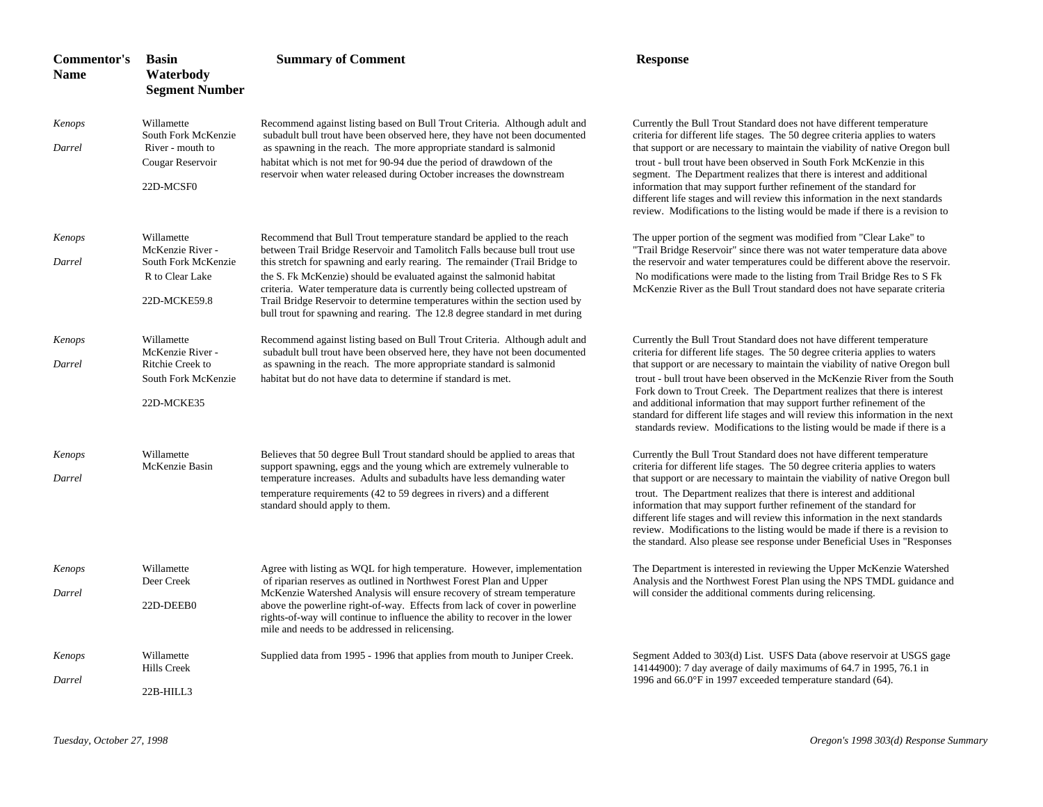| Commentor's Name | Basin Waterbody Segment Number | Summary of Comment | Response |
| --- | --- | --- | --- |
| *Kenops Darrel* | Willamette South Fork McKenzie River - mouth to Cougar Reservoir 22D-MCSF0 | Recommend against listing based on Bull Trout Criteria. Although adult and subadult bull trout have been observed here, they have not been documented as spawning in the reach. The more appropriate standard is salmonid habitat which is not met for 90-94 due the period of drawdown of the reservoir when water released during October increases the downstream | Currently the Bull Trout Standard does not have different temperature criteria for different life stages. The 50 degree criteria applies to waters that support or are necessary to maintain the viability of native Oregon bull trout - bull trout have been observed in South Fork McKenzie in this segment. The Department realizes that there is interest and additional information that may support further refinement of the standard for different life stages and will review this information in the next standards review. Modifications to the listing would be made if there is a revision to |
| *Kenops Darrel* | Willamette McKenzie River - South Fork McKenzie R to Clear Lake 22D-MCKE59.8 | Recommend that Bull Trout temperature standard be applied to the reach between Trail Bridge Reservoir and Tamolitch Falls because bull trout use this stretch for spawning and early rearing. The remainder (Trail Bridge to the S. Fk McKenzie) should be evaluated against the salmonid habitat criteria. Water temperature data is currently being collected upstream of Trail Bridge Reservoir to determine temperatures within the section used by bull trout for spawning and rearing. The 12.8 degree standard in met during | The upper portion of the segment was modified from "Clear Lake" to "Trail Bridge Reservoir" since there was not water temperature data above the reservoir and water temperatures could be different above the reservoir. No modifications were made to the listing from Trail Bridge Res to S Fk McKenzie River as the Bull Trout standard does not have separate criteria |
| *Kenops Darrel* | Willamette McKenzie River - Ritchie Creek to South Fork McKenzie 22D-MCKE35 | Recommend against listing based on Bull Trout Criteria. Although adult and subadult bull trout have been observed here, they have not been documented as spawning in the reach. The more appropriate standard is salmonid habitat but do not have data to determine if standard is met. | Currently the Bull Trout Standard does not have different temperature criteria for different life stages. The 50 degree criteria applies to waters that support or are necessary to maintain the viability of native Oregon bull trout - bull trout have been observed in the McKenzie River from the South Fork down to Trout Creek. The Department realizes that there is interest and additional information that may support further refinement of the standard for different life stages and will review this information in the next standards review. Modifications to the listing would be made if there is a |
| *Kenops Darrel* | Willamette McKenzie Basin | Believes that 50 degree Bull Trout standard should be applied to areas that support spawning, eggs and the young which are extremely vulnerable to temperature increases. Adults and subadults have less demanding water temperature requirements (42 to 59 degrees in rivers) and a different standard should apply to them. | Currently the Bull Trout Standard does not have different temperature criteria for different life stages. The 50 degree criteria applies to waters that support or are necessary to maintain the viability of native Oregon bull trout. The Department realizes that there is interest and additional information that may support further refinement of the standard for different life stages and will review this information in the next standards review. Modifications to the listing would be made if there is a revision to the standard. Also please see response under Beneficial Uses in "Responses |
| *Kenops Darrel* | Willamette Deer Creek 22D-DEEB0 | Agree with listing as WQL for high temperature. However, implementation of riparian reserves as outlined in Northwest Forest Plan and Upper McKenzie Watershed Analysis will ensure recovery of stream temperature above the powerline right-of-way. Effects from lack of cover in powerline rights-of-ways will continue to influence the ability to recover in the lower mile and needs to be addressed in relicensing. | The Department is interested in reviewing the Upper McKenzie Watershed Analysis and the Northwest Forest Plan using the NPS TMDL guidance and will consider the additional comments during relicensing. |
| *Kenops Darrel* | Willamette Hills Creek 22B-HILL3 | Supplied data from 1995 - 1996 that applies from mouth to Juniper Creek. | Segment Added to 303(d) List. USFS Data (above reservoir at USGS gage 14144900): 7 day average of daily maximums of 64.7 in 1995, 76.1 in 1996 and 66.0°F in 1997 exceeded temperature standard (64). |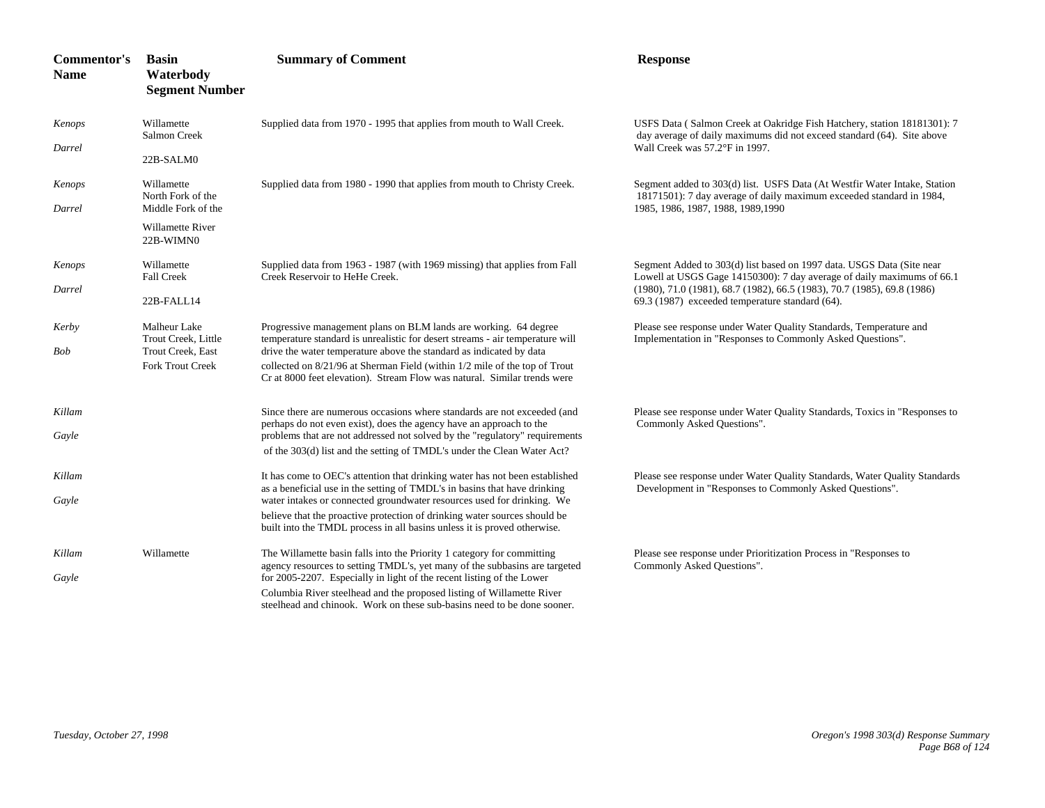| Commentor's Name | Basin Waterbody Segment Number | Summary of Comment | Response |
|---|---|---|---|
| *Kenops Darrel* | Willamette Salmon Creek 22B-SALM0 | Supplied data from 1970 - 1995 that applies from mouth to Wall Creek. | USFS Data ( Salmon Creek at Oakridge Fish Hatchery, station 18181301): 7 day average of daily maximums did not exceed standard (64). Site above Wall Creek was 57.2°F in 1997. |
| *Kenops Darrel* | Willamette North Fork of the Middle Fork of the Willamette River 22B-WIMN0 | Supplied data from 1980 - 1990 that applies from mouth to Christy Creek. | Segment added to 303(d) list. USFS Data (At Westfir Water Intake, Station 18171501): 7 day average of daily maximum exceeded standard in 1984, 1985, 1986, 1987, 1988, 1989,1990 |
| *Kenops Darrel* | Willamette Fall Creek 22B-FALL14 | Supplied data from 1963 - 1987 (with 1969 missing) that applies from Fall Creek Reservoir to HeHe Creek. | Segment Added to 303(d) list based on 1997 data. USGS Data (Site near Lowell at USGS Gage 14150300): 7 day average of daily maximums of 66.1 (1980), 71.0 (1981), 68.7 (1982), 66.5 (1983), 70.7 (1985), 69.8 (1986) 69.3 (1987) exceeded temperature standard (64). |
| *Kerby Bob* | Malheur Lake Trout Creek, Little Trout Creek, East Fork Trout Creek | Progressive management plans on BLM lands are working. 64 degree temperature standard is unrealistic for desert streams - air temperature will drive the water temperature above the standard as indicated by data collected on 8/21/96 at Sherman Field (within 1/2 mile of the top of Trout Cr at 8000 feet elevation). Stream Flow was natural. Similar trends were | Please see response under Water Quality Standards, Temperature and Implementation in "Responses to Commonly Asked Questions". |
| *Killam Gayle* | | Since there are numerous occasions where standards are not exceeded (and perhaps do not even exist), does the agency have an approach to the problems that are not addressed not solved by the "regulatory" requirements of the 303(d) list and the setting of TMDL's under the Clean Water Act? | Please see response under Water Quality Standards, Toxics in "Responses to Commonly Asked Questions". |
| *Killam Gayle* | | It has come to OEC's attention that drinking water has not been established as a beneficial use in the setting of TMDL's in basins that have drinking water intakes or connected groundwater resources used for drinking. We believe that the proactive protection of drinking water sources should be built into the TMDL process in all basins unless it is proved otherwise. | Please see response under Water Quality Standards, Water Quality Standards Development in "Responses to Commonly Asked Questions". |
| *Killam Gayle* | Willamette | The Willamette basin falls into the Priority 1 category for committing agency resources to setting TMDL's, yet many of the subbasins are targeted for 2005-2207. Especially in light of the recent listing of the Lower Columbia River steelhead and the proposed listing of Willamette River steelhead and chinook. Work on these sub-basins need to be done sooner. | Please see response under Prioritization Process in "Responses to Commonly Asked Questions". |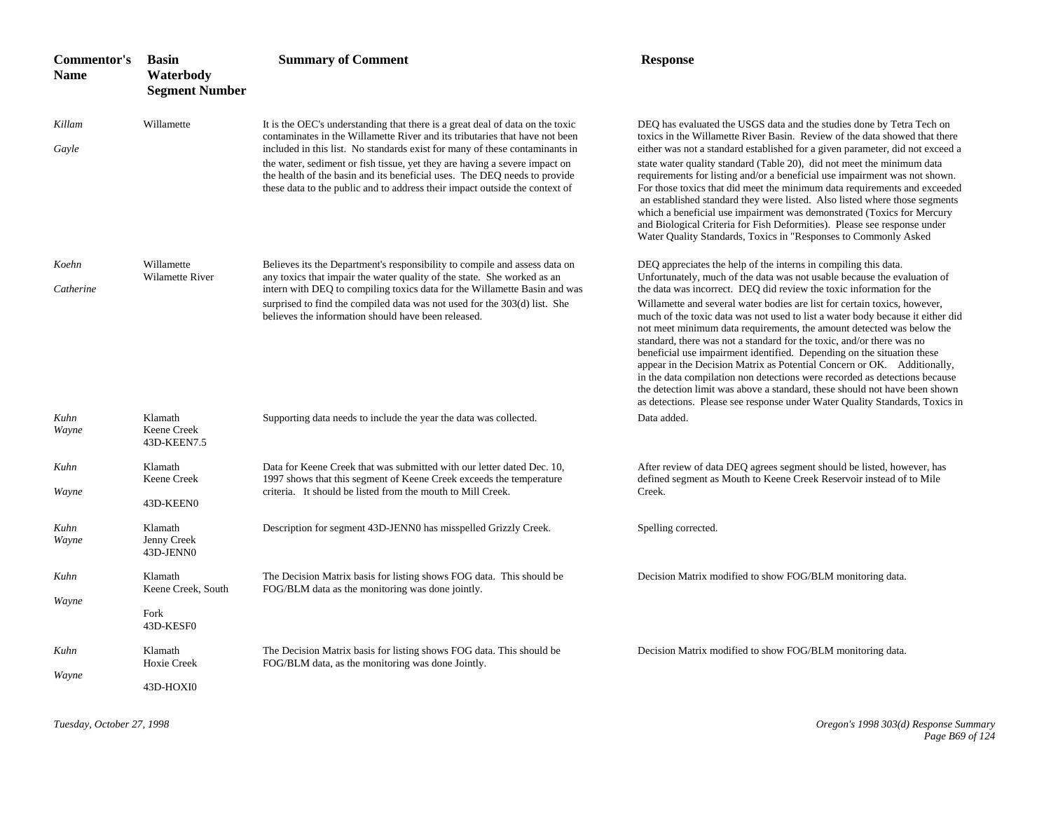| Commentor's Name | Basin Waterbody Segment Number | Summary of Comment | Response |
|---|---|---|---|
| *Killam Gayle* | Willamette | It is the OEC's understanding that there is a great deal of data on the toxic contaminates in the Willamette River and its tributaries that have not been included in this list. No standards exist for many of these contaminants in the water, sediment or fish tissue, yet they are having a severe impact on the health of the basin and its beneficial uses. The DEQ needs to provide these data to the public and to address their impact outside the context of | DEQ has evaluated the USGS data and the studies done by Tetra Tech on toxics in the Willamette River Basin. Review of the data showed that there either was not a standard established for a given parameter, did not exceed a state water quality standard (Table 20), did not meet the minimum data requirements for listing and/or a beneficial use impairment was not shown. For those toxics that did meet the minimum data requirements and exceeded an established standard they were listed. Also listed where those segments which a beneficial use impairment was demonstrated (Toxics for Mercury and Biological Criteria for Fish Deformities). Please see response under Water Quality Standards, Toxics in "Responses to Commonly Asked |
| *Koehn Catherine* | Willamette Wilamette River | Believes its the Department's responsibility to compile and assess data on any toxics that impair the water quality of the state. She worked as an intern with DEQ to compiling toxics data for the Willamette Basin and was surprised to find the compiled data was not used for the 303(d) list. She believes the information should have been released. | DEQ appreciates the help of the interns in compiling this data. Unfortunately, much of the data was not usable because the evaluation of the data was incorrect. DEQ did review the toxic information for the Willamette and several water bodies are list for certain toxics, however, much of the toxic data was not used to list a water body because it either did not meet minimum data requirements, the amount detected was below the standard, there was not a standard for the toxic, and/or there was no beneficial use impairment identified. Depending on the situation these appear in the Decision Matrix as Potential Concern or OK. Additionally, in the data compilation non detections were recorded as detections because the detection limit was above a standard, these should not have been shown as detections. Please see response under Water Quality Standards, Toxics in |
| *Kuhn Wayne* | Klamath Keene Creek 43D-KEEN7.5 | Supporting data needs to include the year the data was collected. | Data added. |
| *Kuhn Wayne* | Klamath Keene Creek 43D-KEEN0 | Data for Keene Creek that was submitted with our letter dated Dec. 10, 1997 shows that this segment of Keene Creek exceeds the temperature criteria. It should be listed from the mouth to Mill Creek. | After review of data DEQ agrees segment should be listed, however, has defined segment as Mouth to Keene Creek Reservoir instead of to Mile Creek. |
| *Kuhn Wayne* | Klamath Jenny Creek 43D-JENN0 | Description for segment 43D-JENN0 has misspelled Grizzly Creek. | Spelling corrected. |
| *Kuhn Wayne* | Klamath Keene Creek, South Fork 43D-KESF0 | The Decision Matrix basis for listing shows FOG data. This should be FOG/BLM data as the monitoring was done jointly. | Decision Matrix modified to show FOG/BLM monitoring data. |
| *Kuhn Wayne* | Klamath Hoxie Creek 43D-HOXI0 | The Decision Matrix basis for listing shows FOG data. This should be FOG/BLM data, as the monitoring was done Jointly. | Decision Matrix modified to show FOG/BLM monitoring data. |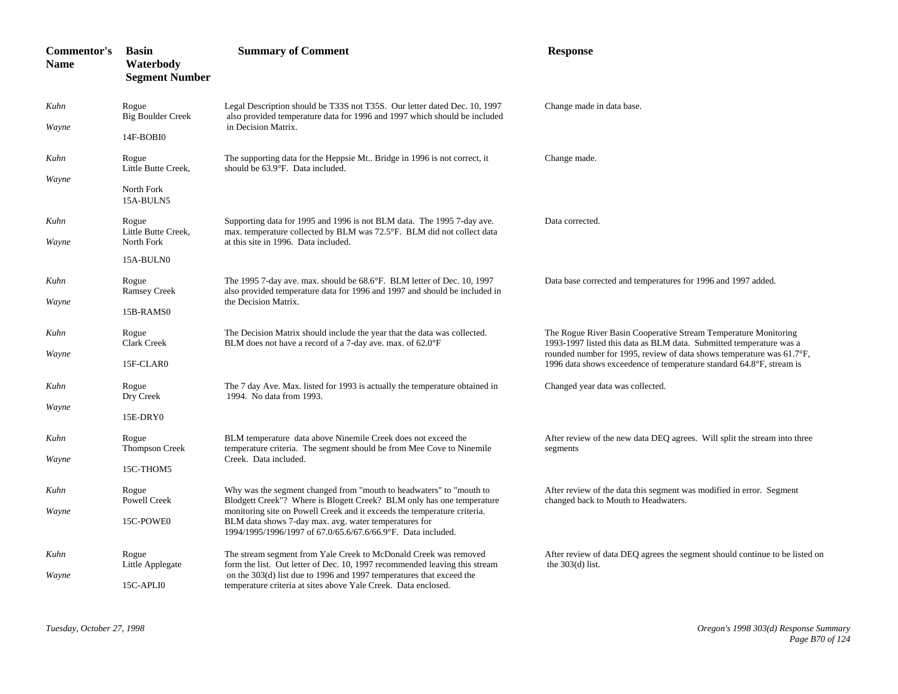| Commentor's Name | Basin Waterbody Segment Number | Summary of Comment | Response |
|---|---|---|---|
| *Kuhn Wayne* | Rogue Big Boulder Creek 14F-BOBI0 | Legal Description should be T33S not T35S. Our letter dated Dec. 10, 1997 also provided temperature data for 1996 and 1997 which should be included in Decision Matrix. | Change made in data base. |
| *Kuhn Wayne* | Rogue Little Butte Creek, North Fork 15A-BULN5 | The supporting data for the Heppsie Mt.. Bridge in 1996 is not correct, it should be 63.9°F. Data included. | Change made. |
| *Kuhn Wayne* | Rogue Little Butte Creek, North Fork 15A-BULN0 | Supporting data for 1995 and 1996 is not BLM data. The 1995 7-day ave. max. temperature collected by BLM was 72.5°F. BLM did not collect data at this site in 1996. Data included. | Data corrected. |
| *Kuhn Wayne* | Rogue Ramsey Creek 15B-RAMS0 | The 1995 7-day ave. max. should be 68.6°F. BLM letter of Dec. 10, 1997 also provided temperature data for 1996 and 1997 and should be included in the Decision Matrix. | Data base corrected and temperatures for 1996 and 1997 added. |
| *Kuhn Wayne* | Rogue Clark Creek 15F-CLAR0 | The Decision Matrix should include the year that the data was collected. BLM does not have a record of a 7-day ave. max. of 62.0°F | The Rogue River Basin Cooperative Stream Temperature Monitoring 1993-1997 listed this data as BLM data. Submitted temperature was a rounded number for 1995, review of data shows temperature was 61.7°F, 1996 data shows exceedence of temperature standard 64.8°F, stream is |
| *Kuhn Wayne* | Rogue Dry Creek 15E-DRY0 | The 7 day Ave. Max. listed for 1993 is actually the temperature obtained in 1994. No data from 1993. | Changed year data was collected. |
| *Kuhn Wayne* | Rogue Thompson Creek 15C-THOM5 | BLM temperature data above Ninemile Creek does not exceed the temperature criteria. The segment should be from Mee Cove to Ninemile Creek. Data included. | After review of the new data DEQ agrees. Will split the stream into three segments |
| *Kuhn Wayne* | Rogue Powell Creek 15C-POWE0 | Why was the segment changed from "mouth to headwaters" to "mouth to Blodgett Creek"? Where is Blogett Creek? BLM only has one temperature monitoring site on Powell Creek and it exceeds the temperature criteria. BLM data shows 7-day max. avg. water temperatures for 1994/1995/1996/1997 of 67.0/65.6/67.6/66.9°F. Data included. | After review of the data this segment was modified in error. Segment changed back to Mouth to Headwaters. |
| *Kuhn Wayne* | Rogue Little Applegate 15C-APLI0 | The stream segment from Yale Creek to McDonald Creek was removed form the list. Out letter of Dec. 10, 1997 recommended leaving this stream on the 303(d) list due to 1996 and 1997 temperatures that exceed the temperature criteria at sites above Yale Creek. Data enclosed. | After review of data DEQ agrees the segment should continue to be listed on the 303(d) list. |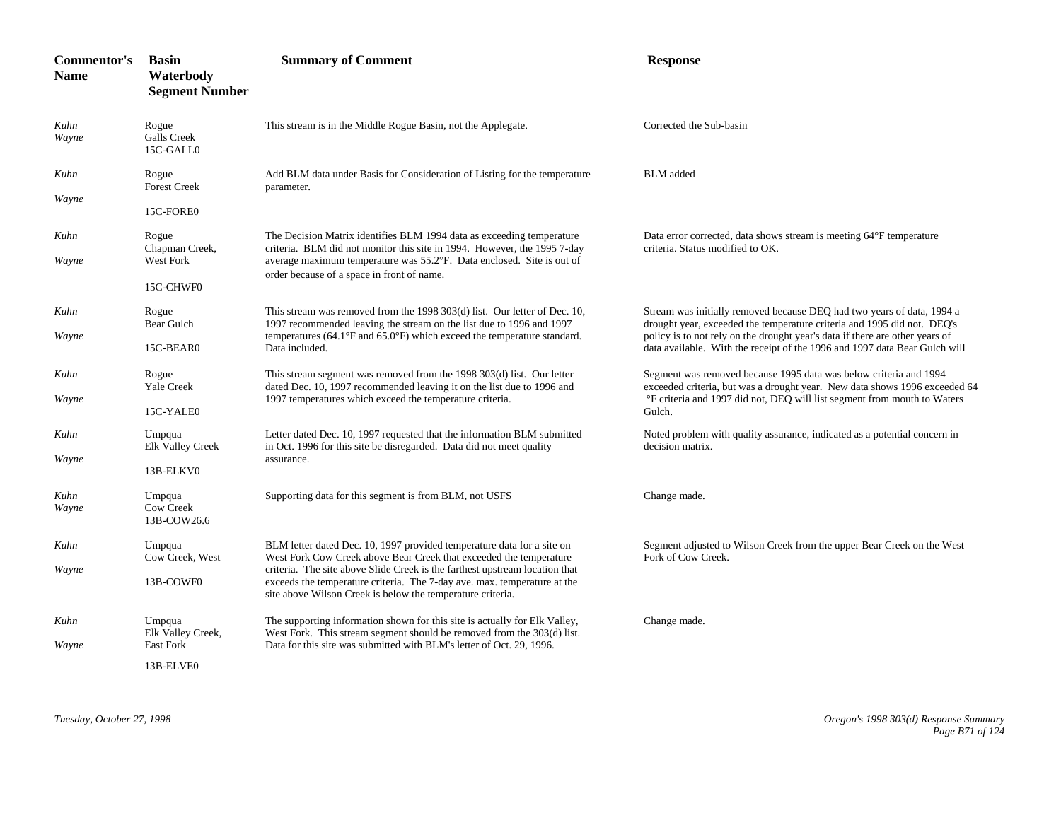| Commentor's Name | Basin Waterbody Segment Number | Summary of Comment | Response |
|---|---|---|---|
| *Kuhn Wayne* | Rogue Galls Creek 15C-GALL0 | This stream is in the Middle Rogue Basin, not the Applegate. | Corrected the Sub-basin |
| *Kuhn Wayne* | Rogue Forest Creek 15C-FORE0 | Add BLM data under Basis for Consideration of Listing for the temperature parameter. | BLM added |
| *Kuhn Wayne* | Rogue Chapman Creek, West Fork 15C-CHWF0 | The Decision Matrix identifies BLM 1994 data as exceeding temperature criteria. BLM did not monitor this site in 1994. However, the 1995 7-day average maximum temperature was 55.2°F. Data enclosed. Site is out of order because of a space in front of name. | Data error corrected, data shows stream is meeting 64°F temperature criteria. Status modified to OK. |
| *Kuhn Wayne* | Rogue Bear Gulch 15C-BEAR0 | This stream was removed from the 1998 303(d) list. Our letter of Dec. 10, 1997 recommended leaving the stream on the list due to 1996 and 1997 temperatures (64.1°F and 65.0°F) which exceed the temperature standard. Data included. | Stream was initially removed because DEQ had two years of data, 1994 a drought year, exceeded the temperature criteria and 1995 did not. DEQ's policy is to not rely on the drought year's data if there are other years of data available. With the receipt of the 1996 and 1997 data Bear Gulch will |
| *Kuhn Wayne* | Rogue Yale Creek 15C-YALE0 | This stream segment was removed from the 1998 303(d) list. Our letter dated Dec. 10, 1997 recommended leaving it on the list due to 1996 and 1997 temperatures which exceed the temperature criteria. | Segment was removed because 1995 data was below criteria and 1994 exceeded criteria, but was a drought year. New data shows 1996 exceeded 64 °F criteria and 1997 did not, DEQ will list segment from mouth to Waters Gulch. |
| *Kuhn Wayne* | Umpqua Elk Valley Creek 13B-ELKV0 | Letter dated Dec. 10, 1997 requested that the information BLM submitted in Oct. 1996 for this site be disregarded. Data did not meet quality assurance. | Noted problem with quality assurance, indicated as a potential concern in decision matrix. |
| *Kuhn Wayne* | Umpqua Cow Creek 13B-COW26.6 | Supporting data for this segment is from BLM, not USFS | Change made. |
| *Kuhn Wayne* | Umpqua Cow Creek, West 13B-COWF0 | BLM letter dated Dec. 10, 1997 provided temperature data for a site on West Fork Cow Creek above Bear Creek that exceeded the temperature criteria. The site above Slide Creek is the farthest upstream location that exceeds the temperature criteria. The 7-day ave. max. temperature at the site above Wilson Creek is below the temperature criteria. | Segment adjusted to Wilson Creek from the upper Bear Creek on the West Fork of Cow Creek. |
| *Kuhn Wayne* | Umpqua Elk Valley Creek, East Fork 13B-ELVE0 | The supporting information shown for this site is actually for Elk Valley, West Fork. This stream segment should be removed from the 303(d) list. Data for this site was submitted with BLM's letter of Oct. 29, 1996. | Change made. |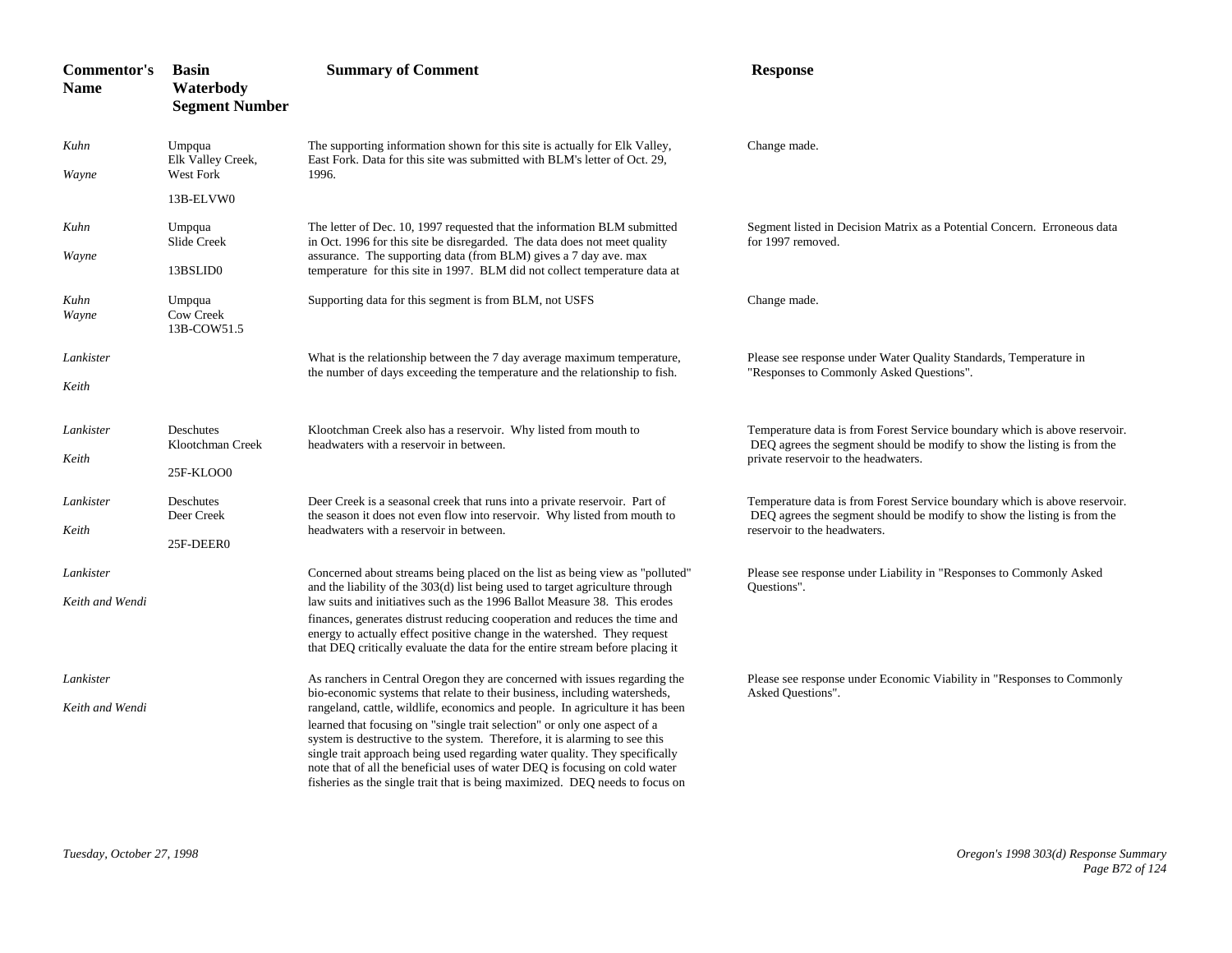| Commentor's Name | Basin Waterbody Segment Number | Summary of Comment | Response |
|---|---|---|---|
| *Kuhn* *Wayne* | Umpqua Elk Valley Creek, West Fork 13B-ELVW0 | The supporting information shown for this site is actually for Elk Valley, East Fork. Data for this site was submitted with BLM's letter of Oct. 29, 1996. | Change made. |
| *Kuhn* *Wayne* | Umpqua Slide Creek 13BSLID0 | The letter of Dec. 10, 1997 requested that the information BLM submitted in Oct. 1996 for this site be disregarded. The data does not meet quality assurance. The supporting data (from BLM) gives a 7 day ave. max temperature for this site in 1997. BLM did not collect temperature data at | Segment listed in Decision Matrix as a Potential Concern. Erroneous data for 1997 removed. |
| *Kuhn* *Wayne* | Umpqua Cow Creek 13B-COW51.5 | Supporting data for this segment is from BLM, not USFS | Change made. |
| *Lankister* *Keith* | | What is the relationship between the 7 day average maximum temperature, the number of days exceeding the temperature and the relationship to fish. | Please see response under Water Quality Standards, Temperature in "Responses to Commonly Asked Questions". |
| *Lankister* *Keith* | Deschutes Klootchman Creek 25F-KLOO0 | Klootchman Creek also has a reservoir. Why listed from mouth to headwaters with a reservoir in between. | Temperature data is from Forest Service boundary which is above reservoir. DEQ agrees the segment should be modify to show the listing is from the private reservoir to the headwaters. |
| *Lankister* *Keith* | Deschutes Deer Creek 25F-DEER0 | Deer Creek is a seasonal creek that runs into a private reservoir. Part of the season it does not even flow into reservoir. Why listed from mouth to headwaters with a reservoir in between. | Temperature data is from Forest Service boundary which is above reservoir. DEQ agrees the segment should be modify to show the listing is from the reservoir to the headwaters. |
| *Lankister* *Keith and Wendi* | | Concerned about streams being placed on the list as being view as "polluted" and the liability of the 303(d) list being used to target agriculture through law suits and initiatives such as the 1996 Ballot Measure 38. This erodes finances, generates distrust reducing cooperation and reduces the time and energy to actually effect positive change in the watershed. They request that DEQ critically evaluate the data for the entire stream before placing it | Please see response under Liability in "Responses to Commonly Asked Questions". |
| *Lankister* *Keith and Wendi* | | As ranchers in Central Oregon they are concerned with issues regarding the bio-economic systems that relate to their business, including watersheds, rangeland, cattle, wildlife, economics and people. In agriculture it has been learned that focusing on "single trait selection" or only one aspect of a system is destructive to the system. Therefore, it is alarming to see this single trait approach being used regarding water quality. They specifically note that of all the beneficial uses of water DEQ is focusing on cold water fisheries as the single trait that is being maximized. DEQ needs to focus on | Please see response under Economic Viability in "Responses to Commonly Asked Questions". |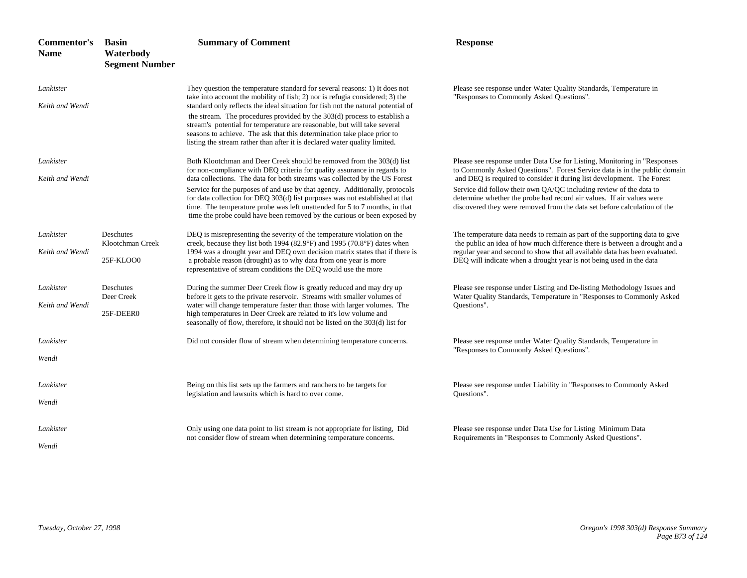| Commentor's Name | Basin Waterbody Segment Number | Summary of Comment | Response |
|---|---|---|---|
| *Lankister* *Keith and Wendi* | | They question the temperature standard for several reasons: 1) It does not take into account the mobility of fish; 2) nor is refugia considered; 3) the standard only reflects the ideal situation for fish not the natural potential of the stream. The procedures provided by the 303(d) process to establish a stream's potential for temperature are reasonable, but will take several seasons to achieve. The ask that this determination take place prior to listing the stream rather than after it is declared water quality limited. | Please see response under Water Quality Standards, Temperature in "Responses to Commonly Asked Questions". |
| *Lankister* *Keith and Wendi* | | Both Klootchman and Deer Creek should be removed from the 303(d) list for non-compliance with DEQ criteria for quality assurance in regards to data collections. The data for both streams was collected by the US Forest Service for the purposes of and use by that agency. Additionally, protocols for data collection for DEQ 303(d) list purposes was not established at that time. The temperature probe was left unattended for 5 to 7 months, in that time the probe could have been removed by the curious or been exposed by | Please see response under Data Use for Listing, Monitoring in "Responses to Commonly Asked Questions". Forest Service data is in the public domain and DEQ is required to consider it during list development. The Forest Service did follow their own QA/QC including review of the data to determine whether the probe had record air values. If air values were discovered they were removed from the data set before calculation of the |
| *Lankister* *Keith and Wendi* | Deschutes Klootchman Creek 25F-KLOO0 | DEQ is misrepresenting the severity of the temperature violation on the creek, because they list both 1994 (82.9°F) and 1995 (70.8°F) dates when 1994 was a drought year and DEQ own decision matrix states that if there is a probable reason (drought) as to why data from one year is more representative of stream conditions the DEQ would use the more | The temperature data needs to remain as part of the supporting data to give the public an idea of how much difference there is between a drought and a regular year and second to show that all available data has been evaluated. DEQ will indicate when a drought year is not being used in the data |
| *Lankister* *Keith and Wendi* | Deschutes Deer Creek 25F-DEER0 | During the summer Deer Creek flow is greatly reduced and may dry up before it gets to the private reservoir. Streams with smaller volumes of water will change temperature faster than those with larger volumes. The high temperatures in Deer Creek are related to it's low volume and seasonally of flow, therefore, it should not be listed on the 303(d) list for | Please see response under Listing and De-listing Methodology Issues and Water Quality Standards, Temperature in "Responses to Commonly Asked Questions". |
| *Lankister* *Wendi* | | Did not consider flow of stream when determining temperature concerns. | Please see response under Water Quality Standards, Temperature in "Responses to Commonly Asked Questions". |
| *Lankister* *Wendi* | | Being on this list sets up the farmers and ranchers to be targets for legislation and lawsuits which is hard to over come. | Please see response under Liability in "Responses to Commonly Asked Questions". |
| *Lankister* *Wendi* | | Only using one data point to list stream is not appropriate for listing, Did not consider flow of stream when determining temperature concerns. | Please see response under Data Use for Listing Minimum Data Requirements in "Responses to Commonly Asked Questions". |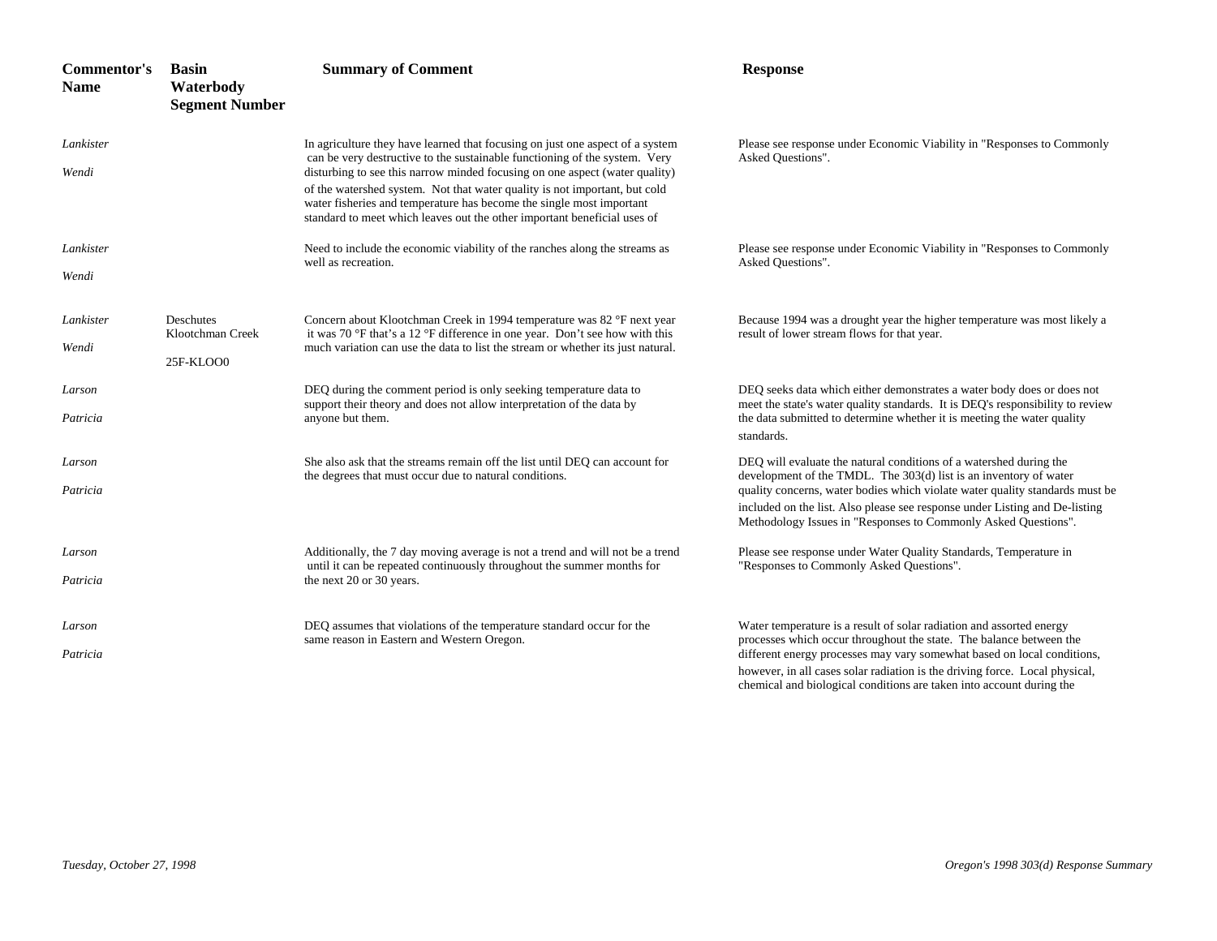| Commentor's Name | Basin Waterbody Segment Number | Summary of Comment | Response |
|---|---|---|---|
| *Lankister Wendi* | | In agriculture they have learned that focusing on just one aspect of a system can be very destructive to the sustainable functioning of the system. Very disturbing to see this narrow minded focusing on one aspect (water quality) of the watershed system. Not that water quality is not important, but cold water fisheries and temperature has become the single most important standard to meet which leaves out the other important beneficial uses of | Please see response under Economic Viability in "Responses to Commonly Asked Questions". |
| *Lankister Wendi* | | Need to include the economic viability of the ranches along the streams as well as recreation. | Please see response under Economic Viability in "Responses to Commonly Asked Questions". |
| *Lankister Wendi* | Deschutes Klootchman Creek 25F-KLOO0 | Concern about Klootchman Creek in 1994 temperature was 82 °F next year it was 70 °F that's a 12 °F difference in one year. Don't see how with this much variation can use the data to list the stream or whether its just natural. | Because 1994 was a drought year the higher temperature was most likely a result of lower stream flows for that year. |
| *Larson Patricia* | | DEQ during the comment period is only seeking temperature data to support their theory and does not allow interpretation of the data by anyone but them. | DEQ seeks data which either demonstrates a water body does or does not meet the state's water quality standards. It is DEQ's responsibility to review the data submitted to determine whether it is meeting the water quality standards. |
| *Larson Patricia* | | She also ask that the streams remain off the list until DEQ can account for the degrees that must occur due to natural conditions. | DEQ will evaluate the natural conditions of a watershed during the development of the TMDL. The 303(d) list is an inventory of water quality concerns, water bodies which violate water quality standards must be included on the list. Also please see response under Listing and De-listing Methodology Issues in "Responses to Commonly Asked Questions". |
| *Larson Patricia* | | Additionally, the 7 day moving average is not a trend and will not be a trend until it can be repeated continuously throughout the summer months for the next 20 or 30 years. | Please see response under Water Quality Standards, Temperature in "Responses to Commonly Asked Questions". |
| *Larson Patricia* | | DEQ assumes that violations of the temperature standard occur for the same reason in Eastern and Western Oregon. | Water temperature is a result of solar radiation and assorted energy processes which occur throughout the state. The balance between the different energy processes may vary somewhat based on local conditions, however, in all cases solar radiation is the driving force. Local physical, chemical and biological conditions are taken into account during the |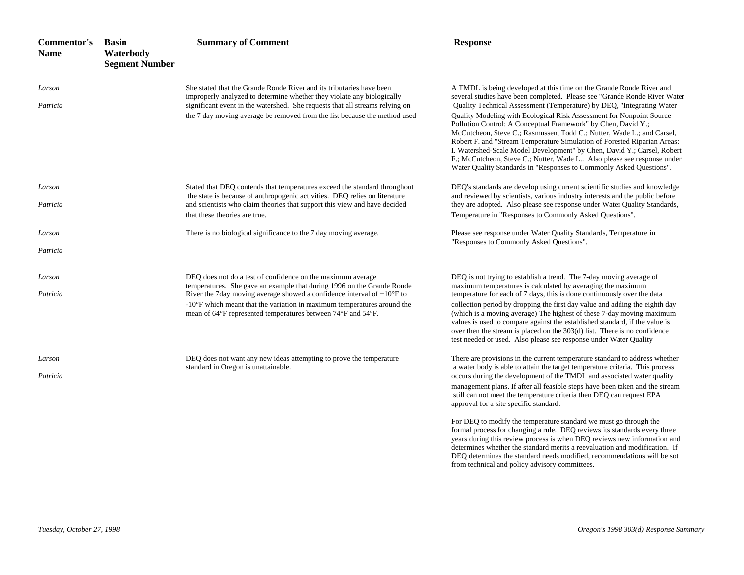| Commentor's Name | Basin Waterbody Segment Number | Summary of Comment | Response |
|---|---|---|---|
| *Larson* *Patricia* | | She stated that the Grande Ronde River and its tributaries have been improperly analyzed to determine whether they violate any biologically significant event in the watershed. She requests that all streams relying on the 7 day moving average be removed from the list because the method used | A TMDL is being developed at this time on the Grande Ronde River and several studies have been completed. Please see "Grande Ronde River Water Quality Technical Assessment (Temperature) by DEQ, "Integrating Water Quality Modeling with Ecological Risk Assessment for Nonpoint Source Pollution Control: A Conceptual Framework" by Chen, David Y.; McCutcheon, Steve C.; Rasmussen, Todd C.; Nutter, Wade L.; and Carsel, Robert F. and "Stream Temperature Simulation of Forested Riparian Areas: I. Watershed-Scale Model Development" by Chen, David Y.; Carsel, Robert F.; McCutcheon, Steve C.; Nutter, Wade L.. Also please see response under Water Quality Standards in "Responses to Commonly Asked Questions". |
| *Larson* *Patricia* | | Stated that DEQ contends that temperatures exceed the standard throughout the state is because of anthropogenic activities. DEQ relies on literature and scientists who claim theories that support this view and have decided that these theories are true. | DEQ's standards are develop using current scientific studies and knowledge and reviewed by scientists, various industry interests and the public before they are adopted. Also please see response under Water Quality Standards, Temperature in "Responses to Commonly Asked Questions". |
| *Larson* *Patricia* | | There is no biological significance to the 7 day moving average. | Please see response under Water Quality Standards, Temperature in "Responses to Commonly Asked Questions". |
| *Larson* *Patricia* | | DEQ does not do a test of confidence on the maximum average temperatures. She gave an example that during 1996 on the Grande Ronde River the 7day moving average showed a confidence interval of +10°F to -10°F which meant that the variation in maximum temperatures around the mean of 64°F represented temperatures between 74°F and 54°F. | DEQ is not trying to establish a trend. The 7-day moving average of maximum temperatures is calculated by averaging the maximum temperature for each of 7 days, this is done continuously over the data collection period by dropping the first day value and adding the eighth day (which is a moving average) The highest of these 7-day moving maximum values is used to compare against the established standard, if the value is over then the stream is placed on the 303(d) list. There is no confidence test needed or used. Also please see response under Water Quality |
| *Larson* *Patricia* | | DEQ does not want any new ideas attempting to prove the temperature standard in Oregon is unattainable. | There are provisions in the current temperature standard to address whether a water body is able to attain the target temperature criteria. This process occurs during the development of the TMDL and associated water quality management plans. If after all feasible steps have been taken and the stream still can not meet the temperature criteria then DEQ can request EPA approval for a site specific standard.<br><br>For DEQ to modify the temperature standard we must go through the formal process for changing a rule. DEQ reviews its standards every three years during this review process is when DEQ reviews new information and determines whether the standard merits a reevaluation and modification. If DEQ determines the standard needs modified, recommendations will be sot from technical and policy advisory committees. |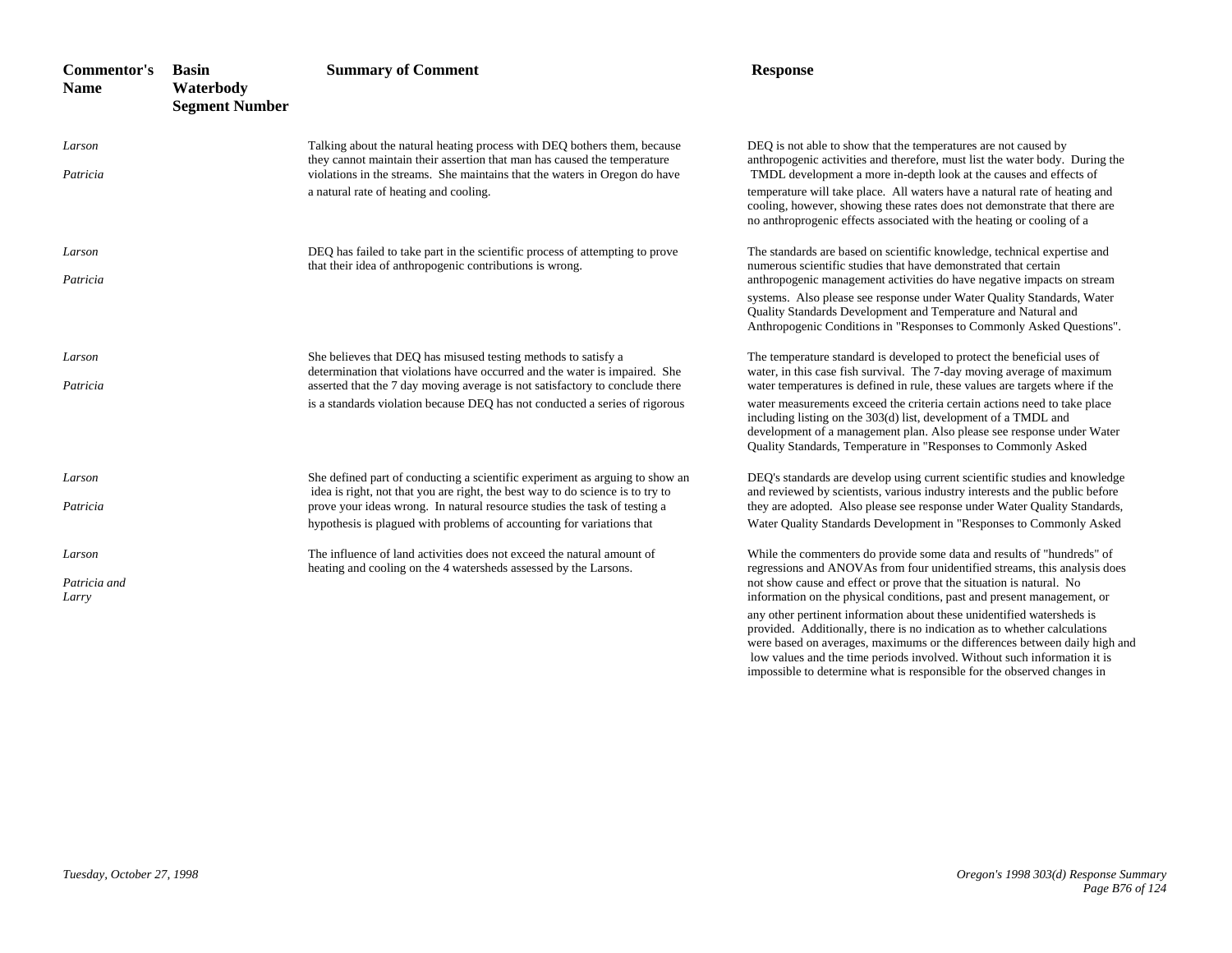| Commentor's Name | Basin Waterbody Segment Number | Summary of Comment | Response |
|---|---|---|---|
| *Larson Patricia* | | Talking about the natural heating process with DEQ bothers them, because they cannot maintain their assertion that man has caused the temperature violations in the streams. She maintains that the waters in Oregon do have a natural rate of heating and cooling. | DEQ is not able to show that the temperatures are not caused by anthropogenic activities and therefore, must list the water body. During the TMDL development a more in-depth look at the causes and effects of temperature will take place. All waters have a natural rate of heating and cooling, however, showing these rates does not demonstrate that there are no anthroprogenic effects associated with the heating or cooling of a |
| *Larson Patricia* | | DEQ has failed to take part in the scientific process of attempting to prove that their idea of anthropogenic contributions is wrong. | The standards are based on scientific knowledge, technical expertise and numerous scientific studies that have demonstrated that certain anthropogenic management activities do have negative impacts on stream systems. Also please see response under Water Quality Standards, Water Quality Standards Development and Temperature and Natural and Anthropogenic Conditions in "Responses to Commonly Asked Questions". |
| *Larson Patricia* | | She believes that DEQ has misused testing methods to satisfy a determination that violations have occurred and the water is impaired. She asserted that the 7 day moving average is not satisfactory to conclude there is a standards violation because DEQ has not conducted a series of rigorous | The temperature standard is developed to protect the beneficial uses of water, in this case fish survival. The 7-day moving average of maximum water temperatures is defined in rule, these values are targets where if the water measurements exceed the criteria certain actions need to take place including listing on the 303(d) list, development of a TMDL and development of a management plan. Also please see response under Water Quality Standards, Temperature in "Responses to Commonly Asked |
| *Larson Patricia* | | She defined part of conducting a scientific experiment as arguing to show an idea is right, not that you are right, the best way to do science is to try to prove your ideas wrong. In natural resource studies the task of testing a hypothesis is plagued with problems of accounting for variations that | DEQ's standards are develop using current scientific studies and knowledge and reviewed by scientists, various industry interests and the public before they are adopted. Also please see response under Water Quality Standards, Water Quality Standards Development in "Responses to Commonly Asked |
| *Larson Patricia and Larry* | | The influence of land activities does not exceed the natural amount of heating and cooling on the 4 watersheds assessed by the Larsons. | While the commenters do provide some data and results of "hundreds" of regressions and ANOVAs from four unidentified streams, this analysis does not show cause and effect or prove that the situation is natural. No information on the physical conditions, past and present management, or any other pertinent information about these unidentified watersheds is provided. Additionally, there is no indication as to whether calculations were based on averages, maximums or the differences between daily high and low values and the time periods involved. Without such information it is impossible to determine what is responsible for the observed changes in |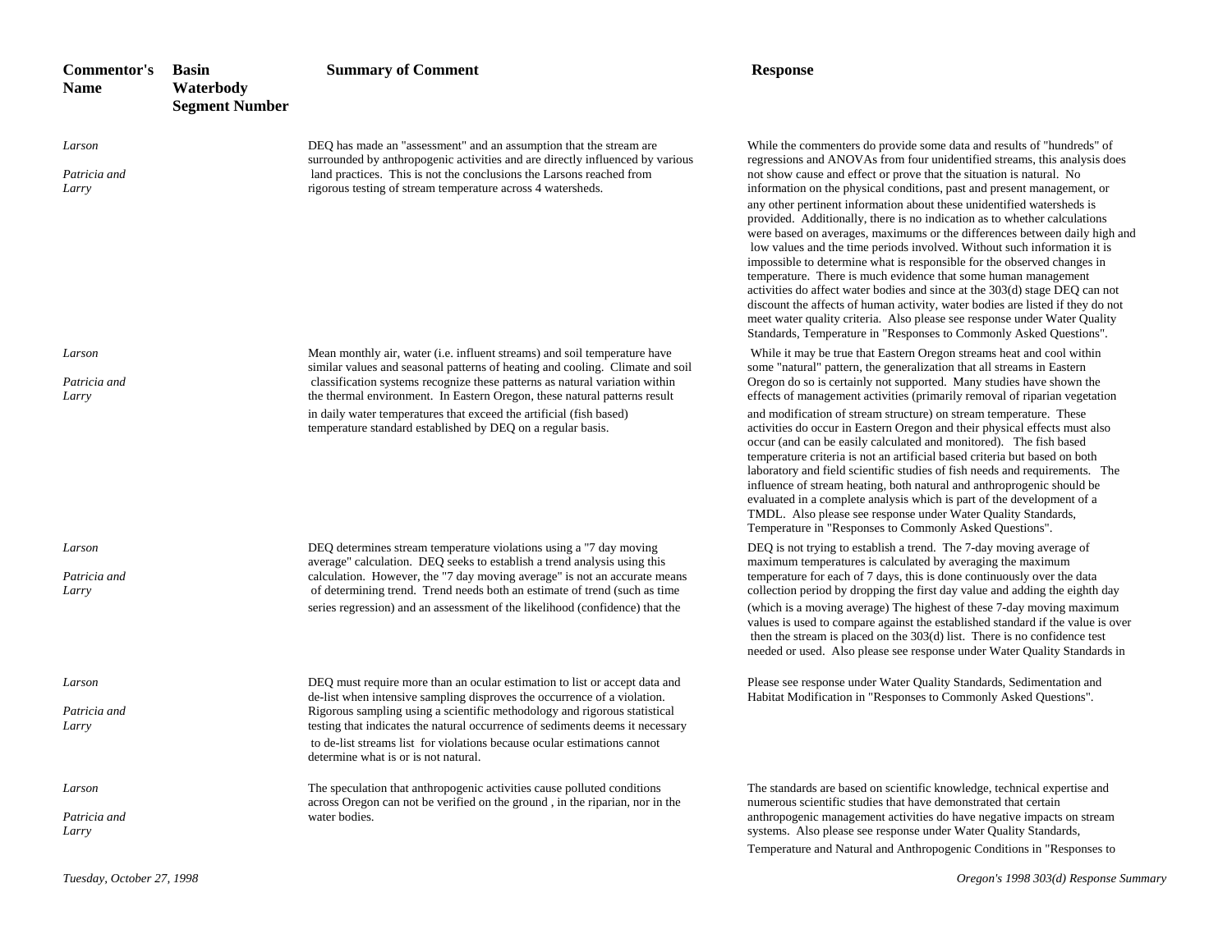| Commentor's Name | Basin Waterbody Segment Number | Summary of Comment | Response |
|---|---|---|---|
| *Larson* *Patricia and Larry* | | DEQ has made an "assessment" and an assumption that the stream are surrounded by anthropogenic activities and are directly influenced by various land practices. This is not the conclusions the Larsons reached from rigorous testing of stream temperature across 4 watersheds. | While the commenters do provide some data and results of "hundreds" of regressions and ANOVAs from four unidentified streams, this analysis does not show cause and effect or prove that the situation is natural. No information on the physical conditions, past and present management, or any other pertinent information about these unidentified watersheds is provided. Additionally, there is no indication as to whether calculations were based on averages, maximums or the differences between daily high and low values and the time periods involved. Without such information it is impossible to determine what is responsible for the observed changes in temperature. There is much evidence that some human management activities do affect water bodies and since at the 303(d) stage DEQ can not discount the affects of human activity, water bodies are listed if they do not meet water quality criteria. Also please see response under Water Quality Standards, Temperature in "Responses to Commonly Asked Questions". |
| *Larson* *Patricia and Larry* | | Mean monthly air, water (i.e. influent streams) and soil temperature have similar values and seasonal patterns of heating and cooling. Climate and soil classification systems recognize these patterns as natural variation within the thermal environment. In Eastern Oregon, these natural patterns result in daily water temperatures that exceed the artificial (fish based) temperature standard established by DEQ on a regular basis. | While it may be true that Eastern Oregon streams heat and cool within some "natural" pattern, the generalization that all streams in Eastern Oregon do so is certainly not supported. Many studies have shown the effects of management activities (primarily removal of riparian vegetation and modification of stream structure) on stream temperature. These activities do occur in Eastern Oregon and their physical effects must also occur (and can be easily calculated and monitored). The fish based temperature criteria is not an artificial based criteria but based on both laboratory and field scientific studies of fish needs and requirements. The influence of stream heating, both natural and anthroprogenic should be evaluated in a complete analysis which is part of the development of a TMDL. Also please see response under Water Quality Standards, Temperature in "Responses to Commonly Asked Questions". |
| *Larson* *Patricia and Larry* | | DEQ determines stream temperature violations using a "7 day moving average" calculation. DEQ seeks to establish a trend analysis using this calculation. However, the "7 day moving average" is not an accurate means of determining trend. Trend needs both an estimate of trend (such as time series regression) and an assessment of the likelihood (confidence) that the | DEQ is not trying to establish a trend. The 7-day moving average of maximum temperatures is calculated by averaging the maximum temperature for each of 7 days, this is done continuously over the data collection period by dropping the first day value and adding the eighth day (which is a moving average) The highest of these 7-day moving maximum values is used to compare against the established standard if the value is over then the stream is placed on the 303(d) list. There is no confidence test needed or used. Also please see response under Water Quality Standards in |
| *Larson* *Patricia and Larry* | | DEQ must require more than an ocular estimation to list or accept data and de-list when intensive sampling disproves the occurrence of a violation. Rigorous sampling using a scientific methodology and rigorous statistical testing that indicates the natural occurrence of sediments deems it necessary to de-list streams list for violations because ocular estimations cannot determine what is or is not natural. | Please see response under Water Quality Standards, Sedimentation and Habitat Modification in "Responses to Commonly Asked Questions". |
| *Larson* *Patricia and Larry* | | The speculation that anthropogenic activities cause polluted conditions across Oregon can not be verified on the ground , in the riparian, nor in the water bodies. | The standards are based on scientific knowledge, technical expertise and numerous scientific studies that have demonstrated that certain anthropogenic management activities do have negative impacts on stream systems. Also please see response under Water Quality Standards, Temperature and Natural and Anthropogenic Conditions in "Responses to |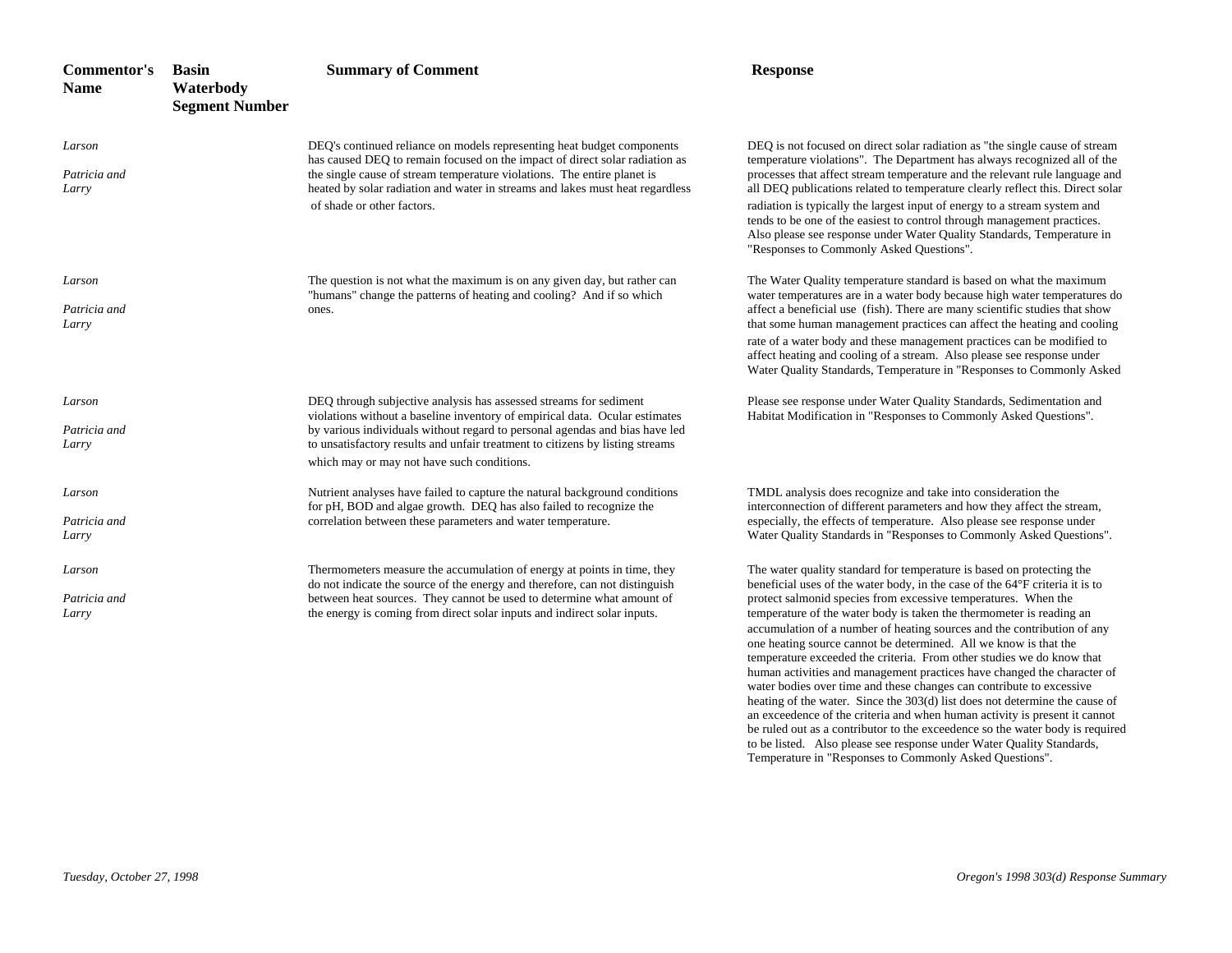| Commentor's Name | Basin Waterbody Segment Number | Summary of Comment | Response |
|---|---|---|---|
| *Larson* *Patricia and Larry* | | DEQ's continued reliance on models representing heat budget components has caused DEQ to remain focused on the impact of direct solar radiation as the single cause of stream temperature violations. The entire planet is heated by solar radiation and water in streams and lakes must heat regardless of shade or other factors. | DEQ is not focused on direct solar radiation as "the single cause of stream temperature violations". The Department has always recognized all of the processes that affect stream temperature and the relevant rule language and all DEQ publications related to temperature clearly reflect this. Direct solar radiation is typically the largest input of energy to a stream system and tends to be one of the easiest to control through management practices. Also please see response under Water Quality Standards, Temperature in "Responses to Commonly Asked Questions". |
| *Larson* *Patricia and Larry* | | The question is not what the maximum is on any given day, but rather can "humans" change the patterns of heating and cooling? And if so which ones. | The Water Quality temperature standard is based on what the maximum water temperatures are in a water body because high water temperatures do affect a beneficial use (fish). There are many scientific studies that show that some human management practices can affect the heating and cooling rate of a water body and these management practices can be modified to affect heating and cooling of a stream. Also please see response under Water Quality Standards, Temperature in "Responses to Commonly Asked |
| *Larson* *Patricia and Larry* | | DEQ through subjective analysis has assessed streams for sediment violations without a baseline inventory of empirical data. Ocular estimates by various individuals without regard to personal agendas and bias have led to unsatisfactory results and unfair treatment to citizens by listing streams which may or may not have such conditions. | Please see response under Water Quality Standards, Sedimentation and Habitat Modification in "Responses to Commonly Asked Questions". |
| *Larson* *Patricia and Larry* | | Nutrient analyses have failed to capture the natural background conditions for pH, BOD and algae growth. DEQ has also failed to recognize the correlation between these parameters and water temperature. | TMDL analysis does recognize and take into consideration the interconnection of different parameters and how they affect the stream, especially, the effects of temperature. Also please see response under Water Quality Standards in "Responses to Commonly Asked Questions". |
| *Larson* *Patricia and Larry* | | Thermometers measure the accumulation of energy at points in time, they do not indicate the source of the energy and therefore, can not distinguish between heat sources. They cannot be used to determine what amount of the energy is coming from direct solar inputs and indirect solar inputs. | The water quality standard for temperature is based on protecting the beneficial uses of the water body, in the case of the 64°F criteria it is to protect salmonid species from excessive temperatures. When the temperature of the water body is taken the thermometer is reading an accumulation of a number of heating sources and the contribution of any one heating source cannot be determined. All we know is that the temperature exceeded the criteria. From other studies we do know that human activities and management practices have changed the character of water bodies over time and these changes can contribute to excessive heating of the water. Since the 303(d) list does not determine the cause of an exceedence of the criteria and when human activity is present it cannot be ruled out as a contributor to the exceedence so the water body is required to be listed. Also please see response under Water Quality Standards, Temperature in "Responses to Commonly Asked Questions". |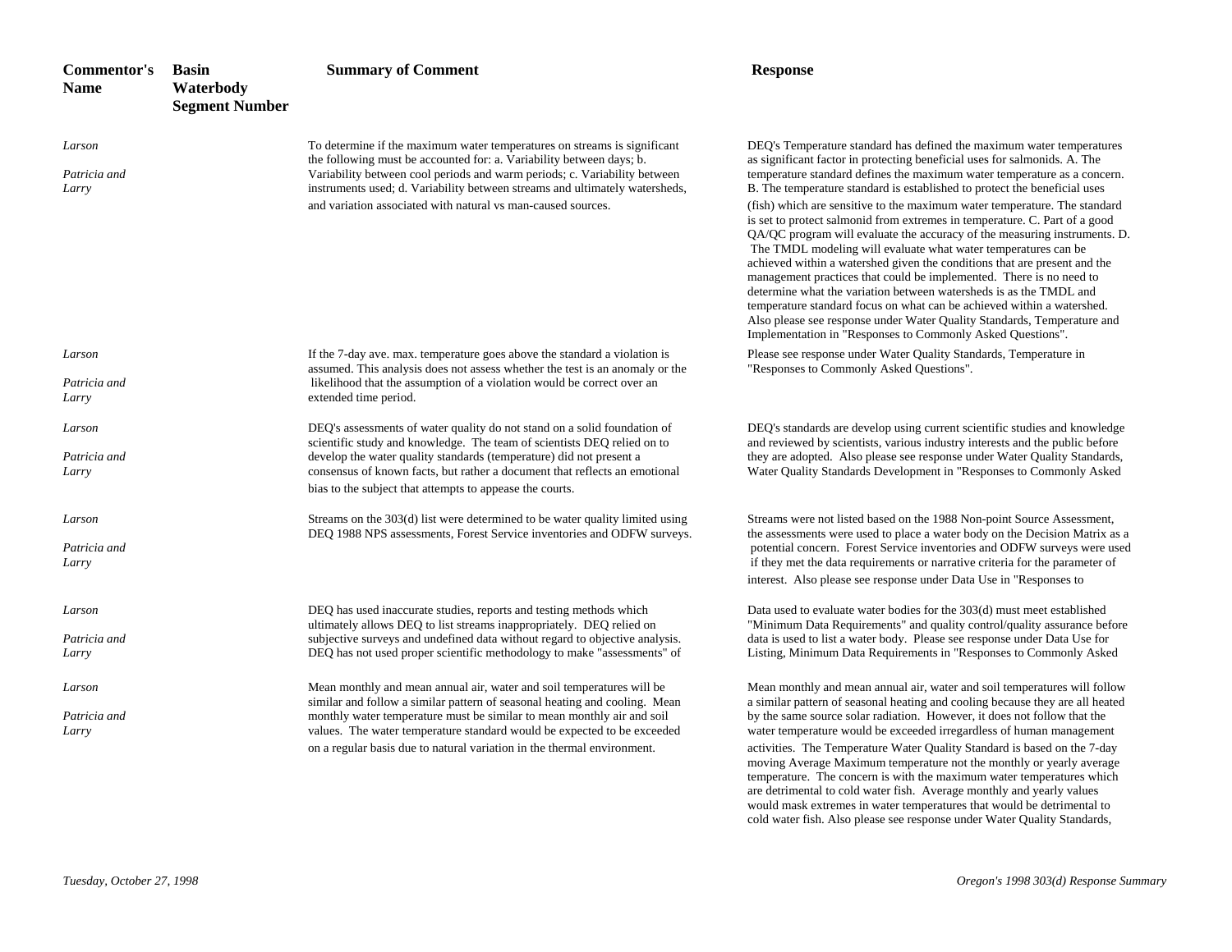| Commentor's Name | Basin Waterbody Segment Number | Summary of Comment | Response |
|---|---|---|---|
| *Larson Patricia and Larry* | | To determine if the maximum water temperatures on streams is significant the following must be accounted for: a. Variability between days; b. Variability between cool periods and warm periods; c. Variability between instruments used; d. Variability between streams and ultimately watersheds, and variation associated with natural vs man-caused sources. | DEQ's Temperature standard has defined the maximum water temperatures as significant factor in protecting beneficial uses for salmonids. A. The temperature standard defines the maximum water temperature as a concern. B. The temperature standard is established to protect the beneficial uses (fish) which are sensitive to the maximum water temperature. The standard is set to protect salmonid from extremes in temperature. C. Part of a good QA/QC program will evaluate the accuracy of the measuring instruments. D. The TMDL modeling will evaluate what water temperatures can be achieved within a watershed given the conditions that are present and the management practices that could be implemented. There is no need to determine what the variation between watersheds is as the TMDL and temperature standard focus on what can be achieved within a watershed. Also please see response under Water Quality Standards, Temperature and Implementation in "Responses to Commonly Asked Questions". |
| *Larson Patricia and Larry* | | If the 7-day ave. max. temperature goes above the standard a violation is assumed. This analysis does not assess whether the test is an anomaly or the likelihood that the assumption of a violation would be correct over an extended time period. | Please see response under Water Quality Standards, Temperature in "Responses to Commonly Asked Questions". |
| *Larson Patricia and Larry* | | DEQ's assessments of water quality do not stand on a solid foundation of scientific study and knowledge. The team of scientists DEQ relied on to develop the water quality standards (temperature) did not present a consensus of known facts, but rather a document that reflects an emotional bias to the subject that attempts to appease the courts. | DEQ's standards are develop using current scientific studies and knowledge and reviewed by scientists, various industry interests and the public before they are adopted. Also please see response under Water Quality Standards, Water Quality Standards Development in "Responses to Commonly Asked |
| *Larson Patricia and Larry* | | Streams on the 303(d) list were determined to be water quality limited using DEQ 1988 NPS assessments, Forest Service inventories and ODFW surveys. | Streams were not listed based on the 1988 Non-point Source Assessment, the assessments were used to place a water body on the Decision Matrix as a potential concern. Forest Service inventories and ODFW surveys were used if they met the data requirements or narrative criteria for the parameter of interest. Also please see response under Data Use in "Responses to |
| *Larson Patricia and Larry* | | DEQ has used inaccurate studies, reports and testing methods which ultimately allows DEQ to list streams inappropriately. DEQ relied on subjective surveys and undefined data without regard to objective analysis. DEQ has not used proper scientific methodology to make "assessments" of | Data used to evaluate water bodies for the 303(d) must meet established "Minimum Data Requirements" and quality control/quality assurance before data is used to list a water body. Please see response under Data Use for Listing, Minimum Data Requirements in "Responses to Commonly Asked |
| *Larson Patricia and Larry* | | Mean monthly and mean annual air, water and soil temperatures will be similar and follow a similar pattern of seasonal heating and cooling. Mean monthly water temperature must be similar to mean monthly air and soil values. The water temperature standard would be expected to be exceeded on a regular basis due to natural variation in the thermal environment. | Mean monthly and mean annual air, water and soil temperatures will follow a similar pattern of seasonal heating and cooling because they are all heated by the same source solar radiation. However, it does not follow that the water temperature would be exceeded irregardless of human management activities. The Temperature Water Quality Standard is based on the 7-day moving Average Maximum temperature not the monthly or yearly average temperature. The concern is with the maximum water temperatures which are detrimental to cold water fish. Average monthly and yearly values would mask extremes in water temperatures that would be detrimental to cold water fish. Also please see response under Water Quality Standards, |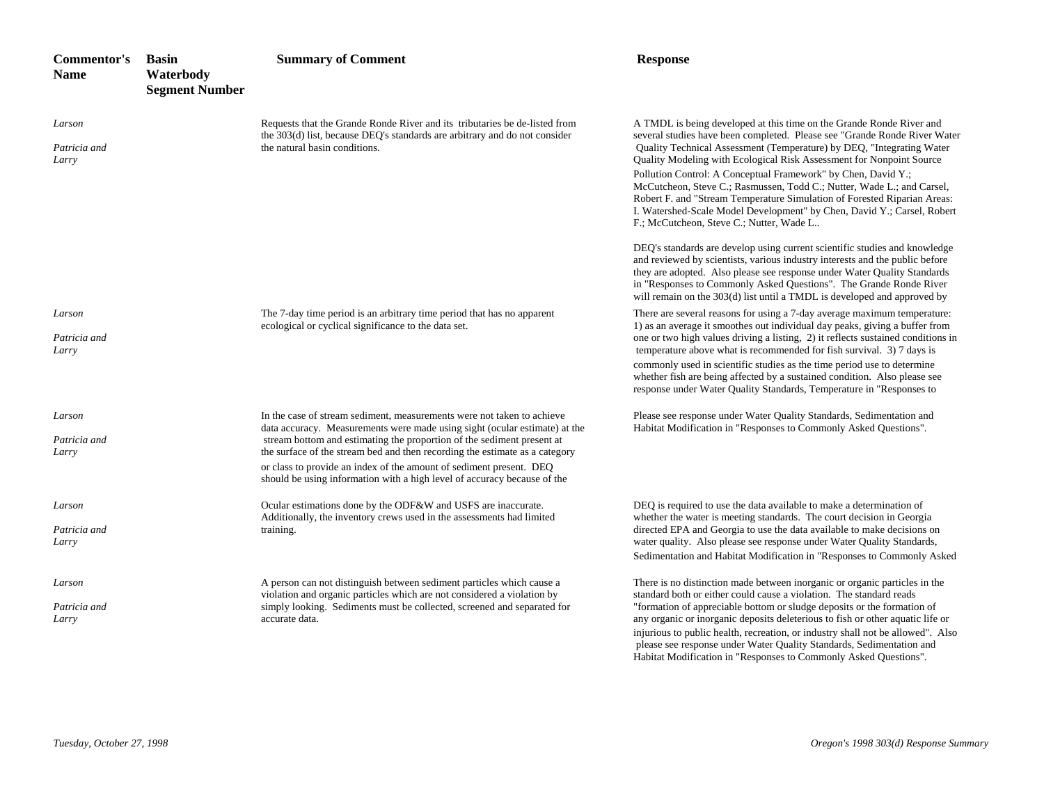| Commentor's Name | Basin Waterbody Segment Number | Summary of Comment | Response |
|---|---|---|---|
| *Larson*<br><br>*Patricia and Larry* | | Requests that the Grande Ronde River and its tributaries be de-listed from the 303(d) list, because DEQ's standards are arbitrary and do not consider the natural basin conditions. | A TMDL is being developed at this time on the Grande Ronde River and several studies have been completed. Please see "Grande Ronde River Water Quality Technical Assessment (Temperature) by DEQ, "Integrating Water Quality Modeling with Ecological Risk Assessment for Nonpoint Source Pollution Control: A Conceptual Framework" by Chen, David Y.; McCutcheon, Steve C.; Rasmussen, Todd C.; Nutter, Wade L.; and Carsel, Robert F. and "Stream Temperature Simulation of Forested Riparian Areas: I. Watershed-Scale Model Development" by Chen, David Y.; Carsel, Robert F.; McCutcheon, Steve C.; Nutter, Wade L..<br><br>DEQ's standards are develop using current scientific studies and knowledge and reviewed by scientists, various industry interests and the public before they are adopted. Also please see response under Water Quality Standards in "Responses to Commonly Asked Questions". The Grande Ronde River will remain on the 303(d) list until a TMDL is developed and approved by |
| *Larson*<br><br>*Patricia and Larry* | | The 7-day time period is an arbitrary time period that has no apparent ecological or cyclical significance to the data set. | There are several reasons for using a 7-day average maximum temperature: 1) as an average it smoothes out individual day peaks, giving a buffer from one or two high values driving a listing, 2) it reflects sustained conditions in temperature above what is recommended for fish survival. 3) 7 days is commonly used in scientific studies as the time period use to determine whether fish are being affected by a sustained condition. Also please see response under Water Quality Standards, Temperature in "Responses to |
| *Larson*<br><br>*Patricia and Larry* | | In the case of stream sediment, measurements were not taken to achieve data accuracy. Measurements were made using sight (ocular estimate) at the stream bottom and estimating the proportion of the sediment present at the surface of the stream bed and then recording the estimate as a category or class to provide an index of the amount of sediment present. DEQ should be using information with a high level of accuracy because of the | Please see response under Water Quality Standards, Sedimentation and Habitat Modification in "Responses to Commonly Asked Questions". |
| *Larson*<br><br>*Patricia and Larry* | | Ocular estimations done by the ODF&W and USFS are inaccurate. Additionally, the inventory crews used in the assessments had limited training. | DEQ is required to use the data available to make a determination of whether the water is meeting standards. The court decision in Georgia directed EPA and Georgia to use the data available to make decisions on water quality. Also please see response under Water Quality Standards, Sedimentation and Habitat Modification in "Responses to Commonly Asked |
| *Larson*<br><br>*Patricia and Larry* | | A person can not distinguish between sediment particles which cause a violation and organic particles which are not considered a violation by simply looking. Sediments must be collected, screened and separated for accurate data. | There is no distinction made between inorganic or organic particles in the standard both or either could cause a violation. The standard reads "formation of appreciable bottom or sludge deposits or the formation of any organic or inorganic deposits deleterious to fish or other aquatic life or injurious to public health, recreation, or industry shall not be allowed". Also please see response under Water Quality Standards, Sedimentation and Habitat Modification in "Responses to Commonly Asked Questions". |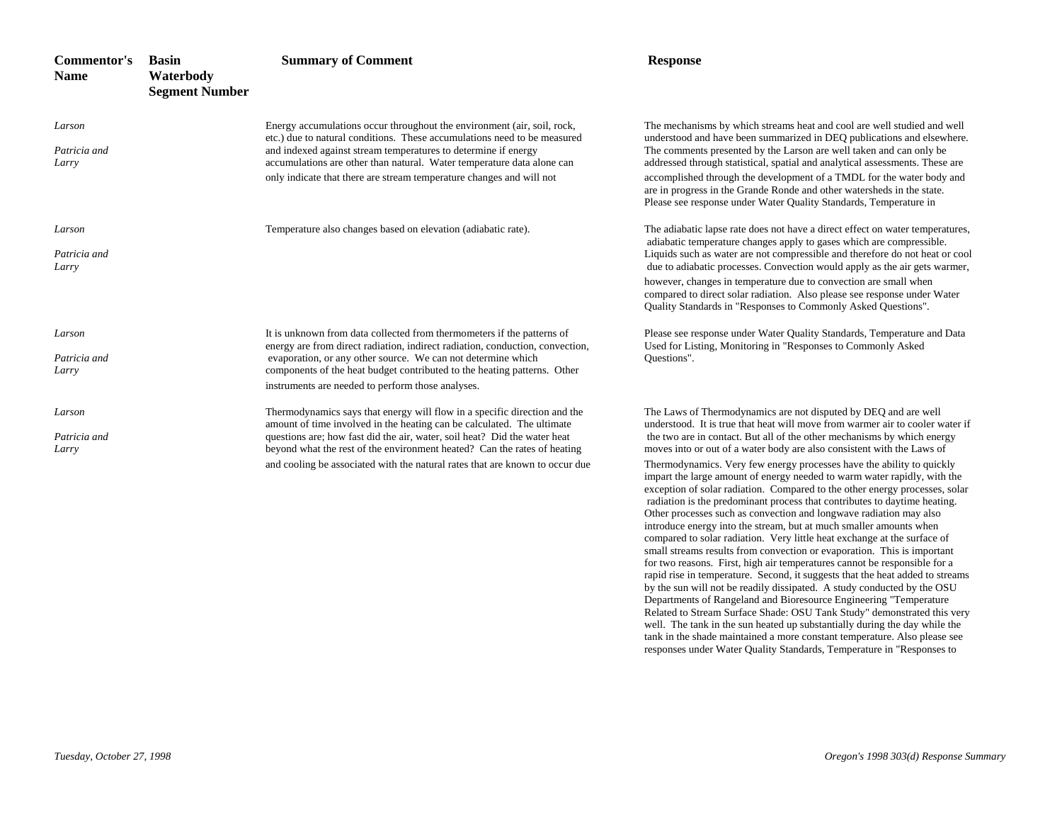| Commentor's Name | Basin Waterbody Segment Number | Summary of Comment | Response |
|---|---|---|---|
| *Larson* *Patricia and Larry* | | Energy accumulations occur throughout the environment (air, soil, rock, etc.) due to natural conditions. These accumulations need to be measured and indexed against stream temperatures to determine if energy accumulations are other than natural. Water temperature data alone can only indicate that there are stream temperature changes and will not | The mechanisms by which streams heat and cool are well studied and well understood and have been summarized in DEQ publications and elsewhere. The comments presented by the Larson are well taken and can only be addressed through statistical, spatial and analytical assessments. These are accomplished through the development of a TMDL for the water body and are in progress in the Grande Ronde and other watersheds in the state. Please see response under Water Quality Standards, Temperature in |
| *Larson* *Patricia and Larry* | | Temperature also changes based on elevation (adiabatic rate). | The adiabatic lapse rate does not have a direct effect on water temperatures, adiabatic temperature changes apply to gases which are compressible. Liquids such as water are not compressible and therefore do not heat or cool due to adiabatic processes. Convection would apply as the air gets warmer, however, changes in temperature due to convection are small when compared to direct solar radiation. Also please see response under Water Quality Standards in "Responses to Commonly Asked Questions". |
| *Larson* *Patricia and Larry* | | It is unknown from data collected from thermometers if the patterns of energy are from direct radiation, indirect radiation, conduction, convection, evaporation, or any other source. We can not determine which components of the heat budget contributed to the heating patterns. Other instruments are needed to perform those analyses. | Please see response under Water Quality Standards, Temperature and Data Used for Listing, Monitoring in "Responses to Commonly Asked Questions". |
| *Larson* *Patricia and Larry* | | Thermodynamics says that energy will flow in a specific direction and the amount of time involved in the heating can be calculated. The ultimate questions are; how fast did the air, water, soil heat? Did the water heat beyond what the rest of the environment heated? Can the rates of heating and cooling be associated with the natural rates that are known to occur due | The Laws of Thermodynamics are not disputed by DEQ and are well understood. It is true that heat will move from warmer air to cooler water if the two are in contact. But all of the other mechanisms by which energy moves into or out of a water body are also consistent with the Laws of Thermodynamics. Very few energy processes have the ability to quickly impart the large amount of energy needed to warm water rapidly, with the exception of solar radiation. Compared to the other energy processes, solar radiation is the predominant process that contributes to daytime heating. Other processes such as convection and longwave radiation may also introduce energy into the stream, but at much smaller amounts when compared to solar radiation. Very little heat exchange at the surface of small streams results from convection or evaporation. This is important for two reasons. First, high air temperatures cannot be responsible for a rapid rise in temperature. Second, it suggests that the heat added to streams by the sun will not be readily dissipated. A study conducted by the OSU Departments of Rangeland and Bioresource Engineering "Temperature Related to Stream Surface Shade: OSU Tank Study" demonstrated this very well. The tank in the sun heated up substantially during the day while the tank in the shade maintained a more constant temperature. Also please see responses under Water Quality Standards, Temperature in "Responses to |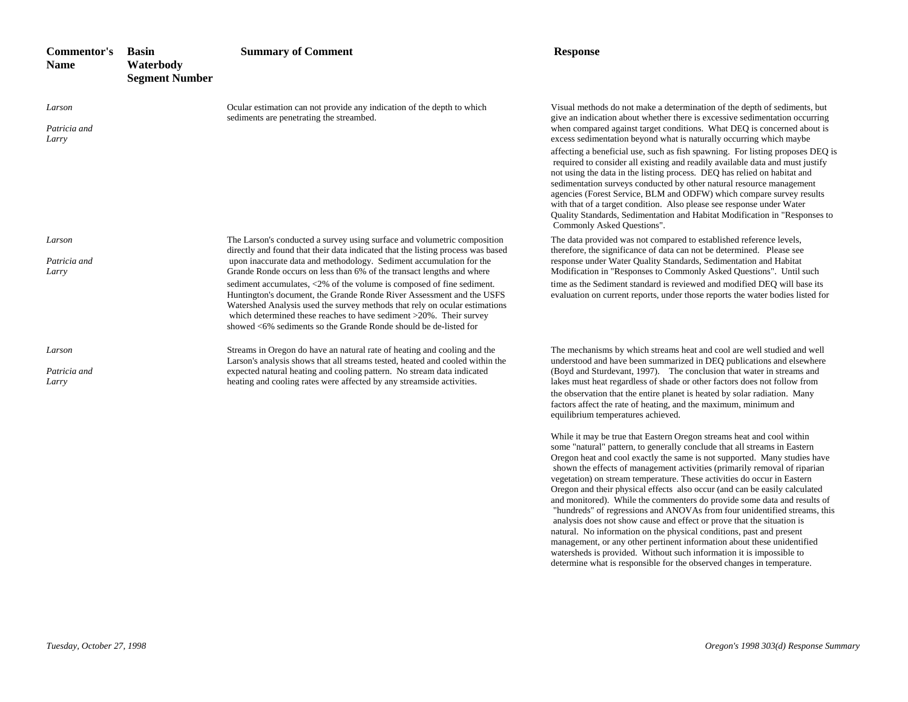| Commentor's Name | Basin Waterbody Segment Number | Summary of Comment | Response |
|---|---|---|---|
| *Larson*<br><br>*Patricia and Larry* | | Ocular estimation can not provide any indication of the depth to which sediments are penetrating the streambed. | Visual methods do not make a determination of the depth of sediments, but give an indication about whether there is excessive sedimentation occurring when compared against target conditions. What DEQ is concerned about is excess sedimentation beyond what is naturally occurring which maybe affecting a beneficial use, such as fish spawning. For listing proposes DEQ is required to consider all existing and readily available data and must justify not using the data in the listing process. DEQ has relied on habitat and sedimentation surveys conducted by other natural resource management agencies (Forest Service, BLM and ODFW) which compare survey results with that of a target condition. Also please see response under Water Quality Standards, Sedimentation and Habitat Modification in "Responses to Commonly Asked Questions". |
| *Larson*<br><br>*Patricia and Larry* | | The Larson's conducted a survey using surface and volumetric composition directly and found that their data indicated that the listing process was based upon inaccurate data and methodology. Sediment accumulation for the Grande Ronde occurs on less than 6% of the transact lengths and where sediment accumulates, <2% of the volume is composed of fine sediment. Huntington's document, the Grande Ronde River Assessment and the USFS Watershed Analysis used the survey methods that rely on ocular estimations which determined these reaches to have sediment >20%. Their survey showed <6% sediments so the Grande Ronde should be de-listed for | The data provided was not compared to established reference levels, therefore, the significance of data can not be determined. Please see response under Water Quality Standards, Sedimentation and Habitat Modification in "Responses to Commonly Asked Questions". Until such time as the Sediment standard is reviewed and modified DEQ will base its evaluation on current reports, under those reports the water bodies listed for |
| *Larson*<br><br>*Patricia and Larry* | | Streams in Oregon do have an natural rate of heating and cooling and the Larson's analysis shows that all streams tested, heated and cooled within the expected natural heating and cooling pattern. No stream data indicated heating and cooling rates were affected by any streamside activities. | The mechanisms by which streams heat and cool are well studied and well understood and have been summarized in DEQ publications and elsewhere (Boyd and Sturdevant, 1997). The conclusion that water in streams and lakes must heat regardless of shade or other factors does not follow from the observation that the entire planet is heated by solar radiation. Many factors affect the rate of heating, and the maximum, minimum and equilibrium temperatures achieved.<br><br>While it may be true that Eastern Oregon streams heat and cool within some "natural" pattern, to generally conclude that all streams in Eastern Oregon heat and cool exactly the same is not supported. Many studies have shown the effects of management activities (primarily removal of riparian vegetation) on stream temperature. These activities do occur in Eastern Oregon and their physical effects also occur (and can be easily calculated and monitored). While the commenters do provide some data and results of "hundreds" of regressions and ANOVAs from four unidentified streams, this analysis does not show cause and effect or prove that the situation is natural. No information on the physical conditions, past and present management, or any other pertinent information about these unidentified watersheds is provided. Without such information it is impossible to determine what is responsible for the observed changes in temperature. |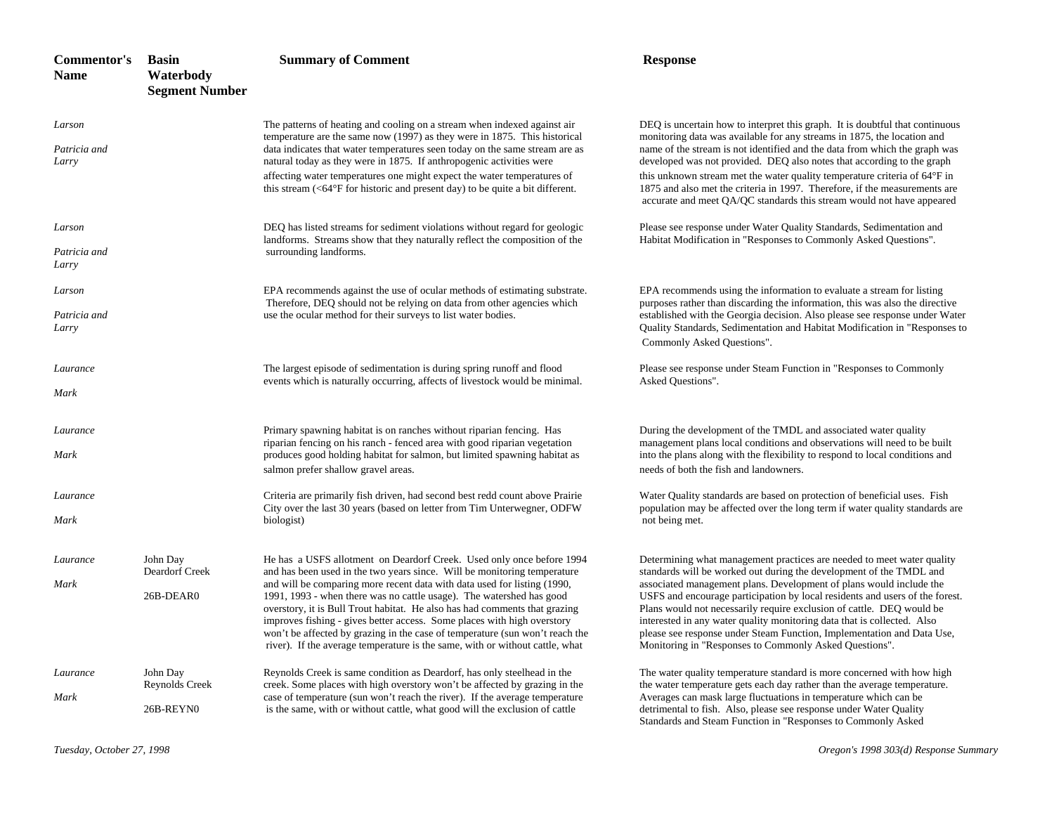| Commentor's Name | Basin Waterbody Segment Number | Summary of Comment | Response |
|---|---|---|---|
| *Larson* *Patricia and Larry* | | The patterns of heating and cooling on a stream when indexed against air temperature are the same now (1997) as they were in 1875. This historical data indicates that water temperatures seen today on the same stream are as natural today as they were in 1875. If anthropogenic activities were affecting water temperatures one might expect the water temperatures of this stream (<64°F for historic and present day) to be quite a bit different. | DEQ is uncertain how to interpret this graph. It is doubtful that continuous monitoring data was available for any streams in 1875, the location and name of the stream is not identified and the data from which the graph was developed was not provided. DEQ also notes that according to the graph this unknown stream met the water quality temperature criteria of 64°F in 1875 and also met the criteria in 1997. Therefore, if the measurements are accurate and meet QA/QC standards this stream would not have appeared |
| *Larson* *Patricia and Larry* | | DEQ has listed streams for sediment violations without regard for geologic landforms. Streams show that they naturally reflect the composition of the surrounding landforms. | Please see response under Water Quality Standards, Sedimentation and Habitat Modification in "Responses to Commonly Asked Questions". |
| *Larson* *Patricia and Larry* | | EPA recommends against the use of ocular methods of estimating substrate. Therefore, DEQ should not be relying on data from other agencies which use the ocular method for their surveys to list water bodies. | EPA recommends using the information to evaluate a stream for listing purposes rather than discarding the information, this was also the directive established with the Georgia decision. Also please see response under Water Quality Standards, Sedimentation and Habitat Modification in "Responses to Commonly Asked Questions". |
| *Laurance* *Mark* | | The largest episode of sedimentation is during spring runoff and flood events which is naturally occurring, affects of livestock would be minimal. | Please see response under Steam Function in "Responses to Commonly Asked Questions". |
| *Laurance* *Mark* | | Primary spawning habitat is on ranches without riparian fencing. Has riparian fencing on his ranch - fenced area with good riparian vegetation produces good holding habitat for salmon, but limited spawning habitat as salmon prefer shallow gravel areas. | During the development of the TMDL and associated water quality management plans local conditions and observations will need to be built into the plans along with the flexibility to respond to local conditions and needs of both the fish and landowners. |
| *Laurance* *Mark* | | Criteria are primarily fish driven, had second best redd count above Prairie City over the last 30 years (based on letter from Tim Unterwegner, ODFW biologist) | Water Quality standards are based on protection of beneficial uses. Fish population may be affected over the long term if water quality standards are not being met. |
| *Laurance* *Mark* | John Day Deardorf Creek 26B-DEAR0 | He has a USFS allotment on Deardorf Creek. Used only once before 1994 and has been used in the two years since. Will be monitoring temperature and will be comparing more recent data with data used for listing (1990, 1991, 1993 - when there was no cattle usage). The watershed has good overstory, it is Bull Trout habitat. He also has had comments that grazing improves fishing - gives better access. Some places with high overstory won't be affected by grazing in the case of temperature (sun won't reach the river). If the average temperature is the same, with or without cattle, what | Determining what management practices are needed to meet water quality standards will be worked out during the development of the TMDL and associated management plans. Development of plans would include the USFS and encourage participation by local residents and users of the forest. Plans would not necessarily require exclusion of cattle. DEQ would be interested in any water quality monitoring data that is collected. Also please see response under Steam Function, Implementation and Data Use, Monitoring in "Responses to Commonly Asked Questions". |
| *Laurance* *Mark* | John Day Reynolds Creek 26B-REYN0 | Reynolds Creek is same condition as Deardorf, has only steelhead in the creek. Some places with high overstory won't be affected by grazing in the case of temperature (sun won't reach the river). If the average temperature is the same, with or without cattle, what good will the exclusion of cattle | The water quality temperature standard is more concerned with how high the water temperature gets each day rather than the average temperature. Averages can mask large fluctuations in temperature which can be detrimental to fish. Also, please see response under Water Quality Standards and Steam Function in "Responses to Commonly Asked |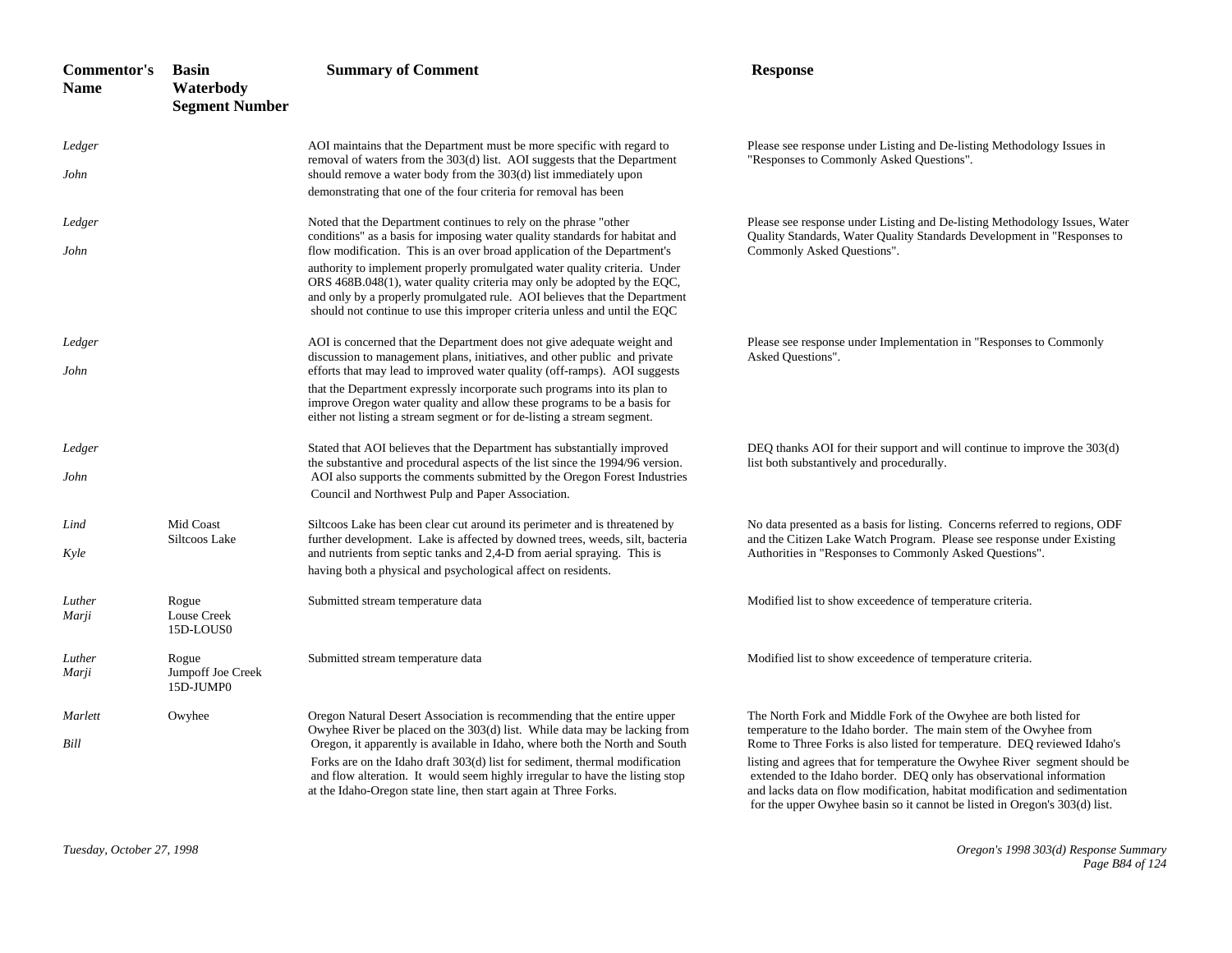| Commentor's Name | Basin Waterbody Segment Number | Summary of Comment | Response |
|---|---|---|---|
| *Ledger John* | | AOI maintains that the Department must be more specific with regard to removal of waters from the 303(d) list. AOI suggests that the Department should remove a water body from the 303(d) list immediately upon demonstrating that one of the four criteria for removal has been | Please see response under Listing and De-listing Methodology Issues in "Responses to Commonly Asked Questions". |
| *Ledger John* | | Noted that the Department continues to rely on the phrase "other conditions" as a basis for imposing water quality standards for habitat and flow modification. This is an over broad application of the Department's authority to implement properly promulgated water quality criteria. Under ORS 468B.048(1), water quality criteria may only be adopted by the EQC, and only by a properly promulgated rule. AOI believes that the Department should not continue to use this improper criteria unless and until the EQC | Please see response under Listing and De-listing Methodology Issues, Water Quality Standards, Water Quality Standards Development in "Responses to Commonly Asked Questions". |
| *Ledger John* | | AOI is concerned that the Department does not give adequate weight and discussion to management plans, initiatives, and other public and private efforts that may lead to improved water quality (off-ramps). AOI suggests that the Department expressly incorporate such programs into its plan to improve Oregon water quality and allow these programs to be a basis for either not listing a stream segment or for de-listing a stream segment. | Please see response under Implementation in "Responses to Commonly Asked Questions". |
| *Ledger John* | | Stated that AOI believes that the Department has substantially improved the substantive and procedural aspects of the list since the 1994/96 version. AOI also supports the comments submitted by the Oregon Forest Industries Council and Northwest Pulp and Paper Association. | DEQ thanks AOI for their support and will continue to improve the 303(d) list both substantively and procedurally. |
| *Lind Kyle* | Mid Coast Siltcoos Lake | Siltcoos Lake has been clear cut around its perimeter and is threatened by further development. Lake is affected by downed trees, weeds, silt, bacteria and nutrients from septic tanks and 2,4-D from aerial spraying. This is having both a physical and psychological affect on residents. | No data presented as a basis for listing. Concerns referred to regions, ODF and the Citizen Lake Watch Program. Please see response under Existing Authorities in "Responses to Commonly Asked Questions". |
| *Luther Marji* | Rogue Louse Creek 15D-LOUS0 | Submitted stream temperature data | Modified list to show exceedence of temperature criteria. |
| *Luther Marji* | Rogue Jumpoff Joe Creek 15D-JUMP0 | Submitted stream temperature data | Modified list to show exceedence of temperature criteria. |
| *Marlett Bill* | Owyhee | Oregon Natural Desert Association is recommending that the entire upper Owyhee River be placed on the 303(d) list. While data may be lacking from Oregon, it apparently is available in Idaho, where both the North and South Forks are on the Idaho draft 303(d) list for sediment, thermal modification and flow alteration. It would seem highly irregular to have the listing stop at the Idaho-Oregon state line, then start again at Three Forks. | The North Fork and Middle Fork of the Owyhee are both listed for temperature to the Idaho border. The main stem of the Owyhee from Rome to Three Forks is also listed for temperature. DEQ reviewed Idaho's listing and agrees that for temperature the Owyhee River segment should be extended to the Idaho border. DEQ only has observational information and lacks data on flow modification, habitat modification and sedimentation for the upper Owyhee basin so it cannot be listed in Oregon's 303(d) list. |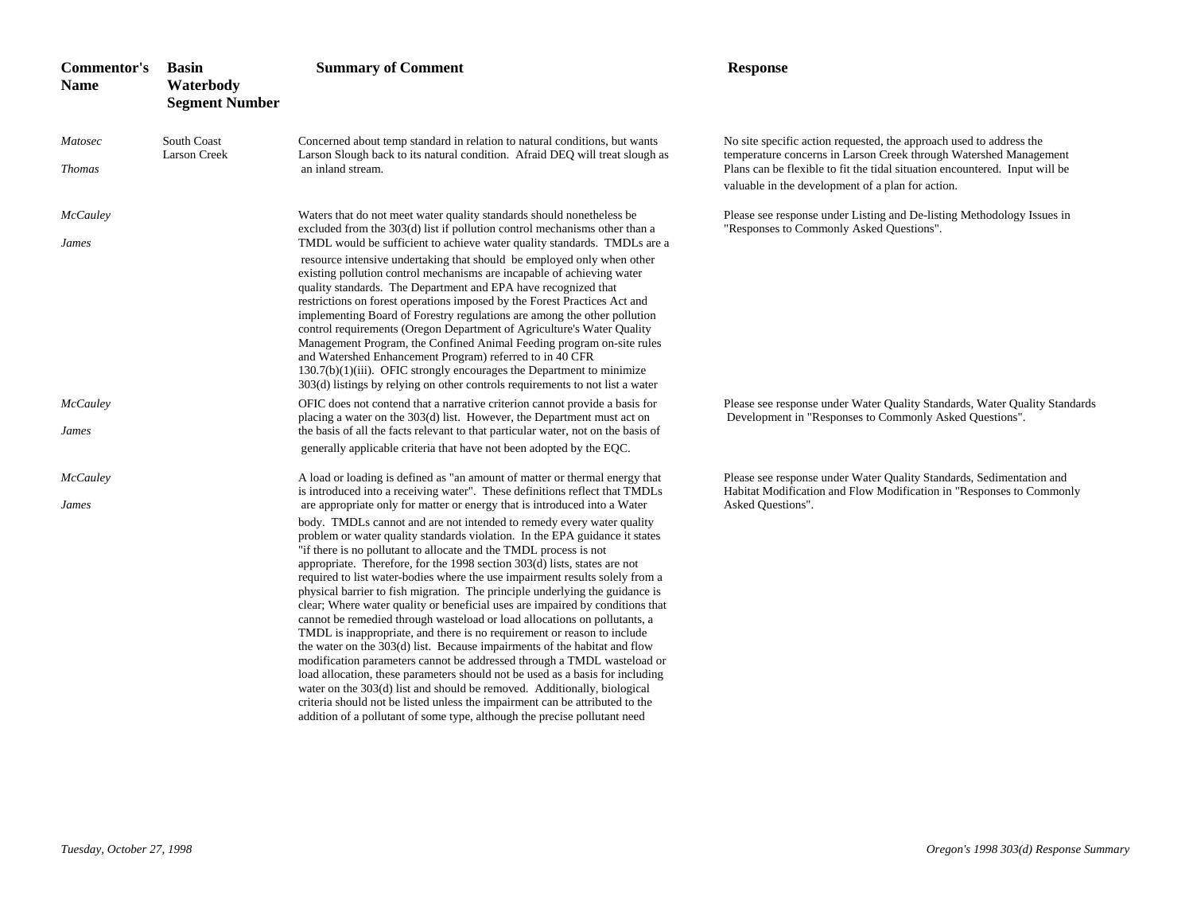| Commentor's Name | Basin Waterbody Segment Number | Summary of Comment | Response |
|---|---|---|---|
| *Matosec Thomas* | South Coast Larson Creek | Concerned about temp standard in relation to natural conditions, but wants Larson Slough back to its natural condition. Afraid DEQ will treat slough as an inland stream. | No site specific action requested, the approach used to address the temperature concerns in Larson Creek through Watershed Management Plans can be flexible to fit the tidal situation encountered. Input will be valuable in the development of a plan for action. |
| *McCauley James* | | Waters that do not meet water quality standards should nonetheless be excluded from the 303(d) list if pollution control mechanisms other than a TMDL would be sufficient to achieve water quality standards. TMDLs are a resource intensive undertaking that should be employed only when other existing pollution control mechanisms are incapable of achieving water quality standards. The Department and EPA have recognized that restrictions on forest operations imposed by the Forest Practices Act and implementing Board of Forestry regulations are among the other pollution control requirements (Oregon Department of Agriculture's Water Quality Management Program, the Confined Animal Feeding program on-site rules and Watershed Enhancement Program) referred to in 40 CFR 130.7(b)(1)(iii). OFIC strongly encourages the Department to minimize 303(d) listings by relying on other controls requirements to not list a water | Please see response under Listing and De-listing Methodology Issues in "Responses to Commonly Asked Questions". |
| *McCauley James* | | OFIC does not contend that a narrative criterion cannot provide a basis for placing a water on the 303(d) list. However, the Department must act on the basis of all the facts relevant to that particular water, not on the basis of generally applicable criteria that have not been adopted by the EQC. | Please see response under Water Quality Standards, Water Quality Standards Development in "Responses to Commonly Asked Questions". |
| *McCauley James* | | A load or loading is defined as "an amount of matter or thermal energy that is introduced into a receiving water". These definitions reflect that TMDLs are appropriate only for matter or energy that is introduced into a Water body. TMDLs cannot and are not intended to remedy every water quality problem or water quality standards violation. In the EPA guidance it states "if there is no pollutant to allocate and the TMDL process is not appropriate. Therefore, for the 1998 section 303(d) lists, states are not required to list water-bodies where the use impairment results solely from a physical barrier to fish migration. The principle underlying the guidance is clear; Where water quality or beneficial uses are impaired by conditions that cannot be remedied through wasteload or load allocations on pollutants, a TMDL is inappropriate, and there is no requirement or reason to include the water on the 303(d) list. Because impairments of the habitat and flow modification parameters cannot be addressed through a TMDL wasteload or load allocation, these parameters should not be used as a basis for including water on the 303(d) list and should be removed. Additionally, biological criteria should not be listed unless the impairment can be attributed to the addition of a pollutant of some type, although the precise pollutant need | Please see response under Water Quality Standards, Sedimentation and Habitat Modification and Flow Modification in "Responses to Commonly Asked Questions". |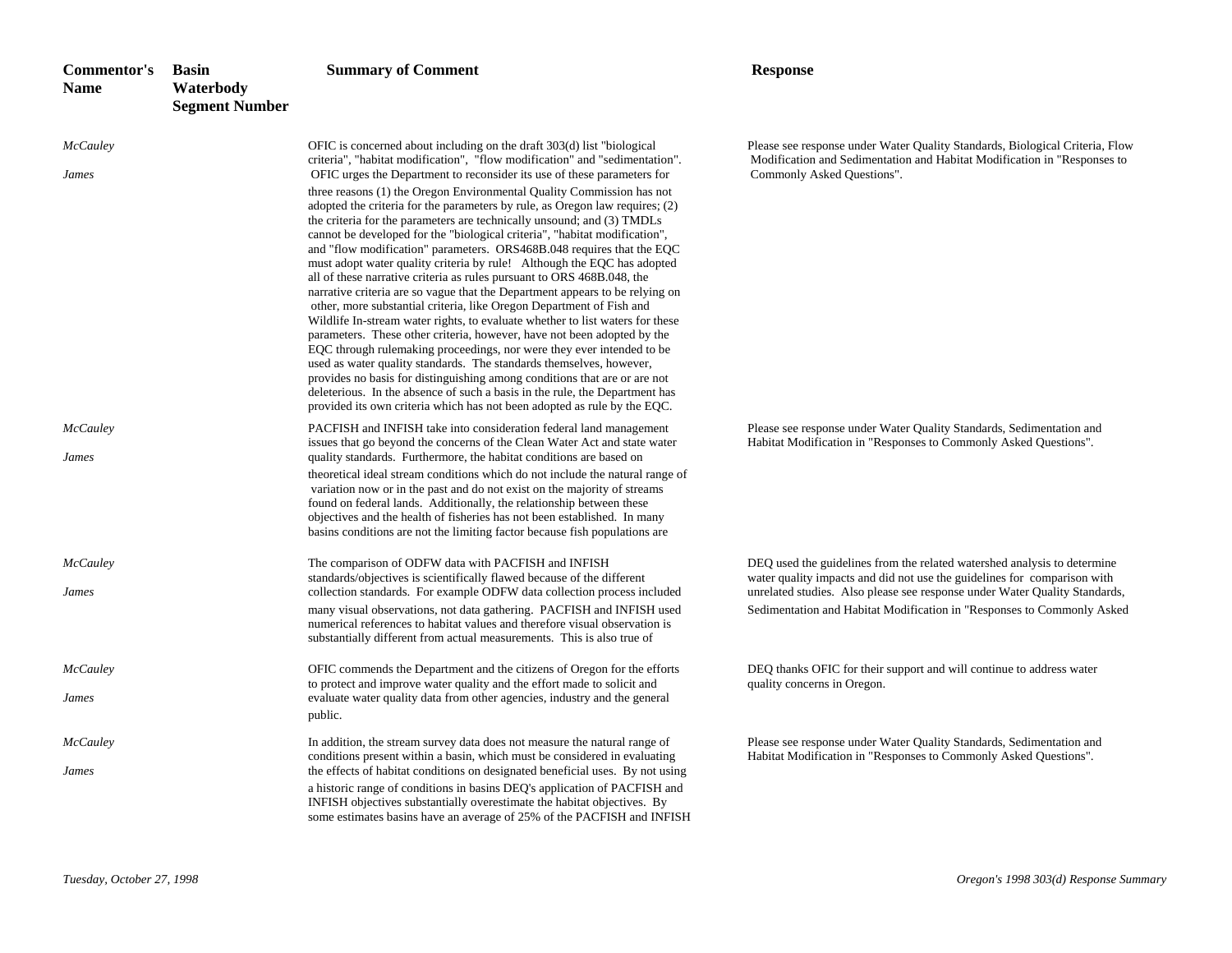| Commentor's Name | Basin Waterbody Segment Number | Summary of Comment | Response |
|---|---|---|---|
| *McCauley* *James* | | OFIC is concerned about including on the draft 303(d) list "biological criteria", "habitat modification", "flow modification" and "sedimentation". OFIC urges the Department to reconsider its use of these parameters for three reasons (1) the Oregon Environmental Quality Commission has not adopted the criteria for the parameters by rule, as Oregon law requires; (2) the criteria for the parameters are technically unsound; and (3) TMDLs cannot be developed for the "biological criteria", "habitat modification", and "flow modification" parameters. ORS468B.048 requires that the EQC must adopt water quality criteria by rule! Although the EQC has adopted all of these narrative criteria as rules pursuant to ORS 468B.048, the narrative criteria are so vague that the Department appears to be relying on other, more substantial criteria, like Oregon Department of Fish and Wildlife In-stream water rights, to evaluate whether to list waters for these parameters. These other criteria, however, have not been adopted by the EQC through rulemaking proceedings, nor were they ever intended to be used as water quality standards. The standards themselves, however, provides no basis for distinguishing among conditions that are or are not deleterious. In the absence of such a basis in the rule, the Department has provided its own criteria which has not been adopted as rule by the EQC. | Please see response under Water Quality Standards, Biological Criteria, Flow Modification and Sedimentation and Habitat Modification in "Responses to Commonly Asked Questions". |
| *McCauley* *James* | | PACFISH and INFISH take into consideration federal land management issues that go beyond the concerns of the Clean Water Act and state water quality standards. Furthermore, the habitat conditions are based on theoretical ideal stream conditions which do not include the natural range of variation now or in the past and do not exist on the majority of streams found on federal lands. Additionally, the relationship between these objectives and the health of fisheries has not been established. In many basins conditions are not the limiting factor because fish populations are | Please see response under Water Quality Standards, Sedimentation and Habitat Modification in "Responses to Commonly Asked Questions". |
| *McCauley* *James* | | The comparison of ODFW data with PACFISH and INFISH standards/objectives is scientifically flawed because of the different collection standards. For example ODFW data collection process included many visual observations, not data gathering. PACFISH and INFISH used numerical references to habitat values and therefore visual observation is substantially different from actual measurements. This is also true of | DEQ used the guidelines from the related watershed analysis to determine water quality impacts and did not use the guidelines for comparison with unrelated studies. Also please see response under Water Quality Standards, Sedimentation and Habitat Modification in "Responses to Commonly Asked |
| *McCauley* *James* | | OFIC commends the Department and the citizens of Oregon for the efforts to protect and improve water quality and the effort made to solicit and evaluate water quality data from other agencies, industry and the general public. | DEQ thanks OFIC for their support and will continue to address water quality concerns in Oregon. |
| *McCauley* *James* | | In addition, the stream survey data does not measure the natural range of conditions present within a basin, which must be considered in evaluating the effects of habitat conditions on designated beneficial uses. By not using a historic range of conditions in basins DEQ's application of PACFISH and INFISH objectives substantially overestimate the habitat objectives. By some estimates basins have an average of 25% of the PACFISH and INFISH | Please see response under Water Quality Standards, Sedimentation and Habitat Modification in "Responses to Commonly Asked Questions". |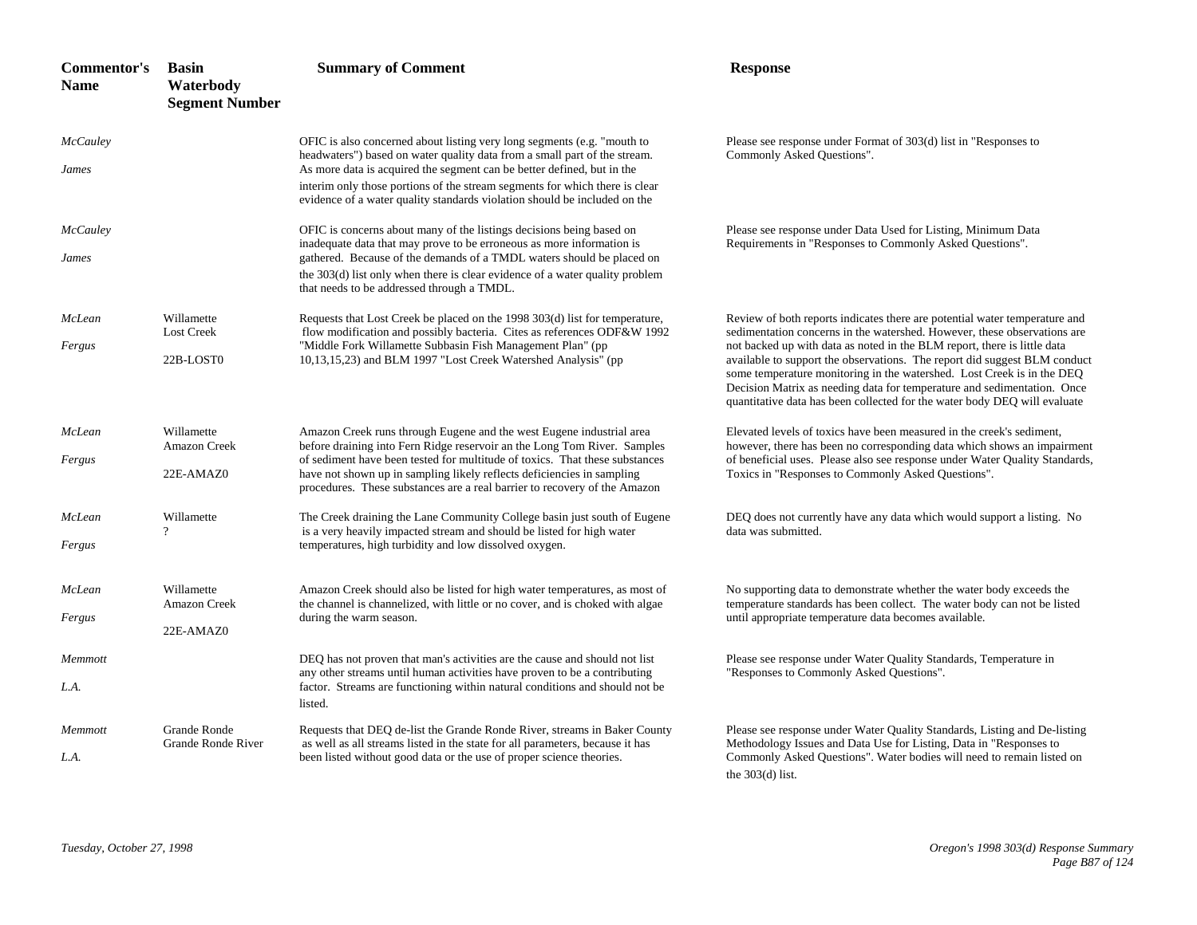| Commentor's Name | Basin Waterbody Segment Number | Summary of Comment | Response |
|---|---|---|---|
| *McCauley James* | | OFIC is also concerned about listing very long segments (e.g. "mouth to headwaters") based on water quality data from a small part of the stream. As more data is acquired the segment can be better defined, but in the interim only those portions of the stream segments for which there is clear evidence of a water quality standards violation should be included on the | Please see response under Format of 303(d) list in "Responses to Commonly Asked Questions". |
| *McCauley James* | | OFIC is concerns about many of the listings decisions being based on inadequate data that may prove to be erroneous as more information is gathered. Because of the demands of a TMDL waters should be placed on the 303(d) list only when there is clear evidence of a water quality problem that needs to be addressed through a TMDL. | Please see response under Data Used for Listing, Minimum Data Requirements in "Responses to Commonly Asked Questions". |
| *McLean Fergus* | Willamette Lost Creek 22B-LOST0 | Requests that Lost Creek be placed on the 1998 303(d) list for temperature, flow modification and possibly bacteria. Cites as references ODF&W 1992 "Middle Fork Willamette Subbasin Fish Management Plan" (pp 10,13,15,23) and BLM 1997 "Lost Creek Watershed Analysis" (pp | Review of both reports indicates there are potential water temperature and sedimentation concerns in the watershed. However, these observations are not backed up with data as noted in the BLM report, there is little data available to support the observations. The report did suggest BLM conduct some temperature monitoring in the watershed. Lost Creek is in the DEQ Decision Matrix as needing data for temperature and sedimentation. Once quantitative data has been collected for the water body DEQ will evaluate |
| *McLean Fergus* | Willamette Amazon Creek 22E-AMAZ0 | Amazon Creek runs through Eugene and the west Eugene industrial area before draining into Fern Ridge reservoir an the Long Tom River. Samples of sediment have been tested for multitude of toxics. That these substances have not shown up in sampling likely reflects deficiencies in sampling procedures. These substances are a real barrier to recovery of the Amazon | Elevated levels of toxics have been measured in the creek's sediment, however, there has been no corresponding data which shows an impairment of beneficial uses. Please also see response under Water Quality Standards, Toxics in "Responses to Commonly Asked Questions". |
| *McLean Fergus* | Willamette ? | The Creek draining the Lane Community College basin just south of Eugene is a very heavily impacted stream and should be listed for high water temperatures, high turbidity and low dissolved oxygen. | DEQ does not currently have any data which would support a listing. No data was submitted. |
| *McLean Fergus* | Willamette Amazon Creek 22E-AMAZ0 | Amazon Creek should also be listed for high water temperatures, as most of the channel is channelized, with little or no cover, and is choked with algae during the warm season. | No supporting data to demonstrate whether the water body exceeds the temperature standards has been collect. The water body can not be listed until appropriate temperature data becomes available. |
| *Memmott L.A.* | | DEQ has not proven that man's activities are the cause and should not list any other streams until human activities have proven to be a contributing factor. Streams are functioning within natural conditions and should not be listed. | Please see response under Water Quality Standards, Temperature in "Responses to Commonly Asked Questions". |
| *Memmott L.A.* | Grande Ronde Grande Ronde River | Requests that DEQ de-list the Grande Ronde River, streams in Baker County as well as all streams listed in the state for all parameters, because it has been listed without good data or the use of proper science theories. | Please see response under Water Quality Standards, Listing and De-listing Methodology Issues and Data Use for Listing, Data in "Responses to Commonly Asked Questions". Water bodies will need to remain listed on the 303(d) list. |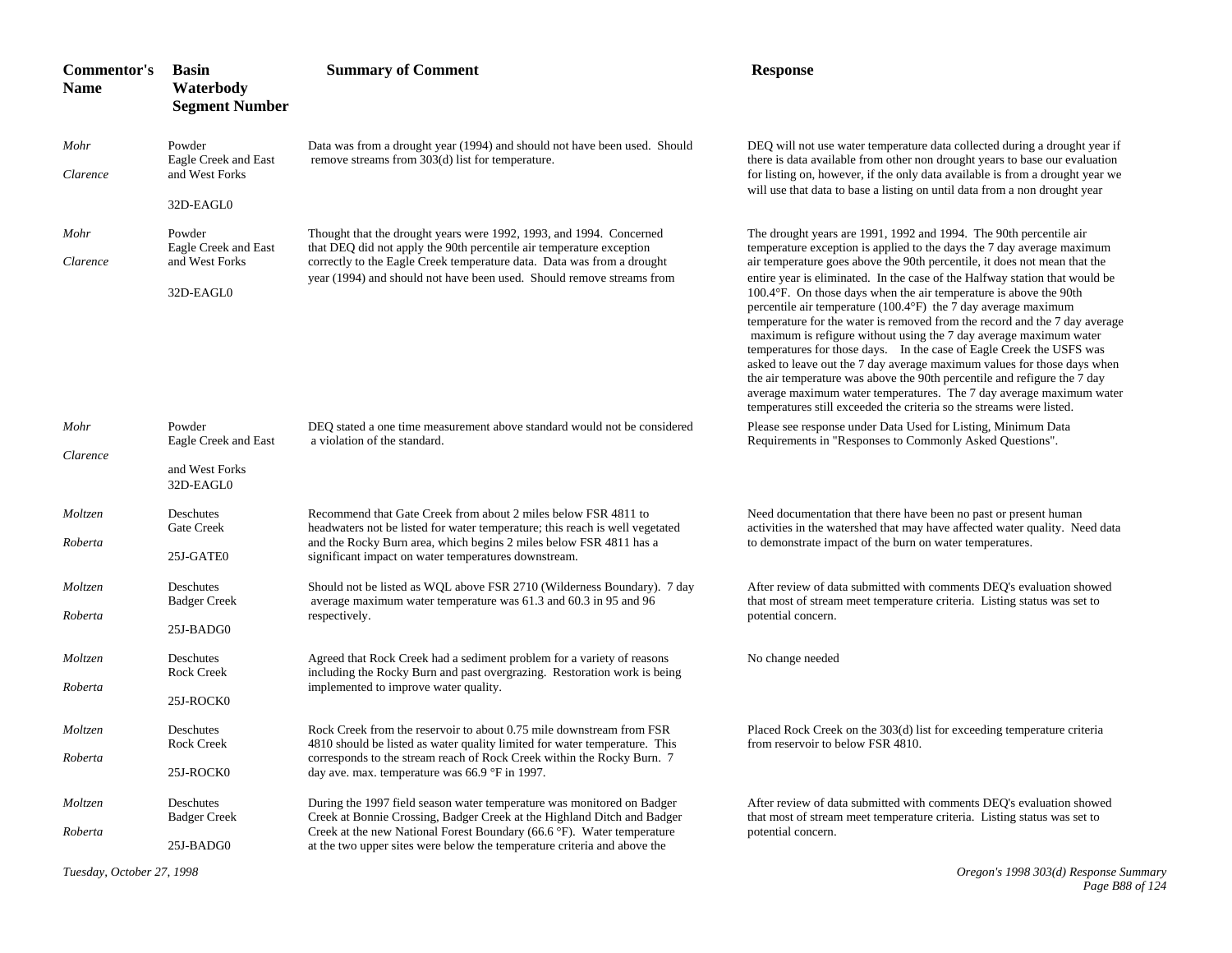| Commentor's Name | Basin Waterbody Segment Number | Summary of Comment | Response |
|---|---|---|---|
| *Mohr Clarence* | Powder Eagle Creek and East and West Forks 32D-EAGL0 | Data was from a drought year (1994) and should not have been used. Should remove streams from 303(d) list for temperature. | DEQ will not use water temperature data collected during a drought year if there is data available from other non drought years to base our evaluation for listing on, however, if the only data available is from a drought year we will use that data to base a listing on until data from a non drought year |
| *Mohr Clarence* | Powder Eagle Creek and East and West Forks 32D-EAGL0 | Thought that the drought years were 1992, 1993, and 1994. Concerned that DEQ did not apply the 90th percentile air temperature exception correctly to the Eagle Creek temperature data. Data was from a drought year (1994) and should not have been used. Should remove streams from | The drought years are 1991, 1992 and 1994. The 90th percentile air temperature exception is applied to the days the 7 day average maximum air temperature goes above the 90th percentile, it does not mean that the entire year is eliminated. In the case of the Halfway station that would be 100.4°F. On those days when the air temperature is above the 90th percentile air temperature (100.4°F) the 7 day average maximum temperature for the water is removed from the record and the 7 day average maximum is refigure without using the 7 day average maximum water temperatures for those days. In the case of Eagle Creek the USFS was asked to leave out the 7 day average maximum values for those days when the air temperature was above the 90th percentile and refigure the 7 day average maximum water temperatures. The 7 day average maximum water temperatures still exceeded the criteria so the streams were listed. |
| *Mohr Clarence* | Powder Eagle Creek and East and West Forks 32D-EAGL0 | DEQ stated a one time measurement above standard would not be considered a violation of the standard. | Please see response under Data Used for Listing, Minimum Data Requirements in "Responses to Commonly Asked Questions". |
| *Moltzen Roberta* | Deschutes Gate Creek 25J-GATE0 | Recommend that Gate Creek from about 2 miles below FSR 4811 to headwaters not be listed for water temperature; this reach is well vegetated and the Rocky Burn area, which begins 2 miles below FSR 4811 has a significant impact on water temperatures downstream. | Need documentation that there have been no past or present human activities in the watershed that may have affected water quality. Need data to demonstrate impact of the burn on water temperatures. |
| *Moltzen Roberta* | Deschutes Badger Creek 25J-BADG0 | Should not be listed as WQL above FSR 2710 (Wilderness Boundary). 7 day average maximum water temperature was 61.3 and 60.3 in 95 and 96 respectively. | After review of data submitted with comments DEQ's evaluation showed that most of stream meet temperature criteria. Listing status was set to potential concern. |
| *Moltzen Roberta* | Deschutes Rock Creek 25J-ROCK0 | Agreed that Rock Creek had a sediment problem for a variety of reasons including the Rocky Burn and past overgrazing. Restoration work is being implemented to improve water quality. | No change needed |
| *Moltzen Roberta* | Deschutes Rock Creek 25J-ROCK0 | Rock Creek from the reservoir to about 0.75 mile downstream from FSR 4810 should be listed as water quality limited for water temperature. This corresponds to the stream reach of Rock Creek within the Rocky Burn. 7 day ave. max. temperature was 66.9 °F in 1997. | Placed Rock Creek on the 303(d) list for exceeding temperature criteria from reservoir to below FSR 4810. |
| *Moltzen Roberta* | Deschutes Badger Creek 25J-BADG0 | During the 1997 field season water temperature was monitored on Badger Creek at Bonnie Crossing, Badger Creek at the Highland Ditch and Badger Creek at the new National Forest Boundary (66.6 °F). Water temperature at the two upper sites were below the temperature criteria and above the | After review of data submitted with comments DEQ's evaluation showed that most of stream meet temperature criteria. Listing status was set to potential concern. |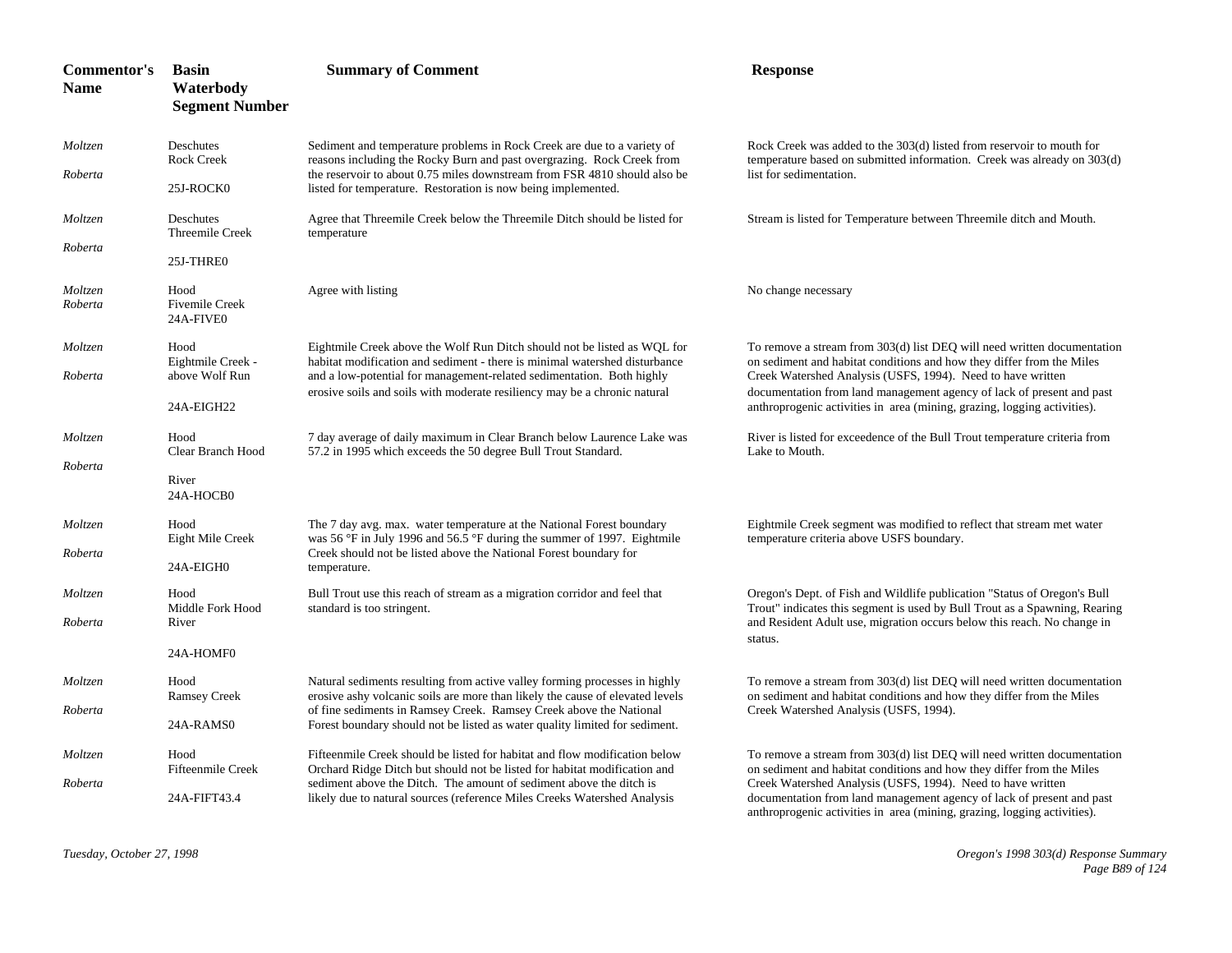| Commentor's Name | Basin Waterbody Segment Number | Summary of Comment | Response |
|---|---|---|---|
| *Moltzen Roberta* | Deschutes Rock Creek 25J-ROCK0 | Sediment and temperature problems in Rock Creek are due to a variety of reasons including the Rocky Burn and past overgrazing. Rock Creek from the reservoir to about 0.75 miles downstream from FSR 4810 should also be listed for temperature. Restoration is now being implemented. | Rock Creek was added to the 303(d) listed from reservoir to mouth for temperature based on submitted information. Creek was already on 303(d) list for sedimentation. |
| *Moltzen Roberta* | Deschutes Threemile Creek 25J-THRE0 | Agree that Threemile Creek below the Threemile Ditch should be listed for temperature | Stream is listed for Temperature between Threemile ditch and Mouth. |
| *Moltzen Roberta* | Hood Fivemile Creek 24A-FIVE0 | Agree with listing | No change necessary |
| *Moltzen Roberta* | Hood Eightmile Creek - above Wolf Run 24A-EIGH22 | Eightmile Creek above the Wolf Run Ditch should not be listed as WQL for habitat modification and sediment - there is minimal watershed disturbance and a low-potential for management-related sedimentation. Both highly erosive soils and soils with moderate resiliency may be a chronic natural | To remove a stream from 303(d) list DEQ will need written documentation on sediment and habitat conditions and how they differ from the Miles Creek Watershed Analysis (USFS, 1994). Need to have written documentation from land management agency of lack of present and past anthroprogenic activities in area (mining, grazing, logging activities). |
| *Moltzen Roberta* | Hood Clear Branch Hood River 24A-HOCB0 | 7 day average of daily maximum in Clear Branch below Laurence Lake was 57.2 in 1995 which exceeds the 50 degree Bull Trout Standard. | River is listed for exceedence of the Bull Trout temperature criteria from Lake to Mouth. |
| *Moltzen Roberta* | Hood Eight Mile Creek 24A-EIGH0 | The 7 day avg. max. water temperature at the National Forest boundary was 56 °F in July 1996 and 56.5 °F during the summer of 1997. Eightmile Creek should not be listed above the National Forest boundary for temperature. | Eightmile Creek segment was modified to reflect that stream met water temperature criteria above USFS boundary. |
| *Moltzen Roberta* | Hood Middle Fork Hood River 24A-HOMF0 | Bull Trout use this reach of stream as a migration corridor and feel that standard is too stringent. | Oregon's Dept. of Fish and Wildlife publication "Status of Oregon's Bull Trout" indicates this segment is used by Bull Trout as a Spawning, Rearing and Resident Adult use, migration occurs below this reach. No change in status. |
| *Moltzen Roberta* | Hood Ramsey Creek 24A-RAMS0 | Natural sediments resulting from active valley forming processes in highly erosive ashy volcanic soils are more than likely the cause of elevated levels of fine sediments in Ramsey Creek. Ramsey Creek above the National Forest boundary should not be listed as water quality limited for sediment. | To remove a stream from 303(d) list DEQ will need written documentation on sediment and habitat conditions and how they differ from the Miles Creek Watershed Analysis (USFS, 1994). |
| *Moltzen Roberta* | Hood Fifteenmile Creek 24A-FIFT43.4 | Fifteenmile Creek should be listed for habitat and flow modification below Orchard Ridge Ditch but should not be listed for habitat modification and sediment above the Ditch. The amount of sediment above the ditch is likely due to natural sources (reference Miles Creeks Watershed Analysis | To remove a stream from 303(d) list DEQ will need written documentation on sediment and habitat conditions and how they differ from the Miles Creek Watershed Analysis (USFS, 1994). Need to have written documentation from land management agency of lack of present and past anthroprogenic activities in area (mining, grazing, logging activities). |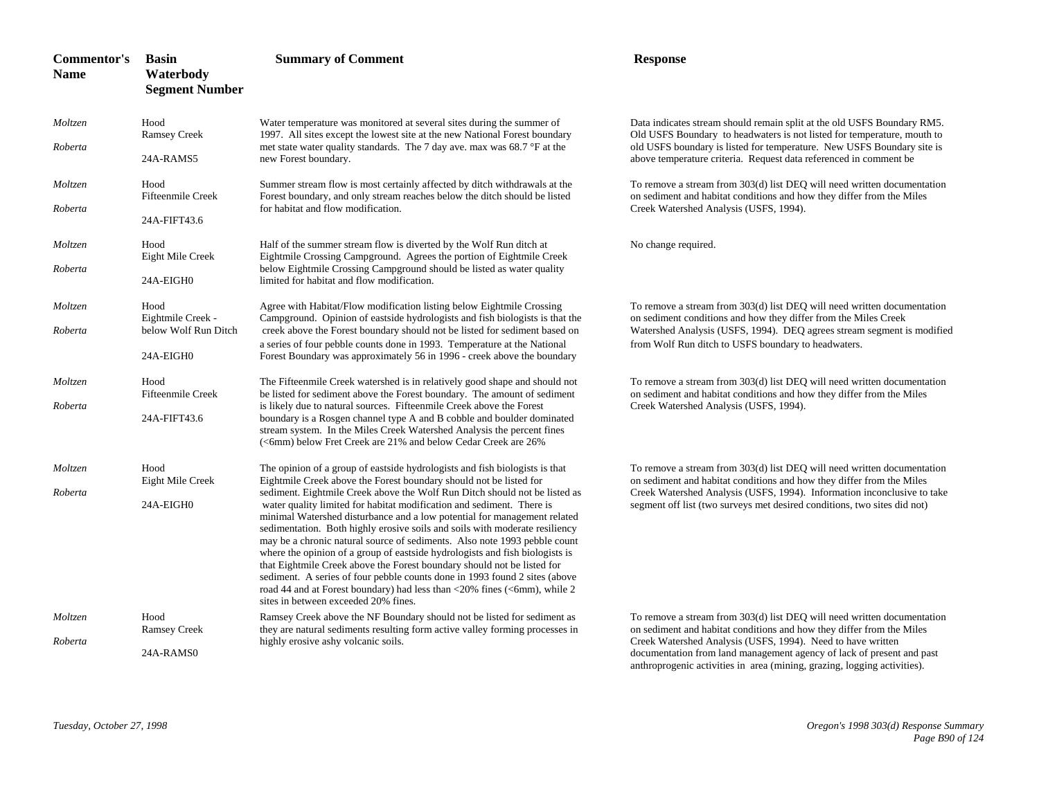| Commentor's Name | Basin Waterbody Segment Number | Summary of Comment | Response |
|---|---|---|---|
| *Moltzen Roberta* | Hood Ramsey Creek 24A-RAMS5 | Water temperature was monitored at several sites during the summer of 1997. All sites except the lowest site at the new National Forest boundary met state water quality standards. The 7 day ave. max was 68.7 °F at the new Forest boundary. | Data indicates stream should remain split at the old USFS Boundary RM5. Old USFS Boundary to headwaters is not listed for temperature, mouth to old USFS boundary is listed for temperature. New USFS Boundary site is above temperature criteria. Request data referenced in comment be |
| *Moltzen Roberta* | Hood Fifteenmile Creek 24A-FIFT43.6 | Summer stream flow is most certainly affected by ditch withdrawals at the Forest boundary, and only stream reaches below the ditch should be listed for habitat and flow modification. | To remove a stream from 303(d) list DEQ will need written documentation on sediment and habitat conditions and how they differ from the Miles Creek Watershed Analysis (USFS, 1994). |
| *Moltzen Roberta* | Hood Eight Mile Creek 24A-EIGH0 | Half of the summer stream flow is diverted by the Wolf Run ditch at Eightmile Crossing Campground. Agrees the portion of Eightmile Creek below Eightmile Crossing Campground should be listed as water quality limited for habitat and flow modification. | No change required. |
| *Moltzen Roberta* | Hood Eightmile Creek - below Wolf Run Ditch 24A-EIGH0 | Agree with Habitat/Flow modification listing below Eightmile Crossing Campground. Opinion of eastside hydrologists and fish biologists is that the creek above the Forest boundary should not be listed for sediment based on a series of four pebble counts done in 1993. Temperature at the National Forest Boundary was approximately 56 in 1996 - creek above the boundary | To remove a stream from 303(d) list DEQ will need written documentation on sediment conditions and how they differ from the Miles Creek Watershed Analysis (USFS, 1994). DEQ agrees stream segment is modified from Wolf Run ditch to USFS boundary to headwaters. |
| *Moltzen Roberta* | Hood Fifteenmile Creek 24A-FIFT43.6 | The Fifteenmile Creek watershed is in relatively good shape and should not be listed for sediment above the Forest boundary. The amount of sediment is likely due to natural sources. Fifteenmile Creek above the Forest boundary is a Rosgen channel type A and B cobble and boulder dominated stream system. In the Miles Creek Watershed Analysis the percent fines (<6mm) below Fret Creek are 21% and below Cedar Creek are 26% | To remove a stream from 303(d) list DEQ will need written documentation on sediment and habitat conditions and how they differ from the Miles Creek Watershed Analysis (USFS, 1994). |
| *Moltzen Roberta* | Hood Eight Mile Creek 24A-EIGH0 | The opinion of a group of eastside hydrologists and fish biologists is that Eightmile Creek above the Forest boundary should not be listed for sediment. Eightmile Creek above the Wolf Run Ditch should not be listed as water quality limited for habitat modification and sediment. There is minimal Watershed disturbance and a low potential for management related sedimentation. Both highly erosive soils and soils with moderate resiliency may be a chronic natural source of sediments. Also note 1993 pebble count where the opinion of a group of eastside hydrologists and fish biologists is that Eightmile Creek above the Forest boundary should not be listed for sediment. A series of four pebble counts done in 1993 found 2 sites (above road 44 and at Forest boundary) had less than <20% fines (<6mm), while 2 sites in between exceeded 20% fines. | To remove a stream from 303(d) list DEQ will need written documentation on sediment and habitat conditions and how they differ from the Miles Creek Watershed Analysis (USFS, 1994). Information inconclusive to take segment off list (two surveys met desired conditions, two sites did not) |
| *Moltzen Roberta* | Hood Ramsey Creek 24A-RAMS0 | Ramsey Creek above the NF Boundary should not be listed for sediment as they are natural sediments resulting form active valley forming processes in highly erosive ashy volcanic soils. | To remove a stream from 303(d) list DEQ will need written documentation on sediment and habitat conditions and how they differ from the Miles Creek Watershed Analysis (USFS, 1994). Need to have written documentation from land management agency of lack of present and past anthroprogenic activities in area (mining, grazing, logging activities). |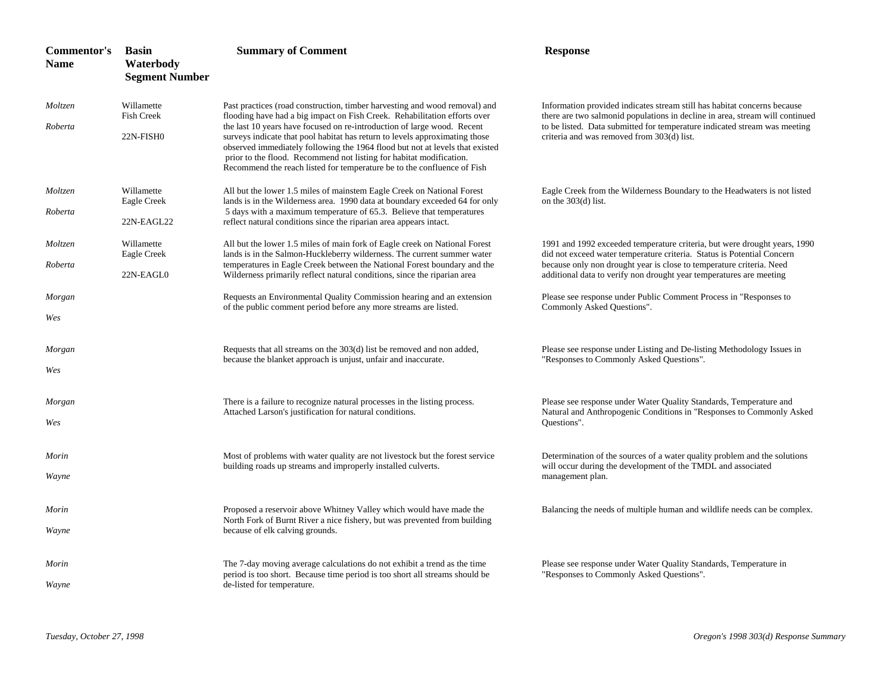| Commentor's Name | Basin Waterbody Segment Number | Summary of Comment | Response |
|---|---|---|---|
| *Moltzen Roberta* | Willamette Fish Creek 22N-FISH0 | Past practices (road construction, timber harvesting and wood removal) and flooding have had a big impact on Fish Creek. Rehabilitation efforts over the last 10 years have focused on re-introduction of large wood. Recent surveys indicate that pool habitat has return to levels approximating those observed immediately following the 1964 flood but not at levels that existed prior to the flood. Recommend not listing for habitat modification. Recommend the reach listed for temperature be to the confluence of Fish | Information provided indicates stream still has habitat concerns because there are two salmonid populations in decline in area, stream will continued to be listed. Data submitted for temperature indicated stream was meeting criteria and was removed from 303(d) list. |
| *Moltzen Roberta* | Willamette Eagle Creek 22N-EAGL22 | All but the lower 1.5 miles of mainstem Eagle Creek on National Forest lands is in the Wilderness area. 1990 data at boundary exceeded 64 for only 5 days with a maximum temperature of 65.3. Believe that temperatures reflect natural conditions since the riparian area appears intact. | Eagle Creek from the Wilderness Boundary to the Headwaters is not listed on the 303(d) list. |
| *Moltzen Roberta* | Willamette Eagle Creek 22N-EAGL0 | All but the lower 1.5 miles of main fork of Eagle creek on National Forest lands is in the Salmon-Huckleberry wilderness. The current summer water temperatures in Eagle Creek between the National Forest boundary and the Wilderness primarily reflect natural conditions, since the riparian area | 1991 and 1992 exceeded temperature criteria, but were drought years, 1990 did not exceed water temperature criteria. Status is Potential Concern because only non drought year is close to temperature criteria. Need additional data to verify non drought year temperatures are meeting |
| *Morgan Wes* | | Requests an Environmental Quality Commission hearing and an extension of the public comment period before any more streams are listed. | Please see response under Public Comment Process in "Responses to Commonly Asked Questions". |
| *Morgan Wes* | | Requests that all streams on the 303(d) list be removed and non added, because the blanket approach is unjust, unfair and inaccurate. | Please see response under Listing and De-listing Methodology Issues in "Responses to Commonly Asked Questions". |
| *Morgan Wes* | | There is a failure to recognize natural processes in the listing process. Attached Larson's justification for natural conditions. | Please see response under Water Quality Standards, Temperature and Natural and Anthropogenic Conditions in "Responses to Commonly Asked Questions". |
| *Morin Wayne* | | Most of problems with water quality are not livestock but the forest service building roads up streams and improperly installed culverts. | Determination of the sources of a water quality problem and the solutions will occur during the development of the TMDL and associated management plan. |
| *Morin Wayne* | | Proposed a reservoir above Whitney Valley which would have made the North Fork of Burnt River a nice fishery, but was prevented from building because of elk calving grounds. | Balancing the needs of multiple human and wildlife needs can be complex. |
| *Morin Wayne* | | The 7-day moving average calculations do not exhibit a trend as the time period is too short. Because time period is too short all streams should be de-listed for temperature. | Please see response under Water Quality Standards, Temperature in "Responses to Commonly Asked Questions". |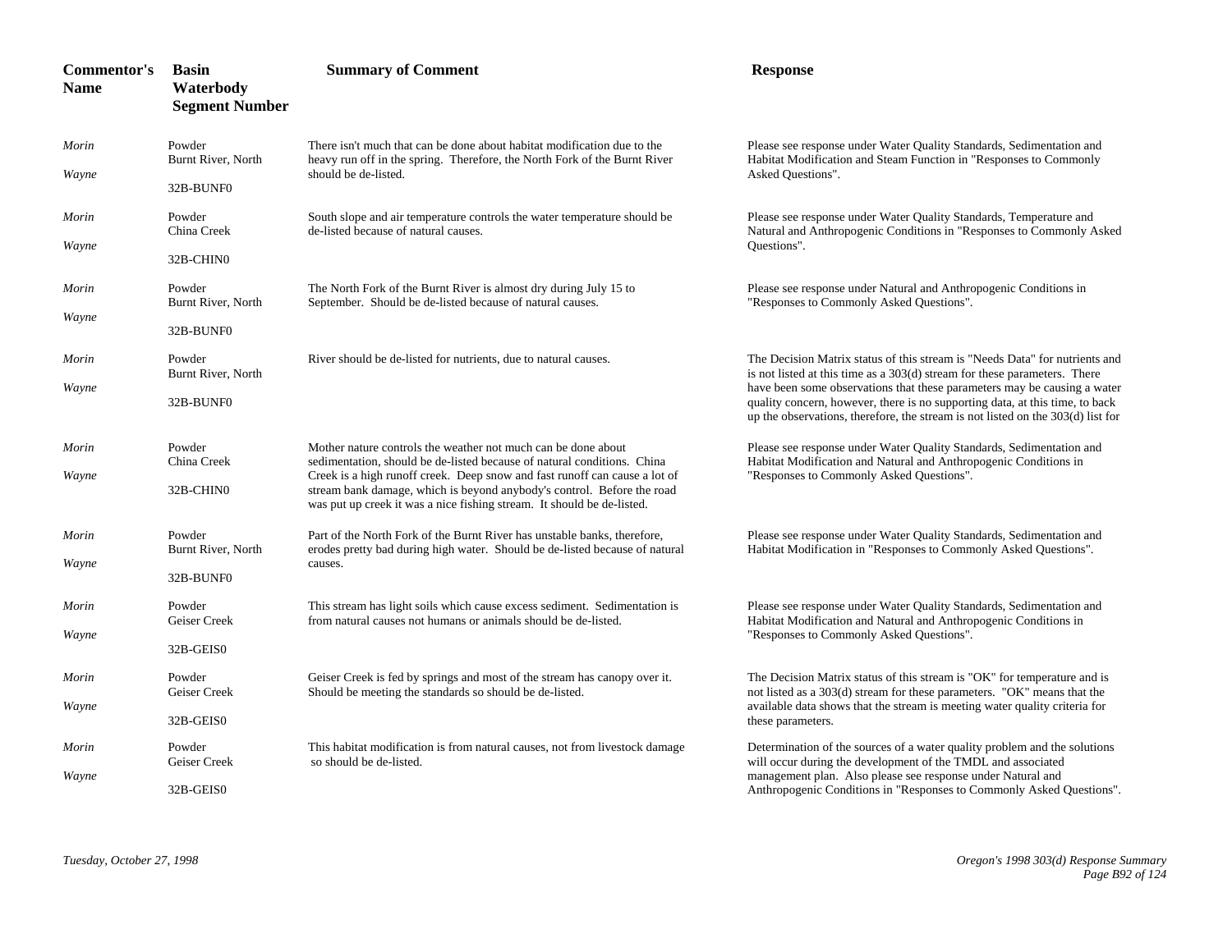| Commentor's Name | Basin Waterbody Segment Number | Summary of Comment | Response |
|---|---|---|---|
| *Morin* *Wayne* | Powder Burnt River, North 32B-BUNF0 | There isn't much that can be done about habitat modification due to the heavy run off in the spring. Therefore, the North Fork of the Burnt River should be de-listed. | Please see response under Water Quality Standards, Sedimentation and Habitat Modification and Steam Function in "Responses to Commonly Asked Questions". |
| *Morin* *Wayne* | Powder China Creek 32B-CHIN0 | South slope and air temperature controls the water temperature should be de-listed because of natural causes. | Please see response under Water Quality Standards, Temperature and Natural and Anthropogenic Conditions in "Responses to Commonly Asked Questions". |
| *Morin* *Wayne* | Powder Burnt River, North 32B-BUNF0 | The North Fork of the Burnt River is almost dry during July 15 to September. Should be de-listed because of natural causes. | Please see response under Natural and Anthropogenic Conditions in "Responses to Commonly Asked Questions". |
| *Morin* *Wayne* | Powder Burnt River, North 32B-BUNF0 | River should be de-listed for nutrients, due to natural causes. | The Decision Matrix status of this stream is "Needs Data" for nutrients and is not listed at this time as a 303(d) stream for these parameters. There have been some observations that these parameters may be causing a water quality concern, however, there is no supporting data, at this time, to back up the observations, therefore, the stream is not listed on the 303(d) list for |
| *Morin* *Wayne* | Powder China Creek 32B-CHIN0 | Mother nature controls the weather not much can be done about sedimentation, should be de-listed because of natural conditions. China Creek is a high runoff creek. Deep snow and fast runoff can cause a lot of stream bank damage, which is beyond anybody's control. Before the road was put up creek it was a nice fishing stream. It should be de-listed. | Please see response under Water Quality Standards, Sedimentation and Habitat Modification and Natural and Anthropogenic Conditions in "Responses to Commonly Asked Questions". |
| *Morin* *Wayne* | Powder Burnt River, North 32B-BUNF0 | Part of the North Fork of the Burnt River has unstable banks, therefore, erodes pretty bad during high water. Should be de-listed because of natural causes. | Please see response under Water Quality Standards, Sedimentation and Habitat Modification in "Responses to Commonly Asked Questions". |
| *Morin* *Wayne* | Powder Geiser Creek 32B-GEIS0 | This stream has light soils which cause excess sediment. Sedimentation is from natural causes not humans or animals should be de-listed. | Please see response under Water Quality Standards, Sedimentation and Habitat Modification and Natural and Anthropogenic Conditions in "Responses to Commonly Asked Questions". |
| *Morin* *Wayne* | Powder Geiser Creek 32B-GEIS0 | Geiser Creek is fed by springs and most of the stream has canopy over it. Should be meeting the standards so should be de-listed. | The Decision Matrix status of this stream is "OK" for temperature and is not listed as a 303(d) stream for these parameters. "OK" means that the available data shows that the stream is meeting water quality criteria for these parameters. |
| *Morin* *Wayne* | Powder Geiser Creek 32B-GEIS0 | This habitat modification is from natural causes, not from livestock damage so should be de-listed. | Determination of the sources of a water quality problem and the solutions will occur during the development of the TMDL and associated management plan. Also please see response under Natural and Anthropogenic Conditions in "Responses to Commonly Asked Questions". |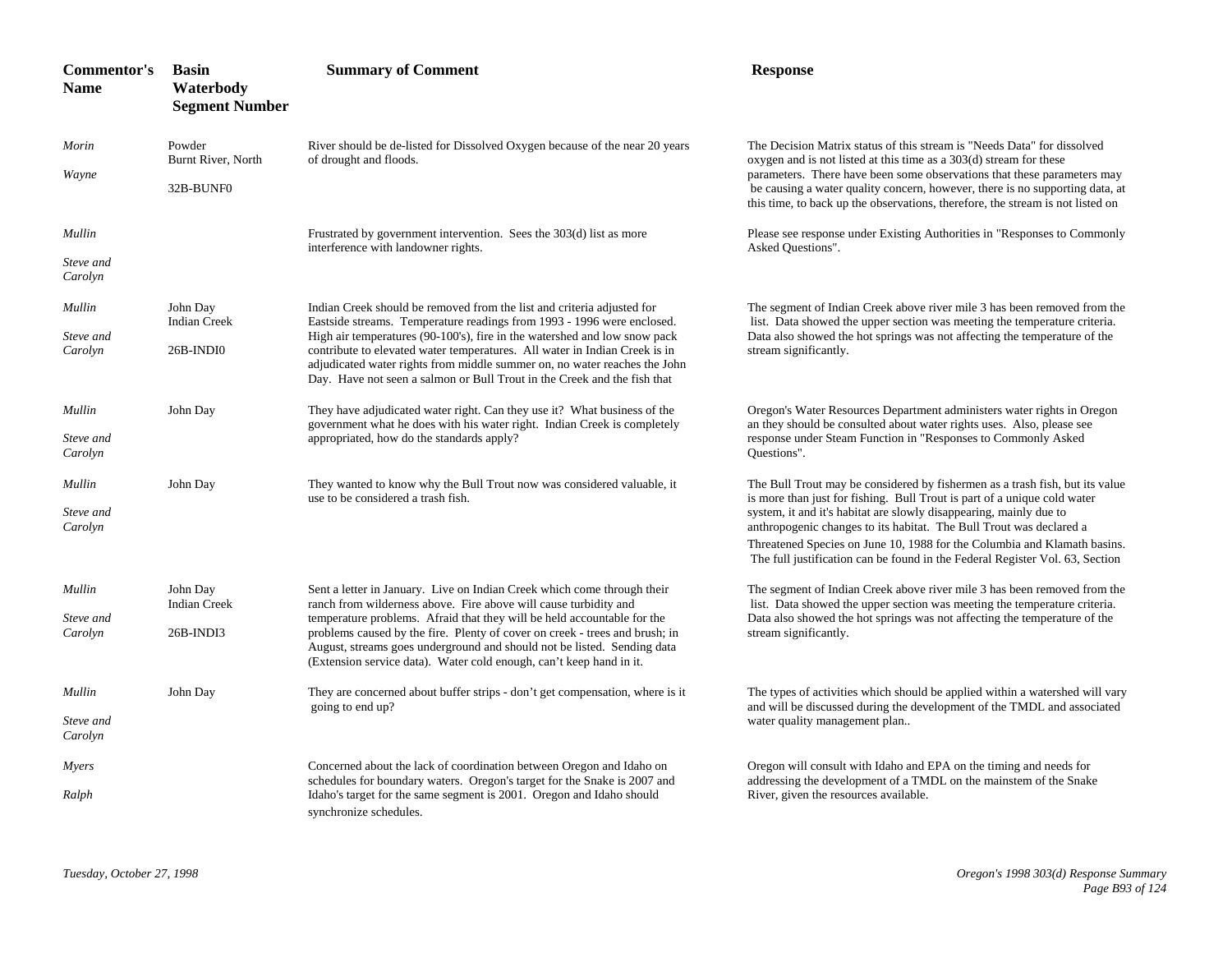| Commentor's Name | Basin Waterbody Segment Number | Summary of Comment | Response |
|---|---|---|---|
| *Morin* *Wayne* | Powder Burnt River, North 32B-BUNF0 | River should be de-listed for Dissolved Oxygen because of the near 20 years of drought and floods. | The Decision Matrix status of this stream is "Needs Data" for dissolved oxygen and is not listed at this time as a 303(d) stream for these parameters. There have been some observations that these parameters may be causing a water quality concern, however, there is no supporting data, at this time, to back up the observations, therefore, the stream is not listed on |
| *Mullin* *Steve and Carolyn* | | Frustrated by government intervention. Sees the 303(d) list as more interference with landowner rights. | Please see response under Existing Authorities in "Responses to Commonly Asked Questions". |
| *Mullin* *Steve and Carolyn* | John Day Indian Creek 26B-INDI0 | Indian Creek should be removed from the list and criteria adjusted for Eastside streams. Temperature readings from 1993 - 1996 were enclosed. High air temperatures (90-100's), fire in the watershed and low snow pack contribute to elevated water temperatures. All water in Indian Creek is in adjudicated water rights from middle summer on, no water reaches the John Day. Have not seen a salmon or Bull Trout in the Creek and the fish that | The segment of Indian Creek above river mile 3 has been removed from the list. Data showed the upper section was meeting the temperature criteria. Data also showed the hot springs was not affecting the temperature of the stream significantly. |
| *Mullin* *Steve and Carolyn* | John Day | They have adjudicated water right. Can they use it? What business of the government what he does with his water right. Indian Creek is completely appropriated, how do the standards apply? | Oregon's Water Resources Department administers water rights in Oregon an they should be consulted about water rights uses. Also, please see response under Steam Function in "Responses to Commonly Asked Questions". |
| *Mullin* *Steve and Carolyn* | John Day | They wanted to know why the Bull Trout now was considered valuable, it use to be considered a trash fish. | The Bull Trout may be considered by fishermen as a trash fish, but its value is more than just for fishing. Bull Trout is part of a unique cold water system, it and it's habitat are slowly disappearing, mainly due to anthropogenic changes to its habitat. The Bull Trout was declared a Threatened Species on June 10, 1988 for the Columbia and Klamath basins. The full justification can be found in the Federal Register Vol. 63, Section |
| *Mullin* *Steve and Carolyn* | John Day Indian Creek 26B-INDI3 | Sent a letter in January. Live on Indian Creek which come through their ranch from wilderness above. Fire above will cause turbidity and temperature problems. Afraid that they will be held accountable for the problems caused by the fire. Plenty of cover on creek - trees and brush; in August, streams goes underground and should not be listed. Sending data (Extension service data). Water cold enough, can't keep hand in it. | The segment of Indian Creek above river mile 3 has been removed from the list. Data showed the upper section was meeting the temperature criteria. Data also showed the hot springs was not affecting the temperature of the stream significantly. |
| *Mullin* *Steve and Carolyn* | John Day | They are concerned about buffer strips - don't get compensation, where is it going to end up? | The types of activities which should be applied within a watershed will vary and will be discussed during the development of the TMDL and associated water quality management plan.. |
| *Myers* *Ralph* | | Concerned about the lack of coordination between Oregon and Idaho on schedules for boundary waters. Oregon's target for the Snake is 2007 and Idaho's target for the same segment is 2001. Oregon and Idaho should synchronize schedules. | Oregon will consult with Idaho and EPA on the timing and needs for addressing the development of a TMDL on the mainstem of the Snake River, given the resources available. |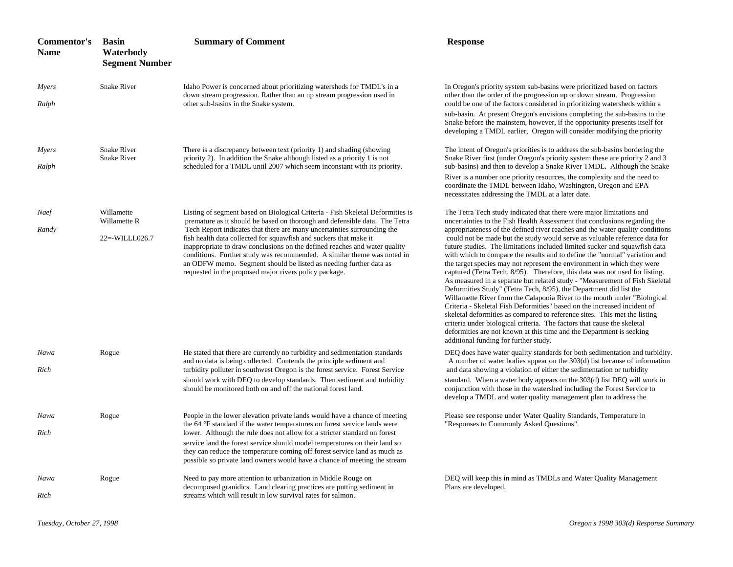| Commentor's Name | Basin Waterbody Segment Number | Summary of Comment | Response |
|---|---|---|---|
| *Myers Ralph* | Snake River | Idaho Power is concerned about prioritizing watersheds for TMDL's in a down stream progression. Rather than an up stream progression used in other sub-basins in the Snake system. | In Oregon's priority system sub-basins were prioritized based on factors other than the order of the progression up or down stream. Progression could be one of the factors considered in prioritizing watersheds within a sub-basin. At present Oregon's envisions completing the sub-basins to the Snake before the mainstem, however, if the opportunity presents itself for developing a TMDL earlier, Oregon will consider modifying the priority |
| *Myers Ralph* | Snake River Snake River | There is a discrepancy between text (priority 1) and shading (showing priority 2). In addition the Snake although listed as a priority 1 is not scheduled for a TMDL until 2007 which seem inconstant with its priority. | The intent of Oregon's priorities is to address the sub-basins bordering the Snake River first (under Oregon's priority system these are priority 2 and 3 sub-basins) and then to develop a Snake River TMDL. Although the Snake River is a number one priority resources, the complexity and the need to coordinate the TMDL between Idaho, Washington, Oregon and EPA necessitates addressing the TMDL at a later date. |
| *Naef Randy* | Willamette Willamette R 22=-WILLL026.7 | Listing of segment based on Biological Criteria - Fish Skeletal Deformities is premature as it should be based on thorough and defensible data. The Tetra Tech Report indicates that there are many uncertainties surrounding the fish health data collected for squawfish and suckers that make it inappropriate to draw conclusions on the defined reaches and water quality conditions. Further study was recommended. A similar theme was noted in an ODFW memo. Segment should be listed as needing further data as requested in the proposed major rivers policy package. | The Tetra Tech study indicated that there were major limitations and uncertainties to the Fish Health Assessment that conclusions regarding the appropriateness of the defined river reaches and the water quality conditions could not be made but the study would serve as valuable reference data for future studies. The limitations included limited sucker and squawfish data with which to compare the results and to define the "normal" variation and the target species may not represent the environment in which they were captured (Tetra Tech, 8/95). Therefore, this data was not used for listing. As measured in a separate but related study - "Measurement of Fish Skeletal Deformities Study" (Tetra Tech, 8/95), the Department did list the Willamette River from the Calapooia River to the mouth under "Biological Criteria - Skeletal Fish Deformities" based on the increased incident of skeletal deformities as compared to reference sites. This met the listing criteria under biological criteria. The factors that cause the skeletal deformities are not known at this time and the Department is seeking additional funding for further study. |
| *Nawa Rich* | Rogue | He stated that there are currently no turbidity and sedimentation standards and no data is being collected. Contends the principle sediment and turbidity polluter in southwest Oregon is the forest service. Forest Service should work with DEQ to develop standards. Then sediment and turbidity should be monitored both on and off the national forest land. | DEQ does have water quality standards for both sedimentation and turbidity. A number of water bodies appear on the 303(d) list because of information and data showing a violation of either the sedimentation or turbidity standard. When a water body appears on the 303(d) list DEQ will work in conjunction with those in the watershed including the Forest Service to develop a TMDL and water quality management plan to address the |
| *Nawa Rich* | Rogue | People in the lower elevation private lands would have a chance of meeting the 64 °F standard if the water temperatures on forest service lands were lower. Although the rule does not allow for a stricter standard on forest service land the forest service should model temperatures on their land so they can reduce the temperature coming off forest service land as much as possible so private land owners would have a chance of meeting the stream | Please see response under Water Quality Standards, Temperature in "Responses to Commonly Asked Questions". |
| *Nawa Rich* | Rogue | Need to pay more attention to urbanization in Middle Rouge on decomposed granidics. Land clearing practices are putting sediment in streams which will result in low survival rates for salmon. | DEQ will keep this in mind as TMDLs and Water Quality Management Plans are developed. |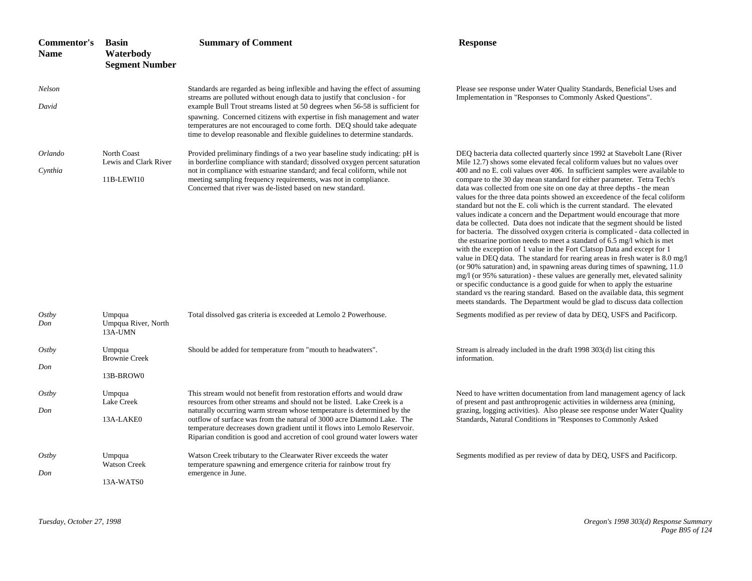| Commentor's Name | Basin Waterbody Segment Number | Summary of Comment | Response |
|---|---|---|---|
| *Nelson David* | | Standards are regarded as being inflexible and having the effect of assuming streams are polluted without enough data to justify that conclusion - for example Bull Trout streams listed at 50 degrees when 56-58 is sufficient for spawning. Concerned citizens with expertise in fish management and water temperatures are not encouraged to come forth. DEQ should take adequate time to develop reasonable and flexible guidelines to determine standards. | Please see response under Water Quality Standards, Beneficial Uses and Implementation in "Responses to Commonly Asked Questions". |
| *Orlando Cynthia* | North Coast Lewis and Clark River 11B-LEWI10 | Provided preliminary findings of a two year baseline study indicating: pH is in borderline compliance with standard; dissolved oxygen percent saturation not in compliance with estuarine standard; and fecal coliform, while not meeting sampling frequency requirements, was not in compliance. Concerned that river was de-listed based on new standard. | DEQ bacteria data collected quarterly since 1992 at Stavebolt Lane (River Mile 12.7) shows some elevated fecal coliform values but no values over 400 and no E. coli values over 406. In sufficient samples were available to compare to the 30 day mean standard for either parameter. Tetra Tech's data was collected from one site on one day at three depths - the mean values for the three data points showed an exceedence of the fecal coliform standard but not the E. coli which is the current standard. The elevated values indicate a concern and the Department would encourage that more data be collected. Data does not indicate that the segment should be listed for bacteria. The dissolved oxygen criteria is complicated - data collected in the estuarine portion needs to meet a standard of 6.5 mg/l which is met with the exception of 1 value in the Fort Clatsop Data and except for 1 value in DEQ data. The standard for rearing areas in fresh water is 8.0 mg/l (or 90% saturation) and, in spawning areas during times of spawning, 11.0 mg/l (or 95% saturation) - these values are generally met, elevated salinity or specific conductance is a good guide for when to apply the estuarine standard vs the rearing standard. Based on the available data, this segment meets standards. The Department would be glad to discuss data collection |
| *Ostby Don* | Umpqua Umpqua River, North 13A-UMN | Total dissolved gas criteria is exceeded at Lemolo 2 Powerhouse. | Segments modified as per review of data by DEQ, USFS and Pacificorp. |
| *Ostby Don* | Umpqua Brownie Creek 13B-BROW0 | Should be added for temperature from "mouth to headwaters". | Stream is already included in the draft 1998 303(d) list citing this information. |
| *Ostby Don* | Umpqua Lake Creek 13A-LAKE0 | This stream would not benefit from restoration efforts and would draw resources from other streams and should not be listed. Lake Creek is a naturally occurring warm stream whose temperature is determined by the outflow of surface was from the natural of 3000 acre Diamond Lake. The temperature decreases down gradient until it flows into Lemolo Reservoir. Riparian condition is good and accretion of cool ground water lowers water | Need to have written documentation from land management agency of lack of present and past anthroprogenic activities in wilderness area (mining, grazing, logging activities). Also please see response under Water Quality Standards, Natural Conditions in "Responses to Commonly Asked |
| *Ostby Don* | Umpqua Watson Creek 13A-WATS0 | Watson Creek tributary to the Clearwater River exceeds the water temperature spawning and emergence criteria for rainbow trout fry emergence in June. | Segments modified as per review of data by DEQ, USFS and Pacificorp. |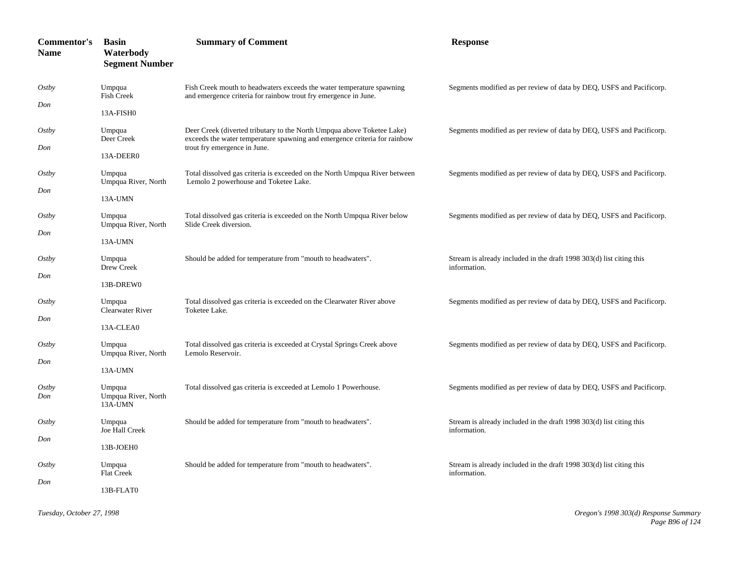| Commentor's Name | Basin Waterbody Segment Number | Summary of Comment | Response |
|---|---|---|---|
| *Ostby Don* | Umpqua Fish Creek 13A-FISH0 | Fish Creek mouth to headwaters exceeds the water temperature spawning and emergence criteria for rainbow trout fry emergence in June. | Segments modified as per review of data by DEQ, USFS and Pacificorp. |
| *Ostby Don* | Umpqua Deer Creek 13A-DEER0 | Deer Creek (diverted tributary to the North Umpqua above Toketee Lake) exceeds the water temperature spawning and emergence criteria for rainbow trout fry emergence in June. | Segments modified as per review of data by DEQ, USFS and Pacificorp. |
| *Ostby Don* | Umpqua Umpqua River, North 13A-UMN | Total dissolved gas criteria is exceeded on the North Umpqua River between Lemolo 2 powerhouse and Toketee Lake. | Segments modified as per review of data by DEQ, USFS and Pacificorp. |
| *Ostby Don* | Umpqua Umpqua River, North 13A-UMN | Total dissolved gas criteria is exceeded on the North Umpqua River below Slide Creek diversion. | Segments modified as per review of data by DEQ, USFS and Pacificorp. |
| *Ostby Don* | Umpqua Drew Creek 13B-DREW0 | Should be added for temperature from "mouth to headwaters". | Stream is already included in the draft 1998 303(d) list citing this information. |
| *Ostby Don* | Umpqua Clearwater River 13A-CLEA0 | Total dissolved gas criteria is exceeded on the Clearwater River above Toketee Lake. | Segments modified as per review of data by DEQ, USFS and Pacificorp. |
| *Ostby Don* | Umpqua Umpqua River, North 13A-UMN | Total dissolved gas criteria is exceeded at Crystal Springs Creek above Lemolo Reservoir. | Segments modified as per review of data by DEQ, USFS and Pacificorp. |
| *Ostby Don* | Umpqua Umpqua River, North 13A-UMN | Total dissolved gas criteria is exceeded at Lemolo 1 Powerhouse. | Segments modified as per review of data by DEQ, USFS and Pacificorp. |
| *Ostby Don* | Umpqua Joe Hall Creek 13B-JOEH0 | Should be added for temperature from "mouth to headwaters". | Stream is already included in the draft 1998 303(d) list citing this information. |
| *Ostby Don* | Umpqua Flat Creek 13B-FLAT0 | Should be added for temperature from "mouth to headwaters". | Stream is already included in the draft 1998 303(d) list citing this information. |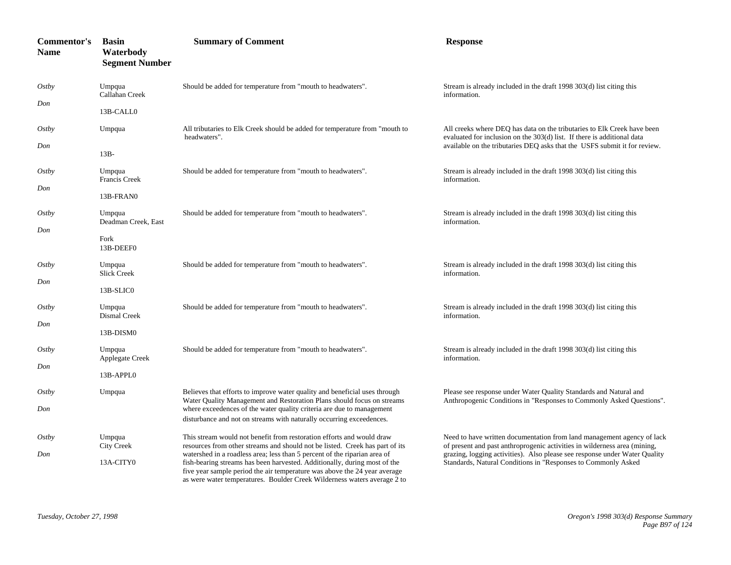| Commentor's Name | Basin Waterbody Segment Number | Summary of Comment | Response |
|---|---|---|---|
| *Ostby Don* | Umpqua Callahan Creek 13B-CALL0 | Should be added for temperature from "mouth to headwaters". | Stream is already included in the draft 1998 303(d) list citing this information. |
| *Ostby Don* | Umpqua 13B- | All tributaries to Elk Creek should be added for temperature from "mouth to headwaters". | All creeks where DEQ has data on the tributaries to Elk Creek have been evaluated for inclusion on the 303(d) list. If there is additional data available on the tributaries DEQ asks that the USFS submit it for review. |
| *Ostby Don* | Umpqua Francis Creek 13B-FRAN0 | Should be added for temperature from "mouth to headwaters". | Stream is already included in the draft 1998 303(d) list citing this information. |
| *Ostby Don* | Umpqua Deadman Creek, East Fork 13B-DEEF0 | Should be added for temperature from "mouth to headwaters". | Stream is already included in the draft 1998 303(d) list citing this information. |
| *Ostby Don* | Umpqua Slick Creek 13B-SLIC0 | Should be added for temperature from "mouth to headwaters". | Stream is already included in the draft 1998 303(d) list citing this information. |
| *Ostby Don* | Umpqua Dismal Creek 13B-DISM0 | Should be added for temperature from "mouth to headwaters". | Stream is already included in the draft 1998 303(d) list citing this information. |
| *Ostby Don* | Umpqua Applegate Creek 13B-APPL0 | Should be added for temperature from "mouth to headwaters". | Stream is already included in the draft 1998 303(d) list citing this information. |
| *Ostby Don* | Umpqua | Believes that efforts to improve water quality and beneficial uses through Water Quality Management and Restoration Plans should focus on streams where exceedences of the water quality criteria are due to management disturbance and not on streams with naturally occurring exceedences. | Please see response under Water Quality Standards and Natural and Anthropogenic Conditions in "Responses to Commonly Asked Questions". |
| *Ostby Don* | Umpqua City Creek 13A-CITY0 | This stream would not benefit from restoration efforts and would draw resources from other streams and should not be listed. Creek has part of its watershed in a roadless area; less than 5 percent of the riparian area of fish-bearing streams has been harvested. Additionally, during most of the five year sample period the air temperature was above the 24 year average as were water temperatures. Boulder Creek Wilderness waters average 2 to | Need to have written documentation from land management agency of lack of present and past anthroprogenic activities in wilderness area (mining, grazing, logging activities). Also please see response under Water Quality Standards, Natural Conditions in "Responses to Commonly Asked |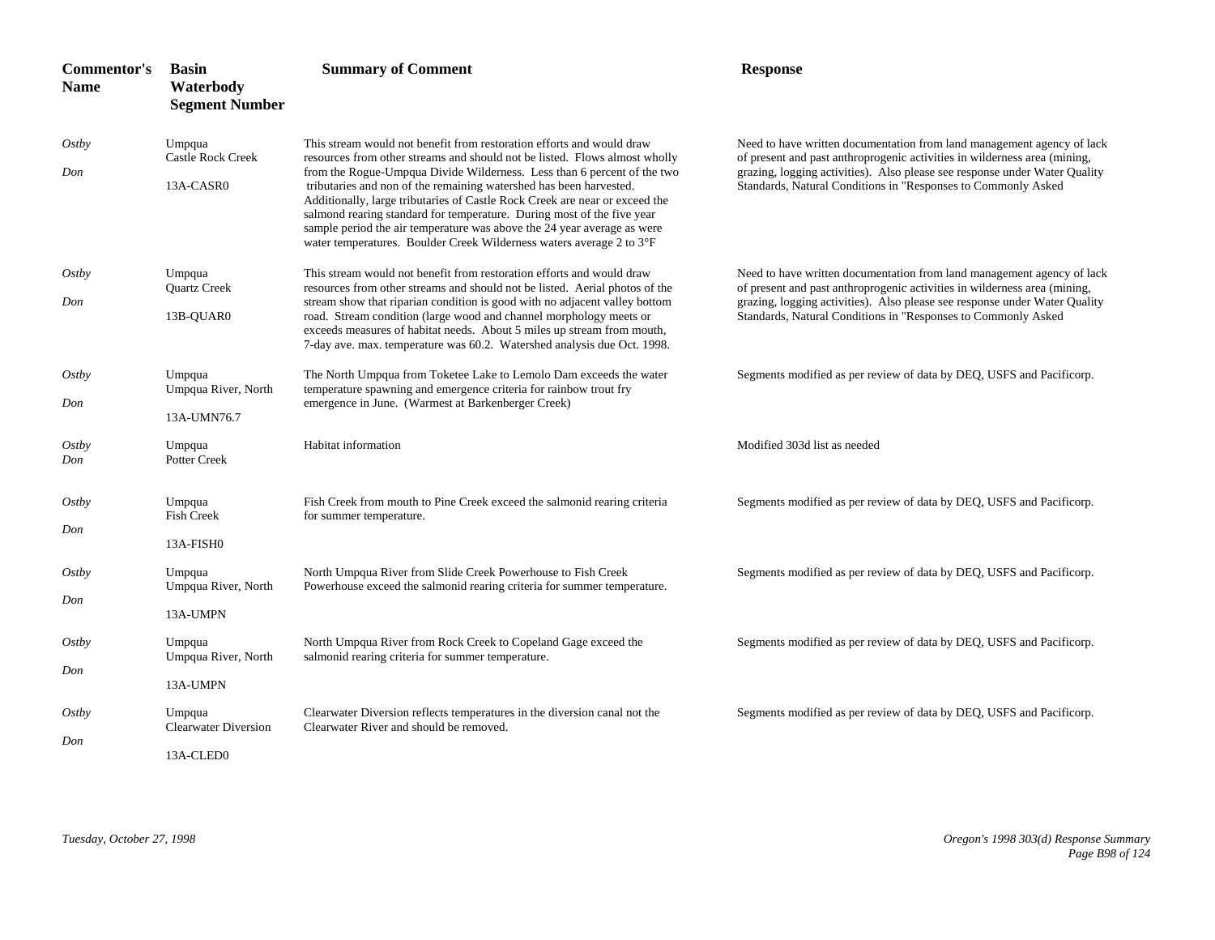| Commentor's Name | Basin Waterbody Segment Number | Summary of Comment | Response |
|---|---|---|---|
| *Ostby Don* | Umpqua Castle Rock Creek 13A-CASR0 | This stream would not benefit from restoration efforts and would draw resources from other streams and should not be listed. Flows almost wholly from the Rogue-Umpqua Divide Wilderness. Less than 6 percent of the two tributaries and non of the remaining watershed has been harvested. Additionally, large tributaries of Castle Rock Creek are near or exceed the salmond rearing standard for temperature. During most of the five year sample period the air temperature was above the 24 year average as were water temperatures. Boulder Creek Wilderness waters average 2 to 3°F | Need to have written documentation from land management agency of lack of present and past anthropogenic activities in wilderness area (mining, grazing, logging activities). Also please see response under Water Quality Standards, Natural Conditions in "Responses to Commonly Asked |
| *Ostby Don* | Umpqua Quartz Creek 13B-QUAR0 | This stream would not benefit from restoration efforts and would draw resources from other streams and should not be listed. Aerial photos of the stream show that riparian condition is good with no adjacent valley bottom road. Stream condition (large wood and channel morphology meets or exceeds measures of habitat needs. About 5 miles up stream from mouth, 7-day ave. max. temperature was 60.2. Watershed analysis due Oct. 1998. | Need to have written documentation from land management agency of lack of present and past anthropogenic activities in wilderness area (mining, grazing, logging activities). Also please see response under Water Quality Standards, Natural Conditions in "Responses to Commonly Asked |
| *Ostby Don* | Umpqua Umpqua River, North 13A-UMN76.7 | The North Umpqua from Toketee Lake to Lemolo Dam exceeds the water temperature spawning and emergence criteria for rainbow trout fry emergence in June. (Warmest at Barkenberger Creek) | Segments modified as per review of data by DEQ, USFS and Pacificorp. |
| *Ostby Don* | Umpqua Potter Creek | Habitat information | Modified 303d list as needed |
| *Ostby Don* | Umpqua Fish Creek 13A-FISH0 | Fish Creek from mouth to Pine Creek exceed the salmonid rearing criteria for summer temperature. | Segments modified as per review of data by DEQ, USFS and Pacificorp. |
| *Ostby Don* | Umpqua Umpqua River, North 13A-UMPN | North Umpqua River from Slide Creek Powerhouse to Fish Creek Powerhouse exceed the salmonid rearing criteria for summer temperature. | Segments modified as per review of data by DEQ, USFS and Pacificorp. |
| *Ostby Don* | Umpqua Umpqua River, North 13A-UMPN | North Umpqua River from Rock Creek to Copeland Gage exceed the salmonid rearing criteria for summer temperature. | Segments modified as per review of data by DEQ, USFS and Pacificorp. |
| *Ostby Don* | Umpqua Clearwater Diversion 13A-CLED0 | Clearwater Diversion reflects temperatures in the diversion canal not the Clearwater River and should be removed. | Segments modified as per review of data by DEQ, USFS and Pacificorp. |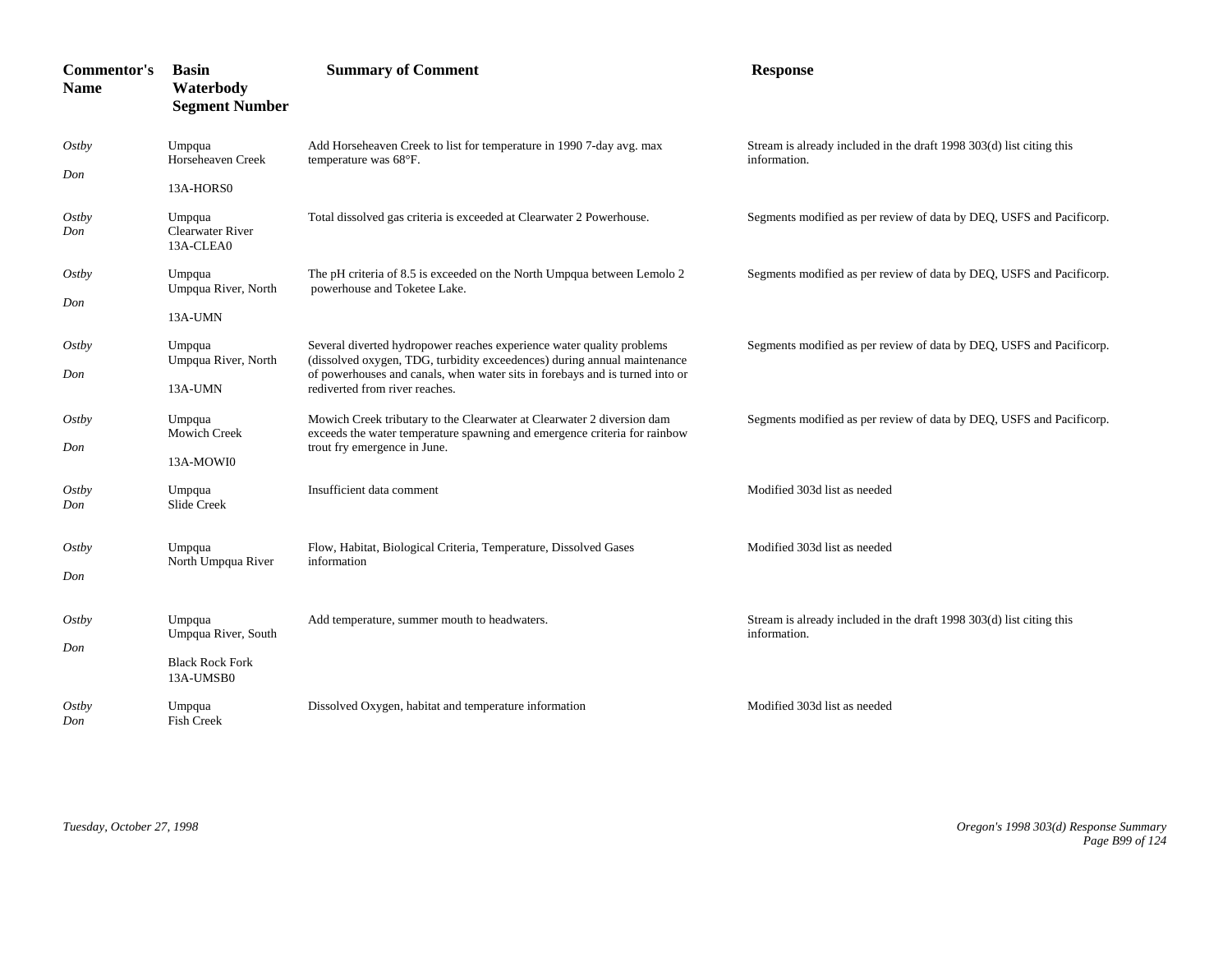| Commentor's Name | Basin Waterbody Segment Number | Summary of Comment | Response |
|---|---|---|---|
| *Ostby Don* | Umpqua Horseheaven Creek 13A-HORS0 | Add Horseheaven Creek to list for temperature in 1990 7-day avg. max temperature was 68°F. | Stream is already included in the draft 1998 303(d) list citing this information. |
| *Ostby Don* | Umpqua Clearwater River 13A-CLEA0 | Total dissolved gas criteria is exceeded at Clearwater 2 Powerhouse. | Segments modified as per review of data by DEQ, USFS and Pacificorp. |
| *Ostby Don* | Umpqua Umpqua River, North 13A-UMN | The pH criteria of 8.5 is exceeded on the North Umpqua between Lemolo 2 powerhouse and Toketee Lake. | Segments modified as per review of data by DEQ, USFS and Pacificorp. |
| *Ostby Don* | Umpqua Umpqua River, North 13A-UMN | Several diverted hydropower reaches experience water quality problems (dissolved oxygen, TDG, turbidity exceedences) during annual maintenance of powerhouses and canals, when water sits in forebays and is turned into or rediverted from river reaches. | Segments modified as per review of data by DEQ, USFS and Pacificorp. |
| *Ostby Don* | Umpqua Mowich Creek 13A-MOWI0 | Mowich Creek tributary to the Clearwater at Clearwater 2 diversion dam exceeds the water temperature spawning and emergence criteria for rainbow trout fry emergence in June. | Segments modified as per review of data by DEQ, USFS and Pacificorp. |
| *Ostby Don* | Umpqua Slide Creek | Insufficient data comment | Modified 303d list as needed |
| *Ostby Don* | Umpqua North Umpqua River | Flow, Habitat, Biological Criteria, Temperature, Dissolved Gases information | Modified 303d list as needed |
| *Ostby Don* | Umpqua Umpqua River, South Black Rock Fork 13A-UMSB0 | Add temperature, summer mouth to headwaters. | Stream is already included in the draft 1998 303(d) list citing this information. |
| *Ostby Don* | Umpqua Fish Creek | Dissolved Oxygen, habitat and temperature information | Modified 303d list as needed |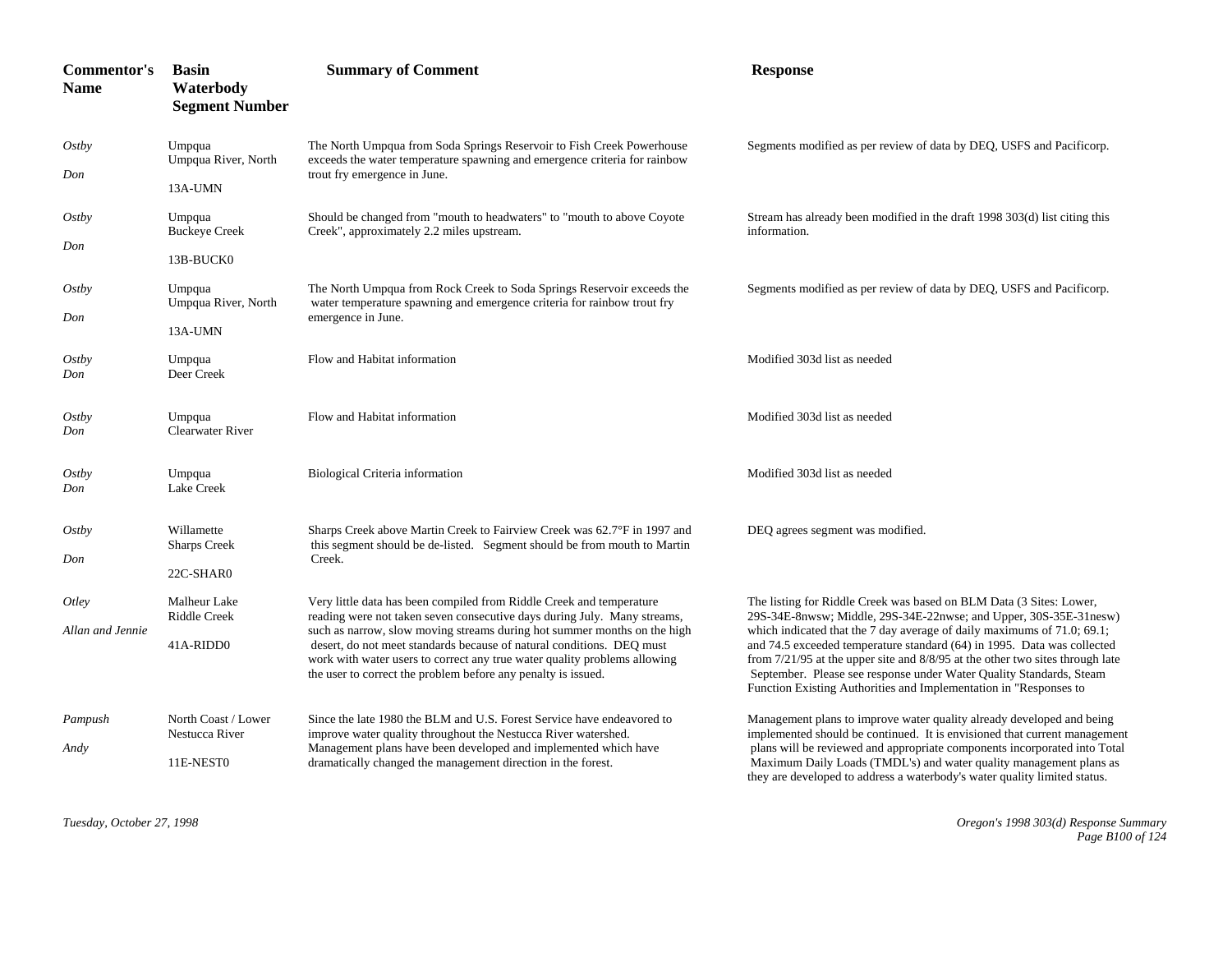| Commentor's Name | Basin Waterbody Segment Number | Summary of Comment | Response |
|---|---|---|---|
| *Ostby* *Don* | Umpqua Umpqua River, North 13A-UMN | The North Umpqua from Soda Springs Reservoir to Fish Creek Powerhouse exceeds the water temperature spawning and emergence criteria for rainbow trout fry emergence in June. | Segments modified as per review of data by DEQ, USFS and Pacificorp. |
| *Ostby* *Don* | Umpqua Buckeye Creek 13B-BUCK0 | Should be changed from "mouth to headwaters" to "mouth to above Coyote Creek", approximately 2.2 miles upstream. | Stream has already been modified in the draft 1998 303(d) list citing this information. |
| *Ostby* *Don* | Umpqua Umpqua River, North 13A-UMN | The North Umpqua from Rock Creek to Soda Springs Reservoir exceeds the water temperature spawning and emergence criteria for rainbow trout fry emergence in June. | Segments modified as per review of data by DEQ, USFS and Pacificorp. |
| *Ostby* *Don* | Umpqua Deer Creek | Flow and Habitat information | Modified 303d list as needed |
| *Ostby* *Don* | Umpqua Clearwater River | Flow and Habitat information | Modified 303d list as needed |
| *Ostby* *Don* | Umpqua Lake Creek | Biological Criteria information | Modified 303d list as needed |
| *Ostby* *Don* | Willamette Sharps Creek 22C-SHAR0 | Sharps Creek above Martin Creek to Fairview Creek was 62.7°F in 1997 and this segment should be de-listed. Segment should be from mouth to Martin Creek. | DEQ agrees segment was modified. |
| *Otley* *Allan and Jennie* | Malheur Lake Riddle Creek 41A-RIDD0 | Very little data has been compiled from Riddle Creek and temperature reading were not taken seven consecutive days during July. Many streams, such as narrow, slow moving streams during hot summer months on the high desert, do not meet standards because of natural conditions. DEQ must work with water users to correct any true water quality problems allowing the user to correct the problem before any penalty is issued. | The listing for Riddle Creek was based on BLM Data (3 Sites: Lower, 29S-34E-8nwsw; Middle, 29S-34E-22nwse; and Upper, 30S-35E-31nesw) which indicated that the 7 day average of daily maximums of 71.0; 69.1; and 74.5 exceeded temperature standard (64) in 1995. Data was collected from 7/21/95 at the upper site and 8/8/95 at the other two sites through late September. Please see response under Water Quality Standards, Steam Function Existing Authorities and Implementation in "Responses to |
| *Pampush* *Andy* | North Coast / Lower Nestucca River 11E-NEST0 | Since the late 1980 the BLM and U.S. Forest Service have endeavored to improve water quality throughout the Nestucca River watershed. Management plans have been developed and implemented which have dramatically changed the management direction in the forest. | Management plans to improve water quality already developed and being implemented should be continued. It is envisioned that current management plans will be reviewed and appropriate components incorporated into Total Maximum Daily Loads (TMDL's) and water quality management plans as they are developed to address a waterbody's water quality limited status. |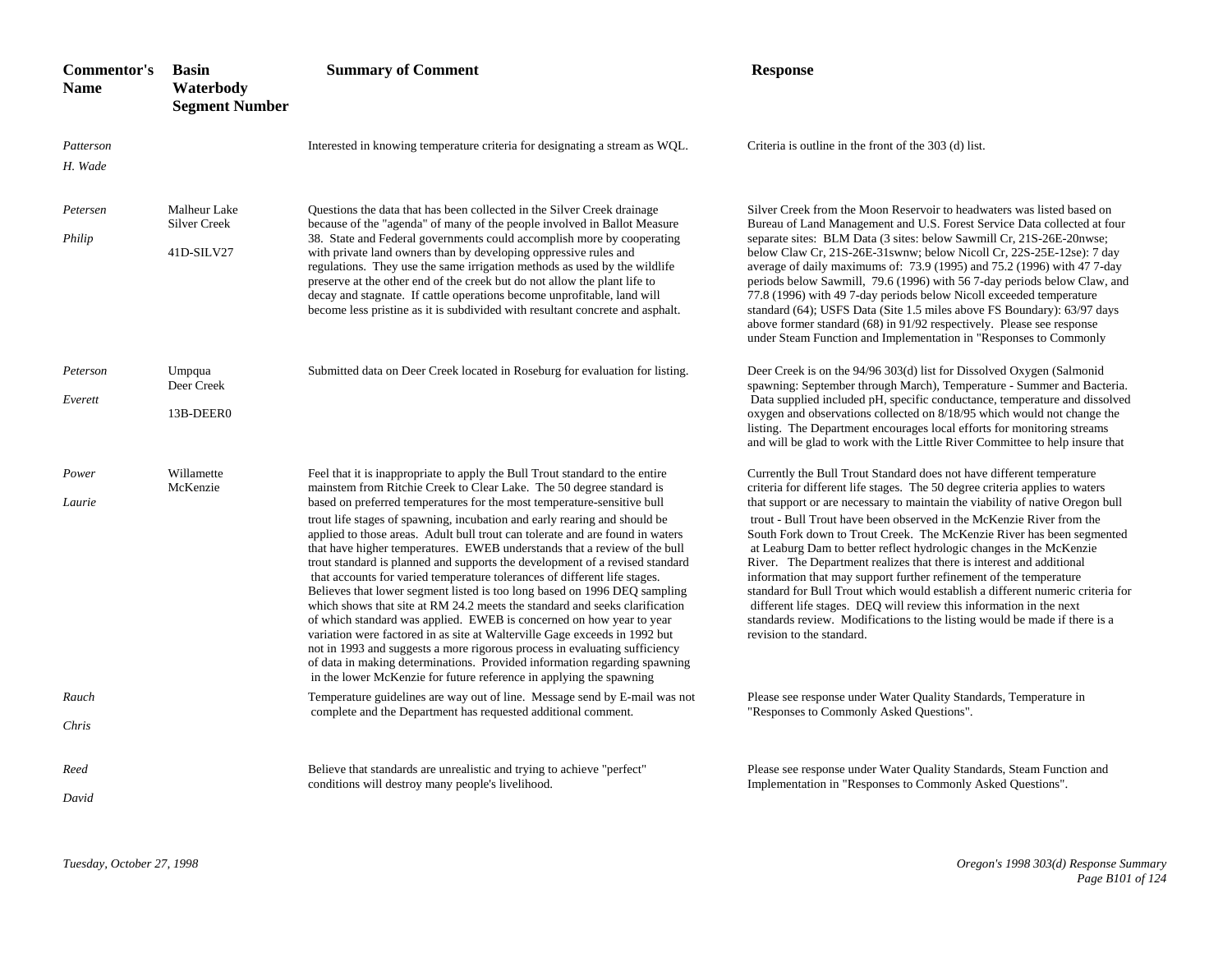| Commentor's Name | Basin Waterbody Segment Number | Summary of Comment | Response |
|---|---|---|---|
| *Patterson H. Wade* | | Interested in knowing temperature criteria for designating a stream as WQL. | Criteria is outline in the front of the 303 (d) list. |
| *Petersen Philip* | Malheur Lake Silver Creek 41D-SILV27 | Questions the data that has been collected in the Silver Creek drainage because of the "agenda" of many of the people involved in Ballot Measure 38. State and Federal governments could accomplish more by cooperating with private land owners than by developing oppressive rules and regulations. They use the same irrigation methods as used by the wildlife preserve at the other end of the creek but do not allow the plant life to decay and stagnate. If cattle operations become unprofitable, land will become less pristine as it is subdivided with resultant concrete and asphalt. | Silver Creek from the Moon Reservoir to headwaters was listed based on Bureau of Land Management and U.S. Forest Service Data collected at four separate sites: BLM Data (3 sites: below Sawmill Cr, 21S-26E-20nwse; below Claw Cr, 21S-26E-31swnw; below Nicoll Cr, 22S-25E-12se): 7 day average of daily maximums of: 73.9 (1995) and 75.2 (1996) with 47 7-day periods below Sawmill, 79.6 (1996) with 56 7-day periods below Claw, and 77.8 (1996) with 49 7-day periods below Nicoll exceeded temperature standard (64); USFS Data (Site 1.5 miles above FS Boundary): 63/97 days above former standard (68) in 91/92 respectively. Please see response under Steam Function and Implementation in "Responses to Commonly |
| *Peterson Everett* | Umpqua Deer Creek 13B-DEER0 | Submitted data on Deer Creek located in Roseburg for evaluation for listing. | Deer Creek is on the 94/96 303(d) list for Dissolved Oxygen (Salmonid spawning: September through March), Temperature - Summer and Bacteria. Data supplied included pH, specific conductance, temperature and dissolved oxygen and observations collected on 8/18/95 which would not change the listing. The Department encourages local efforts for monitoring streams and will be glad to work with the Little River Committee to help insure that |
| *Power Laurie* | Willamette McKenzie | Feel that it is inappropriate to apply the Bull Trout standard to the entire mainstem from Ritchie Creek to Clear Lake. The 50 degree standard is based on preferred temperatures for the most temperature-sensitive bull trout life stages of spawning, incubation and early rearing and should be applied to those areas. Adult bull trout can tolerate and are found in waters that have higher temperatures. EWEB understands that a review of the bull trout standard is planned and supports the development of a revised standard that accounts for varied temperature tolerances of different life stages. Believes that lower segment listed is too long based on 1996 DEQ sampling which shows that site at RM 24.2 meets the standard and seeks clarification of which standard was applied. EWEB is concerned on how year to year variation were factored in as site at Walterville Gage exceeds in 1992 but not in 1993 and suggests a more rigorous process in evaluating sufficiency of data in making determinations. Provided information regarding spawning in the lower McKenzie for future reference in applying the spawning | Currently the Bull Trout Standard does not have different temperature criteria for different life stages. The 50 degree criteria applies to waters that support or are necessary to maintain the viability of native Oregon bull trout - Bull Trout have been observed in the McKenzie River from the South Fork down to Trout Creek. The McKenzie River has been segmented at Leaburg Dam to better reflect hydrologic changes in the McKenzie River. The Department realizes that there is interest and additional information that may support further refinement of the temperature standard for Bull Trout which would establish a different numeric criteria for different life stages. DEQ will review this information in the next standards review. Modifications to the listing would be made if there is a revision to the standard. |
| *Rauch Chris* | | Temperature guidelines are way out of line. Message send by E-mail was not complete and the Department has requested additional comment. | Please see response under Water Quality Standards, Temperature in "Responses to Commonly Asked Questions". |
| *Reed David* | | Believe that standards are unrealistic and trying to achieve "perfect" conditions will destroy many people's livelihood. | Please see response under Water Quality Standards, Steam Function and Implementation in "Responses to Commonly Asked Questions". |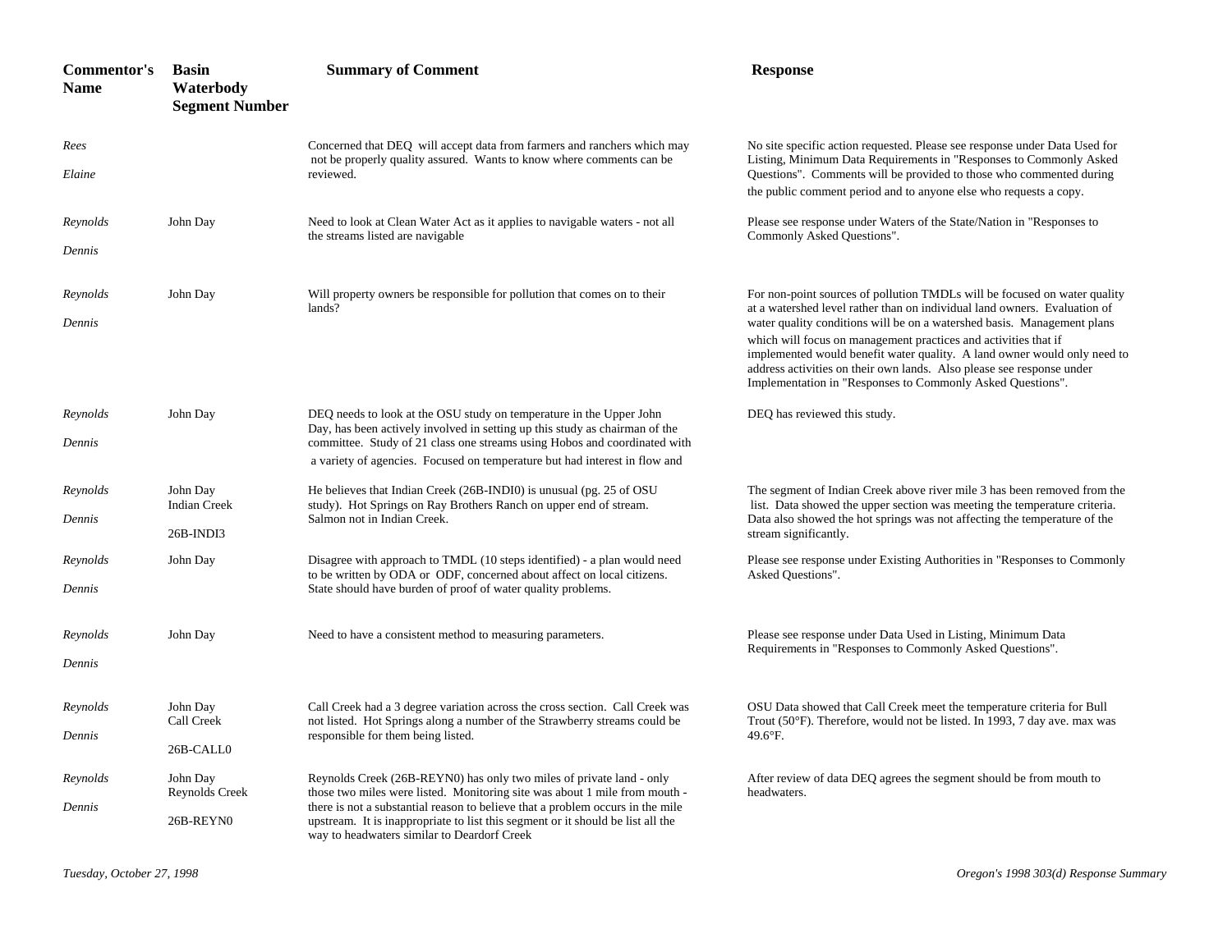| Commentor's Name | Basin Waterbody Segment Number | Summary of Comment | Response |
|---|---|---|---|
| *Rees* *Elaine* | | Concerned that DEQ will accept data from farmers and ranchers which may not be properly quality assured. Wants to know where comments can be reviewed. | No site specific action requested. Please see response under Data Used for Listing, Minimum Data Requirements in "Responses to Commonly Asked Questions". Comments will be provided to those who commented during the public comment period and to anyone else who requests a copy. |
| *Reynolds* *Dennis* | John Day | Need to look at Clean Water Act as it applies to navigable waters - not all the streams listed are navigable | Please see response under Waters of the State/Nation in "Responses to Commonly Asked Questions". |
| *Reynolds* *Dennis* | John Day | Will property owners be responsible for pollution that comes on to their lands? | For non-point sources of pollution TMDLs will be focused on water quality at a watershed level rather than on individual land owners. Evaluation of water quality conditions will be on a watershed basis. Management plans which will focus on management practices and activities that if implemented would benefit water quality. A land owner would only need to address activities on their own lands. Also please see response under Implementation in "Responses to Commonly Asked Questions". |
| *Reynolds* *Dennis* | John Day | DEQ needs to look at the OSU study on temperature in the Upper John Day, has been actively involved in setting up this study as chairman of the committee. Study of 21 class one streams using Hobos and coordinated with a variety of agencies. Focused on temperature but had interest in flow and | DEQ has reviewed this study. |
| *Reynolds* *Dennis* | John Day Indian Creek 26B-INDI3 | He believes that Indian Creek (26B-INDI0) is unusual (pg. 25 of OSU study). Hot Springs on Ray Brothers Ranch on upper end of stream. Salmon not in Indian Creek. | The segment of Indian Creek above river mile 3 has been removed from the list. Data showed the upper section was meeting the temperature criteria. Data also showed the hot springs was not affecting the temperature of the stream significantly. |
| *Reynolds* *Dennis* | John Day | Disagree with approach to TMDL (10 steps identified) - a plan would need to be written by ODA or ODF, concerned about affect on local citizens. State should have burden of proof of water quality problems. | Please see response under Existing Authorities in "Responses to Commonly Asked Questions". |
| *Reynolds* *Dennis* | John Day | Need to have a consistent method to measuring parameters. | Please see response under Data Used in Listing, Minimum Data Requirements in "Responses to Commonly Asked Questions". |
| *Reynolds* *Dennis* | John Day Call Creek 26B-CALL0 | Call Creek had a 3 degree variation across the cross section. Call Creek was not listed. Hot Springs along a number of the Strawberry streams could be responsible for them being listed. | OSU Data showed that Call Creek meet the temperature criteria for Bull Trout (50°F). Therefore, would not be listed. In 1993, 7 day ave. max was 49.6°F. |
| *Reynolds* *Dennis* | John Day Reynolds Creek 26B-REYN0 | Reynolds Creek (26B-REYN0) has only two miles of private land - only those two miles were listed. Monitoring site was about 1 mile from mouth - there is not a substantial reason to believe that a problem occurs in the mile upstream. It is inappropriate to list this segment or it should be list all the way to headwaters similar to Deardorf Creek | After review of data DEQ agrees the segment should be from mouth to headwaters. |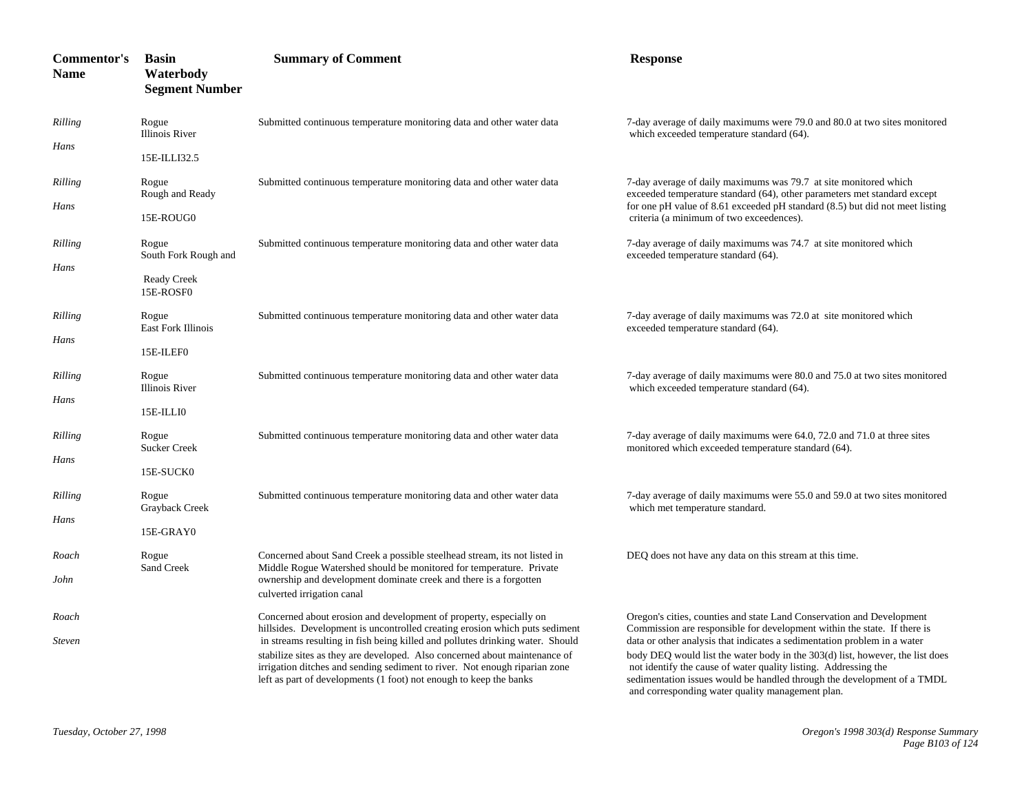| Commentor's Name | Basin Waterbody Segment Number | Summary of Comment | Response |
|---|---|---|---|
| *Rilling Hans* | Rogue Illinois River 15E-ILLI32.5 | Submitted continuous temperature monitoring data and other water data | 7-day average of daily maximums were 79.0 and 80.0 at two sites monitored which exceeded temperature standard (64). |
| *Rilling Hans* | Rogue Rough and Ready 15E-ROUG0 | Submitted continuous temperature monitoring data and other water data | 7-day average of daily maximums was 79.7 at site monitored which exceeded temperature standard (64), other parameters met standard except for one pH value of 8.61 exceeded pH standard (8.5) but did not meet listing criteria (a minimum of two exceedences). |
| *Rilling Hans* | Rogue South Fork Rough and Ready Creek 15E-ROSF0 | Submitted continuous temperature monitoring data and other water data | 7-day average of daily maximums was 74.7 at site monitored which exceeded temperature standard (64). |
| *Rilling Hans* | Rogue East Fork Illinois 15E-ILEF0 | Submitted continuous temperature monitoring data and other water data | 7-day average of daily maximums was 72.0 at site monitored which exceeded temperature standard (64). |
| *Rilling Hans* | Rogue Illinois River 15E-ILLI0 | Submitted continuous temperature monitoring data and other water data | 7-day average of daily maximums were 80.0 and 75.0 at two sites monitored which exceeded temperature standard (64). |
| *Rilling Hans* | Rogue Sucker Creek 15E-SUCK0 | Submitted continuous temperature monitoring data and other water data | 7-day average of daily maximums were 64.0, 72.0 and 71.0 at three sites monitored which exceeded temperature standard (64). |
| *Rilling Hans* | Rogue Grayback Creek 15E-GRAY0 | Submitted continuous temperature monitoring data and other water data | 7-day average of daily maximums were 55.0 and 59.0 at two sites monitored which met temperature standard. |
| *Roach John* | Rogue Sand Creek | Concerned about Sand Creek a possible steelhead stream, its not listed in Middle Rogue Watershed should be monitored for temperature. Private ownership and development dominate creek and there is a forgotten culverted irrigation canal | DEQ does not have any data on this stream at this time. |
| *Roach Steven* | | Concerned about erosion and development of property, especially on hillsides. Development is uncontrolled creating erosion which puts sediment in streams resulting in fish being killed and pollutes drinking water. Should stabilize sites as they are developed. Also concerned about maintenance of irrigation ditches and sending sediment to river. Not enough riparian zone left as part of developments (1 foot) not enough to keep the banks | Oregon's cities, counties and state Land Conservation and Development Commission are responsible for development within the state. If there is data or other analysis that indicates a sedimentation problem in a water body DEQ would list the water body in the 303(d) list, however, the list does not identify the cause of water quality listing. Addressing the sedimentation issues would be handled through the development of a TMDL and corresponding water quality management plan. |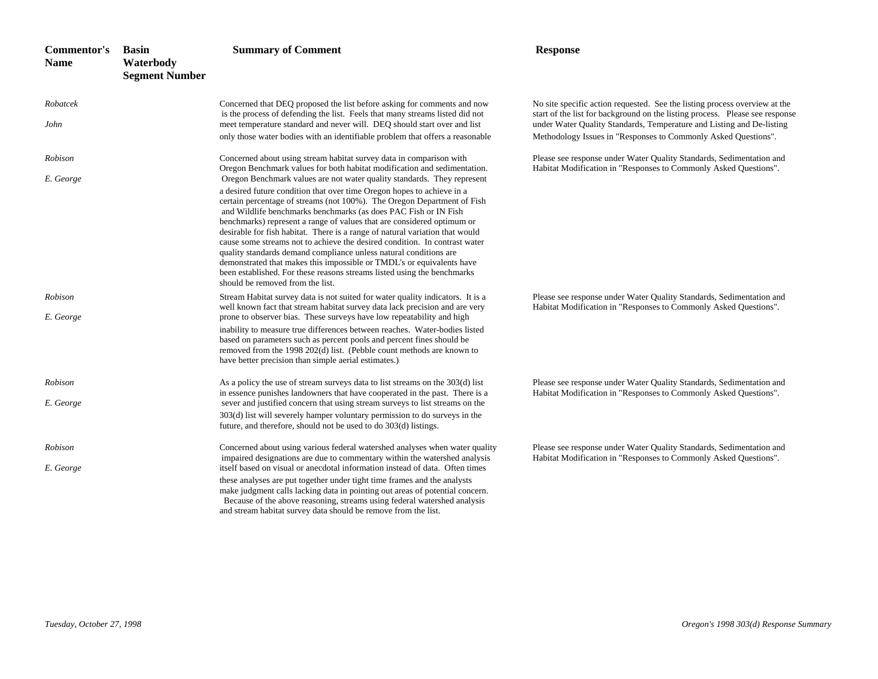| Commentor's Name | Basin Waterbody Segment Number | Summary of Comment | Response |
|---|---|---|---|
| *Robatcek John* | | Concerned that DEQ proposed the list before asking for comments and now is the process of defending the list. Feels that many streams listed did not meet temperature standard and never will. DEQ should start over and list only those water bodies with an identifiable problem that offers a reasonable | No site specific action requested. See the listing process overview at the start of the list for background on the listing process. Please see response under Water Quality Standards, Temperature and Listing and De-listing Methodology Issues in "Responses to Commonly Asked Questions". |
| *Robison E. George* | | Concerned about using stream habitat survey data in comparison with Oregon Benchmark values for both habitat modification and sedimentation. Oregon Benchmark values are not water quality standards. They represent a desired future condition that over time Oregon hopes to achieve in a certain percentage of streams (not 100%). The Oregon Department of Fish and Wildlife benchmarks benchmarks (as does PAC Fish or IN Fish benchmarks) represent a range of values that are considered optimum or desirable for fish habitat. There is a range of natural variation that would cause some streams not to achieve the desired condition. In contrast water quality standards demand compliance unless natural conditions are demonstrated that makes this impossible or TMDL's or equivalents have been established. For these reasons streams listed using the benchmarks should be removed from the list. | Please see response under Water Quality Standards, Sedimentation and Habitat Modification in "Responses to Commonly Asked Questions". |
| *Robison E. George* | | Stream Habitat survey data is not suited for water quality indicators. It is a well known fact that stream habitat survey data lack precision and are very prone to observer bias. These surveys have low repeatability and high inability to measure true differences between reaches. Water-bodies listed based on parameters such as percent pools and percent fines should be removed from the 1998 202(d) list. (Pebble count methods are known to have better precision than simple aerial estimates.) | Please see response under Water Quality Standards, Sedimentation and Habitat Modification in "Responses to Commonly Asked Questions". |
| *Robison E. George* | | As a policy the use of stream surveys data to list streams on the 303(d) list in essence punishes landowners that have cooperated in the past. There is a sever and justified concern that using stream surveys to list streams on the 303(d) list will severely hamper voluntary permission to do surveys in the future, and therefore, should not be used to do 303(d) listings. | Please see response under Water Quality Standards, Sedimentation and Habitat Modification in "Responses to Commonly Asked Questions". |
| *Robison E. George* | | Concerned about using various federal watershed analyses when water quality impaired designations are due to commentary within the watershed analysis itself based on visual or anecdotal information instead of data. Often times these analyses are put together under tight time frames and the analysts make judgment calls lacking data in pointing out areas of potential concern. Because of the above reasoning, streams using federal watershed analysis and stream habitat survey data should be remove from the list. | Please see response under Water Quality Standards, Sedimentation and Habitat Modification in "Responses to Commonly Asked Questions". |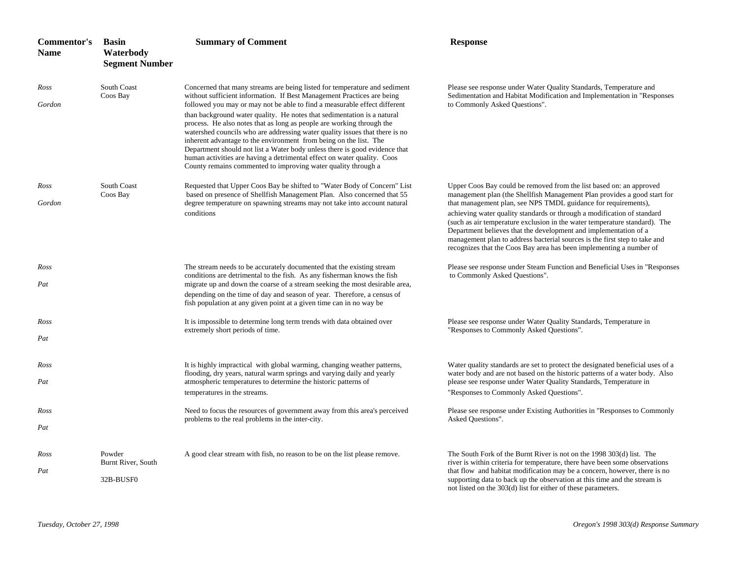| Commentor's Name | Basin Waterbody Segment Number | Summary of Comment | Response |
|---|---|---|---|
| *Ross Gordon* | South Coast Coos Bay | Concerned that many streams are being listed for temperature and sediment without sufficient information. If Best Management Practices are being followed you may or may not be able to find a measurable effect different than background water quality. He notes that sedimentation is a natural process. He also notes that as long as people are working through the watershed councils who are addressing water quality issues that there is no inherent advantage to the environment from being on the list. The Department should not list a Water body unless there is good evidence that human activities are having a detrimental effect on water quality. Coos County remains commented to improving water quality through a | Please see response under Water Quality Standards, Temperature and Sedimentation and Habitat Modification and Implementation in "Responses to Commonly Asked Questions". |
| *Ross Gordon* | South Coast Coos Bay | Requested that Upper Coos Bay be shifted to "Water Body of Concern" List based on presence of Shellfish Management Plan. Also concerned that 55 degree temperature on spawning streams may not take into account natural conditions | Upper Coos Bay could be removed from the list based on: an approved management plan (the Shellfish Management Plan provides a good start for that management plan, see NPS TMDL guidance for requirements), achieving water quality standards or through a modification of standard (such as air temperature exclusion in the water temperature standard). The Department believes that the development and implementation of a management plan to address bacterial sources is the first step to take and recognizes that the Coos Bay area has been implementing a number of |
| *Ross Pat* | | The stream needs to be accurately documented that the existing stream conditions are detrimental to the fish. As any fisherman knows the fish migrate up and down the coarse of a stream seeking the most desirable area, depending on the time of day and season of year. Therefore, a census of fish population at any given point at a given time can in no way be | Please see response under Steam Function and Beneficial Uses in "Responses to Commonly Asked Questions". |
| *Ross Pat* | | It is impossible to determine long term trends with data obtained over extremely short periods of time. | Please see response under Water Quality Standards, Temperature in "Responses to Commonly Asked Questions". |
| *Ross Pat* | | It is highly impractical with global warming, changing weather patterns, flooding, dry years, natural warm springs and varying daily and yearly atmospheric temperatures to determine the historic patterns of temperatures in the streams. | Water quality standards are set to protect the designated beneficial uses of a water body and are not based on the historic patterns of a water body. Also please see response under Water Quality Standards, Temperature in "Responses to Commonly Asked Questions". |
| *Ross Pat* | | Need to focus the resources of government away from this area's perceived problems to the real problems in the inter-city. | Please see response under Existing Authorities in "Responses to Commonly Asked Questions". |
| *Ross Pat* | Powder Burnt River, South 32B-BUSF0 | A good clear stream with fish, no reason to be on the list please remove. | The South Fork of the Burnt River is not on the 1998 303(d) list. The river is within criteria for temperature, there have been some observations that flow and habitat modification may be a concern, however, there is no supporting data to back up the observation at this time and the stream is not listed on the 303(d) list for either of these parameters. |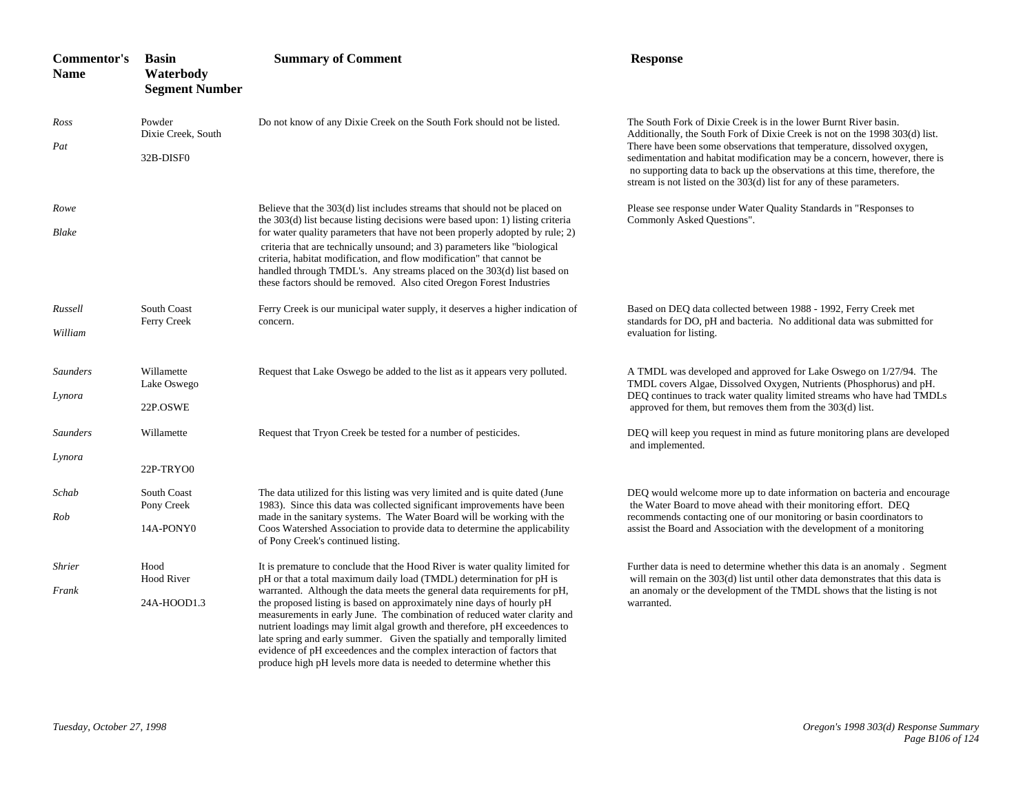| Commentor's Name | Basin Waterbody Segment Number | Summary of Comment | Response |
|---|---|---|---|
| *Ross Pat* | Powder Dixie Creek, South 32B-DISF0 | Do not know of any Dixie Creek on the South Fork should not be listed. | The South Fork of Dixie Creek is in the lower Burnt River basin. Additionally, the South Fork of Dixie Creek is not on the 1998 303(d) list. There have been some observations that temperature, dissolved oxygen, sedimentation and habitat modification may be a concern, however, there is no supporting data to back up the observations at this time, therefore, the stream is not listed on the 303(d) list for any of these parameters. |
| *Rowe Blake* | | Believe that the 303(d) list includes streams that should not be placed on the 303(d) list because listing decisions were based upon: 1) listing criteria for water quality parameters that have not been properly adopted by rule; 2) criteria that are technically unsound; and 3) parameters like "biological criteria, habitat modification, and flow modification" that cannot be handled through TMDL's. Any streams placed on the 303(d) list based on these factors should be removed. Also cited Oregon Forest Industries | Please see response under Water Quality Standards in "Responses to Commonly Asked Questions". |
| *Russell William* | South Coast Ferry Creek | Ferry Creek is our municipal water supply, it deserves a higher indication of concern. | Based on DEQ data collected between 1988 - 1992, Ferry Creek met standards for DO, pH and bacteria. No additional data was submitted for evaluation for listing. |
| *Saunders Lynora* | Willamette Lake Oswego 22P.OSWE | Request that Lake Oswego be added to the list as it appears very polluted. | A TMDL was developed and approved for Lake Oswego on 1/27/94. The TMDL covers Algae, Dissolved Oxygen, Nutrients (Phosphorus) and pH. DEQ continues to track water quality limited streams who have had TMDLs approved for them, but removes them from the 303(d) list. |
| *Saunders Lynora* | Willamette 22P-TRYO0 | Request that Tryon Creek be tested for a number of pesticides. | DEQ will keep you request in mind as future monitoring plans are developed and implemented. |
| *Schab Rob* | South Coast Pony Creek 14A-PONY0 | The data utilized for this listing was very limited and is quite dated (June 1983). Since this data was collected significant improvements have been made in the sanitary systems. The Water Board will be working with the Coos Watershed Association to provide data to determine the applicability of Pony Creek's continued listing. | DEQ would welcome more up to date information on bacteria and encourage the Water Board to move ahead with their monitoring effort. DEQ recommends contacting one of our monitoring or basin coordinators to assist the Board and Association with the development of a monitoring |
| *Shrier Frank* | Hood Hood River 24A-HOOD1.3 | It is premature to conclude that the Hood River is water quality limited for pH or that a total maximum daily load (TMDL) determination for pH is warranted. Although the data meets the general data requirements for pH, the proposed listing is based on approximately nine days of hourly pH measurements in early June. The combination of reduced water clarity and nutrient loadings may limit algal growth and therefore, pH exceedences to late spring and early summer. Given the spatially and temporally limited evidence of pH exceedences and the complex interaction of factors that produce high pH levels more data is needed to determine whether this | Further data is need to determine whether this data is an anomaly . Segment will remain on the 303(d) list until other data demonstrates that this data is an anomaly or the development of the TMDL shows that the listing is not warranted. |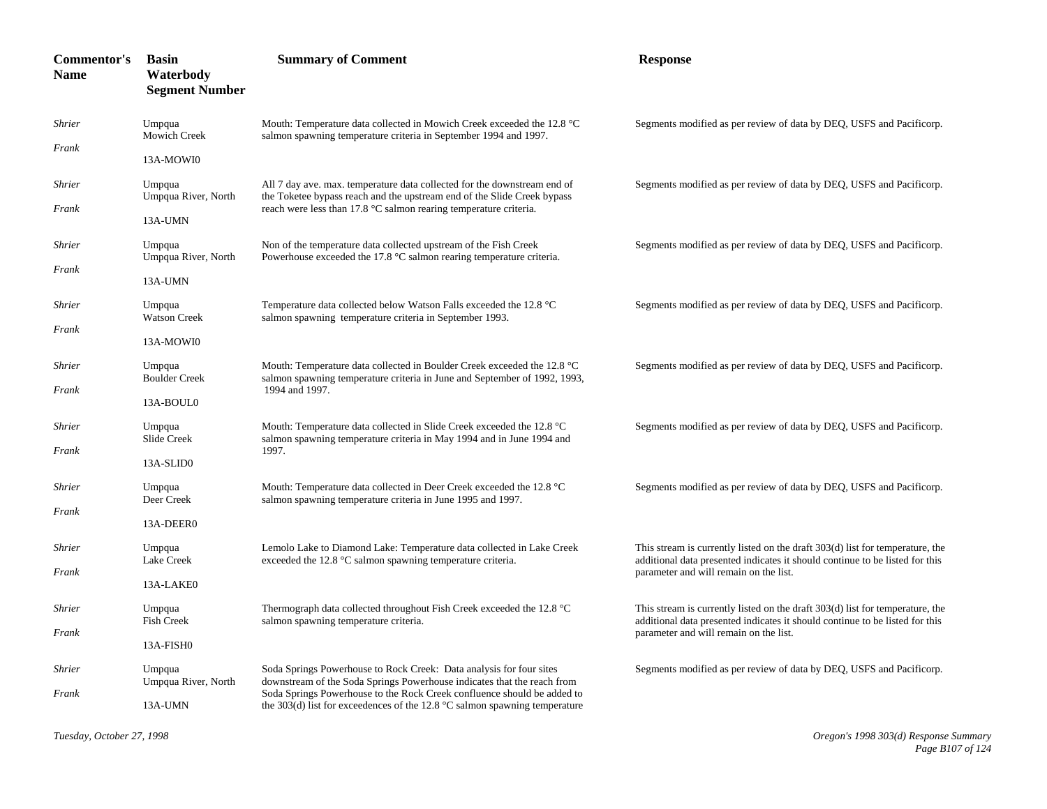| Commentor's Name | Basin Waterbody Segment Number | Summary of Comment | Response |
|---|---|---|---|
| *Shrier* *Frank* | Umpqua Mowich Creek 13A-MOWI0 | Mouth: Temperature data collected in Mowich Creek exceeded the 12.8 °C salmon spawning temperature criteria in September 1994 and 1997. | Segments modified as per review of data by DEQ, USFS and Pacificorp. |
| *Shrier* *Frank* | Umpqua Umpqua River, North 13A-UMN | All 7 day ave. max. temperature data collected for the downstream end of the Toketee bypass reach and the upstream end of the Slide Creek bypass reach were less than 17.8 °C salmon rearing temperature criteria. | Segments modified as per review of data by DEQ, USFS and Pacificorp. |
| *Shrier* *Frank* | Umpqua Umpqua River, North 13A-UMN | Non of the temperature data collected upstream of the Fish Creek Powerhouse exceeded the 17.8 °C salmon rearing temperature criteria. | Segments modified as per review of data by DEQ, USFS and Pacificorp. |
| *Shrier* *Frank* | Umpqua Watson Creek 13A-MOWI0 | Temperature data collected below Watson Falls exceeded the 12.8 °C salmon spawning temperature criteria in September 1993. | Segments modified as per review of data by DEQ, USFS and Pacificorp. |
| *Shrier* *Frank* | Umpqua Boulder Creek 13A-BOUL0 | Mouth: Temperature data collected in Boulder Creek exceeded the 12.8 °C salmon spawning temperature criteria in June and September of 1992, 1993, 1994 and 1997. | Segments modified as per review of data by DEQ, USFS and Pacificorp. |
| *Shrier* *Frank* | Umpqua Slide Creek 13A-SLID0 | Mouth: Temperature data collected in Slide Creek exceeded the 12.8 °C salmon spawning temperature criteria in May 1994 and in June 1994 and 1997. | Segments modified as per review of data by DEQ, USFS and Pacificorp. |
| *Shrier* *Frank* | Umpqua Deer Creek 13A-DEER0 | Mouth: Temperature data collected in Deer Creek exceeded the 12.8 °C salmon spawning temperature criteria in June 1995 and 1997. | Segments modified as per review of data by DEQ, USFS and Pacificorp. |
| *Shrier* *Frank* | Umpqua Lake Creek 13A-LAKE0 | Lemolo Lake to Diamond Lake: Temperature data collected in Lake Creek exceeded the 12.8 °C salmon spawning temperature criteria. | This stream is currently listed on the draft 303(d) list for temperature, the additional data presented indicates it should continue to be listed for this parameter and will remain on the list. |
| *Shrier* *Frank* | Umpqua Fish Creek 13A-FISH0 | Thermograph data collected throughout Fish Creek exceeded the 12.8 °C salmon spawning temperature criteria. | This stream is currently listed on the draft 303(d) list for temperature, the additional data presented indicates it should continue to be listed for this parameter and will remain on the list. |
| *Shrier* *Frank* | Umpqua Umpqua River, North 13A-UMN | Soda Springs Powerhouse to Rock Creek: Data analysis for four sites downstream of the Soda Springs Powerhouse indicates that the reach from Soda Springs Powerhouse to the Rock Creek confluence should be added to the 303(d) list for exceedences of the 12.8 °C salmon spawning temperature | Segments modified as per review of data by DEQ, USFS and Pacificorp. |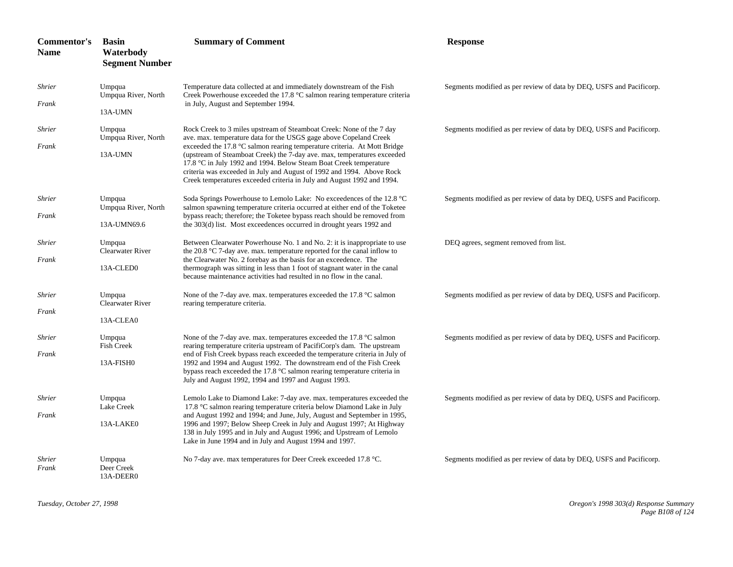| Commentor's Name | Basin Waterbody Segment Number | Summary of Comment | Response |
|---|---|---|---|
| *Shrier Frank* | Umpqua Umpqua River, North 13A-UMN | Temperature data collected at and immediately downstream of the Fish Creek Powerhouse exceeded the 17.8 °C salmon rearing temperature criteria in July, August and September 1994. | Segments modified as per review of data by DEQ, USFS and Pacificorp. |
| *Shrier Frank* | Umpqua Umpqua River, North 13A-UMN | Rock Creek to 3 miles upstream of Steamboat Creek: None of the 7 day ave. max. temperature data for the USGS gage above Copeland Creek exceeded the 17.8 °C salmon rearing temperature criteria. At Mott Bridge (upstream of Steamboat Creek) the 7-day ave. max, temperatures exceeded 17.8 °C in July 1992 and 1994. Below Steam Boat Creek temperature criteria was exceeded in July and August of 1992 and 1994. Above Rock Creek temperatures exceeded criteria in July and August 1992 and 1994. | Segments modified as per review of data by DEQ, USFS and Pacificorp. |
| *Shrier Frank* | Umpqua Umpqua River, North 13A-UMN69.6 | Soda Springs Powerhouse to Lemolo Lake: No exceedences of the 12.8 °C salmon spawning temperature criteria occurred at either end of the Toketee bypass reach; therefore; the Toketee bypass reach should be removed from the 303(d) list. Most exceedences occurred in drought years 1992 and | Segments modified as per review of data by DEQ, USFS and Pacificorp. |
| *Shrier Frank* | Umpqua Clearwater River 13A-CLED0 | Between Clearwater Powerhouse No. 1 and No. 2: it is inappropriate to use the 20.8 °C 7-day ave. max. temperature reported for the canal inflow to the Clearwater No. 2 forebay as the basis for an exceedence. The thermograph was sitting in less than 1 foot of stagnant water in the canal because maintenance activities had resulted in no flow in the canal. | DEQ agrees, segment removed from list. |
| *Shrier Frank* | Umpqua Clearwater River 13A-CLEA0 | None of the 7-day ave. max. temperatures exceeded the 17.8 °C salmon rearing temperature criteria. | Segments modified as per review of data by DEQ, USFS and Pacificorp. |
| *Shrier Frank* | Umpqua Fish Creek 13A-FISH0 | None of the 7-day ave. max. temperatures exceeded the 17.8 °C salmon rearing temperature criteria upstream of PacifiCorp's dam. The upstream end of Fish Creek bypass reach exceeded the temperature criteria in July of 1992 and 1994 and August 1992. The downstream end of the Fish Creek bypass reach exceeded the 17.8 °C salmon rearing temperature criteria in July and August 1992, 1994 and 1997 and August 1993. | Segments modified as per review of data by DEQ, USFS and Pacificorp. |
| *Shrier Frank* | Umpqua Lake Creek 13A-LAKE0 | Lemolo Lake to Diamond Lake: 7-day ave. max. temperatures exceeded the 17.8 °C salmon rearing temperature criteria below Diamond Lake in July and August 1992 and 1994; and June, July, August and September in 1995, 1996 and 1997; Below Sheep Creek in July and August 1997; At Highway 138 in July 1995 and in July and August 1996; and Upstream of Lemolo Lake in June 1994 and in July and August 1994 and 1997. | Segments modified as per review of data by DEQ, USFS and Pacificorp. |
| *Shrier Frank* | Umpqua Deer Creek 13A-DEER0 | No 7-day ave. max temperatures for Deer Creek exceeded 17.8 °C. | Segments modified as per review of data by DEQ, USFS and Pacificorp. |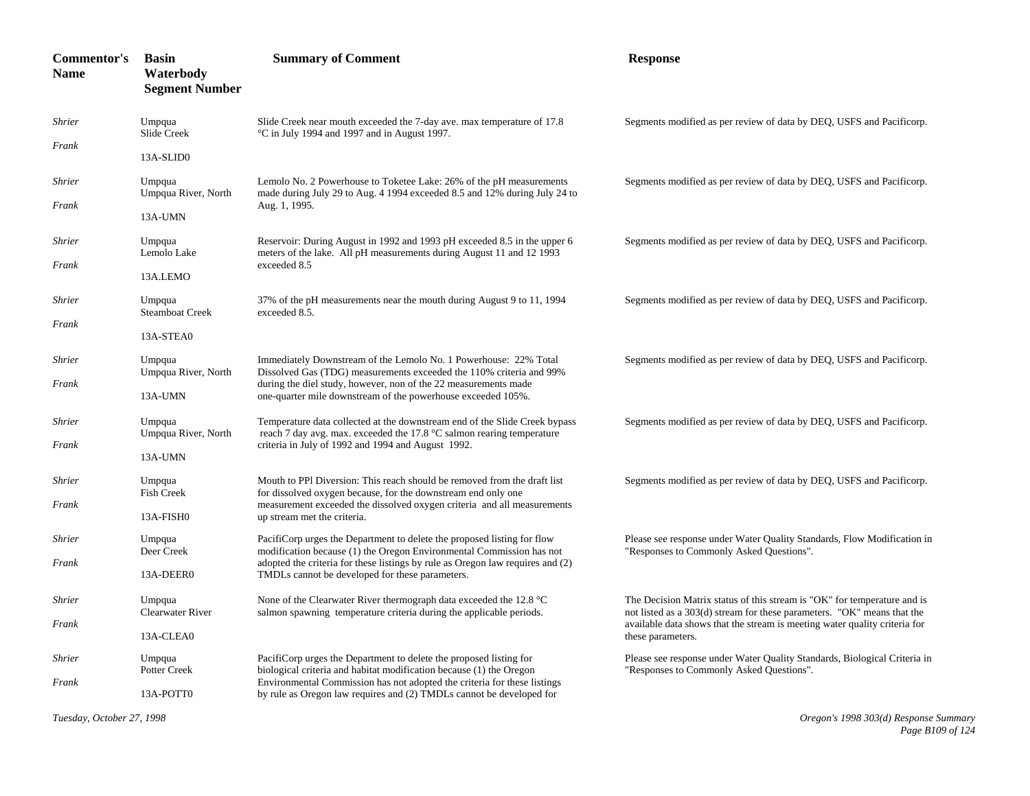| Commentor's Name | Basin Waterbody Segment Number | Summary of Comment | Response |
|---|---|---|---|
| *Shrier* *Frank* | Umpqua Slide Creek 13A-SLID0 | Slide Creek near mouth exceeded the 7-day ave. max temperature of 17.8 °C in July 1994 and 1997 and in August 1997. | Segments modified as per review of data by DEQ, USFS and Pacificorp. |
| *Shrier* *Frank* | Umpqua Umpqua River, North 13A-UMN | Lemolo No. 2 Powerhouse to Toketee Lake: 26% of the pH measurements made during July 29 to Aug. 4 1994 exceeded 8.5 and 12% during July 24 to Aug. 1, 1995. | Segments modified as per review of data by DEQ, USFS and Pacificorp. |
| *Shrier* *Frank* | Umpqua Lemolo Lake 13A.LEMO | Reservoir: During August in 1992 and 1993 pH exceeded 8.5 in the upper 6 meters of the lake. All pH measurements during August 11 and 12 1993 exceeded 8.5 | Segments modified as per review of data by DEQ, USFS and Pacificorp. |
| *Shrier* *Frank* | Umpqua Steamboat Creek 13A-STEA0 | 37% of the pH measurements near the mouth during August 9 to 11, 1994 exceeded 8.5. | Segments modified as per review of data by DEQ, USFS and Pacificorp. |
| *Shrier* *Frank* | Umpqua Umpqua River, North 13A-UMN | Immediately Downstream of the Lemolo No. 1 Powerhouse: 22% Total Dissolved Gas (TDG) measurements exceeded the 110% criteria and 99% during the diel study, however, non of the 22 measurements made one-quarter mile downstream of the powerhouse exceeded 105%. | Segments modified as per review of data by DEQ, USFS and Pacificorp. |
| *Shrier* *Frank* | Umpqua Umpqua River, North 13A-UMN | Temperature data collected at the downstream end of the Slide Creek bypass reach 7 day avg. max. exceeded the 17.8 °C salmon rearing temperature criteria in July of 1992 and 1994 and August 1992. | Segments modified as per review of data by DEQ, USFS and Pacificorp. |
| *Shrier* *Frank* | Umpqua Fish Creek 13A-FISH0 | Mouth to PPl Diversion: This reach should be removed from the draft list for dissolved oxygen because, for the downstream end only one measurement exceeded the dissolved oxygen criteria and all measurements up stream met the criteria. | Segments modified as per review of data by DEQ, USFS and Pacificorp. |
| *Shrier* *Frank* | Umpqua Deer Creek 13A-DEER0 | PacifiCorp urges the Department to delete the proposed listing for flow modification because (1) the Oregon Environmental Commission has not adopted the criteria for these listings by rule as Oregon law requires and (2) TMDLs cannot be developed for these parameters. | Please see response under Water Quality Standards, Flow Modification in "Responses to Commonly Asked Questions". |
| *Shrier* *Frank* | Umpqua Clearwater River 13A-CLEA0 | None of the Clearwater River thermograph data exceeded the 12.8 °C salmon spawning temperature criteria during the applicable periods. | The Decision Matrix status of this stream is "OK" for temperature and is not listed as a 303(d) stream for these parameters. "OK" means that the available data shows that the stream is meeting water quality criteria for these parameters. |
| *Shrier* *Frank* | Umpqua Potter Creek 13A-POTT0 | PacifiCorp urges the Department to delete the proposed listing for biological criteria and habitat modification because (1) the Oregon Environmental Commission has not adopted the criteria for these listings by rule as Oregon law requires and (2) TMDLs cannot be developed for | Please see response under Water Quality Standards, Biological Criteria in "Responses to Commonly Asked Questions". |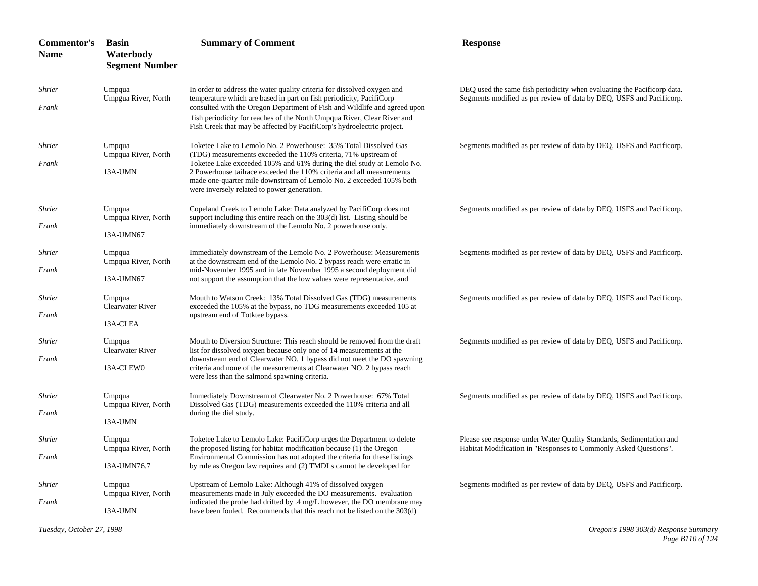| Commentor's Name | Basin Waterbody Segment Number | Summary of Comment | Response |
|---|---|---|---|
| *Shrier* *Frank* | Umpqua Umpgua River, North | In order to address the water quality criteria for dissolved oxygen and temperature which are based in part on fish periodicity, PacifiCorp consulted with the Oregon Department of Fish and Wildlife and agreed upon fish periodicity for reaches of the North Umpqua River, Clear River and Fish Creek that may be affected by PacifiCorp's hydroelectric project. | DEQ used the same fish periodicity when evaluating the Pacificorp data. Segments modified as per review of data by DEQ, USFS and Pacificorp. |
| *Shrier* *Frank* | Umpqua Umpgua River, North 13A-UMN | Toketee Lake to Lemolo No. 2 Powerhouse: 35% Total Dissolved Gas (TDG) measurements exceeded the 110% criteria, 71% upstream of Toketee Lake exceeded 105% and 61% during the diel study at Lemolo No. 2 Powerhouse tailrace exceeded the 110% criteria and all measurements made one-quarter mile downstream of Lemolo No. 2 exceeded 105% both were inversely related to power generation. | Segments modified as per review of data by DEQ, USFS and Pacificorp. |
| *Shrier* *Frank* | Umpqua Umpqua River, North 13A-UMN67 | Copeland Creek to Lemolo Lake: Data analyzed by PacifiCorp does not support including this entire reach on the 303(d) list. Listing should be immediately downstream of the Lemolo No. 2 powerhouse only. | Segments modified as per review of data by DEQ, USFS and Pacificorp. |
| *Shrier* *Frank* | Umpqua Umpqua River, North 13A-UMN67 | Immediately downstream of the Lemolo No. 2 Powerhouse: Measurements at the downstream end of the Lemolo No. 2 bypass reach were erratic in mid-November 1995 and in late November 1995 a second deployment did not support the assumption that the low values were representative. and | Segments modified as per review of data by DEQ, USFS and Pacificorp. |
| *Shrier* *Frank* | Umpqua Clearwater River 13A-CLEA | Mouth to Watson Creek: 13% Total Dissolved Gas (TDG) measurements exceeded the 105% at the bypass, no TDG measurements exceeded 105 at upstream end of Totktee bypass. | Segments modified as per review of data by DEQ, USFS and Pacificorp. |
| *Shrier* *Frank* | Umpqua Clearwater River 13A-CLEW0 | Mouth to Diversion Structure: This reach should be removed from the draft list for dissolved oxygen because only one of 14 measurements at the downstream end of Clearwater NO. 1 bypass did not meet the DO spawning criteria and none of the measurements at Clearwater NO. 2 bypass reach were less than the salmond spawning criteria. | Segments modified as per review of data by DEQ, USFS and Pacificorp. |
| *Shrier* *Frank* | Umpqua Umpqua River, North 13A-UMN | Immediately Downstream of Clearwater No. 2 Powerhouse: 67% Total Dissolved Gas (TDG) measurements exceeded the 110% criteria and all during the diel study. | Segments modified as per review of data by DEQ, USFS and Pacificorp. |
| *Shrier* *Frank* | Umpqua Umpqua River, North 13A-UMN76.7 | Toketee Lake to Lemolo Lake: PacifiCorp urges the Department to delete the proposed listing for habitat modification because (1) the Oregon Environmental Commission has not adopted the criteria for these listings by rule as Oregon law requires and (2) TMDLs cannot be developed for | Please see response under Water Quality Standards, Sedimentation and Habitat Modification in "Responses to Commonly Asked Questions". |
| *Shrier* *Frank* | Umpqua Umpqua River, North 13A-UMN | Upstream of Lemolo Lake: Although 41% of dissolved oxygen measurements made in July exceeded the DO measurements. evaluation indicated the probe had drifted by .4 mg/L however, the DO membrane may have been fouled. Recommends that this reach not be listed on the 303(d) | Segments modified as per review of data by DEQ, USFS and Pacificorp. |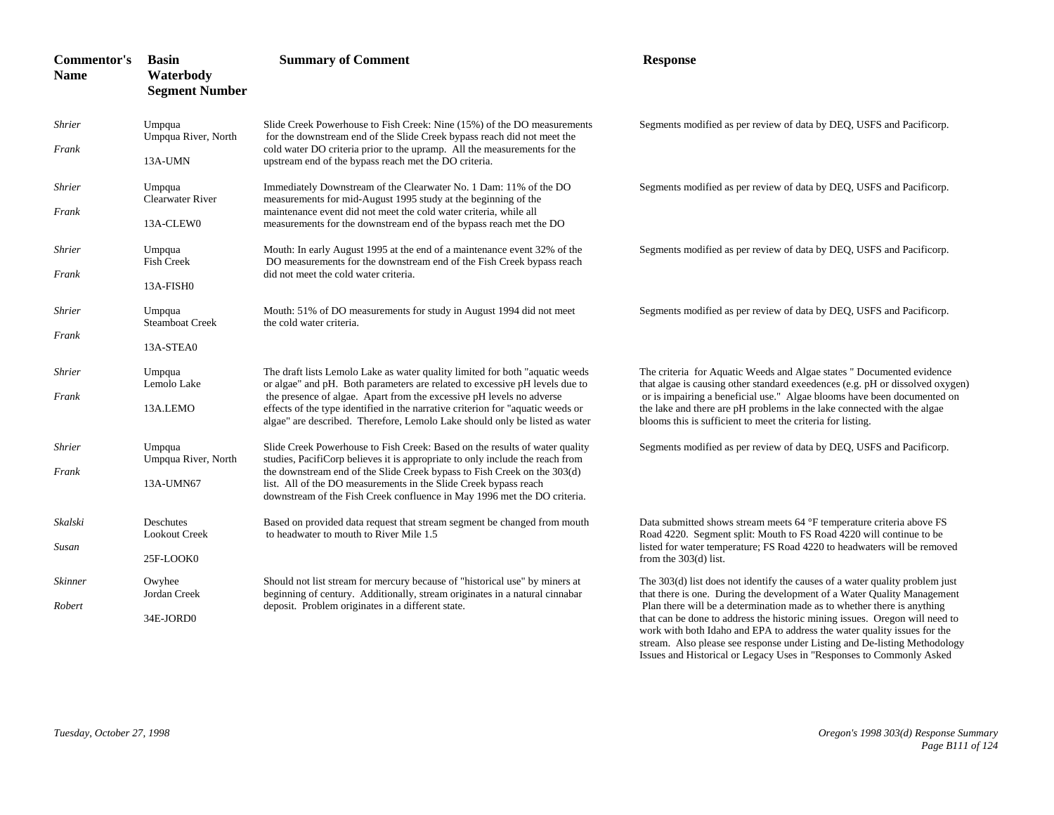| Commentor's Name | Basin Waterbody Segment Number | Summary of Comment | Response |
|---|---|---|---|
| *Shrier Frank* | Umpqua Umpqua River, North 13A-UMN | Slide Creek Powerhouse to Fish Creek: Nine (15%) of the DO measurements for the downstream end of the Slide Creek bypass reach did not meet the cold water DO criteria prior to the upramp. All the measurements for the upstream end of the bypass reach met the DO criteria. | Segments modified as per review of data by DEQ, USFS and Pacificorp. |
| *Shrier Frank* | Umpqua Clearwater River 13A-CLEW0 | Immediately Downstream of the Clearwater No. 1 Dam: 11% of the DO measurements for mid-August 1995 study at the beginning of the maintenance event did not meet the cold water criteria, while all measurements for the downstream end of the bypass reach met the DO | Segments modified as per review of data by DEQ, USFS and Pacificorp. |
| *Shrier Frank* | Umpqua Fish Creek 13A-FISH0 | Mouth: In early August 1995 at the end of a maintenance event 32% of the DO measurements for the downstream end of the Fish Creek bypass reach did not meet the cold water criteria. | Segments modified as per review of data by DEQ, USFS and Pacificorp. |
| *Shrier Frank* | Umpqua Steamboat Creek 13A-STEA0 | Mouth: 51% of DO measurements for study in August 1994 did not meet the cold water criteria. | Segments modified as per review of data by DEQ, USFS and Pacificorp. |
| *Shrier Frank* | Umpqua Lemolo Lake 13A.LEMO | The draft lists Lemolo Lake as water quality limited for both "aquatic weeds or algae" and pH. Both parameters are related to excessive pH levels due to the presence of algae. Apart from the excessive pH levels no adverse effects of the type identified in the narrative criterion for "aquatic weeds or algae" are described. Therefore, Lemolo Lake should only be listed as water | The criteria for Aquatic Weeds and Algae states " Documented evidence that algae is causing other standard exeedences (e.g. pH or dissolved oxygen) or is impairing a beneficial use." Algae blooms have been documented on the lake and there are pH problems in the lake connected with the algae blooms this is sufficient to meet the criteria for listing. |
| *Shrier Frank* | Umpqua Umpqua River, North 13A-UMN67 | Slide Creek Powerhouse to Fish Creek: Based on the results of water quality studies, PacifiCorp believes it is appropriate to only include the reach from the downstream end of the Slide Creek bypass to Fish Creek on the 303(d) list. All of the DO measurements in the Slide Creek bypass reach downstream of the Fish Creek confluence in May 1996 met the DO criteria. | Segments modified as per review of data by DEQ, USFS and Pacificorp. |
| *Skalski Susan* | Deschutes Lookout Creek 25F-LOOK0 | Based on provided data request that stream segment be changed from mouth to headwater to mouth to River Mile 1.5 | Data submitted shows stream meets 64 °F temperature criteria above FS Road 4220. Segment split: Mouth to FS Road 4220 will continue to be listed for water temperature; FS Road 4220 to headwaters will be removed from the 303(d) list. |
| *Skinner Robert* | Owyhee Jordan Creek 34E-JORD0 | Should not list stream for mercury because of "historical use" by miners at beginning of century. Additionally, stream originates in a natural cinnabar deposit. Problem originates in a different state. | The 303(d) list does not identify the causes of a water quality problem just that there is one. During the development of a Water Quality Management Plan there will be a determination made as to whether there is anything that can be done to address the historic mining issues. Oregon will need to work with both Idaho and EPA to address the water quality issues for the stream. Also please see response under Listing and De-listing Methodology Issues and Historical or Legacy Uses in "Responses to Commonly Asked |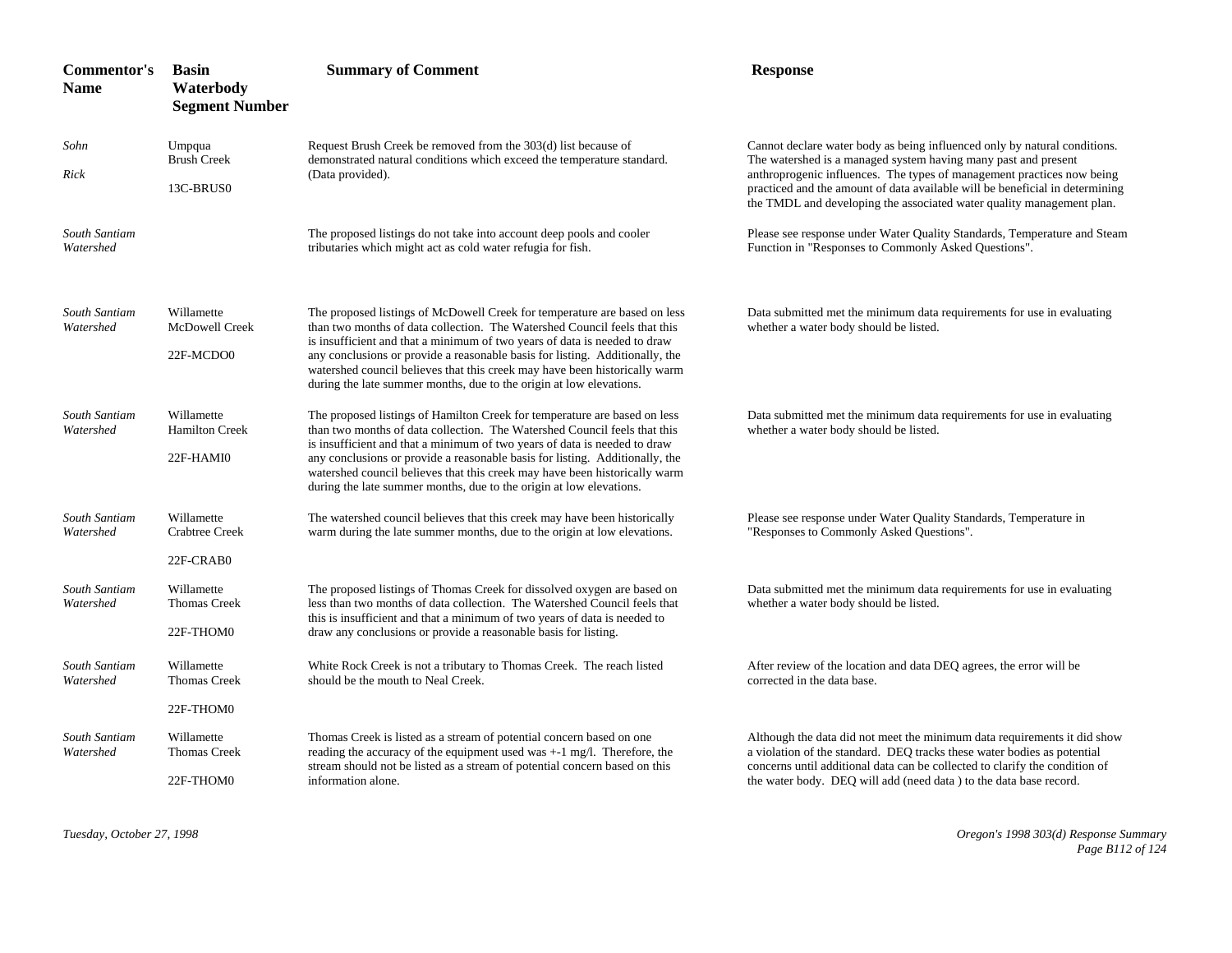| Commentor's Name | Basin Waterbody Segment Number | Summary of Comment | Response |
|---|---|---|---|
| *Sohn Rick* | Umpqua Brush Creek 13C-BRUS0 | Request Brush Creek be removed from the 303(d) list because of demonstrated natural conditions which exceed the temperature standard. (Data provided). | Cannot declare water body as being influenced only by natural conditions. The watershed is a managed system having many past and present anthropogenic influences. The types of management practices now being practiced and the amount of data available will be beneficial in determining the TMDL and developing the associated water quality management plan. |
| *South Santiam Watershed* | | The proposed listings do not take into account deep pools and cooler tributaries which might act as cold water refugia for fish. | Please see response under Water Quality Standards, Temperature and Steam Function in "Responses to Commonly Asked Questions". |
| *South Santiam Watershed* | Willamette McDowell Creek 22F-MCDO0 | The proposed listings of McDowell Creek for temperature are based on less than two months of data collection. The Watershed Council feels that this is insufficient and that a minimum of two years of data is needed to draw any conclusions or provide a reasonable basis for listing. Additionally, the watershed council believes that this creek may have been historically warm during the late summer months, due to the origin at low elevations. | Data submitted met the minimum data requirements for use in evaluating whether a water body should be listed. |
| *South Santiam Watershed* | Willamette Hamilton Creek 22F-HAMI0 | The proposed listings of Hamilton Creek for temperature are based on less than two months of data collection. The Watershed Council feels that this is insufficient and that a minimum of two years of data is needed to draw any conclusions or provide a reasonable basis for listing. Additionally, the watershed council believes that this creek may have been historically warm during the late summer months, due to the origin at low elevations. | Data submitted met the minimum data requirements for use in evaluating whether a water body should be listed. |
| *South Santiam Watershed* | Willamette Crabtree Creek 22F-CRAB0 | The watershed council believes that this creek may have been historically warm during the late summer months, due to the origin at low elevations. | Please see response under Water Quality Standards, Temperature in "Responses to Commonly Asked Questions". |
| *South Santiam Watershed* | Willamette Thomas Creek 22F-THOM0 | The proposed listings of Thomas Creek for dissolved oxygen are based on less than two months of data collection. The Watershed Council feels that this is insufficient and that a minimum of two years of data is needed to draw any conclusions or provide a reasonable basis for listing. | Data submitted met the minimum data requirements for use in evaluating whether a water body should be listed. |
| *South Santiam Watershed* | Willamette Thomas Creek 22F-THOM0 | White Rock Creek is not a tributary to Thomas Creek. The reach listed should be the mouth to Neal Creek. | After review of the location and data DEQ agrees, the error will be corrected in the data base. |
| *South Santiam Watershed* | Willamette Thomas Creek 22F-THOM0 | Thomas Creek is listed as a stream of potential concern based on one reading the accuracy of the equipment used was +-1 mg/l. Therefore, the stream should not be listed as a stream of potential concern based on this information alone. | Although the data did not meet the minimum data requirements it did show a violation of the standard. DEQ tracks these water bodies as potential concerns until additional data can be collected to clarify the condition of the water body. DEQ will add (need data ) to the data base record. |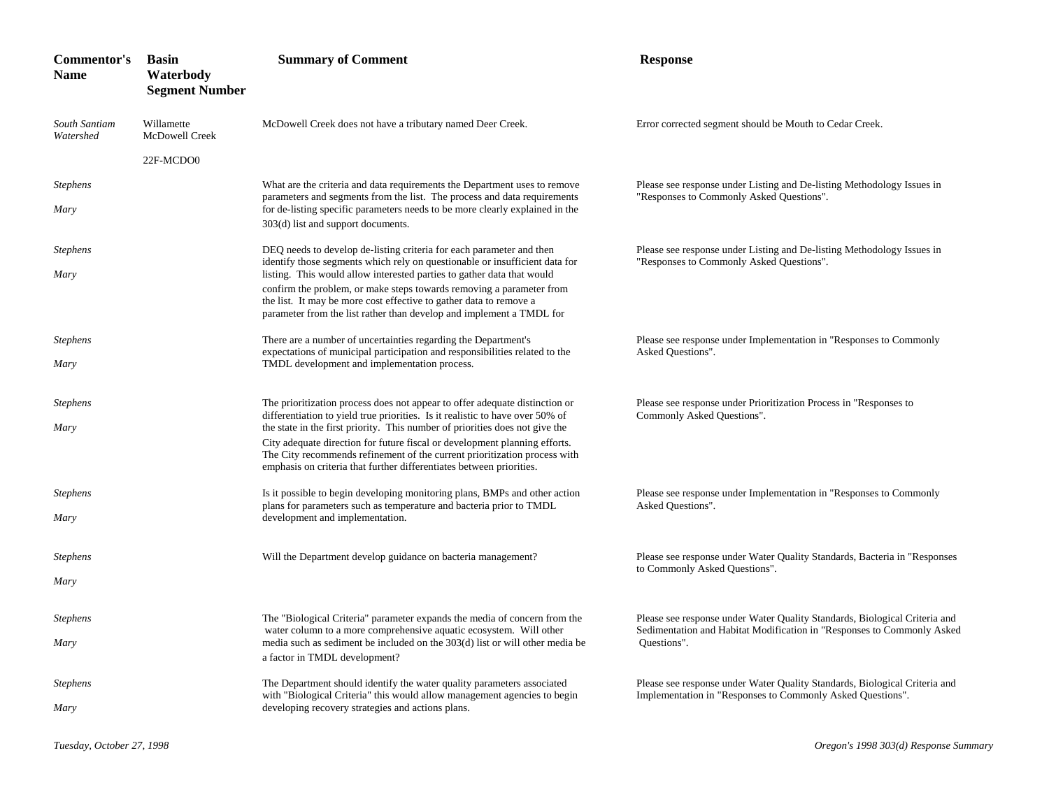| Commentor's Name | Basin Waterbody Segment Number | Summary of Comment | Response |
|---|---|---|---|
| *South Santiam Watershed* | Willamette McDowell Creek 22F-MCDO0 | McDowell Creek does not have a tributary named Deer Creek. | Error corrected segment should be Mouth to Cedar Creek. |
| *Stephens Mary* | | What are the criteria and data requirements the Department uses to remove parameters and segments from the list. The process and data requirements for de-listing specific parameters needs to be more clearly explained in the 303(d) list and support documents. | Please see response under Listing and De-listing Methodology Issues in "Responses to Commonly Asked Questions". |
| *Stephens Mary* | | DEQ needs to develop de-listing criteria for each parameter and then identify those segments which rely on questionable or insufficient data for listing. This would allow interested parties to gather data that would confirm the problem, or make steps towards removing a parameter from the list. It may be more cost effective to gather data to remove a parameter from the list rather than develop and implement a TMDL for | Please see response under Listing and De-listing Methodology Issues in "Responses to Commonly Asked Questions". |
| *Stephens Mary* | | There are a number of uncertainties regarding the Department's expectations of municipal participation and responsibilities related to the TMDL development and implementation process. | Please see response under Implementation in "Responses to Commonly Asked Questions". |
| *Stephens Mary* | | The prioritization process does not appear to offer adequate distinction or differentiation to yield true priorities. Is it realistic to have over 50% of the state in the first priority. This number of priorities does not give the City adequate direction for future fiscal or development planning efforts. The City recommends refinement of the current prioritization process with emphasis on criteria that further differentiates between priorities. | Please see response under Prioritization Process in "Responses to Commonly Asked Questions". |
| *Stephens Mary* | | Is it possible to begin developing monitoring plans, BMPs and other action plans for parameters such as temperature and bacteria prior to TMDL development and implementation. | Please see response under Implementation in "Responses to Commonly Asked Questions". |
| *Stephens Mary* | | Will the Department develop guidance on bacteria management? | Please see response under Water Quality Standards, Bacteria in "Responses to Commonly Asked Questions". |
| *Stephens Mary* | | The "Biological Criteria" parameter expands the media of concern from the water column to a more comprehensive aquatic ecosystem. Will other media such as sediment be included on the 303(d) list or will other media be a factor in TMDL development? | Please see response under Water Quality Standards, Biological Criteria and Sedimentation and Habitat Modification in "Responses to Commonly Asked Questions". |
| *Stephens Mary* | | The Department should identify the water quality parameters associated with "Biological Criteria" this would allow management agencies to begin developing recovery strategies and actions plans. | Please see response under Water Quality Standards, Biological Criteria and Implementation in "Responses to Commonly Asked Questions". |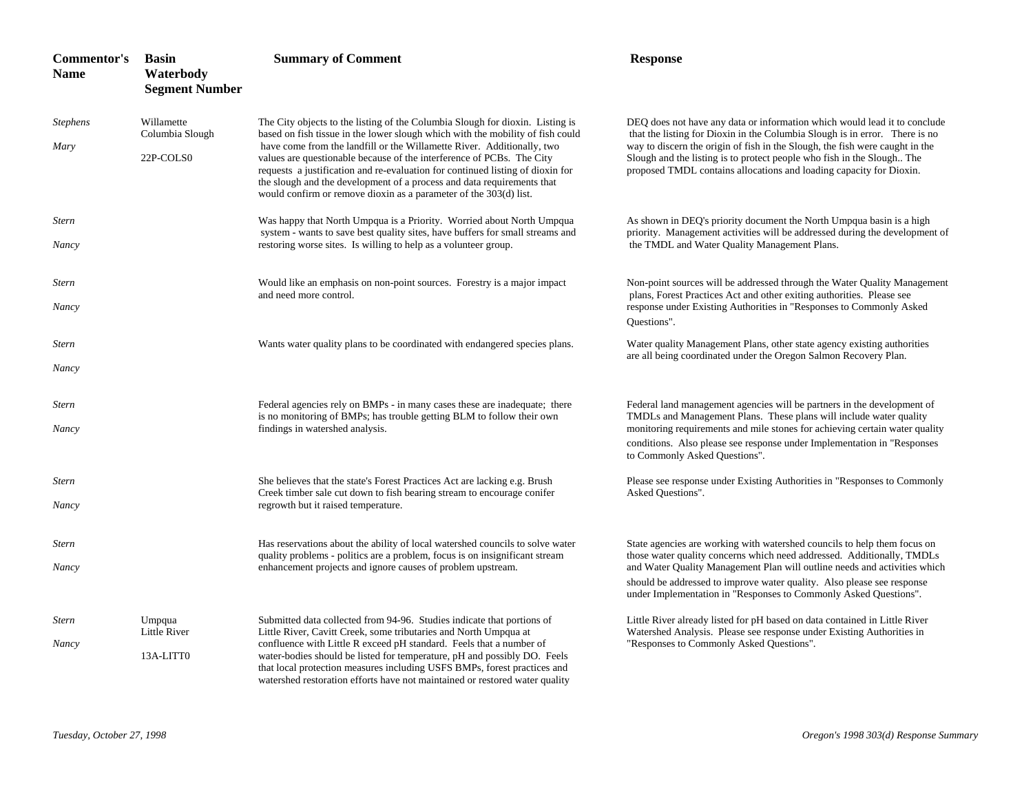| Commentor's Name | Basin Waterbody Segment Number | Summary of Comment | Response |
|---|---|---|---|
| *Stephens Mary* | Willamette Columbia Slough 22P-COLS0 | The City objects to the listing of the Columbia Slough for dioxin. Listing is based on fish tissue in the lower slough which with the mobility of fish could have come from the landfill or the Willamette River. Additionally, two values are questionable because of the interference of PCBs. The City requests a justification and re-evaluation for continued listing of dioxin for the slough and the development of a process and data requirements that would confirm or remove dioxin as a parameter of the 303(d) list. | DEQ does not have any data or information which would lead it to conclude that the listing for Dioxin in the Columbia Slough is in error. There is no way to discern the origin of fish in the Slough, the fish were caught in the Slough and the listing is to protect people who fish in the Slough.. The proposed TMDL contains allocations and loading capacity for Dioxin. |
| *Stern Nancy* | | Was happy that North Umpqua is a Priority. Worried about North Umpqua system - wants to save best quality sites, have buffers for small streams and restoring worse sites. Is willing to help as a volunteer group. | As shown in DEQ's priority document the North Umpqua basin is a high priority. Management activities will be addressed during the development of the TMDL and Water Quality Management Plans. |
| *Stern Nancy* | | Would like an emphasis on non-point sources. Forestry is a major impact and need more control. | Non-point sources will be addressed through the Water Quality Management plans, Forest Practices Act and other exiting authorities. Please see response under Existing Authorities in "Responses to Commonly Asked Questions". |
| *Stern Nancy* | | Wants water quality plans to be coordinated with endangered species plans. | Water quality Management Plans, other state agency existing authorities are all being coordinated under the Oregon Salmon Recovery Plan. |
| *Stern Nancy* | | Federal agencies rely on BMPs - in many cases these are inadequate; there is no monitoring of BMPs; has trouble getting BLM to follow their own findings in watershed analysis. | Federal land management agencies will be partners in the development of TMDLs and Management Plans. These plans will include water quality monitoring requirements and mile stones for achieving certain water quality conditions. Also please see response under Implementation in "Responses to Commonly Asked Questions". |
| *Stern Nancy* | | She believes that the state's Forest Practices Act are lacking e.g. Brush Creek timber sale cut down to fish bearing stream to encourage conifer regrowth but it raised temperature. | Please see response under Existing Authorities in "Responses to Commonly Asked Questions". |
| *Stern Nancy* | | Has reservations about the ability of local watershed councils to solve water quality problems - politics are a problem, focus is on insignificant stream enhancement projects and ignore causes of problem upstream. | State agencies are working with watershed councils to help them focus on those water quality concerns which need addressed. Additionally, TMDLs and Water Quality Management Plan will outline needs and activities which should be addressed to improve water quality. Also please see response under Implementation in "Responses to Commonly Asked Questions". |
| *Stern Nancy* | Umpqua Little River 13A-LITT0 | Submitted data collected from 94-96. Studies indicate that portions of Little River, Cavitt Creek, some tributaries and North Umpqua at confluence with Little R exceed pH standard. Feels that a number of water-bodies should be listed for temperature, pH and possibly DO. Feels that local protection measures including USFS BMPs, forest practices and watershed restoration efforts have not maintained or restored water quality | Little River already listed for pH based on data contained in Little River Watershed Analysis. Please see response under Existing Authorities in "Responses to Commonly Asked Questions". |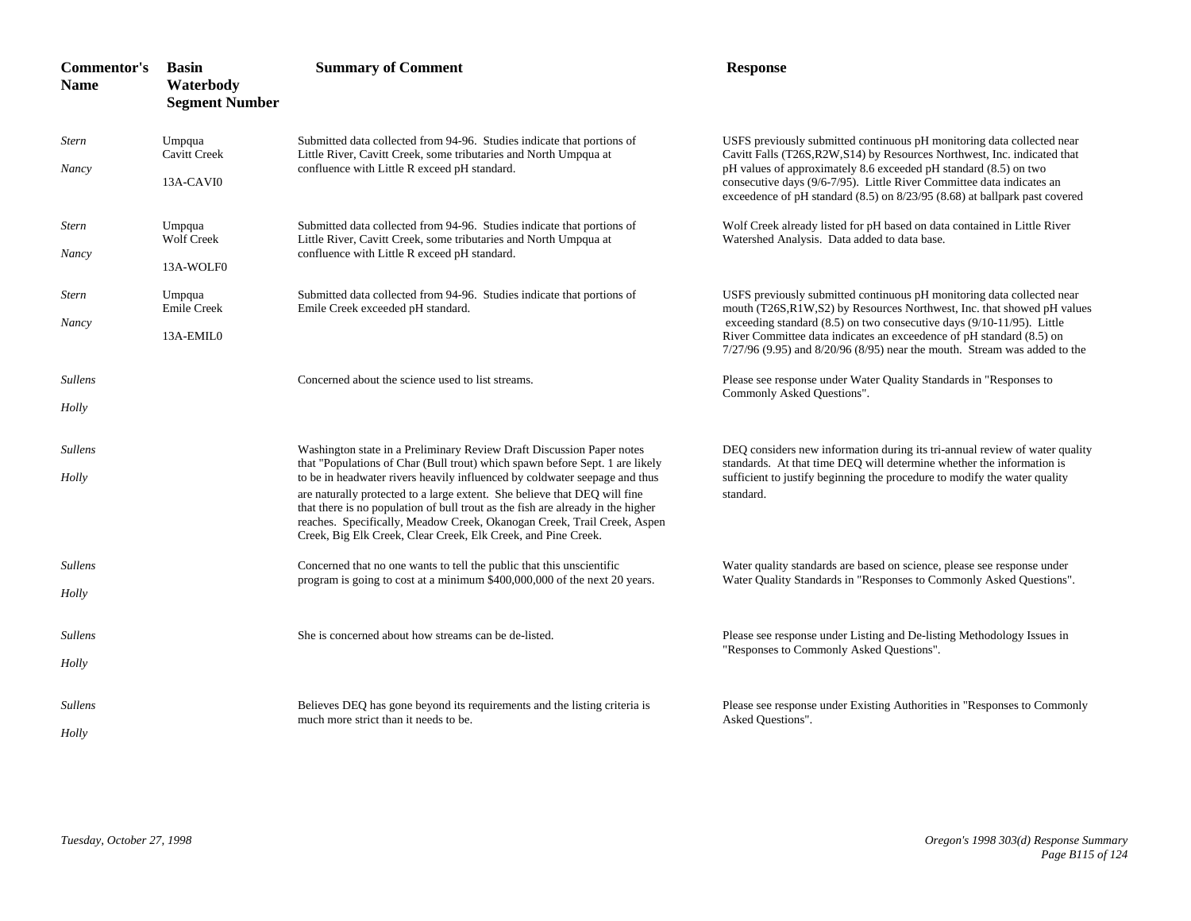| Commentor's Name | Basin Waterbody Segment Number | Summary of Comment | Response |
|---|---|---|---|
| *Stern* *Nancy* | Umpqua Cavitt Creek 13A-CAVI0 | Submitted data collected from 94-96. Studies indicate that portions of Little River, Cavitt Creek, some tributaries and North Umpqua at confluence with Little R exceed pH standard. | USFS previously submitted continuous pH monitoring data collected near Cavitt Falls (T26S,R2W,S14) by Resources Northwest, Inc. indicated that pH values of approximately 8.6 exceeded pH standard (8.5) on two consecutive days (9/6-7/95). Little River Committee data indicates an exceedence of pH standard (8.5) on 8/23/95 (8.68) at ballpark past covered |
| *Stern* *Nancy* | Umpqua Wolf Creek 13A-WOLF0 | Submitted data collected from 94-96. Studies indicate that portions of Little River, Cavitt Creek, some tributaries and North Umpqua at confluence with Little R exceed pH standard. | Wolf Creek already listed for pH based on data contained in Little River Watershed Analysis. Data added to data base. |
| *Stern* *Nancy* | Umpqua Emile Creek 13A-EMIL0 | Submitted data collected from 94-96. Studies indicate that portions of Emile Creek exceeded pH standard. | USFS previously submitted continuous pH monitoring data collected near mouth (T26S,R1W,S2) by Resources Northwest, Inc. that showed pH values exceeding standard (8.5) on two consecutive days (9/10-11/95). Little River Committee data indicates an exceedence of pH standard (8.5) on 7/27/96 (9.95) and 8/20/96 (8/95) near the mouth. Stream was added to the |
| *Sullens* *Holly* | | Concerned about the science used to list streams. | Please see response under Water Quality Standards in "Responses to Commonly Asked Questions". |
| *Sullens* *Holly* | | Washington state in a Preliminary Review Draft Discussion Paper notes that "Populations of Char (Bull trout) which spawn before Sept. 1 are likely to be in headwater rivers heavily influenced by coldwater seepage and thus are naturally protected to a large extent. She believe that DEQ will fine that there is no population of bull trout as the fish are already in the higher reaches. Specifically, Meadow Creek, Okanogan Creek, Trail Creek, Aspen Creek, Big Elk Creek, Clear Creek, Elk Creek, and Pine Creek. | DEQ considers new information during its tri-annual review of water quality standards. At that time DEQ will determine whether the information is sufficient to justify beginning the procedure to modify the water quality standard. |
| *Sullens* *Holly* | | Concerned that no one wants to tell the public that this unscientific program is going to cost at a minimum $400,000,000 of the next 20 years. | Water quality standards are based on science, please see response under Water Quality Standards in "Responses to Commonly Asked Questions". |
| *Sullens* *Holly* | | She is concerned about how streams can be de-listed. | Please see response under Listing and De-listing Methodology Issues in "Responses to Commonly Asked Questions". |
| *Sullens* *Holly* | | Believes DEQ has gone beyond its requirements and the listing criteria is much more strict than it needs to be. | Please see response under Existing Authorities in "Responses to Commonly Asked Questions". |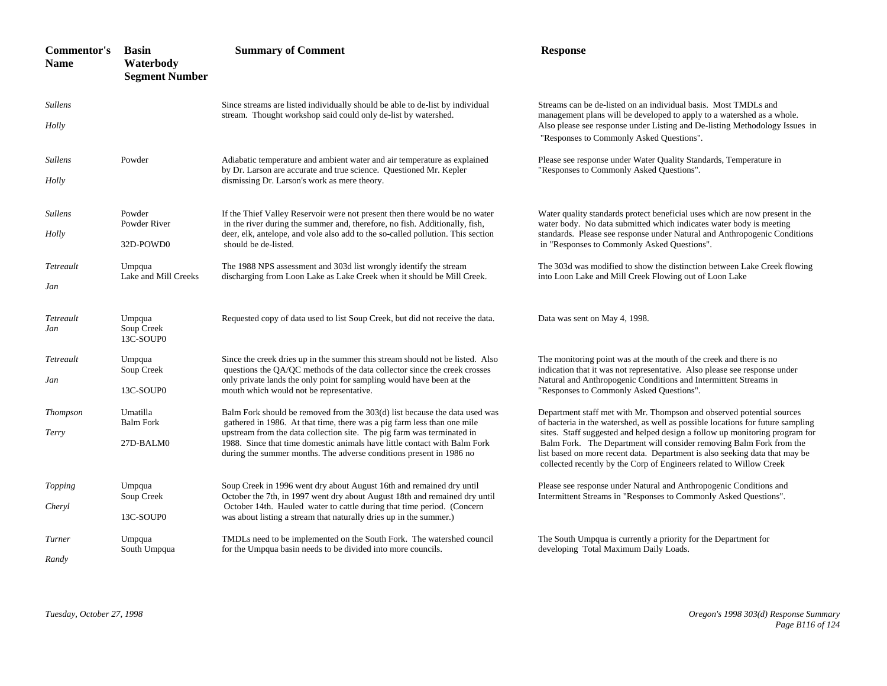| Commentor's Name | Basin Waterbody Segment Number | Summary of Comment | Response |
|---|---|---|---|
| *Sullens Holly* | | Since streams are listed individually should be able to de-list by individual stream. Thought workshop said could only de-list by watershed. | Streams can be de-listed on an individual basis. Most TMDLs and management plans will be developed to apply to a watershed as a whole. Also please see response under Listing and De-listing Methodology Issues in "Responses to Commonly Asked Questions". |
| *Sullens Holly* | Powder | Adiabatic temperature and ambient water and air temperature as explained by Dr. Larson are accurate and true science. Questioned Mr. Kepler dismissing Dr. Larson's work as mere theory. | Please see response under Water Quality Standards, Temperature in "Responses to Commonly Asked Questions". |
| *Sullens Holly* | Powder Powder River 32D-POWD0 | If the Thief Valley Reservoir were not present then there would be no water in the river during the summer and, therefore, no fish. Additionally, fish, deer, elk, antelope, and vole also add to the so-called pollution. This section should be de-listed. | Water quality standards protect beneficial uses which are now present in the water body. No data submitted which indicates water body is meeting standards. Please see response under Natural and Anthropogenic Conditions in "Responses to Commonly Asked Questions". |
| *Tetreault Jan* | Umpqua Lake and Mill Creeks | The 1988 NPS assessment and 303d list wrongly identify the stream discharging from Loon Lake as Lake Creek when it should be Mill Creek. | The 303d was modified to show the distinction between Lake Creek flowing into Loon Lake and Mill Creek Flowing out of Loon Lake |
| *Tetreault Jan* | Umpqua Soup Creek 13C-SOUP0 | Requested copy of data used to list Soup Creek, but did not receive the data. | Data was sent on May 4, 1998. |
| *Tetreault Jan* | Umpqua Soup Creek 13C-SOUP0 | Since the creek dries up in the summer this stream should not be listed. Also questions the QA/QC methods of the data collector since the creek crosses only private lands the only point for sampling would have been at the mouth which would not be representative. | The monitoring point was at the mouth of the creek and there is no indication that it was not representative. Also please see response under Natural and Anthropogenic Conditions and Intermittent Streams in "Responses to Commonly Asked Questions". |
| *Thompson Terry* | Umatilla Balm Fork 27D-BALM0 | Balm Fork should be removed from the 303(d) list because the data used was gathered in 1986. At that time, there was a pig farm less than one mile upstream from the data collection site. The pig farm was terminated in 1988. Since that time domestic animals have little contact with Balm Fork during the summer months. The adverse conditions present in 1986 no | Department staff met with Mr. Thompson and observed potential sources of bacteria in the watershed, as well as possible locations for future sampling sites. Staff suggested and helped design a follow up monitoring program for Balm Fork. The Department will consider removing Balm Fork from the list based on more recent data. Department is also seeking data that may be collected recently by the Corp of Engineers related to Willow Creek |
| *Topping Cheryl* | Umpqua Soup Creek 13C-SOUP0 | Soup Creek in 1996 went dry about August 16th and remained dry until October the 7th, in 1997 went dry about August 18th and remained dry until October 14th. Hauled water to cattle during that time period. (Concern was about listing a stream that naturally dries up in the summer.) | Please see response under Natural and Anthropogenic Conditions and Intermittent Streams in "Responses to Commonly Asked Questions". |
| *Turner Randy* | Umpqua South Umpqua | TMDLs need to be implemented on the South Fork. The watershed council for the Umpqua basin needs to be divided into more councils. | The South Umpqua is currently a priority for the Department for developing Total Maximum Daily Loads. |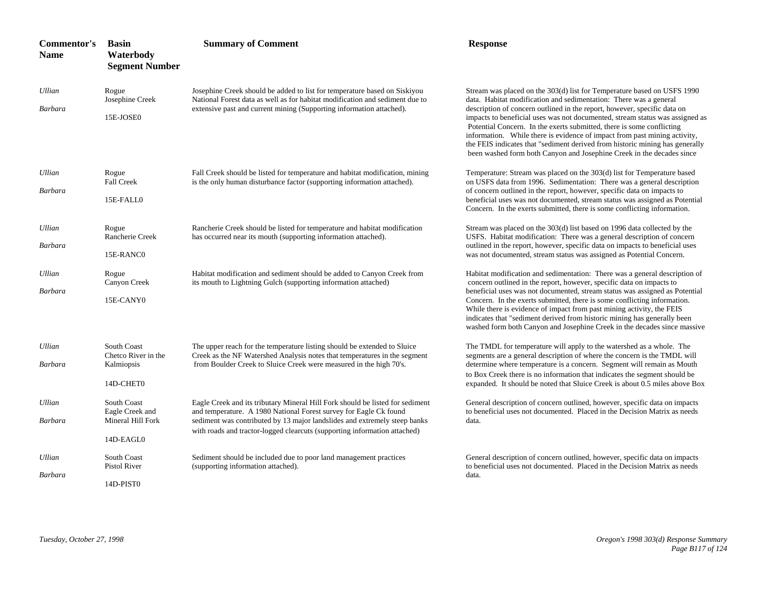| Commentor's Name | Basin Waterbody Segment Number | Summary of Comment | Response |
|---|---|---|---|
| *Ullian Barbara* | Rogue Josephine Creek 15E-JOSE0 | Josephine Creek should be added to list for temperature based on Siskiyou National Forest data as well as for habitat modification and sediment due to extensive past and current mining (Supporting information attached). | Stream was placed on the 303(d) list for Temperature based on USFS 1990 data. Habitat modification and sedimentation: There was a general description of concern outlined in the report, however, specific data on impacts to beneficial uses was not documented, stream status was assigned as Potential Concern. In the exerts submitted, there is some conflicting information. While there is evidence of impact from past mining activity, the FEIS indicates that "sediment derived from historic mining has generally been washed form both Canyon and Josephine Creek in the decades since |
| *Ullian Barbara* | Rogue Fall Creek 15E-FALL0 | Fall Creek should be listed for temperature and habitat modification, mining is the only human disturbance factor (supporting information attached). | Temperature: Stream was placed on the 303(d) list for Temperature based on USFS data from 1996. Sedimentation: There was a general description of concern outlined in the report, however, specific data on impacts to beneficial uses was not documented, stream status was assigned as Potential Concern. In the exerts submitted, there is some conflicting information. |
| *Ullian Barbara* | Rogue Rancherie Creek 15E-RANC0 | Rancherie Creek should be listed for temperature and habitat modification has occurred near its mouth (supporting information attached). | Stream was placed on the 303(d) list based on 1996 data collected by the USFS. Habitat modification: There was a general description of concern outlined in the report, however, specific data on impacts to beneficial uses was not documented, stream status was assigned as Potential Concern. |
| *Ullian Barbara* | Rogue Canyon Creek 15E-CANY0 | Habitat modification and sediment should be added to Canyon Creek from its mouth to Lightning Gulch (supporting information attached) | Habitat modification and sedimentation: There was a general description of concern outlined in the report, however, specific data on impacts to beneficial uses was not documented, stream status was assigned as Potential Concern. In the exerts submitted, there is some conflicting information. While there is evidence of impact from past mining activity, the FEIS indicates that "sediment derived from historic mining has generally been washed form both Canyon and Josephine Creek in the decades since massive |
| *Ullian Barbara* | South Coast Chetco River in the Kalmiopsis 14D-CHET0 | The upper reach for the temperature listing should be extended to Sluice Creek as the NF Watershed Analysis notes that temperatures in the segment from Boulder Creek to Sluice Creek were measured in the high 70's. | The TMDL for temperature will apply to the watershed as a whole. The segments are a general description of where the concern is the TMDL will determine where temperature is a concern. Segment will remain as Mouth to Box Creek there is no information that indicates the segment should be expanded. It should be noted that Sluice Creek is about 0.5 miles above Box |
| *Ullian Barbara* | South Coast Eagle Creek and Mineral Hill Fork 14D-EAGL0 | Eagle Creek and its tributary Mineral Hill Fork should be listed for sediment and temperature. A 1980 National Forest survey for Eagle Ck found sediment was contributed by 13 major landslides and extremely steep banks with roads and tractor-logged clearcuts (supporting information attached) | General description of concern outlined, however, specific data on impacts to beneficial uses not documented. Placed in the Decision Matrix as needs data. |
| *Ullian Barbara* | South Coast Pistol River 14D-PIST0 | Sediment should be included due to poor land management practices (supporting information attached). | General description of concern outlined, however, specific data on impacts to beneficial uses not documented. Placed in the Decision Matrix as needs data. |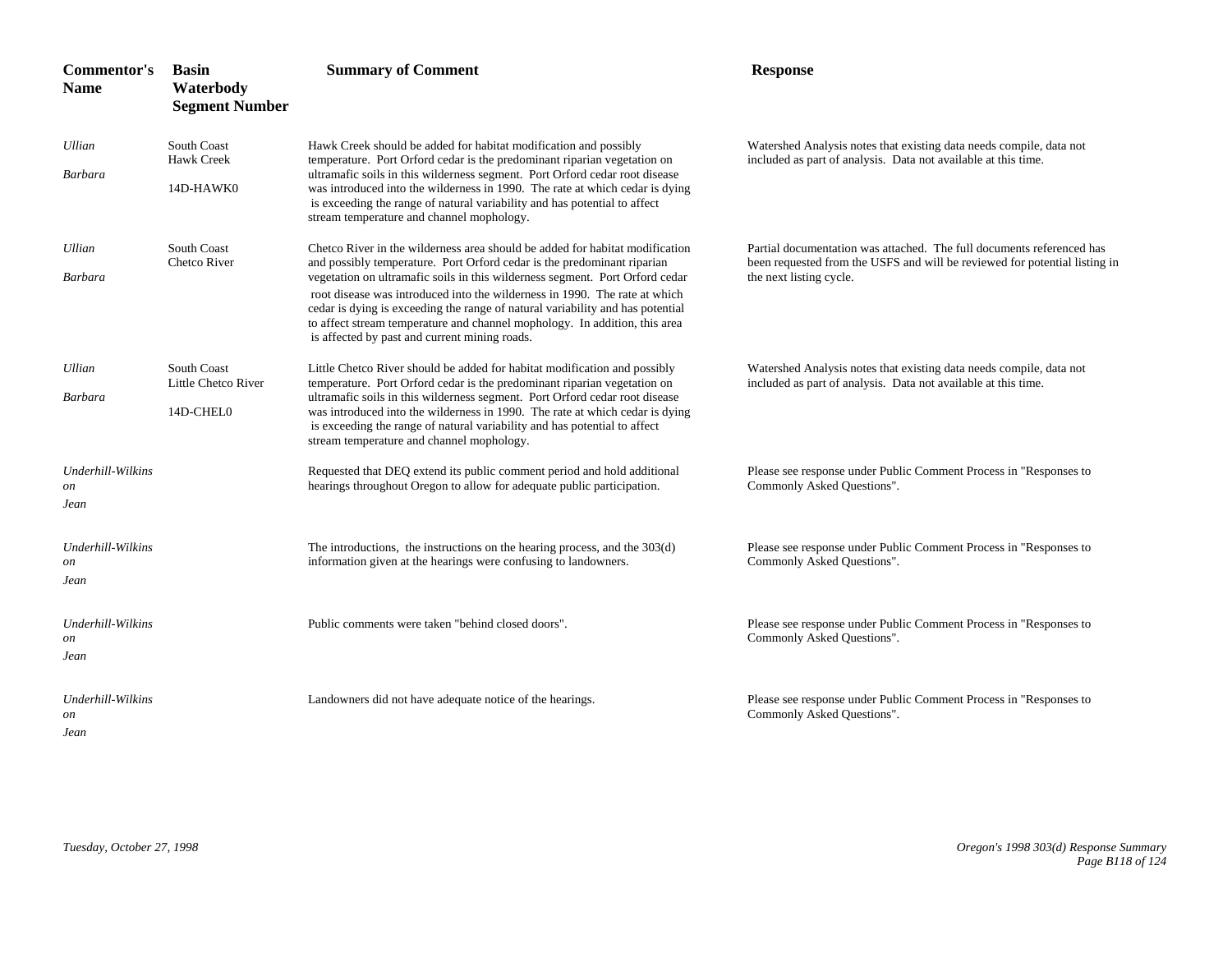| Commentor's Name | Basin Waterbody Segment Number | Summary of Comment | Response |
|---|---|---|---|
| *Ullian Barbara* | South Coast Hawk Creek 14D-HAWK0 | Hawk Creek should be added for habitat modification and possibly temperature. Port Orford cedar is the predominant riparian vegetation on ultramafic soils in this wilderness segment. Port Orford cedar root disease was introduced into the wilderness in 1990. The rate at which cedar is dying is exceeding the range of natural variability and has potential to affect stream temperature and channel mophology. | Watershed Analysis notes that existing data needs compile, data not included as part of analysis. Data not available at this time. |
| *Ullian Barbara* | South Coast Chetco River | Chetco River in the wilderness area should be added for habitat modification and possibly temperature. Port Orford cedar is the predominant riparian vegetation on ultramafic soils in this wilderness segment. Port Orford cedar root disease was introduced into the wilderness in 1990. The rate at which cedar is dying is exceeding the range of natural variability and has potential to affect stream temperature and channel mophology. In addition, this area is affected by past and current mining roads. | Partial documentation was attached. The full documents referenced has been requested from the USFS and will be reviewed for potential listing in the next listing cycle. |
| *Ullian Barbara* | South Coast Little Chetco River 14D-CHEL0 | Little Chetco River should be added for habitat modification and possibly temperature. Port Orford cedar is the predominant riparian vegetation on ultramafic soils in this wilderness segment. Port Orford cedar root disease was introduced into the wilderness in 1990. The rate at which cedar is dying is exceeding the range of natural variability and has potential to affect stream temperature and channel mophology. | Watershed Analysis notes that existing data needs compile, data not included as part of analysis. Data not available at this time. |
| *Underhill-Wilkinson Jean* | | Requested that DEQ extend its public comment period and hold additional hearings throughout Oregon to allow for adequate public participation. | Please see response under Public Comment Process in "Responses to Commonly Asked Questions". |
| *Underhill-Wilkinson Jean* | | The introductions, the instructions on the hearing process, and the 303(d) information given at the hearings were confusing to landowners. | Please see response under Public Comment Process in "Responses to Commonly Asked Questions". |
| *Underhill-Wilkinson Jean* | | Public comments were taken "behind closed doors". | Please see response under Public Comment Process in "Responses to Commonly Asked Questions". |
| *Underhill-Wilkinson Jean* | | Landowners did not have adequate notice of the hearings. | Please see response under Public Comment Process in "Responses to Commonly Asked Questions". |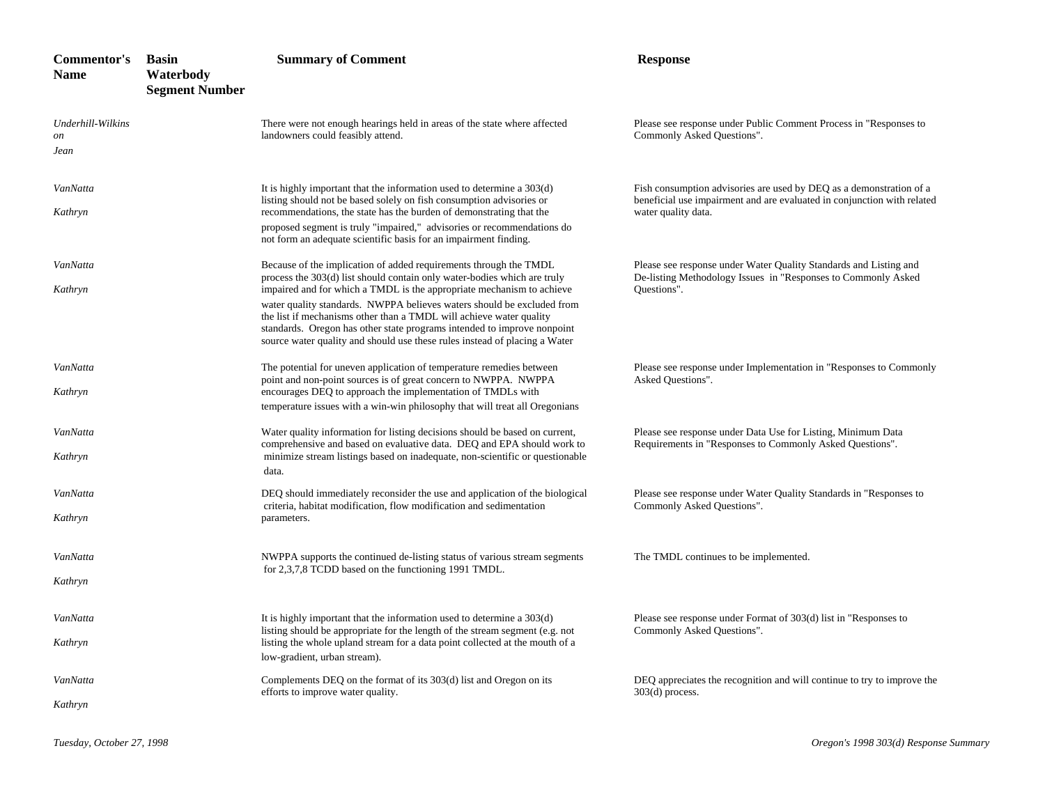| Commentor's Name | Basin Waterbody Segment Number | Summary of Comment | Response |
|---|---|---|---|
| *Underhill-Wilkinson Jean* | | There were not enough hearings held in areas of the state where affected landowners could feasibly attend. | Please see response under Public Comment Process in "Responses to Commonly Asked Questions". |
| *VanNatta Kathryn* | | It is highly important that the information used to determine a 303(d) listing should not be based solely on fish consumption advisories or recommendations, the state has the burden of demonstrating that the proposed segment is truly "impaired," advisories or recommendations do not form an adequate scientific basis for an impairment finding. | Fish consumption advisories are used by DEQ as a demonstration of a beneficial use impairment and are evaluated in conjunction with related water quality data. |
| *VanNatta Kathryn* | | Because of the implication of added requirements through the TMDL process the 303(d) list should contain only water-bodies which are truly impaired and for which a TMDL is the appropriate mechanism to achieve water quality standards. NWPPA believes waters should be excluded from the list if mechanisms other than a TMDL will achieve water quality standards. Oregon has other state programs intended to improve nonpoint source water quality and should use these rules instead of placing a Water | Please see response under Water Quality Standards and Listing and De-listing Methodology Issues in "Responses to Commonly Asked Questions". |
| *VanNatta Kathryn* | | The potential for uneven application of temperature remedies between point and non-point sources is of great concern to NWPPA. NWPPA encourages DEQ to approach the implementation of TMDLs with temperature issues with a win-win philosophy that will treat all Oregonians | Please see response under Implementation in "Responses to Commonly Asked Questions". |
| *VanNatta Kathryn* | | Water quality information for listing decisions should be based on current, comprehensive and based on evaluative data. DEQ and EPA should work to minimize stream listings based on inadequate, non-scientific or questionable data. | Please see response under Data Use for Listing, Minimum Data Requirements in "Responses to Commonly Asked Questions". |
| *VanNatta Kathryn* | | DEQ should immediately reconsider the use and application of the biological criteria, habitat modification, flow modification and sedimentation parameters. | Please see response under Water Quality Standards in "Responses to Commonly Asked Questions". |
| *VanNatta Kathryn* | | NWPPA supports the continued de-listing status of various stream segments for 2,3,7,8 TCDD based on the functioning 1991 TMDL. | The TMDL continues to be implemented. |
| *VanNatta Kathryn* | | It is highly important that the information used to determine a 303(d) listing should be appropriate for the length of the stream segment (e.g. not listing the whole upland stream for a data point collected at the mouth of a low-gradient, urban stream). | Please see response under Format of 303(d) list in "Responses to Commonly Asked Questions". |
| *VanNatta Kathryn* | | Complements DEQ on the format of its 303(d) list and Oregon on its efforts to improve water quality. | DEQ appreciates the recognition and will continue to try to improve the 303(d) process. |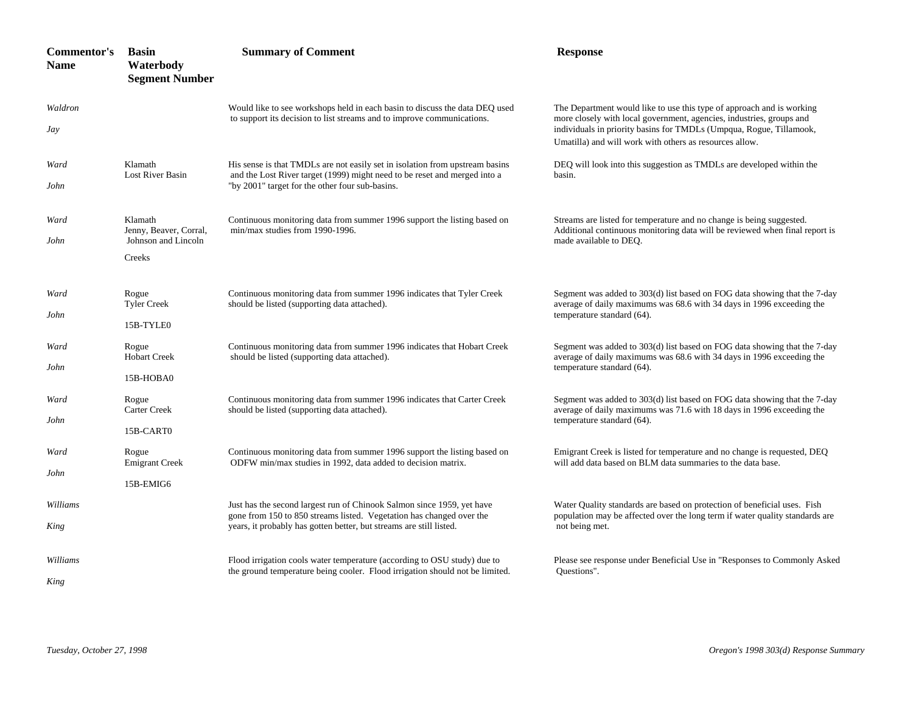| Commentor's Name | Basin Waterbody Segment Number | Summary of Comment | Response |
|---|---|---|---|
| *Waldron Jay* | | Would like to see workshops held in each basin to discuss the data DEQ used to support its decision to list streams and to improve communications. | The Department would like to use this type of approach and is working more closely with local government, agencies, industries, groups and individuals in priority basins for TMDLs (Umpqua, Rogue, Tillamook, Umatilla) and will work with others as resources allow. |
| *Ward John* | Klamath Lost River Basin | His sense is that TMDLs are not easily set in isolation from upstream basins and the Lost River target (1999) might need to be reset and merged into a "by 2001" target for the other four sub-basins. | DEQ will look into this suggestion as TMDLs are developed within the basin. |
| *Ward John* | Klamath Jenny, Beaver, Corral, Johnson and Lincoln Creeks | Continuous monitoring data from summer 1996 support the listing based on min/max studies from 1990-1996. | Streams are listed for temperature and no change is being suggested. Additional continuous monitoring data will be reviewed when final report is made available to DEQ. |
| *Ward John* | Rogue Tyler Creek 15B-TYLE0 | Continuous monitoring data from summer 1996 indicates that Tyler Creek should be listed (supporting data attached). | Segment was added to 303(d) list based on FOG data showing that the 7-day average of daily maximums was 68.6 with 34 days in 1996 exceeding the temperature standard (64). |
| *Ward John* | Rogue Hobart Creek 15B-HOBA0 | Continuous monitoring data from summer 1996 indicates that Hobart Creek should be listed (supporting data attached). | Segment was added to 303(d) list based on FOG data showing that the 7-day average of daily maximums was 68.6 with 34 days in 1996 exceeding the temperature standard (64). |
| *Ward John* | Rogue Carter Creek 15B-CART0 | Continuous monitoring data from summer 1996 indicates that Carter Creek should be listed (supporting data attached). | Segment was added to 303(d) list based on FOG data showing that the 7-day average of daily maximums was 71.6 with 18 days in 1996 exceeding the temperature standard (64). |
| *Ward John* | Rogue Emigrant Creek 15B-EMIG6 | Continuous monitoring data from summer 1996 support the listing based on ODFW min/max studies in 1992, data added to decision matrix. | Emigrant Creek is listed for temperature and no change is requested, DEQ will add data based on BLM data summaries to the data base. |
| *Williams King* | | Just has the second largest run of Chinook Salmon since 1959, yet have gone from 150 to 850 streams listed. Vegetation has changed over the years, it probably has gotten better, but streams are still listed. | Water Quality standards are based on protection of beneficial uses. Fish population may be affected over the long term if water quality standards are not being met. |
| *Williams King* | | Flood irrigation cools water temperature (according to OSU study) due to the ground temperature being cooler. Flood irrigation should not be limited. | Please see response under Beneficial Use in "Responses to Commonly Asked Questions". |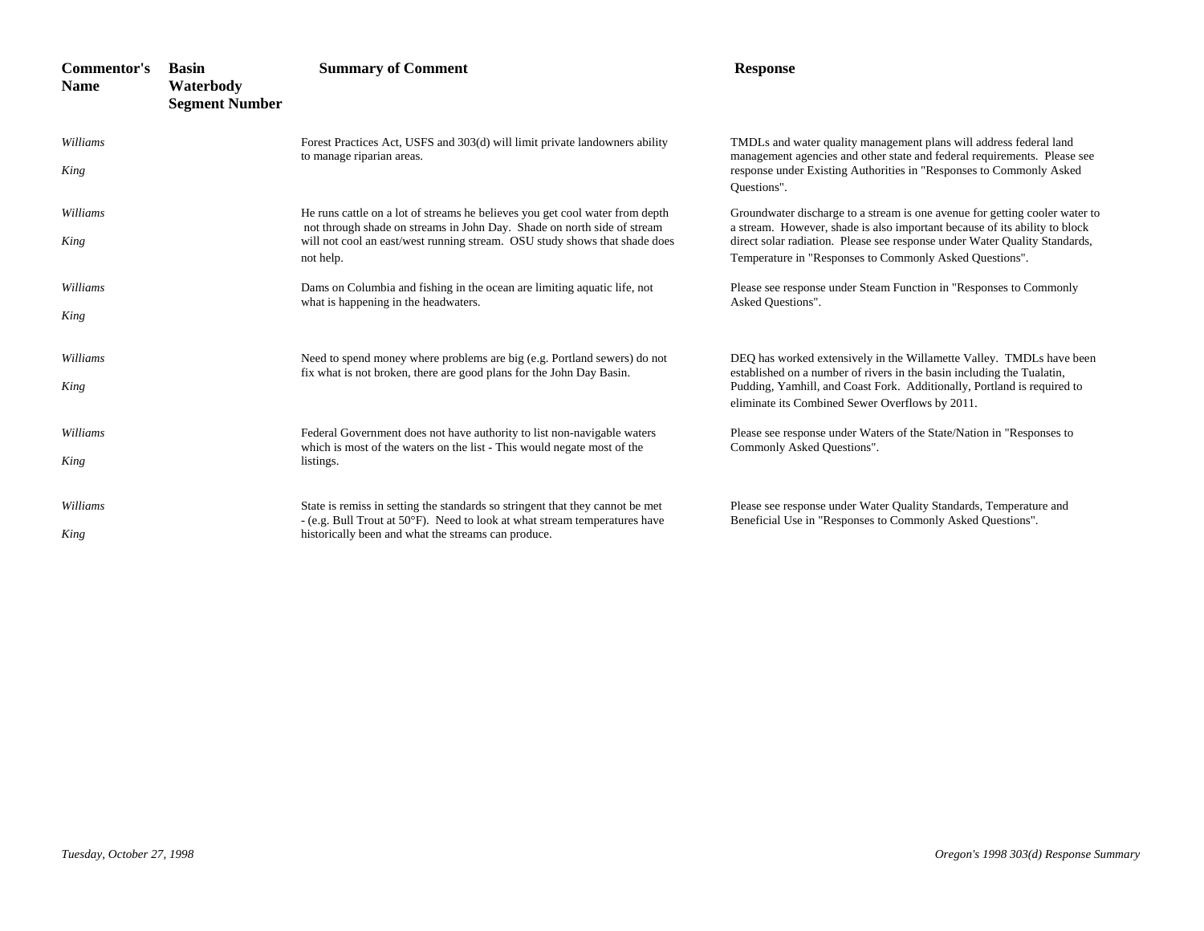| Commentor's Name | Basin Waterbody Segment Number | Summary of Comment | Response |
|---|---|---|---|
| *Williams* *King* | | Forest Practices Act, USFS and 303(d) will limit private landowners ability to manage riparian areas. | TMDLs and water quality management plans will address federal land management agencies and other state and federal requirements. Please see response under Existing Authorities in "Responses to Commonly Asked Questions". |
| *Williams* *King* | | He runs cattle on a lot of streams he believes you get cool water from depth not through shade on streams in John Day. Shade on north side of stream will not cool an east/west running stream. OSU study shows that shade does not help. | Groundwater discharge to a stream is one avenue for getting cooler water to a stream. However, shade is also important because of its ability to block direct solar radiation. Please see response under Water Quality Standards, Temperature in "Responses to Commonly Asked Questions". |
| *Williams* *King* | | Dams on Columbia and fishing in the ocean are limiting aquatic life, not what is happening in the headwaters. | Please see response under Steam Function in "Responses to Commonly Asked Questions". |
| *Williams* *King* | | Need to spend money where problems are big (e.g. Portland sewers) do not fix what is not broken, there are good plans for the John Day Basin. | DEQ has worked extensively in the Willamette Valley. TMDLs have been established on a number of rivers in the basin including the Tualatin, Pudding, Yamhill, and Coast Fork. Additionally, Portland is required to eliminate its Combined Sewer Overflows by 2011. |
| *Williams* *King* | | Federal Government does not have authority to list non-navigable waters which is most of the waters on the list - This would negate most of the listings. | Please see response under Waters of the State/Nation in "Responses to Commonly Asked Questions". |
| *Williams* *King* | | State is remiss in setting the standards so stringent that they cannot be met - (e.g. Bull Trout at 50°F). Need to look at what stream temperatures have historically been and what the streams can produce. | Please see response under Water Quality Standards, Temperature and Beneficial Use in "Responses to Commonly Asked Questions". |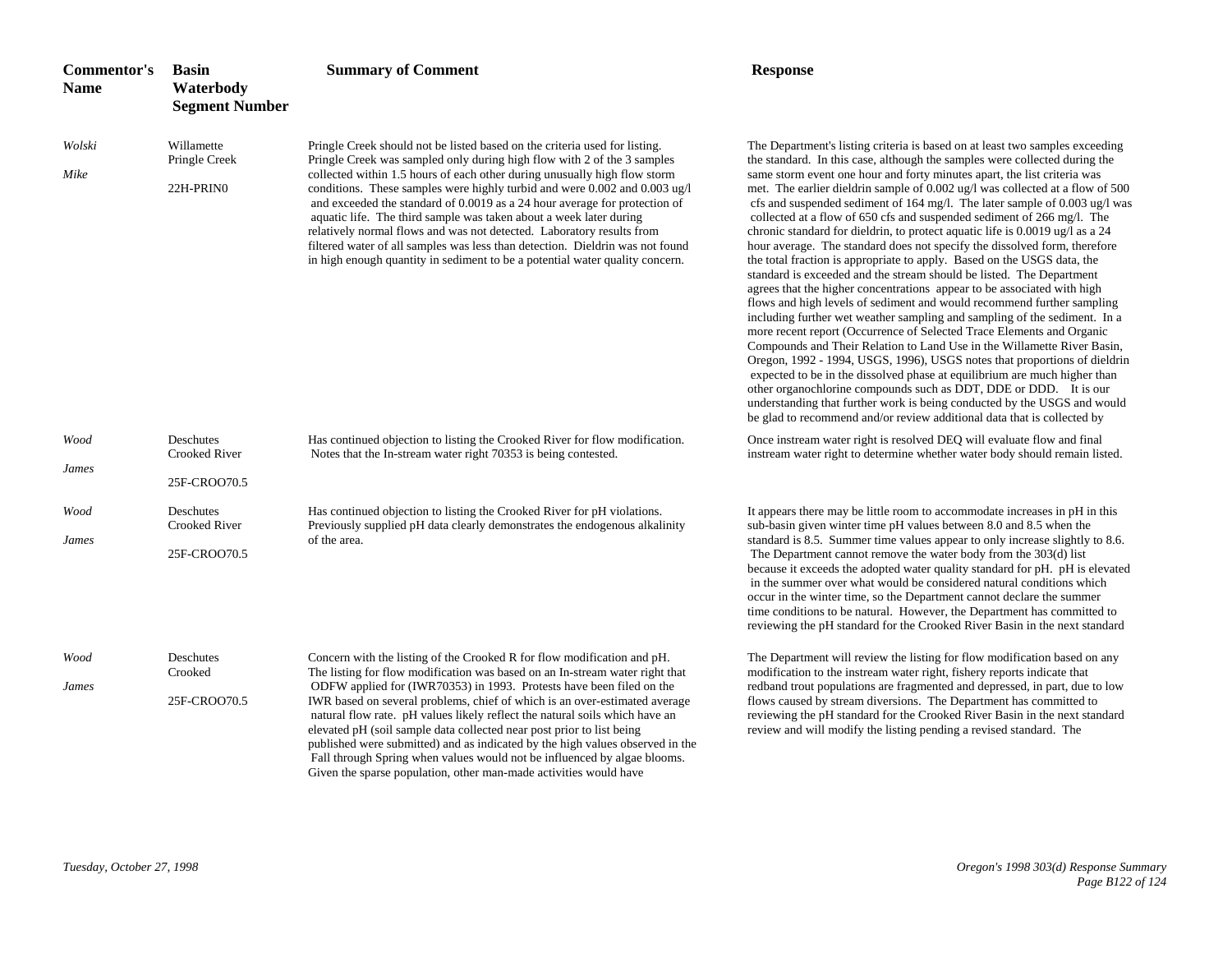| Commentor's Name | Basin Waterbody Segment Number | Summary of Comment | Response |
| --- | --- | --- | --- |
| *Wolski* *Mike* | Willamette Pringle Creek 22H-PRIN0 | Pringle Creek should not be listed based on the criteria used for listing. Pringle Creek was sampled only during high flow with 2 of the 3 samples collected within 1.5 hours of each other during unusually high flow storm conditions. These samples were highly turbid and were 0.002 and 0.003 ug/l and exceeded the standard of 0.0019 as a 24 hour average for protection of aquatic life. The third sample was taken about a week later during relatively normal flows and was not detected. Laboratory results from filtered water of all samples was less than detection. Dieldrin was not found in high enough quantity in sediment to be a potential water quality concern. | The Department's listing criteria is based on at least two samples exceeding the standard. In this case, although the samples were collected during the same storm event one hour and forty minutes apart, the list criteria was met. The earlier dieldrin sample of 0.002 ug/l was collected at a flow of 500 cfs and suspended sediment of 164 mg/l. The later sample of 0.003 ug/l was collected at a flow of 650 cfs and suspended sediment of 266 mg/l. The chronic standard for dieldrin, to protect aquatic life is 0.0019 ug/l as a 24 hour average. The standard does not specify the dissolved form, therefore the total fraction is appropriate to apply. Based on the USGS data, the standard is exceeded and the stream should be listed. The Department agrees that the higher concentrations appear to be associated with high flows and high levels of sediment and would recommend further sampling including further wet weather sampling and sampling of the sediment. In a more recent report (Occurrence of Selected Trace Elements and Organic Compounds and Their Relation to Land Use in the Willamette River Basin, Oregon, 1992 - 1994, USGS, 1996), USGS notes that proportions of dieldrin expected to be in the dissolved phase at equilibrium are much higher than other organochlorine compounds such as DDT, DDE or DDD. It is our understanding that further work is being conducted by the USGS and would be glad to recommend and/or review additional data that is collected by |
| *Wood* *James* | Deschutes Crooked River 25F-CROO70.5 | Has continued objection to listing the Crooked River for flow modification. Notes that the In-stream water right 70353 is being contested. | Once instream water right is resolved DEQ will evaluate flow and final instream water right to determine whether water body should remain listed. |
| *Wood* *James* | Deschutes Crooked River 25F-CROO70.5 | Has continued objection to listing the Crooked River for pH violations. Previously supplied pH data clearly demonstrates the endogenous alkalinity of the area. | It appears there may be little room to accommodate increases in pH in this sub-basin given winter time pH values between 8.0 and 8.5 when the standard is 8.5. Summer time values appear to only increase slightly to 8.6. The Department cannot remove the water body from the 303(d) list because it exceeds the adopted water quality standard for pH. pH is elevated in the summer over what would be considered natural conditions which occur in the winter time, so the Department cannot declare the summer time conditions to be natural. However, the Department has committed to reviewing the pH standard for the Crooked River Basin in the next standard |
| *Wood* *James* | Deschutes Crooked 25F-CROO70.5 | Concern with the listing of the Crooked R for flow modification and pH. The listing for flow modification was based on an In-stream water right that ODFW applied for (IWR70353) in 1993. Protests have been filed on the IWR based on several problems, chief of which is an over-estimated average natural flow rate. pH values likely reflect the natural soils which have an elevated pH (soil sample data collected near post prior to list being published were submitted) and as indicated by the high values observed in the Fall through Spring when values would not be influenced by algae blooms. Given the sparse population, other man-made activities would have | The Department will review the listing for flow modification based on any modification to the instream water right, fishery reports indicate that redband trout populations are fragmented and depressed, in part, due to low flows caused by stream diversions. The Department has committed to reviewing the pH standard for the Crooked River Basin in the next standard review and will modify the listing pending a revised standard. The |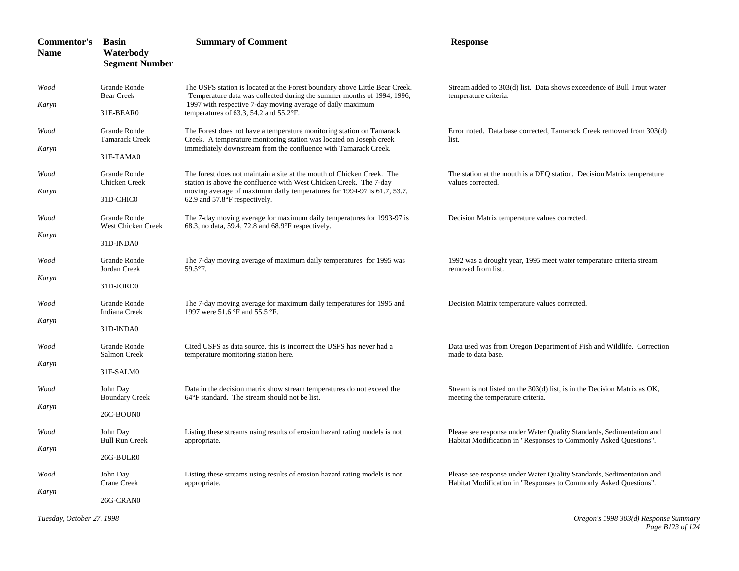| Commentor's Name | Basin Waterbody Segment Number | Summary of Comment | Response |
|---|---|---|---|
| *Wood Karyn* | Grande Ronde Bear Creek 31E-BEAR0 | The USFS station is located at the Forest boundary above Little Bear Creek. Temperature data was collected during the summer months of 1994, 1996, 1997 with respective 7-day moving average of daily maximum temperatures of 63.3, 54.2 and 55.2°F. | Stream added to 303(d) list. Data shows exceedence of Bull Trout water temperature criteria. |
| *Wood Karyn* | Grande Ronde Tamarack Creek 31F-TAMA0 | The Forest does not have a temperature monitoring station on Tamarack Creek. A temperature monitoring station was located on Joseph creek immediately downstream from the confluence with Tamarack Creek. | Error noted. Data base corrected, Tamarack Creek removed from 303(d) list. |
| *Wood Karyn* | Grande Ronde Chicken Creek 31D-CHIC0 | The forest does not maintain a site at the mouth of Chicken Creek. The station is above the confluence with West Chicken Creek. The 7-day moving average of maximum daily temperatures for 1994-97 is 61.7, 53.7, 62.9 and 57.8°F respectively. | The station at the mouth is a DEQ station. Decision Matrix temperature values corrected. |
| *Wood Karyn* | Grande Ronde West Chicken Creek 31D-INDA0 | The 7-day moving average for maximum daily temperatures for 1993-97 is 68.3, no data, 59.4, 72.8 and 68.9°F respectively. | Decision Matrix temperature values corrected. |
| *Wood Karyn* | Grande Ronde Jordan Creek 31D-JORD0 | The 7-day moving average of maximum daily temperatures for 1995 was 59.5°F. | 1992 was a drought year, 1995 meet water temperature criteria stream removed from list. |
| *Wood Karyn* | Grande Ronde Indiana Creek 31D-INDA0 | The 7-day moving average for maximum daily temperatures for 1995 and 1997 were 51.6 °F and 55.5 °F. | Decision Matrix temperature values corrected. |
| *Wood Karyn* | Grande Ronde Salmon Creek 31F-SALM0 | Cited USFS as data source, this is incorrect the USFS has never had a temperature monitoring station here. | Data used was from Oregon Department of Fish and Wildlife. Correction made to data base. |
| *Wood Karyn* | John Day Boundary Creek 26C-BOUN0 | Data in the decision matrix show stream temperatures do not exceed the 64°F standard. The stream should not be list. | Stream is not listed on the 303(d) list, is in the Decision Matrix as OK, meeting the temperature criteria. |
| *Wood Karyn* | John Day Bull Run Creek 26G-BULR0 | Listing these streams using results of erosion hazard rating models is not appropriate. | Please see response under Water Quality Standards, Sedimentation and Habitat Modification in "Responses to Commonly Asked Questions". |
| *Wood Karyn* | John Day Crane Creek 26G-CRAN0 | Listing these streams using results of erosion hazard rating models is not appropriate. | Please see response under Water Quality Standards, Sedimentation and Habitat Modification in "Responses to Commonly Asked Questions". |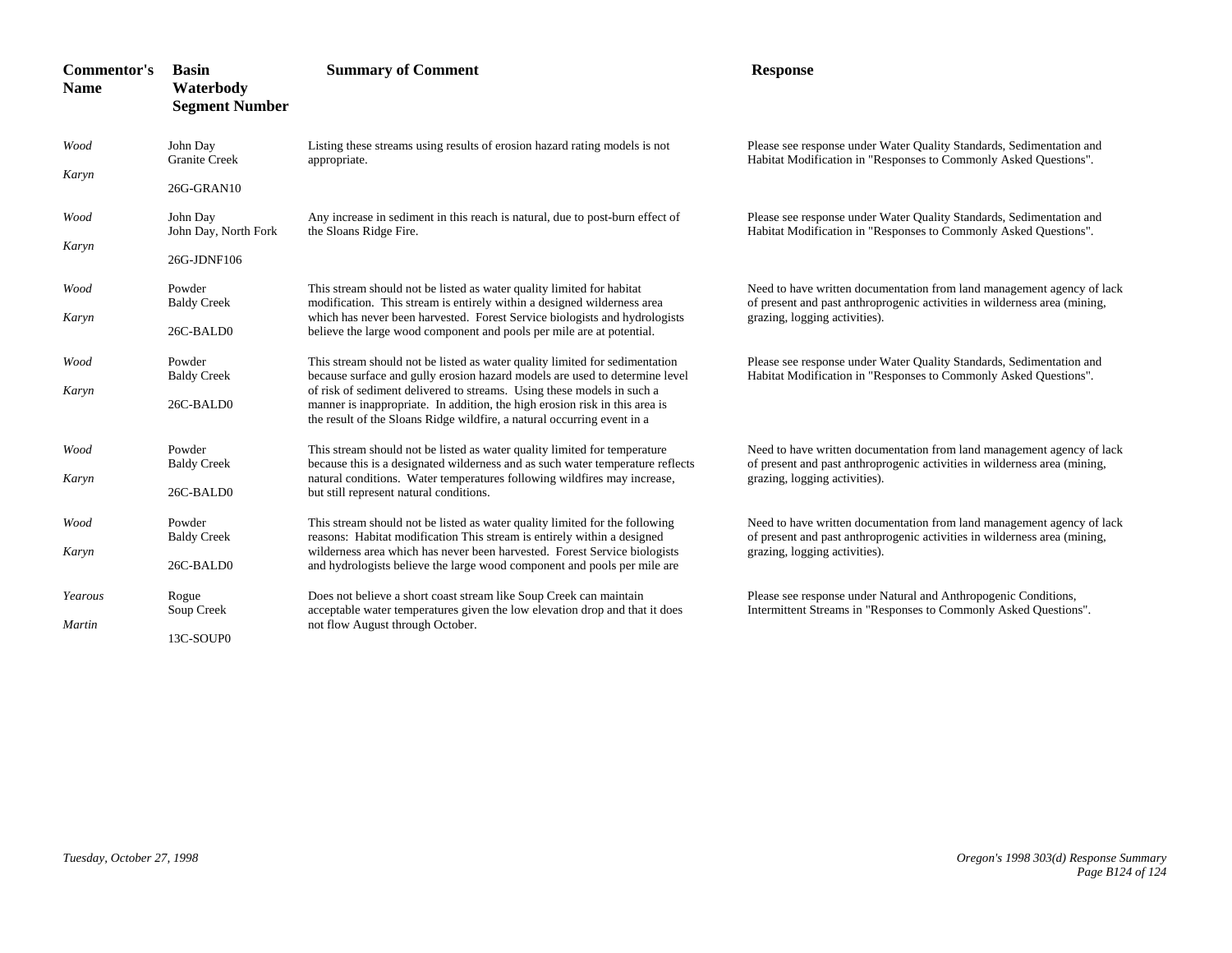| Commentor's Name | Basin Waterbody Segment Number | Summary of Comment | Response |
|---|---|---|---|
| *Wood Karyn* | John Day Granite Creek 26G-GRAN10 | Listing these streams using results of erosion hazard rating models is not appropriate. | Please see response under Water Quality Standards, Sedimentation and Habitat Modification in "Responses to Commonly Asked Questions". |
| *Wood Karyn* | John Day John Day, North Fork 26G-JDNF106 | Any increase in sediment in this reach is natural, due to post-burn effect of the Sloans Ridge Fire. | Please see response under Water Quality Standards, Sedimentation and Habitat Modification in "Responses to Commonly Asked Questions". |
| *Wood Karyn* | Powder Baldy Creek 26C-BALD0 | This stream should not be listed as water quality limited for habitat modification. This stream is entirely within a designed wilderness area which has never been harvested. Forest Service biologists and hydrologists believe the large wood component and pools per mile are at potential. | Need to have written documentation from land management agency of lack of present and past anthroprogenic activities in wilderness area (mining, grazing, logging activities). |
| *Wood Karyn* | Powder Baldy Creek 26C-BALD0 | This stream should not be listed as water quality limited for sedimentation because surface and gully erosion hazard models are used to determine level of risk of sediment delivered to streams. Using these models in such a manner is inappropriate. In addition, the high erosion risk in this area is the result of the Sloans Ridge wildfire, a natural occurring event in a | Please see response under Water Quality Standards, Sedimentation and Habitat Modification in "Responses to Commonly Asked Questions". |
| *Wood Karyn* | Powder Baldy Creek 26C-BALD0 | This stream should not be listed as water quality limited for temperature because this is a designated wilderness and as such water temperature reflects natural conditions. Water temperatures following wildfires may increase, but still represent natural conditions. | Need to have written documentation from land management agency of lack of present and past anthroprogenic activities in wilderness area (mining, grazing, logging activities). |
| *Wood Karyn* | Powder Baldy Creek 26C-BALD0 | This stream should not be listed as water quality limited for the following reasons: Habitat modification This stream is entirely within a designed wilderness area which has never been harvested. Forest Service biologists and hydrologists believe the large wood component and pools per mile are | Need to have written documentation from land management agency of lack of present and past anthroprogenic activities in wilderness area (mining, grazing, logging activities). |
| *Yearous Martin* | Rogue Soup Creek 13C-SOUP0 | Does not believe a short coast stream like Soup Creek can maintain acceptable water temperatures given the low elevation drop and that it does not flow August through October. | Please see response under Natural and Anthropogenic Conditions, Intermittent Streams in "Responses to Commonly Asked Questions". |